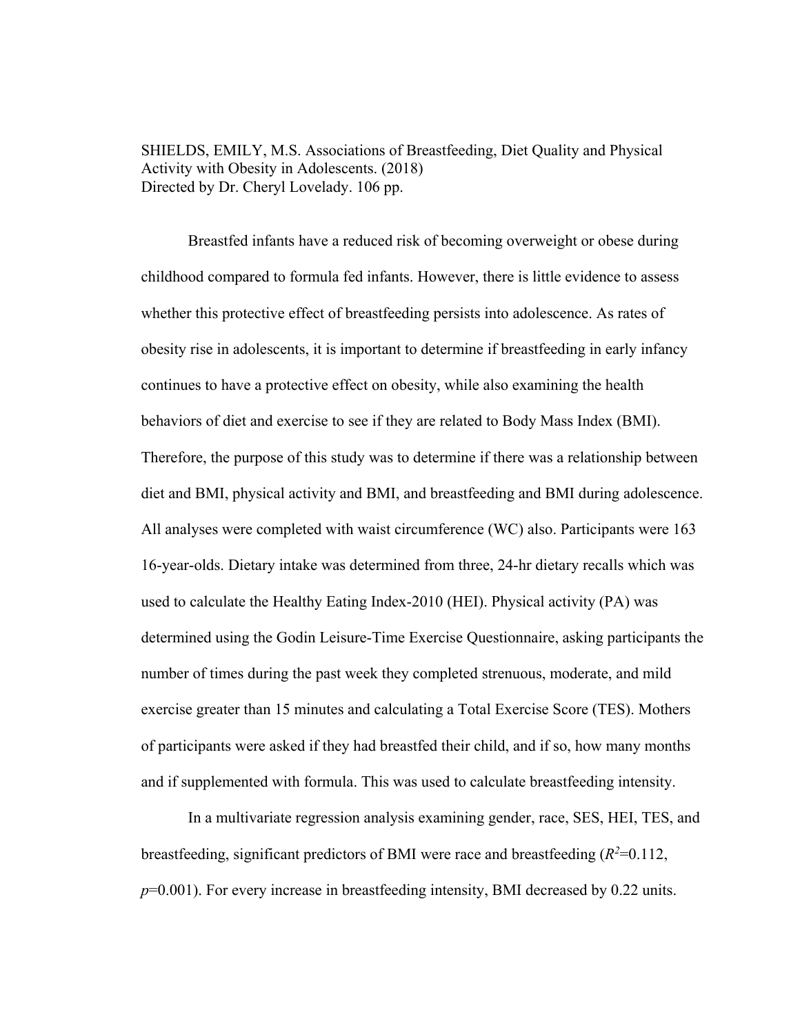SHIELDS, EMILY, M.S. Associations of Breastfeeding, Diet Quality and Physical Activity with Obesity in Adolescents. (2018)
Directed by Dr. Cheryl Lovelady. 106 pp.

Breastfed infants have a reduced risk of becoming overweight or obese during childhood compared to formula fed infants. However, there is little evidence to assess whether this protective effect of breastfeeding persists into adolescence. As rates of obesity rise in adolescents, it is important to determine if breastfeeding in early infancy continues to have a protective effect on obesity, while also examining the health behaviors of diet and exercise to see if they are related to Body Mass Index (BMI). Therefore, the purpose of this study was to determine if there was a relationship between diet and BMI, physical activity and BMI, and breastfeeding and BMI during adolescence. All analyses were completed with waist circumference (WC) also. Participants were 163 16-year-olds. Dietary intake was determined from three, 24-hr dietary recalls which was used to calculate the Healthy Eating Index-2010 (HEI). Physical activity (PA) was determined using the Godin Leisure-Time Exercise Questionnaire, asking participants the number of times during the past week they completed strenuous, moderate, and mild exercise greater than 15 minutes and calculating a Total Exercise Score (TES). Mothers of participants were asked if they had breastfed their child, and if so, how many months and if supplemented with formula. This was used to calculate breastfeeding intensity.

In a multivariate regression analysis examining gender, race, SES, HEI, TES, and breastfeeding, significant predictors of BMI were race and breastfeeding ($R^2$=0.112, $p$=0.001). For every increase in breastfeeding intensity, BMI decreased by 0.22 units.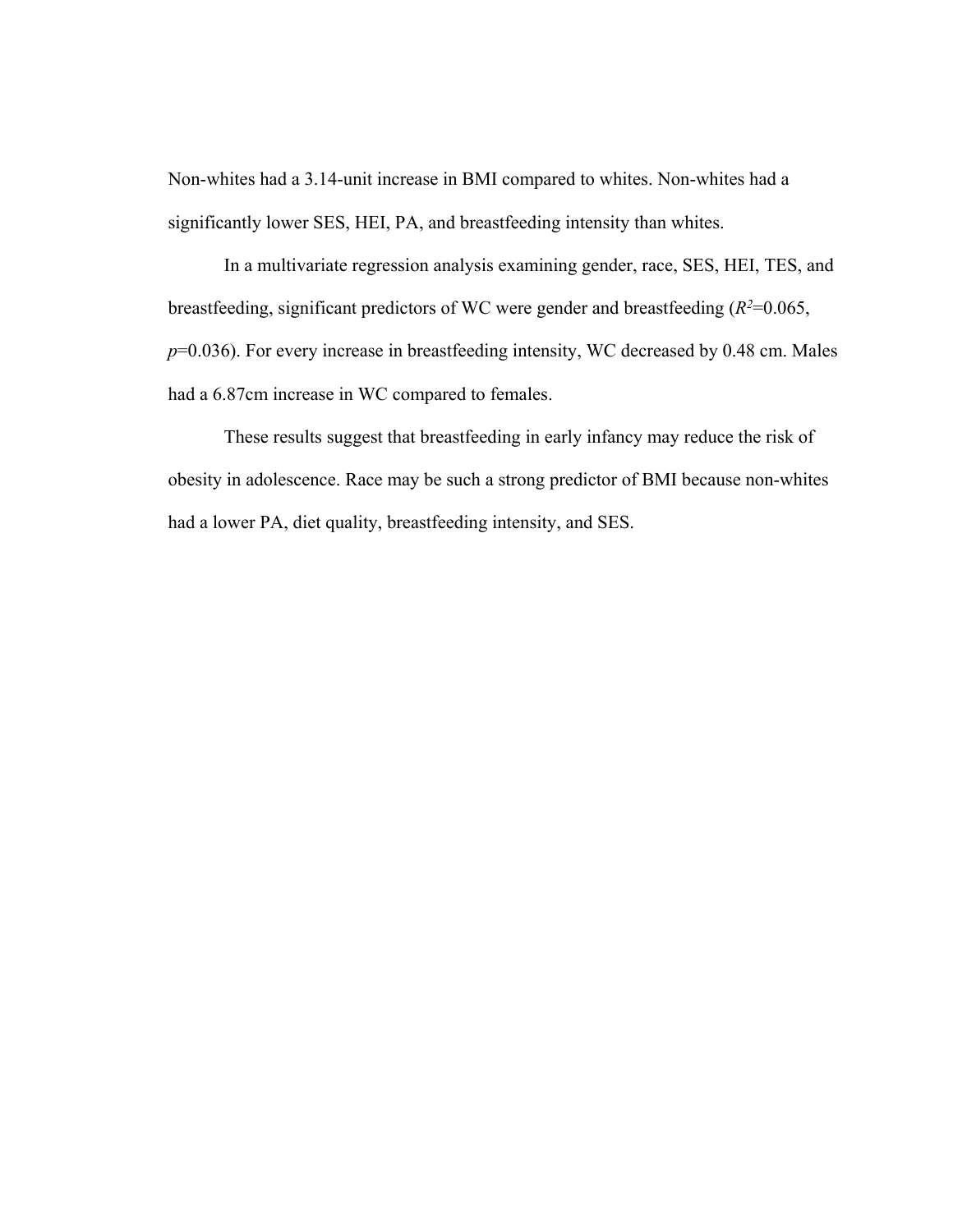Non-whites had a 3.14-unit increase in BMI compared to whites. Non-whites had a significantly lower SES, HEI, PA, and breastfeeding intensity than whites.

In a multivariate regression analysis examining gender, race, SES, HEI, TES, and breastfeeding, significant predictors of WC were gender and breastfeeding ($R^2$=0.065, $p$=0.036). For every increase in breastfeeding intensity, WC decreased by 0.48 cm. Males had a 6.87cm increase in WC compared to females.

These results suggest that breastfeeding in early infancy may reduce the risk of obesity in adolescence. Race may be such a strong predictor of BMI because non-whites had a lower PA, diet quality, breastfeeding intensity, and SES.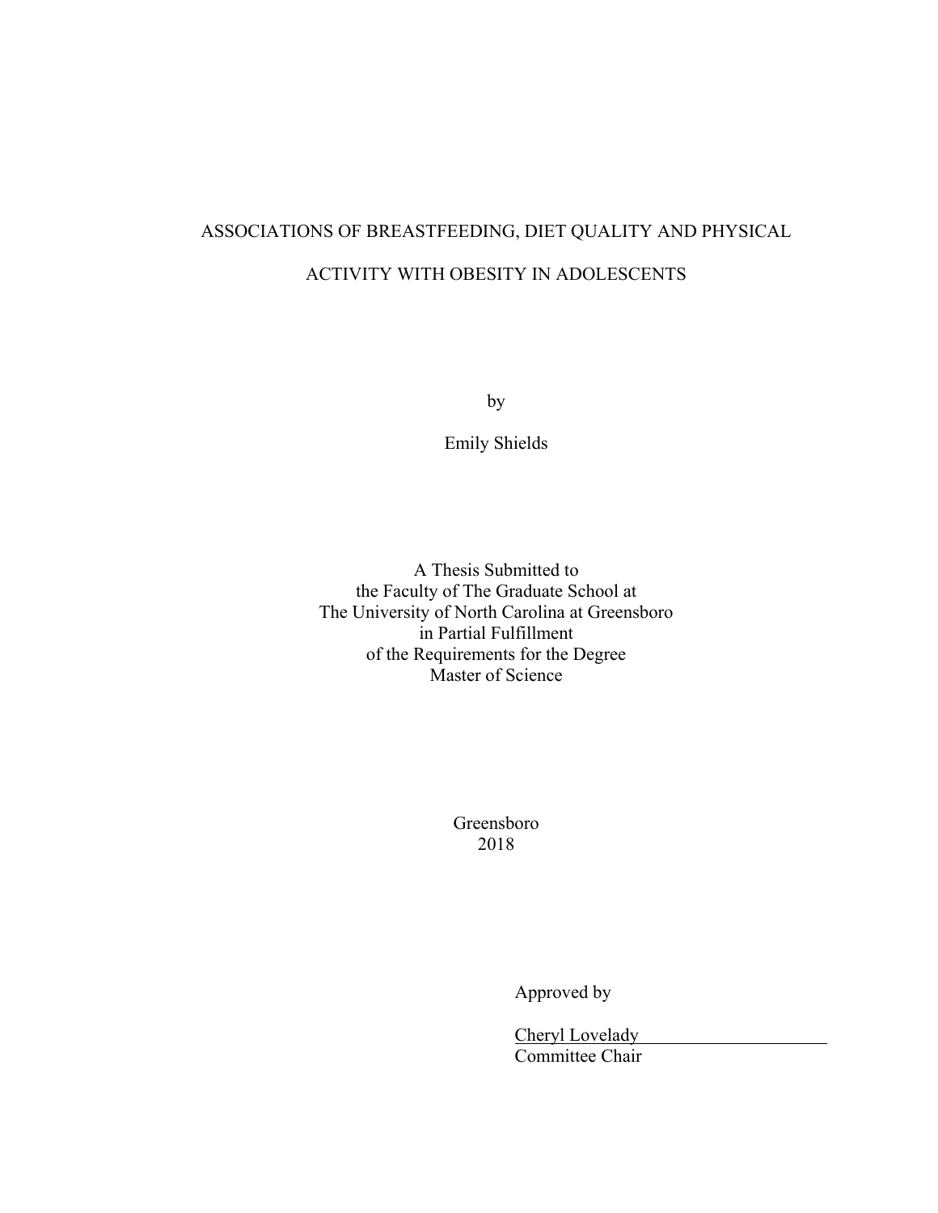# ASSOCIATIONS OF BREASTFEEDING, DIET QUALITY AND PHYSICAL ACTIVITY WITH OBESITY IN ADOLESCENTS

by

Emily Shields

A Thesis Submitted to
the Faculty of The Graduate School at
The University of North Carolina at Greensboro
in Partial Fulfillment
of the Requirements for the Degree
Master of Science

Greensboro
2018

Approved by

Cheryl Lovelady
Committee Chair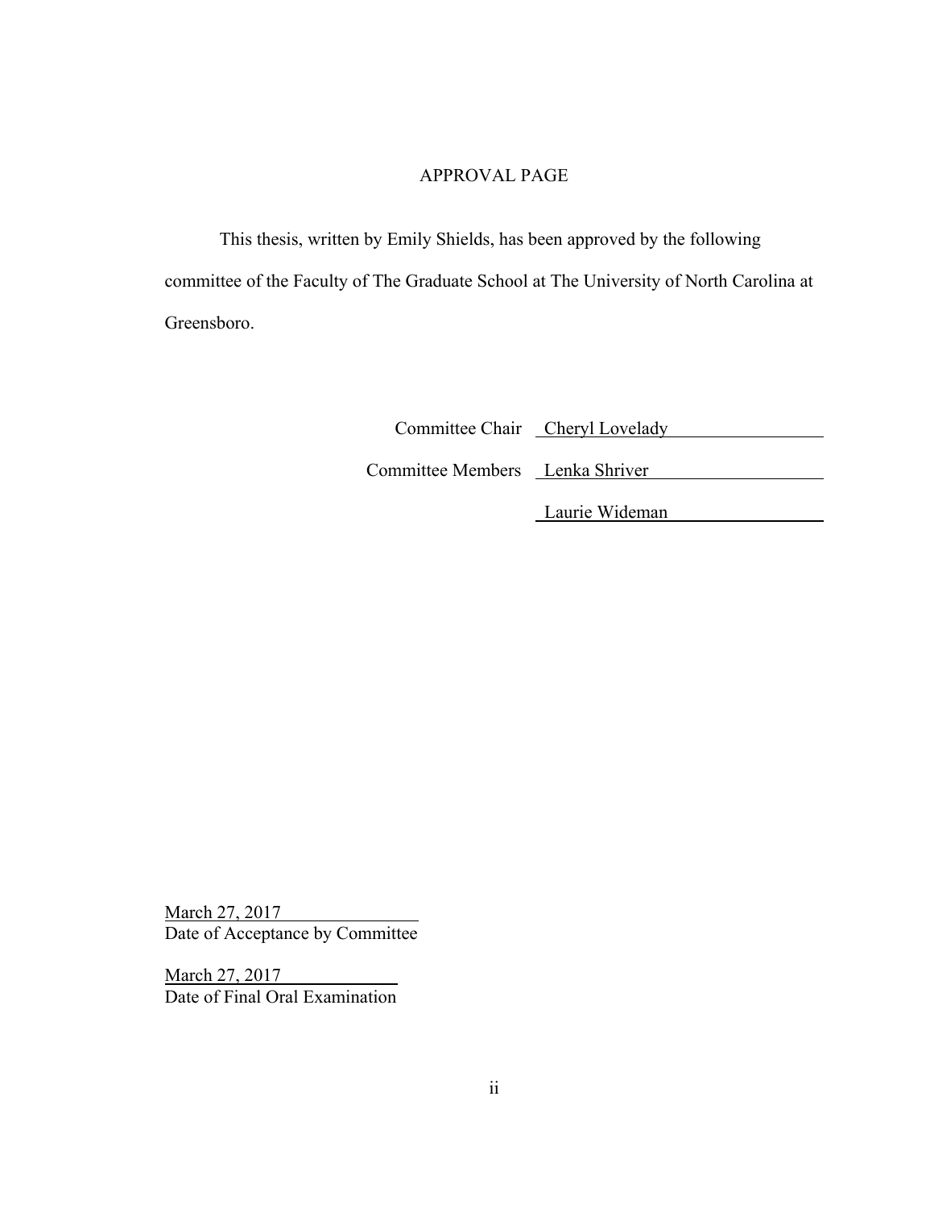# APPROVAL PAGE

This thesis, written by Emily Shields, has been approved by the following committee of the Faculty of The Graduate School at The University of North Carolina at Greensboro.

Committee Chair Cheryl Lovelady

Committee Members Lenka Shriver

Laurie Wideman

March 27, 2017
Date of Acceptance by Committee

March 27, 2017
Date of Final Oral Examination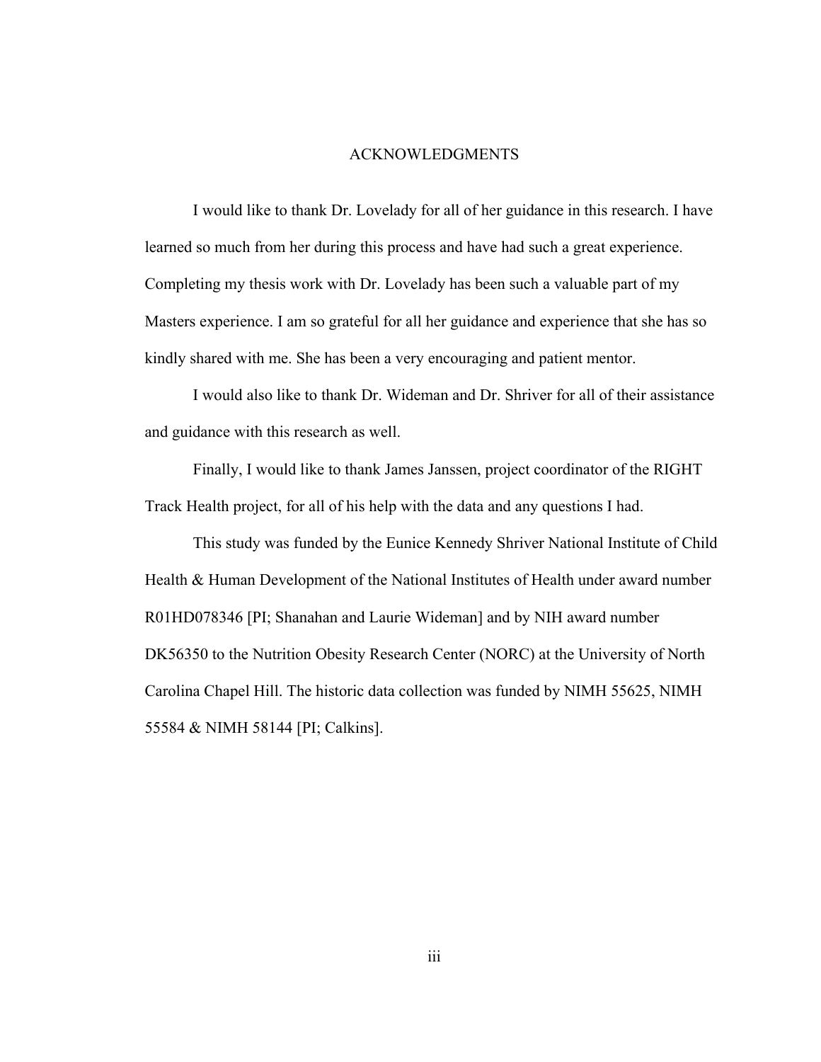# ACKNOWLEDGMENTS

I would like to thank Dr. Lovelady for all of her guidance in this research. I have learned so much from her during this process and have had such a great experience. Completing my thesis work with Dr. Lovelady has been such a valuable part of my Masters experience. I am so grateful for all her guidance and experience that she has so kindly shared with me. She has been a very encouraging and patient mentor.

I would also like to thank Dr. Wideman and Dr. Shriver for all of their assistance and guidance with this research as well.

Finally, I would like to thank James Janssen, project coordinator of the RIGHT Track Health project, for all of his help with the data and any questions I had.

This study was funded by the Eunice Kennedy Shriver National Institute of Child Health & Human Development of the National Institutes of Health under award number R01HD078346 [PI; Shanahan and Laurie Wideman] and by NIH award number DK56350 to the Nutrition Obesity Research Center (NORC) at the University of North Carolina Chapel Hill. The historic data collection was funded by NIMH 55625, NIMH 55584 & NIMH 58144 [PI; Calkins].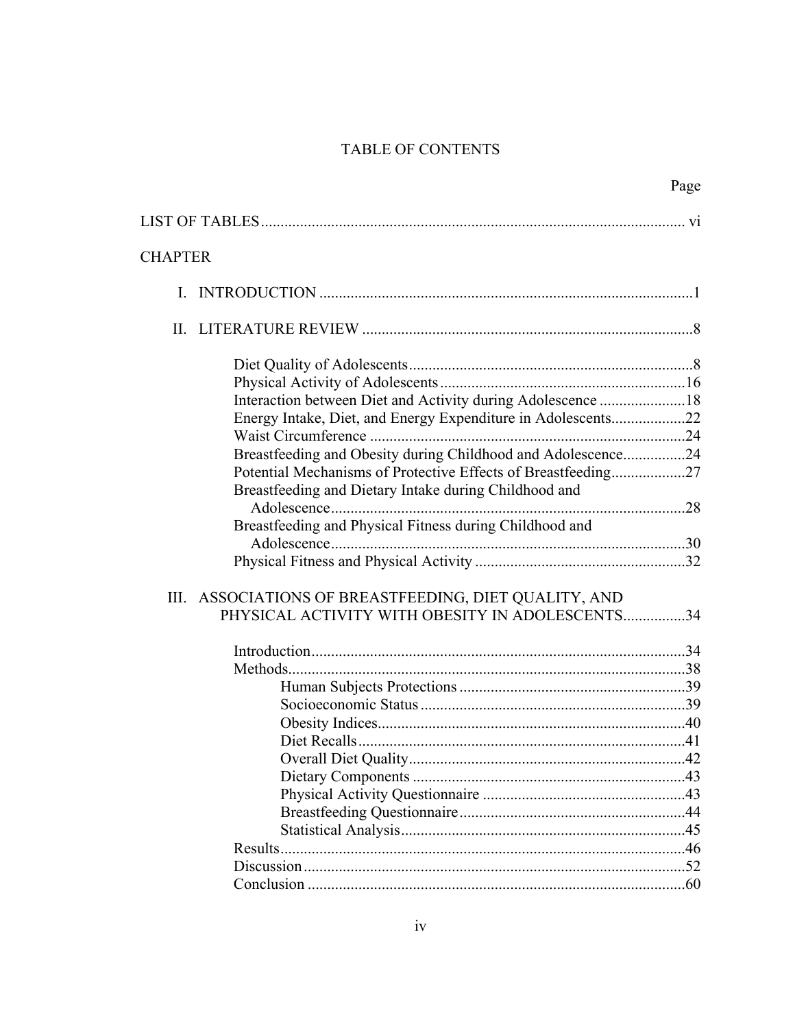# TABLE OF CONTENTS

Page

LIST OF TABLES ........................................................................................................ vi

CHAPTER

I. INTRODUCTION ...............................................................................................1

II. LITERATURE REVIEW ....................................................................................8

- Diet Quality of Adolescents ........................................................................8
- Physical Activity of Adolescents ...............................................................16
- Interaction between Diet and Activity during Adolescence ......................18
- Energy Intake, Diet, and Energy Expenditure in Adolescents ...................22
- Waist Circumference .................................................................................24
- Breastfeeding and Obesity during Childhood and Adolescence ................24
- Potential Mechanisms of Protective Effects of Breastfeeding ...................27
- Breastfeeding and Dietary Intake during Childhood and Adolescence ......................................................................................28
- Breastfeeding and Physical Fitness during Childhood and Adolescence ......................................................................................30
- Physical Fitness and Physical Activity ......................................................32

III. ASSOCIATIONS OF BREASTFEEDING, DIET QUALITY, AND PHYSICAL ACTIVITY WITH OBESITY IN ADOLESCENTS ................34

- Introduction ................................................................................................34
- Methods .....................................................................................................38
  - Human Subjects Protections ..........................................................39
  - Socioeconomic Status ....................................................................39
  - Obesity Indices ...............................................................................40
  - Diet Recalls ....................................................................................41
  - Overall Diet Quality .......................................................................42
  - Dietary Components .......................................................................43
  - Physical Activity Questionnaire ....................................................43
  - Breastfeeding Questionnaire ..........................................................44
  - Statistical Analysis .........................................................................45
- Results .......................................................................................................46
- Discussion .................................................................................................52
- Conclusion .................................................................................................60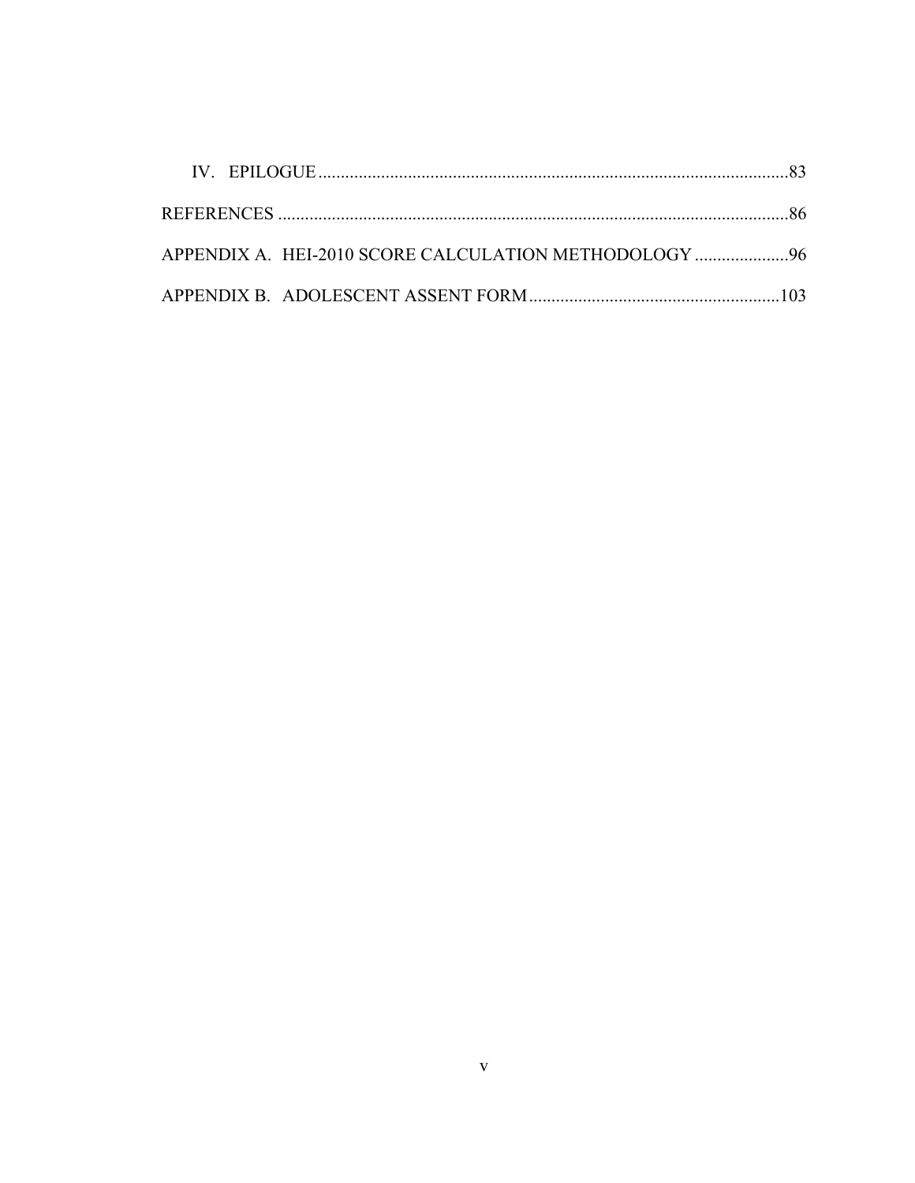IV. EPILOGUE .......... 83

REFERENCES .......... 86

APPENDIX A. HEI-2010 SCORE CALCULATION METHODOLOGY .......... 96

APPENDIX B. ADOLESCENT ASSENT FORM .......... 103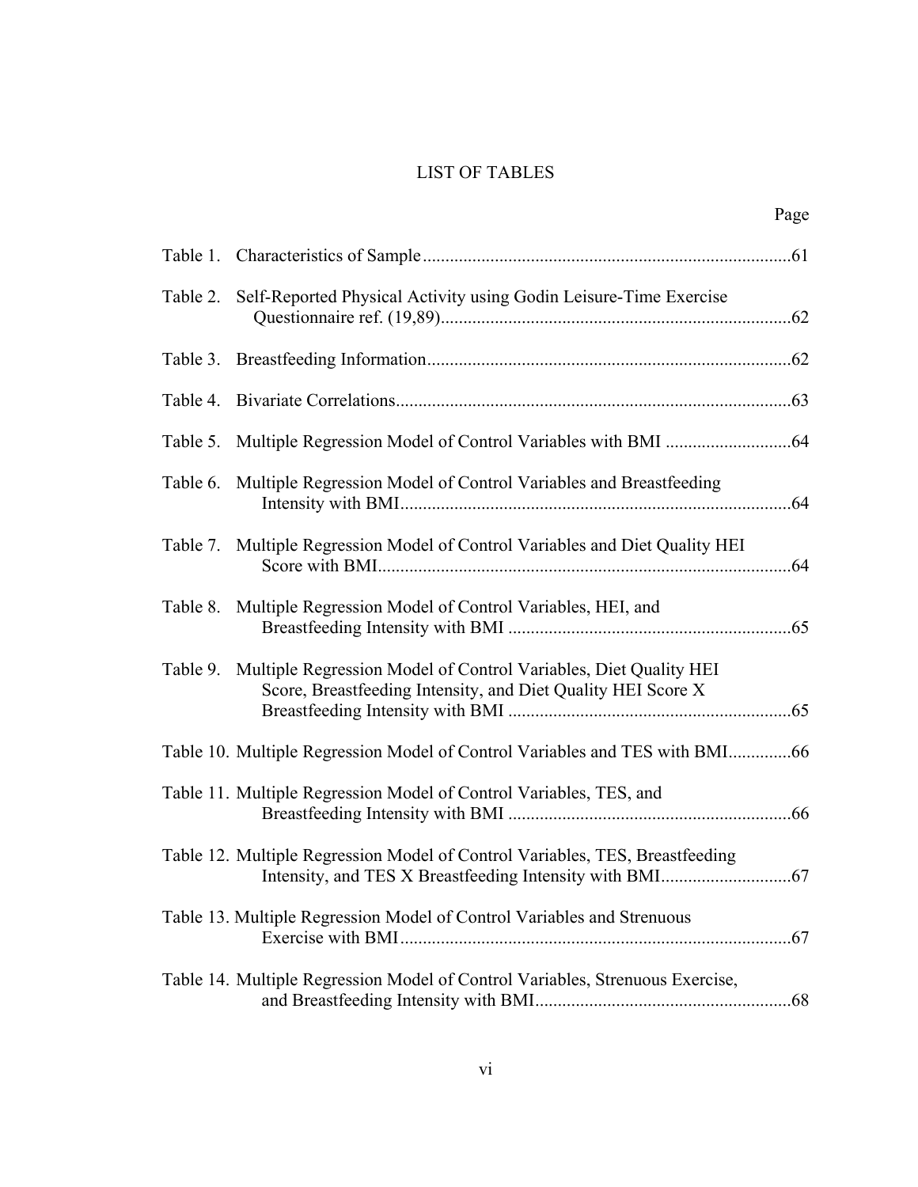# LIST OF TABLES

| | | Page |
|---|---|---|
| Table 1. | Characteristics of Sample | 61 |
| Table 2. | Self-Reported Physical Activity using Godin Leisure-Time Exercise Questionnaire ref. (19,89) | 62 |
| Table 3. | Breastfeeding Information | 62 |
| Table 4. | Bivariate Correlations | 63 |
| Table 5. | Multiple Regression Model of Control Variables with BMI | 64 |
| Table 6. | Multiple Regression Model of Control Variables and Breastfeeding Intensity with BMI | 64 |
| Table 7. | Multiple Regression Model of Control Variables and Diet Quality HEI Score with BMI | 64 |
| Table 8. | Multiple Regression Model of Control Variables, HEI, and Breastfeeding Intensity with BMI | 65 |
| Table 9. | Multiple Regression Model of Control Variables, Diet Quality HEI Score, Breastfeeding Intensity, and Diet Quality HEI Score X Breastfeeding Intensity with BMI | 65 |
| Table 10. | Multiple Regression Model of Control Variables and TES with BMI | 66 |
| Table 11. | Multiple Regression Model of Control Variables, TES, and Breastfeeding Intensity with BMI | 66 |
| Table 12. | Multiple Regression Model of Control Variables, TES, Breastfeeding Intensity, and TES X Breastfeeding Intensity with BMI | 67 |
| Table 13. | Multiple Regression Model of Control Variables and Strenuous Exercise with BMI | 67 |
| Table 14. | Multiple Regression Model of Control Variables, Strenuous Exercise, and Breastfeeding Intensity with BMI | 68 |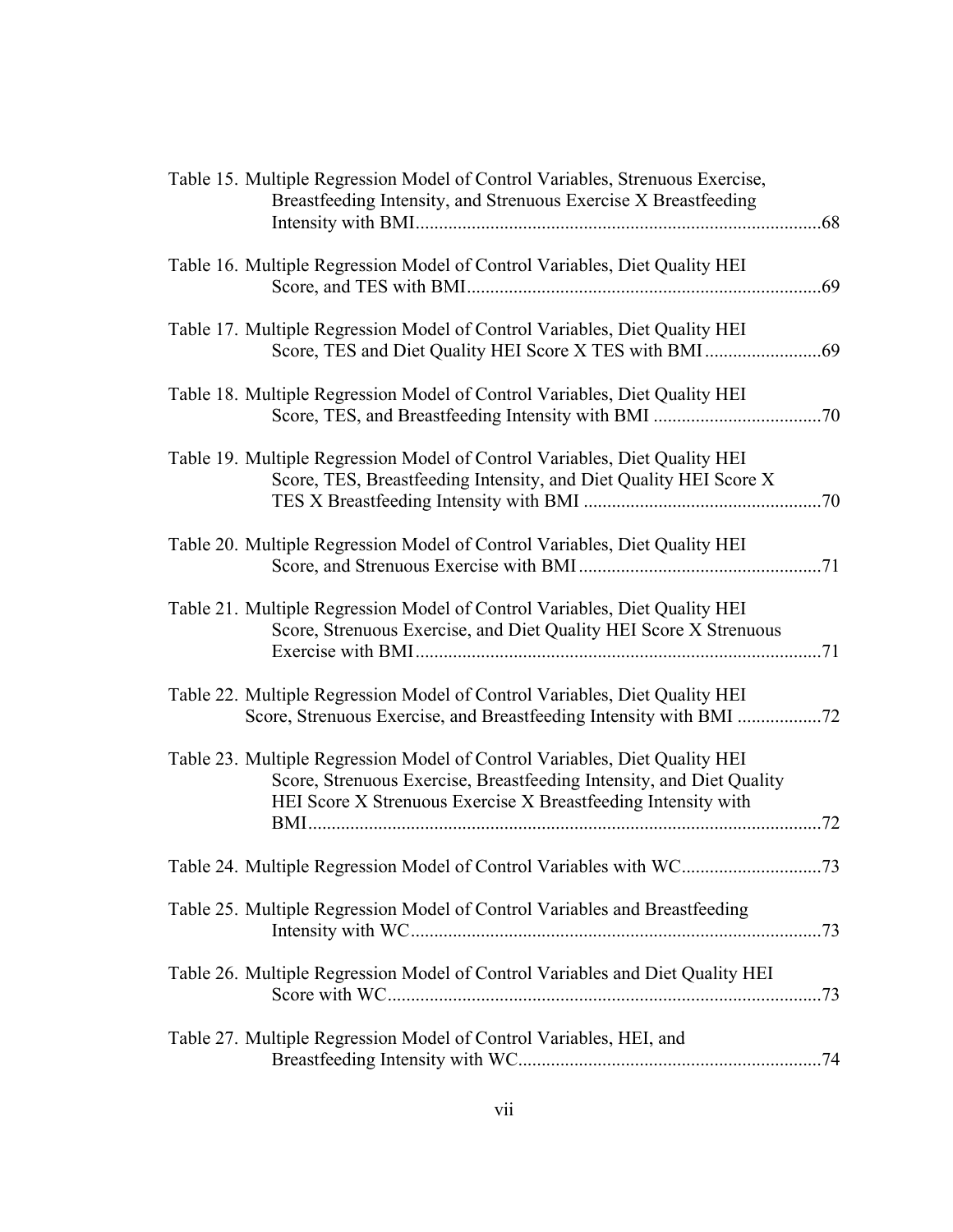Table 15. Multiple Regression Model of Control Variables, Strenuous Exercise, Breastfeeding Intensity, and Strenuous Exercise X Breastfeeding Intensity with BMI....................................................................................68

Table 16. Multiple Regression Model of Control Variables, Diet Quality HEI Score, and TES with BMI...........................................................................69

Table 17. Multiple Regression Model of Control Variables, Diet Quality HEI Score, TES and Diet Quality HEI Score X TES with BMI.........................69

Table 18. Multiple Regression Model of Control Variables, Diet Quality HEI Score, TES, and Breastfeeding Intensity with BMI ....................................70

Table 19. Multiple Regression Model of Control Variables, Diet Quality HEI Score, TES, Breastfeeding Intensity, and Diet Quality HEI Score X TES X Breastfeeding Intensity with BMI ...................................................70

Table 20. Multiple Regression Model of Control Variables, Diet Quality HEI Score, and Strenuous Exercise with BMI....................................................71

Table 21. Multiple Regression Model of Control Variables, Diet Quality HEI Score, Strenuous Exercise, and Diet Quality HEI Score X Strenuous Exercise with BMI......................................................................................71

Table 22. Multiple Regression Model of Control Variables, Diet Quality HEI Score, Strenuous Exercise, and Breastfeeding Intensity with BMI ..................72

Table 23. Multiple Regression Model of Control Variables, Diet Quality HEI Score, Strenuous Exercise, Breastfeeding Intensity, and Diet Quality HEI Score X Strenuous Exercise X Breastfeeding Intensity with BMI..............................................................................................................72

Table 24. Multiple Regression Model of Control Variables with WC..............................73

Table 25. Multiple Regression Model of Control Variables and Breastfeeding Intensity with WC.......................................................................................73

Table 26. Multiple Regression Model of Control Variables and Diet Quality HEI Score with WC............................................................................................73

Table 27. Multiple Regression Model of Control Variables, HEI, and Breastfeeding Intensity with WC................................................................74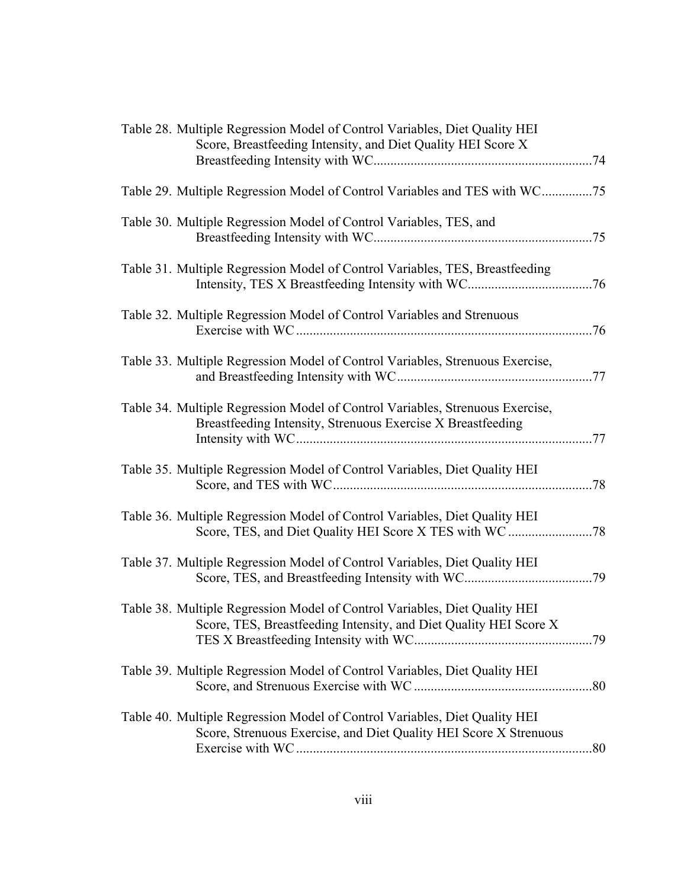Table 28. Multiple Regression Model of Control Variables, Diet Quality HEI Score, Breastfeeding Intensity, and Diet Quality HEI Score X Breastfeeding Intensity with WC................................................................74

Table 29. Multiple Regression Model of Control Variables and TES with WC...............75

Table 30. Multiple Regression Model of Control Variables, TES, and Breastfeeding Intensity with WC................................................................75

Table 31. Multiple Regression Model of Control Variables, TES, Breastfeeding Intensity, TES X Breastfeeding Intensity with WC.....................................76

Table 32. Multiple Regression Model of Control Variables and Strenuous Exercise with WC........................................................................................76

Table 33. Multiple Regression Model of Control Variables, Strenuous Exercise, and Breastfeeding Intensity with WC.........................................................77

Table 34. Multiple Regression Model of Control Variables, Strenuous Exercise, Breastfeeding Intensity, Strenuous Exercise X Breastfeeding Intensity with WC........................................................................................77

Table 35. Multiple Regression Model of Control Variables, Diet Quality HEI Score, and TES with WC............................................................................78

Table 36. Multiple Regression Model of Control Variables, Diet Quality HEI Score, TES, and Diet Quality HEI Score X TES with WC.........................78

Table 37. Multiple Regression Model of Control Variables, Diet Quality HEI Score, TES, and Breastfeeding Intensity with WC......................................79

Table 38. Multiple Regression Model of Control Variables, Diet Quality HEI Score, TES, Breastfeeding Intensity, and Diet Quality HEI Score X TES X Breastfeeding Intensity with WC.....................................................79

Table 39. Multiple Regression Model of Control Variables, Diet Quality HEI Score, and Strenuous Exercise with WC....................................................80

Table 40. Multiple Regression Model of Control Variables, Diet Quality HEI Score, Strenuous Exercise, and Diet Quality HEI Score X Strenuous Exercise with WC........................................................................................80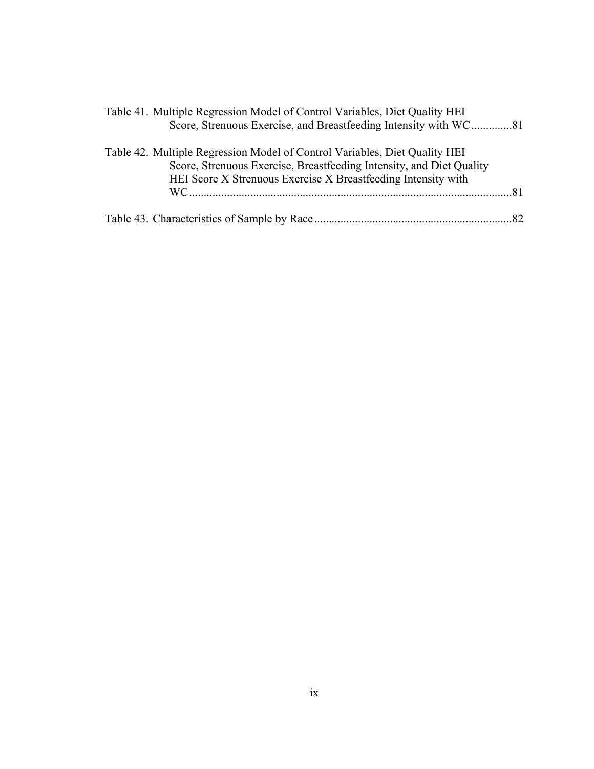Table 41. Multiple Regression Model of Control Variables, Diet Quality HEI Score, Strenuous Exercise, and Breastfeeding Intensity with WC .............81

Table 42. Multiple Regression Model of Control Variables, Diet Quality HEI Score, Strenuous Exercise, Breastfeeding Intensity, and Diet Quality HEI Score X Strenuous Exercise X Breastfeeding Intensity with WC .............81

Table 43. Characteristics of Sample by Race .............82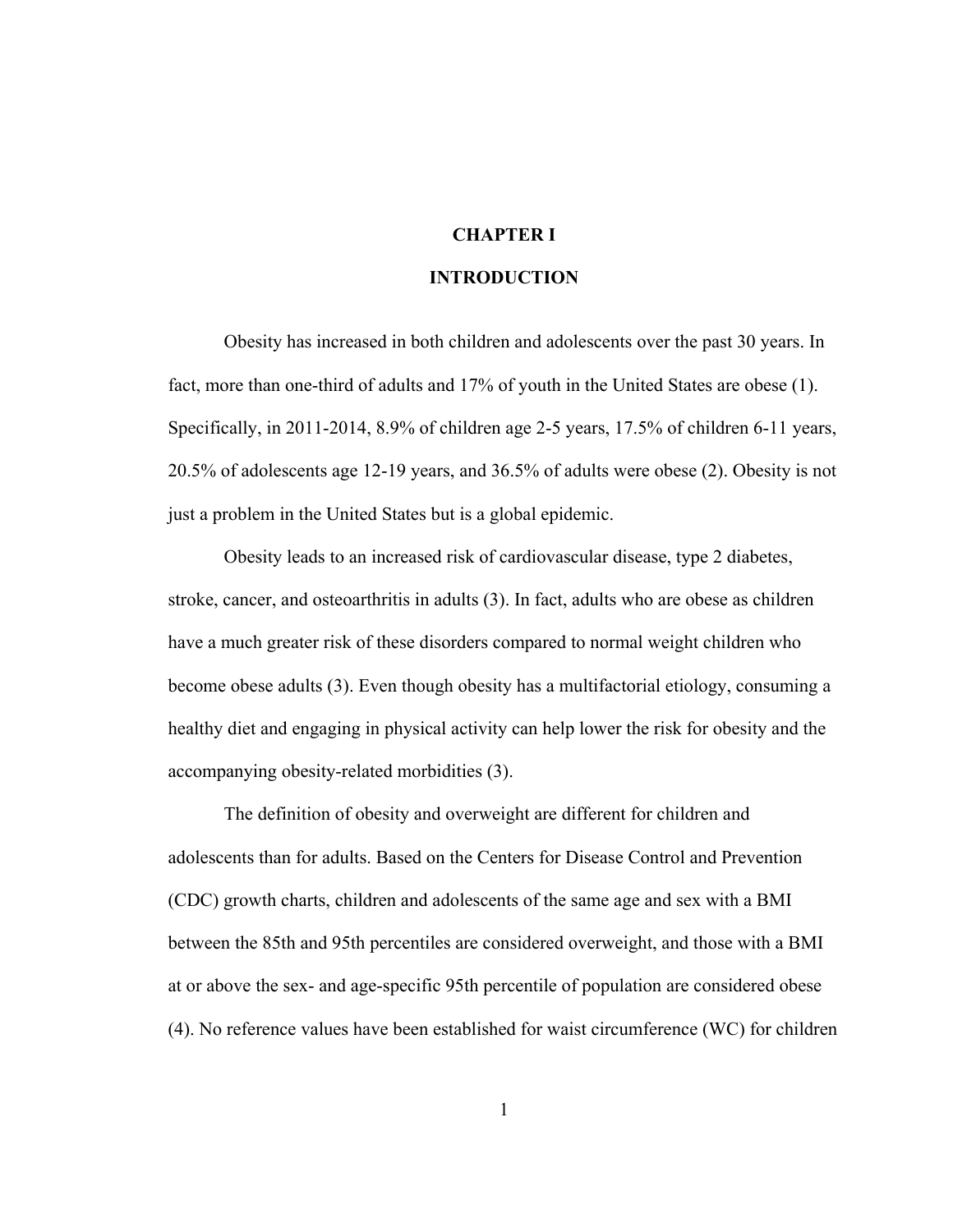# CHAPTER I

# INTRODUCTION

Obesity has increased in both children and adolescents over the past 30 years. In fact, more than one-third of adults and 17% of youth in the United States are obese (1). Specifically, in 2011-2014, 8.9% of children age 2-5 years, 17.5% of children 6-11 years, 20.5% of adolescents age 12-19 years, and 36.5% of adults were obese (2). Obesity is not just a problem in the United States but is a global epidemic.

Obesity leads to an increased risk of cardiovascular disease, type 2 diabetes, stroke, cancer, and osteoarthritis in adults (3). In fact, adults who are obese as children have a much greater risk of these disorders compared to normal weight children who become obese adults (3). Even though obesity has a multifactorial etiology, consuming a healthy diet and engaging in physical activity can help lower the risk for obesity and the accompanying obesity-related morbidities (3).

The definition of obesity and overweight are different for children and adolescents than for adults. Based on the Centers for Disease Control and Prevention (CDC) growth charts, children and adolescents of the same age and sex with a BMI between the 85th and 95th percentiles are considered overweight, and those with a BMI at or above the sex- and age-specific 95th percentile of population are considered obese (4). No reference values have been established for waist circumference (WC) for children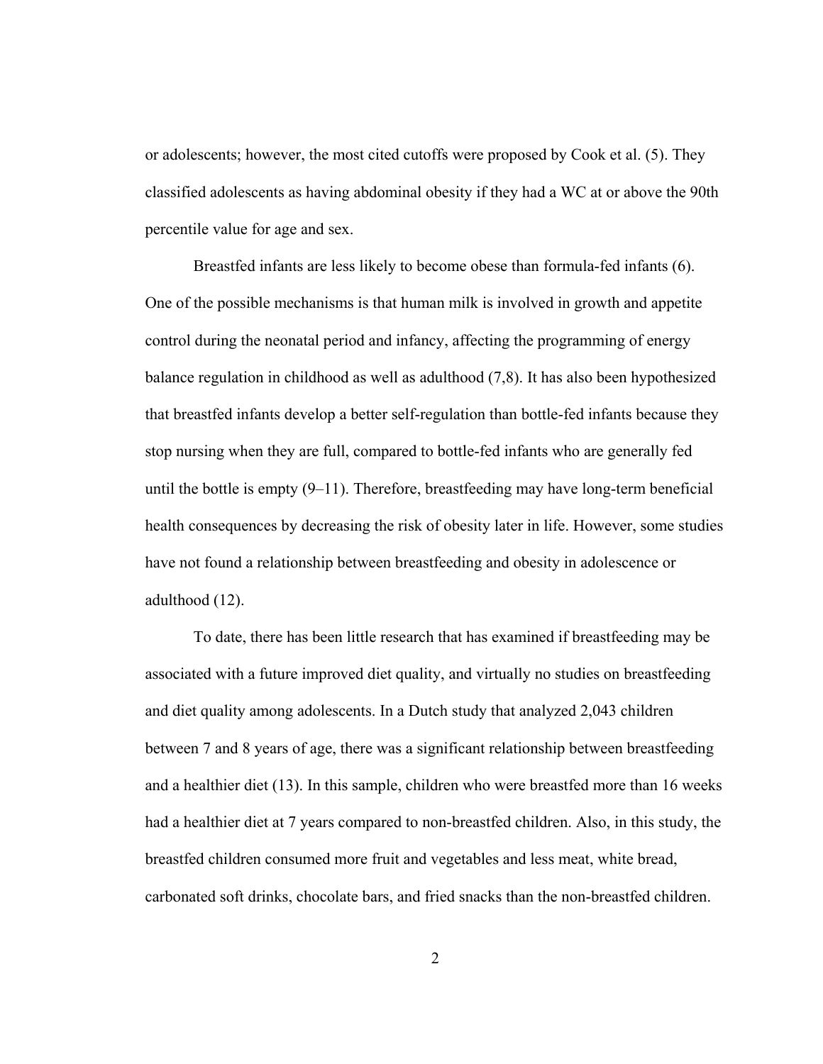or adolescents; however, the most cited cutoffs were proposed by Cook et al. (5). They classified adolescents as having abdominal obesity if they had a WC at or above the 90th percentile value for age and sex.

Breastfed infants are less likely to become obese than formula-fed infants (6). One of the possible mechanisms is that human milk is involved in growth and appetite control during the neonatal period and infancy, affecting the programming of energy balance regulation in childhood as well as adulthood (7,8). It has also been hypothesized that breastfed infants develop a better self-regulation than bottle-fed infants because they stop nursing when they are full, compared to bottle-fed infants who are generally fed until the bottle is empty (9–11). Therefore, breastfeeding may have long-term beneficial health consequences by decreasing the risk of obesity later in life. However, some studies have not found a relationship between breastfeeding and obesity in adolescence or adulthood (12).

To date, there has been little research that has examined if breastfeeding may be associated with a future improved diet quality, and virtually no studies on breastfeeding and diet quality among adolescents. In a Dutch study that analyzed 2,043 children between 7 and 8 years of age, there was a significant relationship between breastfeeding and a healthier diet (13). In this sample, children who were breastfed more than 16 weeks had a healthier diet at 7 years compared to non-breastfed children. Also, in this study, the breastfed children consumed more fruit and vegetables and less meat, white bread, carbonated soft drinks, chocolate bars, and fried snacks than the non-breastfed children.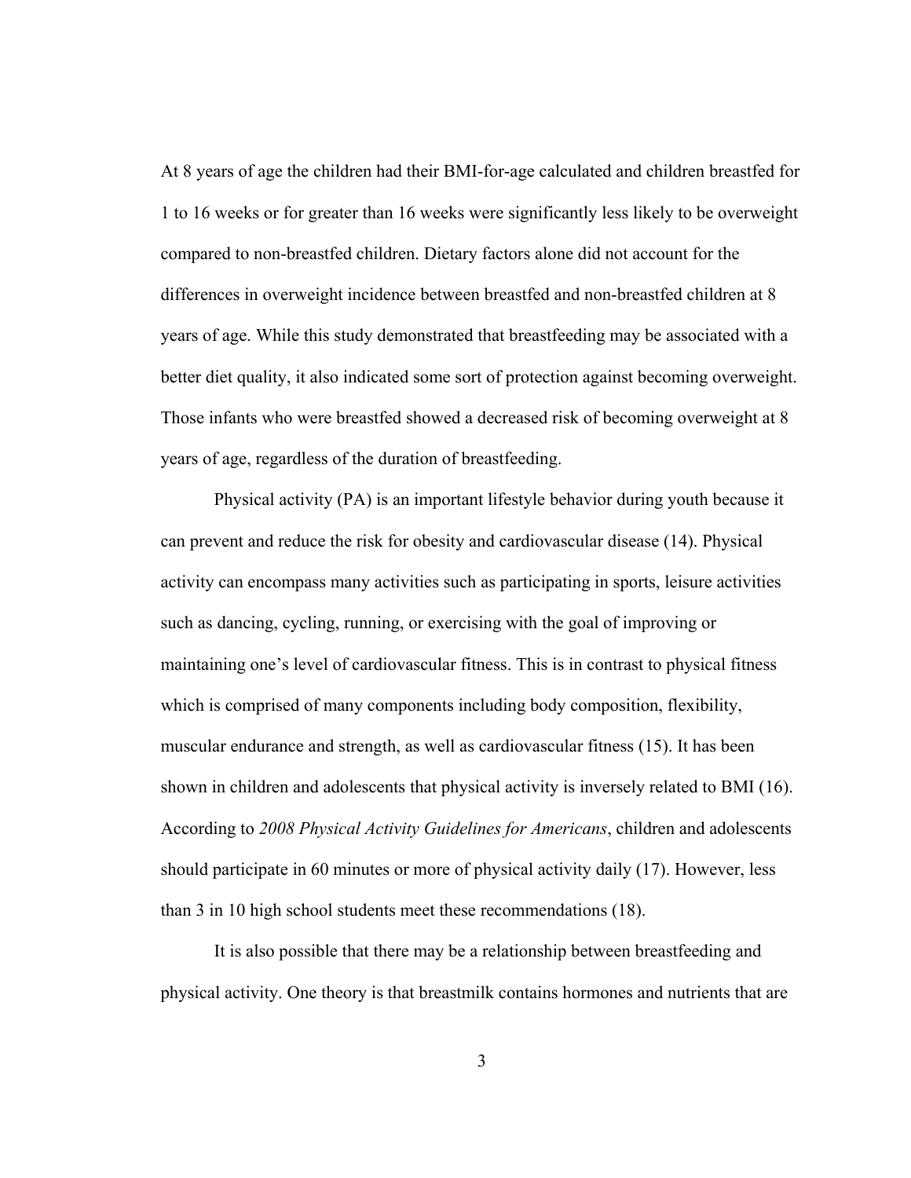At 8 years of age the children had their BMI-for-age calculated and children breastfed for 1 to 16 weeks or for greater than 16 weeks were significantly less likely to be overweight compared to non-breastfed children. Dietary factors alone did not account for the differences in overweight incidence between breastfed and non-breastfed children at 8 years of age. While this study demonstrated that breastfeeding may be associated with a better diet quality, it also indicated some sort of protection against becoming overweight. Those infants who were breastfed showed a decreased risk of becoming overweight at 8 years of age, regardless of the duration of breastfeeding.

Physical activity (PA) is an important lifestyle behavior during youth because it can prevent and reduce the risk for obesity and cardiovascular disease (14). Physical activity can encompass many activities such as participating in sports, leisure activities such as dancing, cycling, running, or exercising with the goal of improving or maintaining one's level of cardiovascular fitness. This is in contrast to physical fitness which is comprised of many components including body composition, flexibility, muscular endurance and strength, as well as cardiovascular fitness (15). It has been shown in children and adolescents that physical activity is inversely related to BMI (16). According to *2008 Physical Activity Guidelines for Americans*, children and adolescents should participate in 60 minutes or more of physical activity daily (17). However, less than 3 in 10 high school students meet these recommendations (18).

It is also possible that there may be a relationship between breastfeeding and physical activity. One theory is that breastmilk contains hormones and nutrients that are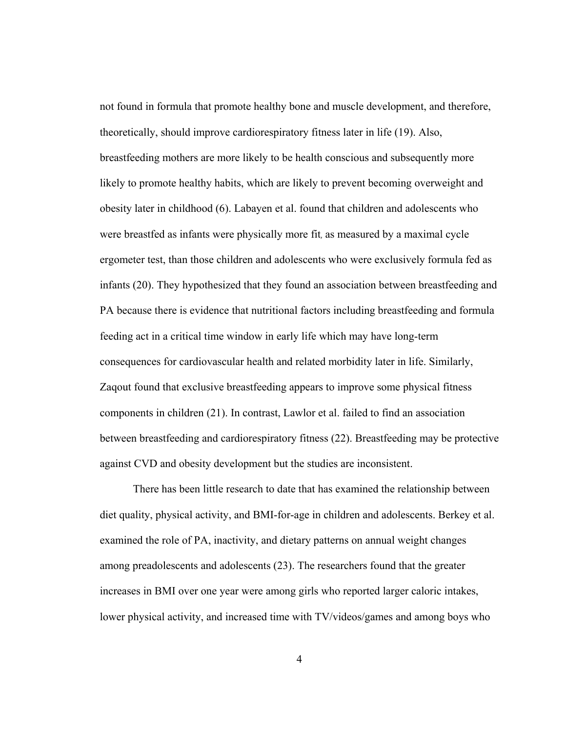not found in formula that promote healthy bone and muscle development, and therefore, theoretically, should improve cardiorespiratory fitness later in life (19). Also, breastfeeding mothers are more likely to be health conscious and subsequently more likely to promote healthy habits, which are likely to prevent becoming overweight and obesity later in childhood (6). Labayen et al. found that children and adolescents who were breastfed as infants were physically more fit, as measured by a maximal cycle ergometer test, than those children and adolescents who were exclusively formula fed as infants (20). They hypothesized that they found an association between breastfeeding and PA because there is evidence that nutritional factors including breastfeeding and formula feeding act in a critical time window in early life which may have long-term consequences for cardiovascular health and related morbidity later in life. Similarly, Zaqout found that exclusive breastfeeding appears to improve some physical fitness components in children (21). In contrast, Lawlor et al. failed to find an association between breastfeeding and cardiorespiratory fitness (22). Breastfeeding may be protective against CVD and obesity development but the studies are inconsistent.

There has been little research to date that has examined the relationship between diet quality, physical activity, and BMI-for-age in children and adolescents. Berkey et al. examined the role of PA, inactivity, and dietary patterns on annual weight changes among preadolescents and adolescents (23). The researchers found that the greater increases in BMI over one year were among girls who reported larger caloric intakes, lower physical activity, and increased time with TV/videos/games and among boys who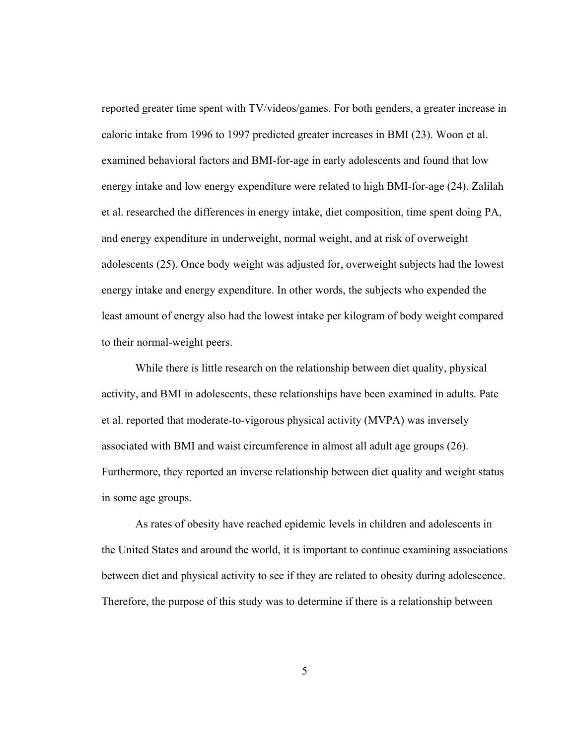reported greater time spent with TV/videos/games. For both genders, a greater increase in caloric intake from 1996 to 1997 predicted greater increases in BMI (23). Woon et al. examined behavioral factors and BMI-for-age in early adolescents and found that low energy intake and low energy expenditure were related to high BMI-for-age (24). Zalilah et al. researched the differences in energy intake, diet composition, time spent doing PA, and energy expenditure in underweight, normal weight, and at risk of overweight adolescents (25). Once body weight was adjusted for, overweight subjects had the lowest energy intake and energy expenditure. In other words, the subjects who expended the least amount of energy also had the lowest intake per kilogram of body weight compared to their normal-weight peers.

While there is little research on the relationship between diet quality, physical activity, and BMI in adolescents, these relationships have been examined in adults. Pate et al. reported that moderate-to-vigorous physical activity (MVPA) was inversely associated with BMI and waist circumference in almost all adult age groups (26). Furthermore, they reported an inverse relationship between diet quality and weight status in some age groups.

As rates of obesity have reached epidemic levels in children and adolescents in the United States and around the world, it is important to continue examining associations between diet and physical activity to see if they are related to obesity during adolescence. Therefore, the purpose of this study was to determine if there is a relationship between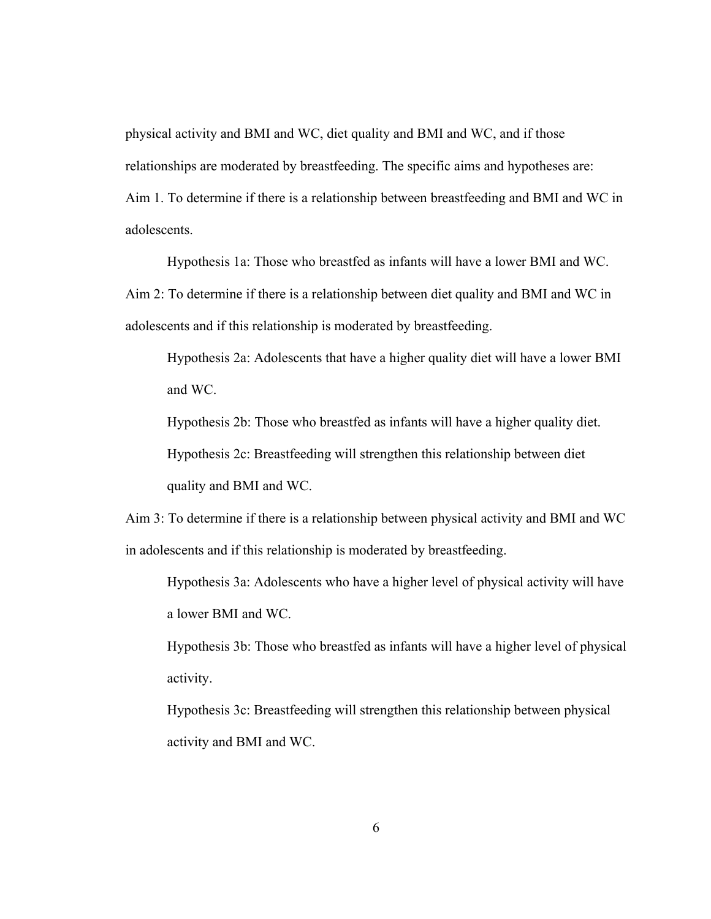physical activity and BMI and WC, diet quality and BMI and WC, and if those relationships are moderated by breastfeeding. The specific aims and hypotheses are:

Aim 1. To determine if there is a relationship between breastfeeding and BMI and WC in adolescents.

Hypothesis 1a: Those who breastfed as infants will have a lower BMI and WC.

Aim 2: To determine if there is a relationship between diet quality and BMI and WC in adolescents and if this relationship is moderated by breastfeeding.

Hypothesis 2a: Adolescents that have a higher quality diet will have a lower BMI and WC.

Hypothesis 2b: Those who breastfed as infants will have a higher quality diet.

Hypothesis 2c: Breastfeeding will strengthen this relationship between diet quality and BMI and WC.

Aim 3: To determine if there is a relationship between physical activity and BMI and WC in adolescents and if this relationship is moderated by breastfeeding.

Hypothesis 3a: Adolescents who have a higher level of physical activity will have a lower BMI and WC.

Hypothesis 3b: Those who breastfed as infants will have a higher level of physical activity.

Hypothesis 3c: Breastfeeding will strengthen this relationship between physical activity and BMI and WC.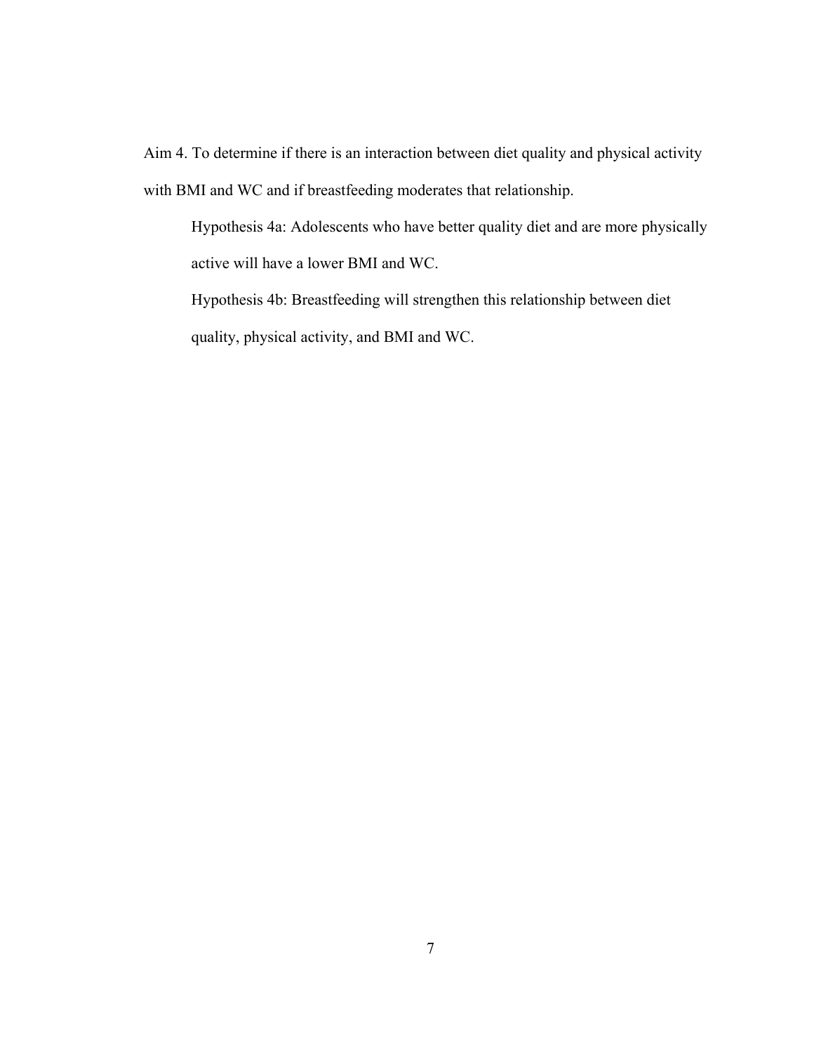Aim 4. To determine if there is an interaction between diet quality and physical activity with BMI and WC and if breastfeeding moderates that relationship.

Hypothesis 4a: Adolescents who have better quality diet and are more physically active will have a lower BMI and WC.

Hypothesis 4b: Breastfeeding will strengthen this relationship between diet quality, physical activity, and BMI and WC.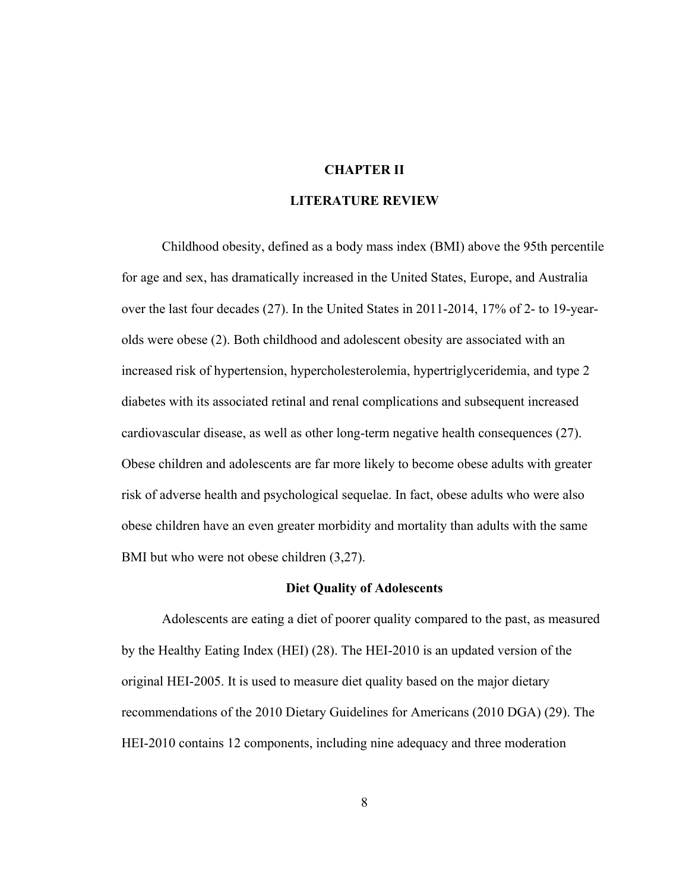# CHAPTER II

# LITERATURE REVIEW

Childhood obesity, defined as a body mass index (BMI) above the 95th percentile for age and sex, has dramatically increased in the United States, Europe, and Australia over the last four decades (27). In the United States in 2011-2014, 17% of 2- to 19-year-olds were obese (2). Both childhood and adolescent obesity are associated with an increased risk of hypertension, hypercholesterolemia, hypertriglyceridemia, and type 2 diabetes with its associated retinal and renal complications and subsequent increased cardiovascular disease, as well as other long-term negative health consequences (27). Obese children and adolescents are far more likely to become obese adults with greater risk of adverse health and psychological sequelae. In fact, obese adults who were also obese children have an even greater morbidity and mortality than adults with the same BMI but who were not obese children (3,27).

## Diet Quality of Adolescents

Adolescents are eating a diet of poorer quality compared to the past, as measured by the Healthy Eating Index (HEI) (28). The HEI-2010 is an updated version of the original HEI-2005. It is used to measure diet quality based on the major dietary recommendations of the 2010 Dietary Guidelines for Americans (2010 DGA) (29). The HEI-2010 contains 12 components, including nine adequacy and three moderation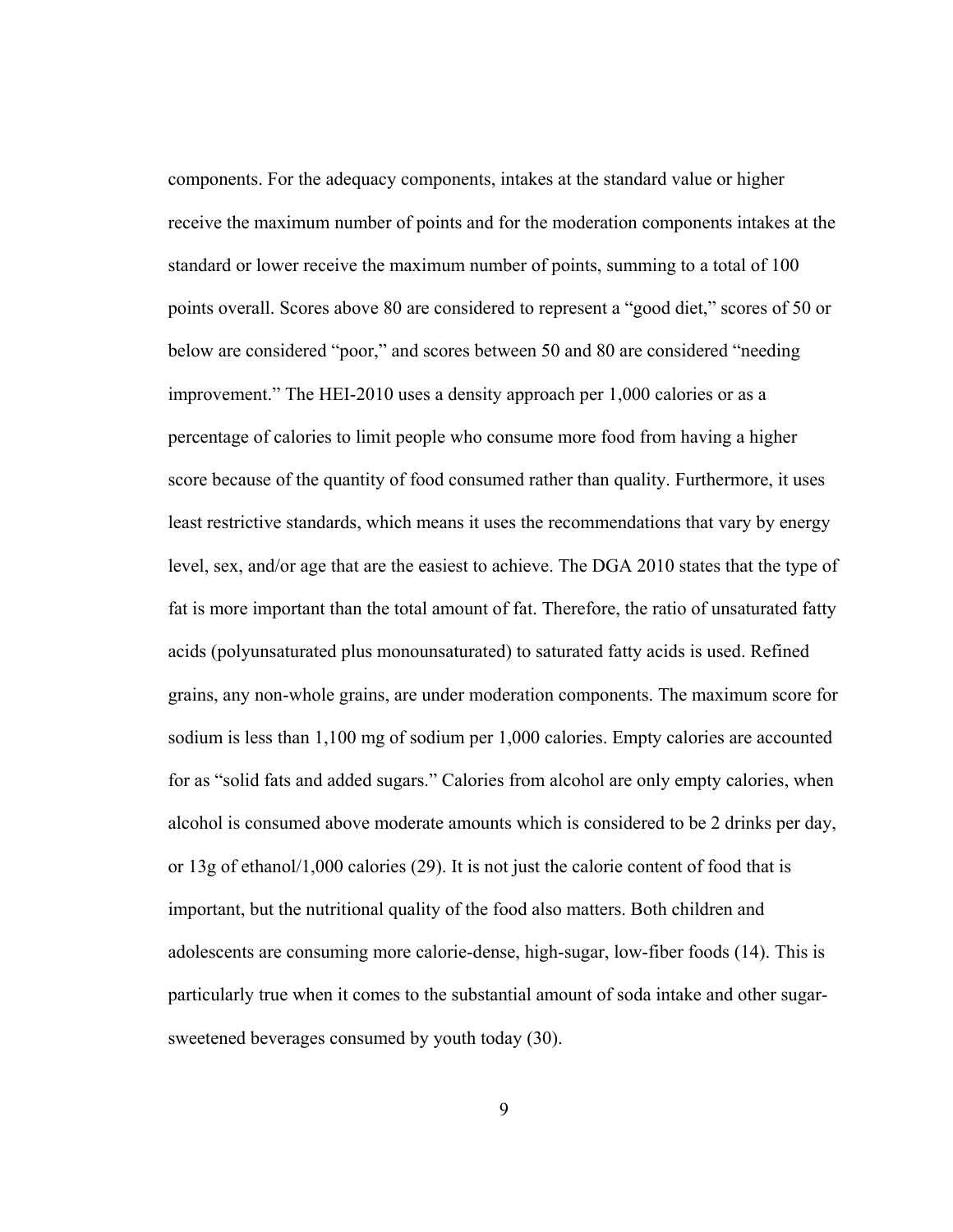components. For the adequacy components, intakes at the standard value or higher receive the maximum number of points and for the moderation components intakes at the standard or lower receive the maximum number of points, summing to a total of 100 points overall. Scores above 80 are considered to represent a "good diet," scores of 50 or below are considered "poor," and scores between 50 and 80 are considered "needing improvement." The HEI-2010 uses a density approach per 1,000 calories or as a percentage of calories to limit people who consume more food from having a higher score because of the quantity of food consumed rather than quality. Furthermore, it uses least restrictive standards, which means it uses the recommendations that vary by energy level, sex, and/or age that are the easiest to achieve. The DGA 2010 states that the type of fat is more important than the total amount of fat. Therefore, the ratio of unsaturated fatty acids (polyunsaturated plus monounsaturated) to saturated fatty acids is used. Refined grains, any non-whole grains, are under moderation components. The maximum score for sodium is less than 1,100 mg of sodium per 1,000 calories. Empty calories are accounted for as "solid fats and added sugars." Calories from alcohol are only empty calories, when alcohol is consumed above moderate amounts which is considered to be 2 drinks per day, or 13g of ethanol/1,000 calories (29). It is not just the calorie content of food that is important, but the nutritional quality of the food also matters. Both children and adolescents are consuming more calorie-dense, high-sugar, low-fiber foods (14). This is particularly true when it comes to the substantial amount of soda intake and other sugar-sweetened beverages consumed by youth today (30).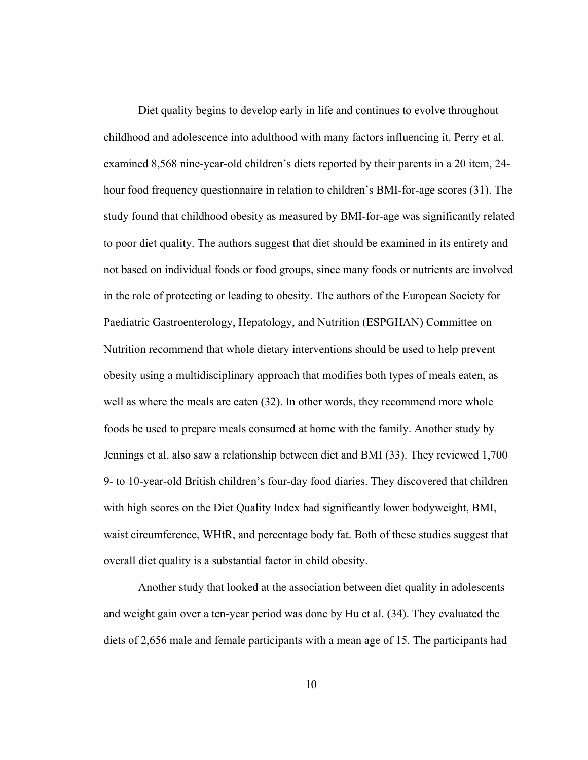Diet quality begins to develop early in life and continues to evolve throughout childhood and adolescence into adulthood with many factors influencing it. Perry et al. examined 8,568 nine-year-old children's diets reported by their parents in a 20 item, 24-hour food frequency questionnaire in relation to children's BMI-for-age scores (31). The study found that childhood obesity as measured by BMI-for-age was significantly related to poor diet quality. The authors suggest that diet should be examined in its entirety and not based on individual foods or food groups, since many foods or nutrients are involved in the role of protecting or leading to obesity. The authors of the European Society for Paediatric Gastroenterology, Hepatology, and Nutrition (ESPGHAN) Committee on Nutrition recommend that whole dietary interventions should be used to help prevent obesity using a multidisciplinary approach that modifies both types of meals eaten, as well as where the meals are eaten (32). In other words, they recommend more whole foods be used to prepare meals consumed at home with the family. Another study by Jennings et al. also saw a relationship between diet and BMI (33). They reviewed 1,700 9- to 10-year-old British children's four-day food diaries. They discovered that children with high scores on the Diet Quality Index had significantly lower bodyweight, BMI, waist circumference, WHtR, and percentage body fat. Both of these studies suggest that overall diet quality is a substantial factor in child obesity.

Another study that looked at the association between diet quality in adolescents and weight gain over a ten-year period was done by Hu et al. (34). They evaluated the diets of 2,656 male and female participants with a mean age of 15. The participants had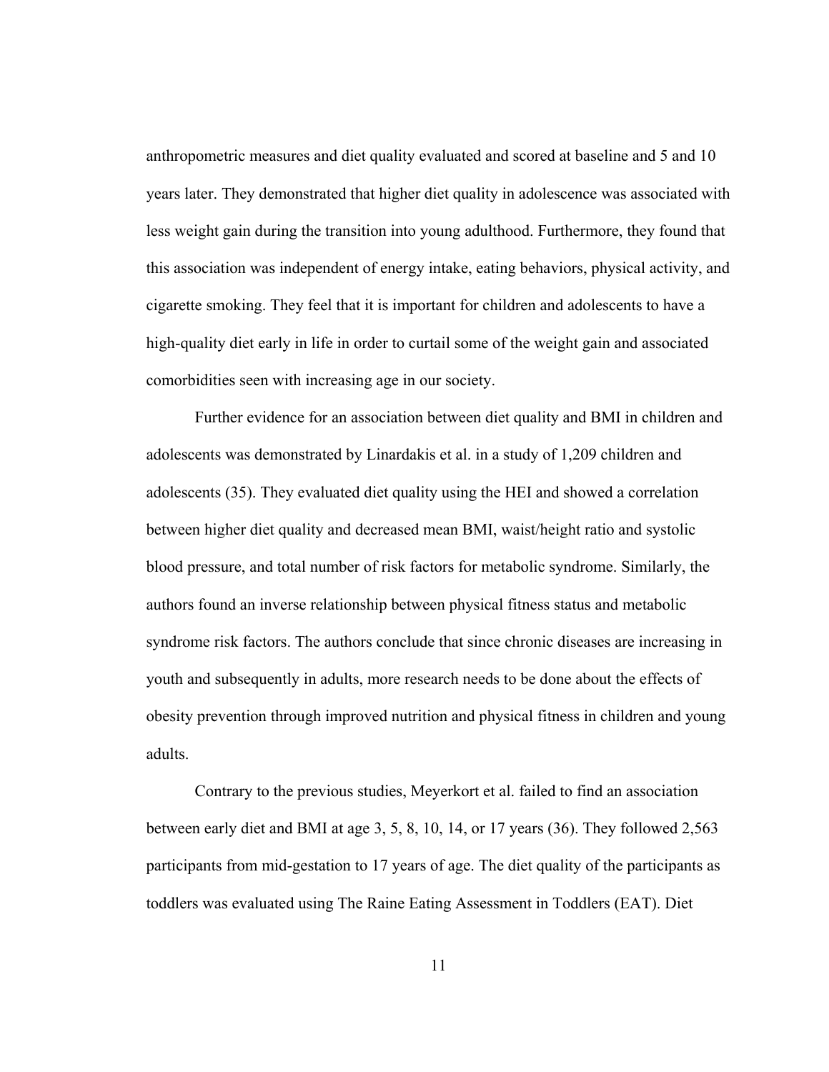anthropometric measures and diet quality evaluated and scored at baseline and 5 and 10 years later. They demonstrated that higher diet quality in adolescence was associated with less weight gain during the transition into young adulthood. Furthermore, they found that this association was independent of energy intake, eating behaviors, physical activity, and cigarette smoking. They feel that it is important for children and adolescents to have a high-quality diet early in life in order to curtail some of the weight gain and associated comorbidities seen with increasing age in our society.

Further evidence for an association between diet quality and BMI in children and adolescents was demonstrated by Linardakis et al. in a study of 1,209 children and adolescents (35). They evaluated diet quality using the HEI and showed a correlation between higher diet quality and decreased mean BMI, waist/height ratio and systolic blood pressure, and total number of risk factors for metabolic syndrome. Similarly, the authors found an inverse relationship between physical fitness status and metabolic syndrome risk factors. The authors conclude that since chronic diseases are increasing in youth and subsequently in adults, more research needs to be done about the effects of obesity prevention through improved nutrition and physical fitness in children and young adults.

Contrary to the previous studies, Meyerkort et al. failed to find an association between early diet and BMI at age 3, 5, 8, 10, 14, or 17 years (36). They followed 2,563 participants from mid-gestation to 17 years of age. The diet quality of the participants as toddlers was evaluated using The Raine Eating Assessment in Toddlers (EAT). Diet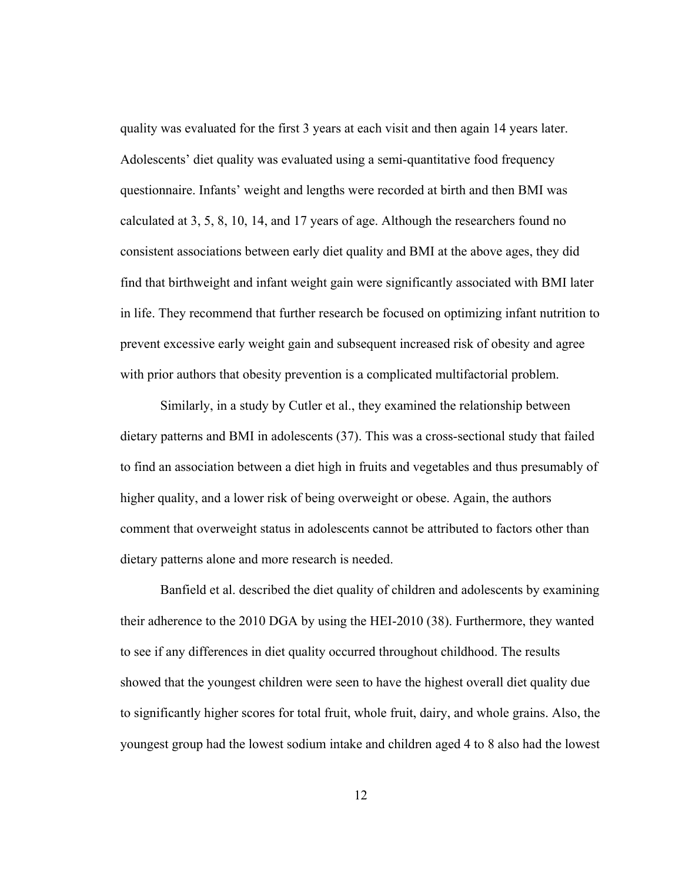quality was evaluated for the first 3 years at each visit and then again 14 years later. Adolescents' diet quality was evaluated using a semi-quantitative food frequency questionnaire. Infants' weight and lengths were recorded at birth and then BMI was calculated at 3, 5, 8, 10, 14, and 17 years of age. Although the researchers found no consistent associations between early diet quality and BMI at the above ages, they did find that birthweight and infant weight gain were significantly associated with BMI later in life. They recommend that further research be focused on optimizing infant nutrition to prevent excessive early weight gain and subsequent increased risk of obesity and agree with prior authors that obesity prevention is a complicated multifactorial problem.

Similarly, in a study by Cutler et al., they examined the relationship between dietary patterns and BMI in adolescents (37). This was a cross-sectional study that failed to find an association between a diet high in fruits and vegetables and thus presumably of higher quality, and a lower risk of being overweight or obese. Again, the authors comment that overweight status in adolescents cannot be attributed to factors other than dietary patterns alone and more research is needed.

Banfield et al. described the diet quality of children and adolescents by examining their adherence to the 2010 DGA by using the HEI-2010 (38). Furthermore, they wanted to see if any differences in diet quality occurred throughout childhood. The results showed that the youngest children were seen to have the highest overall diet quality due to significantly higher scores for total fruit, whole fruit, dairy, and whole grains. Also, the youngest group had the lowest sodium intake and children aged 4 to 8 also had the lowest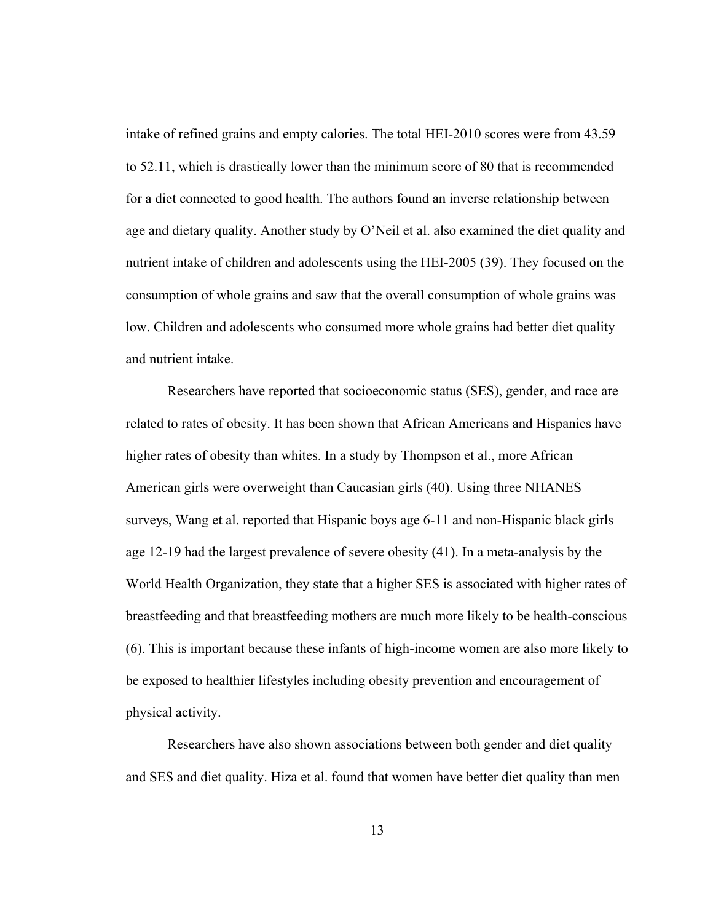intake of refined grains and empty calories. The total HEI-2010 scores were from 43.59 to 52.11, which is drastically lower than the minimum score of 80 that is recommended for a diet connected to good health. The authors found an inverse relationship between age and dietary quality. Another study by O'Neil et al. also examined the diet quality and nutrient intake of children and adolescents using the HEI-2005 (39). They focused on the consumption of whole grains and saw that the overall consumption of whole grains was low. Children and adolescents who consumed more whole grains had better diet quality and nutrient intake.

Researchers have reported that socioeconomic status (SES), gender, and race are related to rates of obesity. It has been shown that African Americans and Hispanics have higher rates of obesity than whites. In a study by Thompson et al., more African American girls were overweight than Caucasian girls (40). Using three NHANES surveys, Wang et al. reported that Hispanic boys age 6-11 and non-Hispanic black girls age 12-19 had the largest prevalence of severe obesity (41). In a meta-analysis by the World Health Organization, they state that a higher SES is associated with higher rates of breastfeeding and that breastfeeding mothers are much more likely to be health-conscious (6). This is important because these infants of high-income women are also more likely to be exposed to healthier lifestyles including obesity prevention and encouragement of physical activity.

Researchers have also shown associations between both gender and diet quality and SES and diet quality. Hiza et al. found that women have better diet quality than men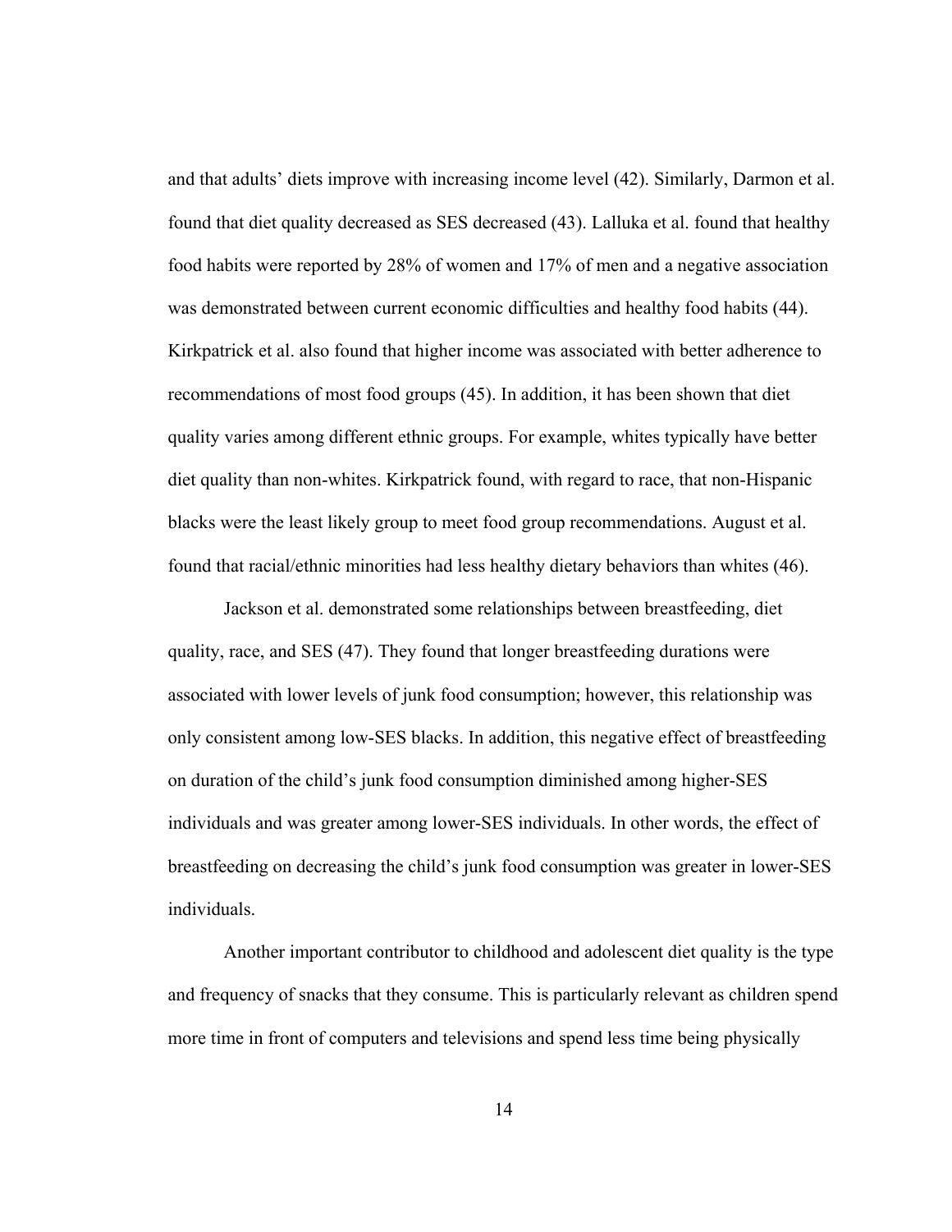and that adults' diets improve with increasing income level (42). Similarly, Darmon et al. found that diet quality decreased as SES decreased (43). Lalluka et al. found that healthy food habits were reported by 28% of women and 17% of men and a negative association was demonstrated between current economic difficulties and healthy food habits (44). Kirkpatrick et al. also found that higher income was associated with better adherence to recommendations of most food groups (45). In addition, it has been shown that diet quality varies among different ethnic groups. For example, whites typically have better diet quality than non-whites. Kirkpatrick found, with regard to race, that non-Hispanic blacks were the least likely group to meet food group recommendations. August et al. found that racial/ethnic minorities had less healthy dietary behaviors than whites (46).

Jackson et al. demonstrated some relationships between breastfeeding, diet quality, race, and SES (47). They found that longer breastfeeding durations were associated with lower levels of junk food consumption; however, this relationship was only consistent among low-SES blacks. In addition, this negative effect of breastfeeding on duration of the child's junk food consumption diminished among higher-SES individuals and was greater among lower-SES individuals. In other words, the effect of breastfeeding on decreasing the child's junk food consumption was greater in lower-SES individuals.

Another important contributor to childhood and adolescent diet quality is the type and frequency of snacks that they consume. This is particularly relevant as children spend more time in front of computers and televisions and spend less time being physically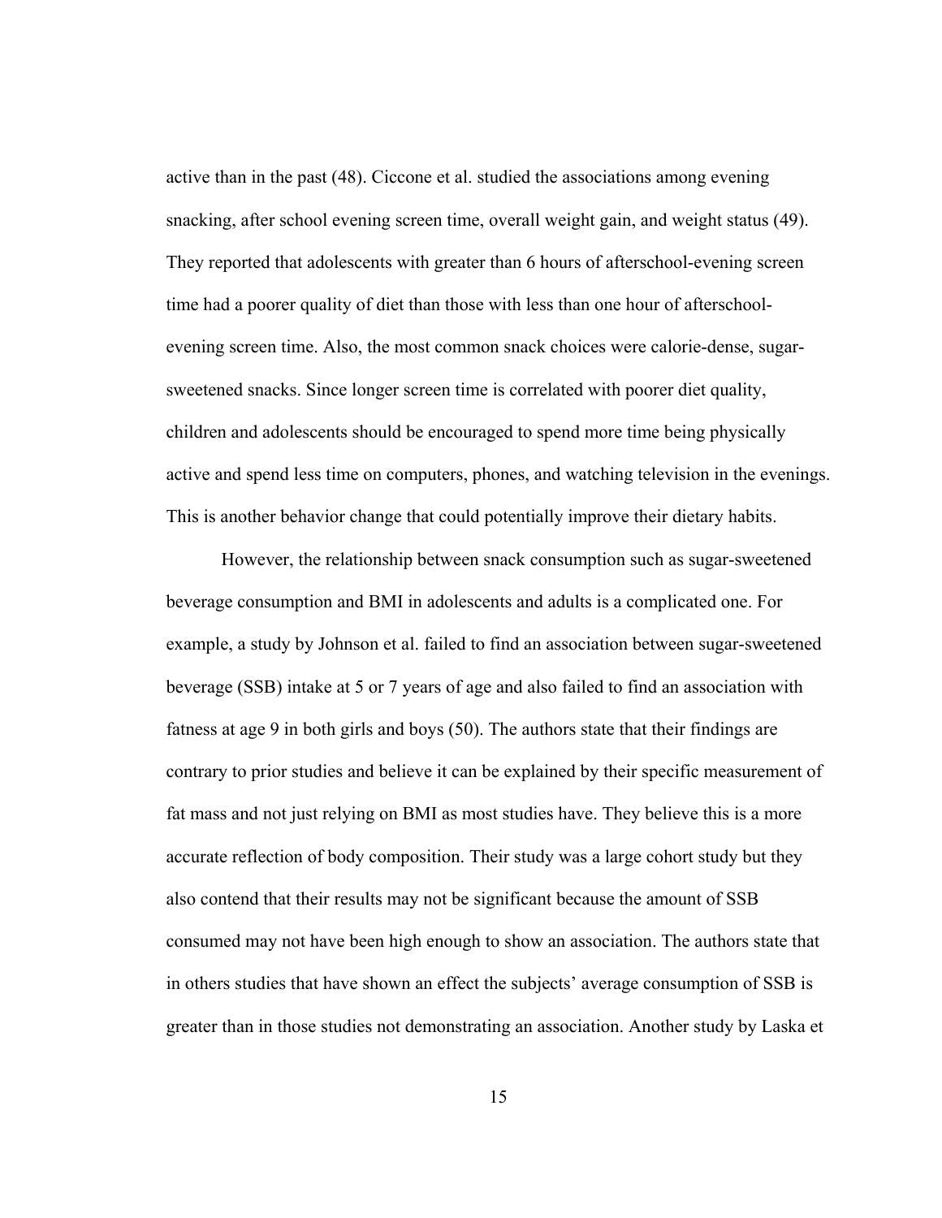active than in the past (48). Ciccone et al. studied the associations among evening snacking, after school evening screen time, overall weight gain, and weight status (49). They reported that adolescents with greater than 6 hours of afterschool-evening screen time had a poorer quality of diet than those with less than one hour of afterschool-evening screen time. Also, the most common snack choices were calorie-dense, sugar-sweetened snacks. Since longer screen time is correlated with poorer diet quality, children and adolescents should be encouraged to spend more time being physically active and spend less time on computers, phones, and watching television in the evenings. This is another behavior change that could potentially improve their dietary habits.

However, the relationship between snack consumption such as sugar-sweetened beverage consumption and BMI in adolescents and adults is a complicated one. For example, a study by Johnson et al. failed to find an association between sugar-sweetened beverage (SSB) intake at 5 or 7 years of age and also failed to find an association with fatness at age 9 in both girls and boys (50). The authors state that their findings are contrary to prior studies and believe it can be explained by their specific measurement of fat mass and not just relying on BMI as most studies have. They believe this is a more accurate reflection of body composition. Their study was a large cohort study but they also contend that their results may not be significant because the amount of SSB consumed may not have been high enough to show an association. The authors state that in others studies that have shown an effect the subjects' average consumption of SSB is greater than in those studies not demonstrating an association. Another study by Laska et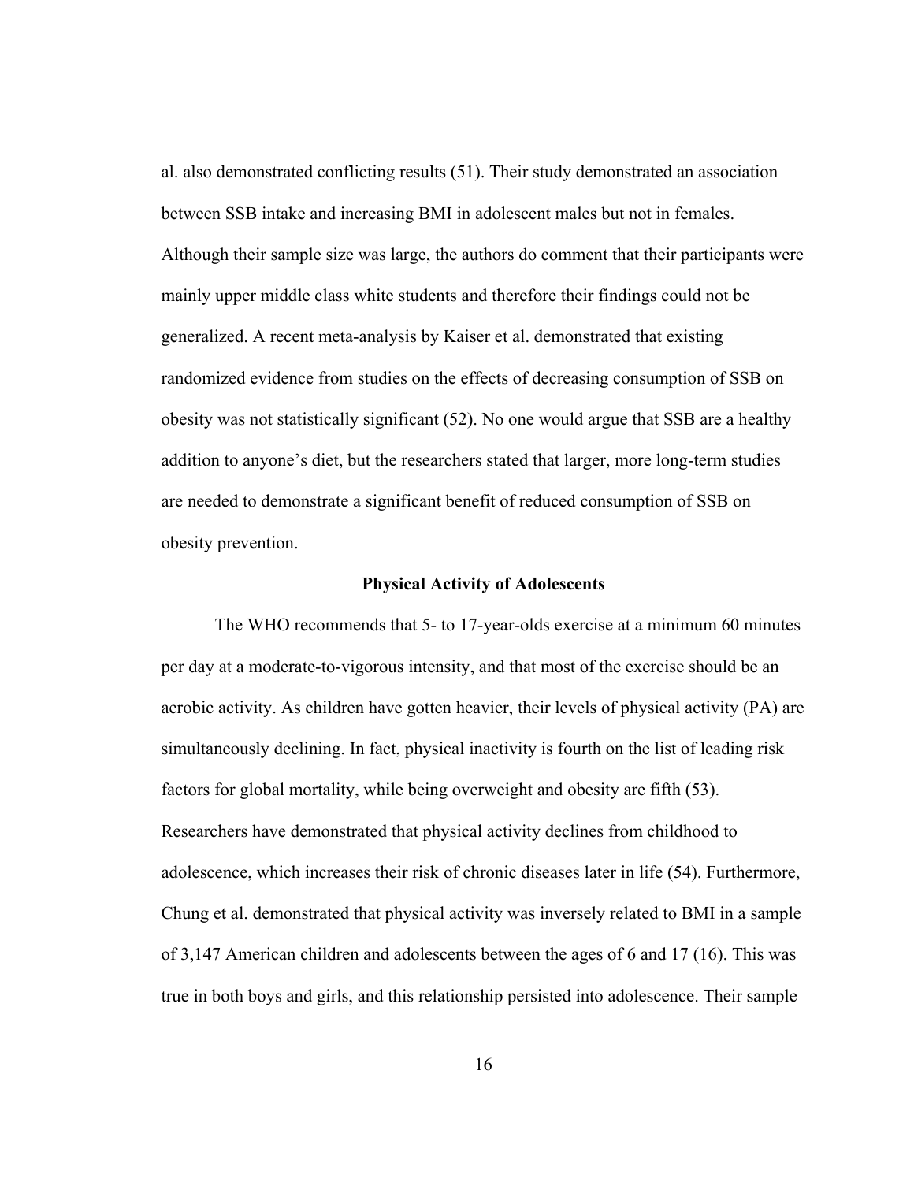al. also demonstrated conflicting results (51). Their study demonstrated an association between SSB intake and increasing BMI in adolescent males but not in females. Although their sample size was large, the authors do comment that their participants were mainly upper middle class white students and therefore their findings could not be generalized. A recent meta-analysis by Kaiser et al. demonstrated that existing randomized evidence from studies on the effects of decreasing consumption of SSB on obesity was not statistically significant (52). No one would argue that SSB are a healthy addition to anyone's diet, but the researchers stated that larger, more long-term studies are needed to demonstrate a significant benefit of reduced consumption of SSB on obesity prevention.

## Physical Activity of Adolescents

The WHO recommends that 5- to 17-year-olds exercise at a minimum 60 minutes per day at a moderate-to-vigorous intensity, and that most of the exercise should be an aerobic activity. As children have gotten heavier, their levels of physical activity (PA) are simultaneously declining. In fact, physical inactivity is fourth on the list of leading risk factors for global mortality, while being overweight and obesity are fifth (53). Researchers have demonstrated that physical activity declines from childhood to adolescence, which increases their risk of chronic diseases later in life (54). Furthermore, Chung et al. demonstrated that physical activity was inversely related to BMI in a sample of 3,147 American children and adolescents between the ages of 6 and 17 (16). This was true in both boys and girls, and this relationship persisted into adolescence. Their sample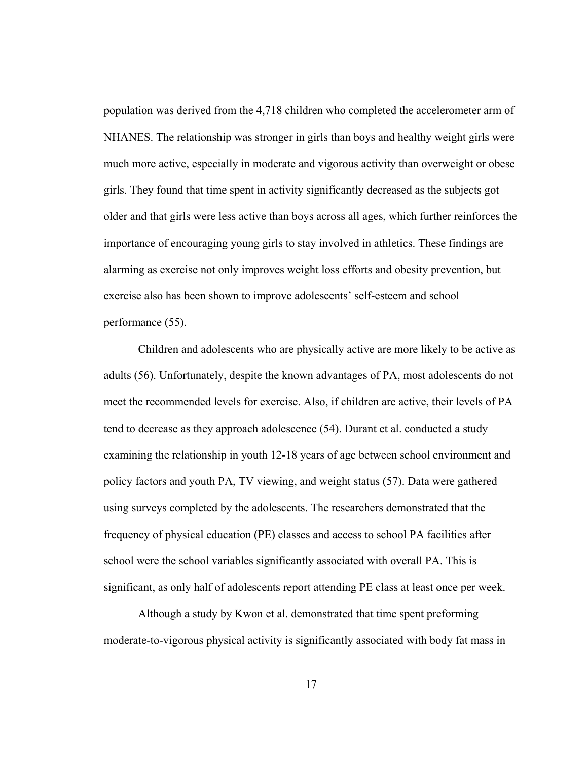population was derived from the 4,718 children who completed the accelerometer arm of NHANES. The relationship was stronger in girls than boys and healthy weight girls were much more active, especially in moderate and vigorous activity than overweight or obese girls. They found that time spent in activity significantly decreased as the subjects got older and that girls were less active than boys across all ages, which further reinforces the importance of encouraging young girls to stay involved in athletics. These findings are alarming as exercise not only improves weight loss efforts and obesity prevention, but exercise also has been shown to improve adolescents' self-esteem and school performance (55).

Children and adolescents who are physically active are more likely to be active as adults (56). Unfortunately, despite the known advantages of PA, most adolescents do not meet the recommended levels for exercise. Also, if children are active, their levels of PA tend to decrease as they approach adolescence (54). Durant et al. conducted a study examining the relationship in youth 12-18 years of age between school environment and policy factors and youth PA, TV viewing, and weight status (57). Data were gathered using surveys completed by the adolescents. The researchers demonstrated that the frequency of physical education (PE) classes and access to school PA facilities after school were the school variables significantly associated with overall PA. This is significant, as only half of adolescents report attending PE class at least once per week.

Although a study by Kwon et al. demonstrated that time spent preforming moderate-to-vigorous physical activity is significantly associated with body fat mass in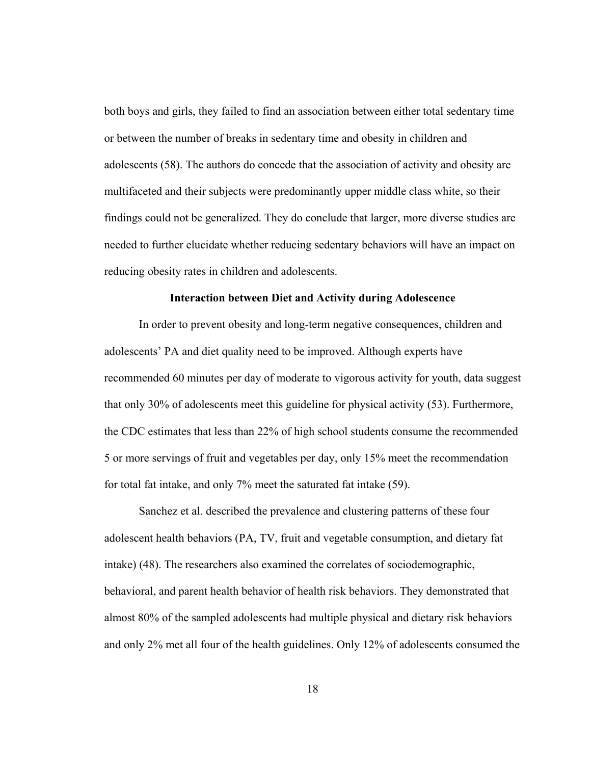both boys and girls, they failed to find an association between either total sedentary time or between the number of breaks in sedentary time and obesity in children and adolescents (58). The authors do concede that the association of activity and obesity are multifaceted and their subjects were predominantly upper middle class white, so their findings could not be generalized. They do conclude that larger, more diverse studies are needed to further elucidate whether reducing sedentary behaviors will have an impact on reducing obesity rates in children and adolescents.

### Interaction between Diet and Activity during Adolescence

In order to prevent obesity and long-term negative consequences, children and adolescents' PA and diet quality need to be improved. Although experts have recommended 60 minutes per day of moderate to vigorous activity for youth, data suggest that only 30% of adolescents meet this guideline for physical activity (53). Furthermore, the CDC estimates that less than 22% of high school students consume the recommended 5 or more servings of fruit and vegetables per day, only 15% meet the recommendation for total fat intake, and only 7% meet the saturated fat intake (59).

Sanchez et al. described the prevalence and clustering patterns of these four adolescent health behaviors (PA, TV, fruit and vegetable consumption, and dietary fat intake) (48). The researchers also examined the correlates of sociodemographic, behavioral, and parent health behavior of health risk behaviors. They demonstrated that almost 80% of the sampled adolescents had multiple physical and dietary risk behaviors and only 2% met all four of the health guidelines. Only 12% of adolescents consumed the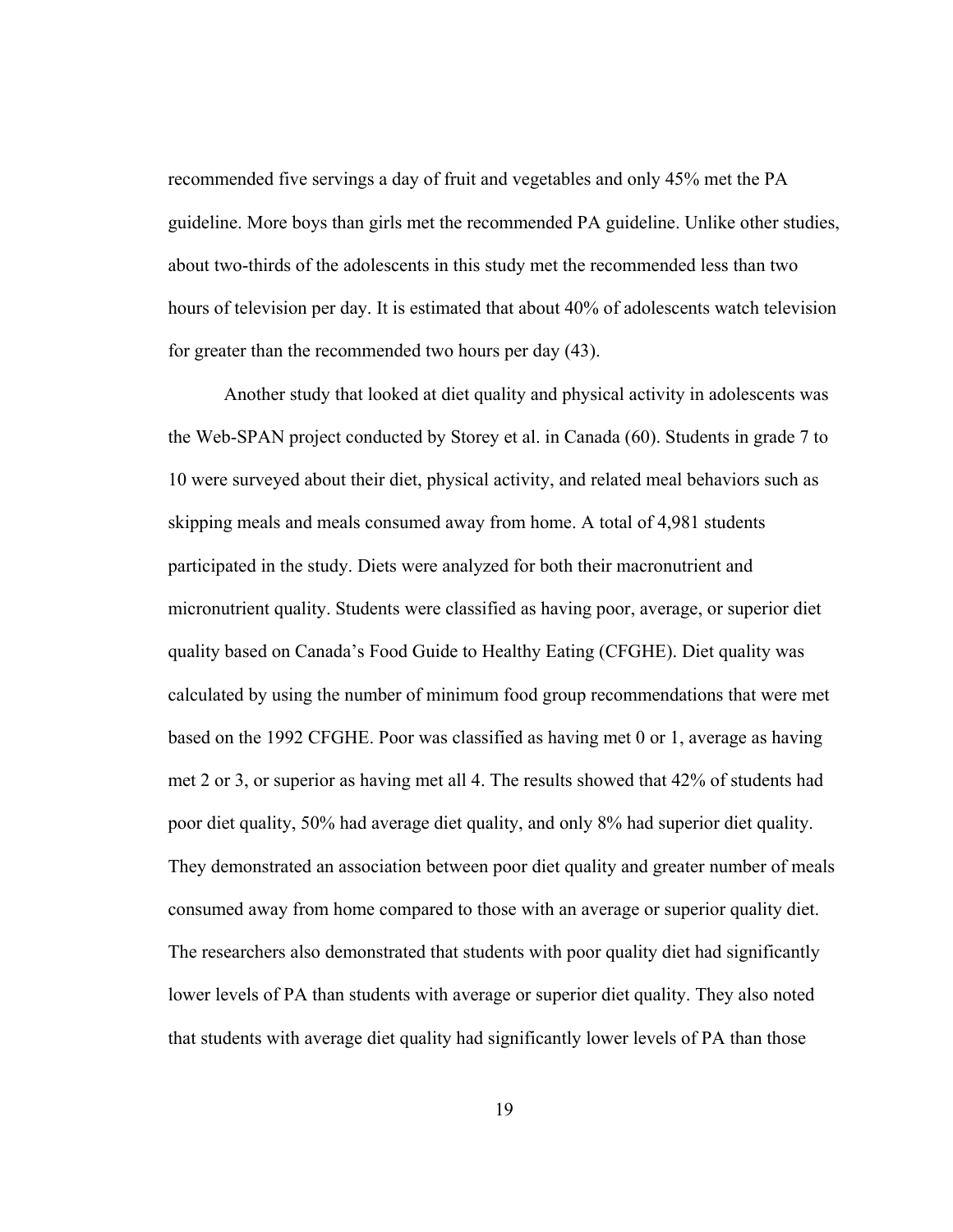recommended five servings a day of fruit and vegetables and only 45% met the PA guideline. More boys than girls met the recommended PA guideline. Unlike other studies, about two-thirds of the adolescents in this study met the recommended less than two hours of television per day. It is estimated that about 40% of adolescents watch television for greater than the recommended two hours per day (43).

Another study that looked at diet quality and physical activity in adolescents was the Web-SPAN project conducted by Storey et al. in Canada (60). Students in grade 7 to 10 were surveyed about their diet, physical activity, and related meal behaviors such as skipping meals and meals consumed away from home. A total of 4,981 students participated in the study. Diets were analyzed for both their macronutrient and micronutrient quality. Students were classified as having poor, average, or superior diet quality based on Canada's Food Guide to Healthy Eating (CFGHE). Diet quality was calculated by using the number of minimum food group recommendations that were met based on the 1992 CFGHE. Poor was classified as having met 0 or 1, average as having met 2 or 3, or superior as having met all 4. The results showed that 42% of students had poor diet quality, 50% had average diet quality, and only 8% had superior diet quality. They demonstrated an association between poor diet quality and greater number of meals consumed away from home compared to those with an average or superior quality diet. The researchers also demonstrated that students with poor quality diet had significantly lower levels of PA than students with average or superior diet quality. They also noted that students with average diet quality had significantly lower levels of PA than those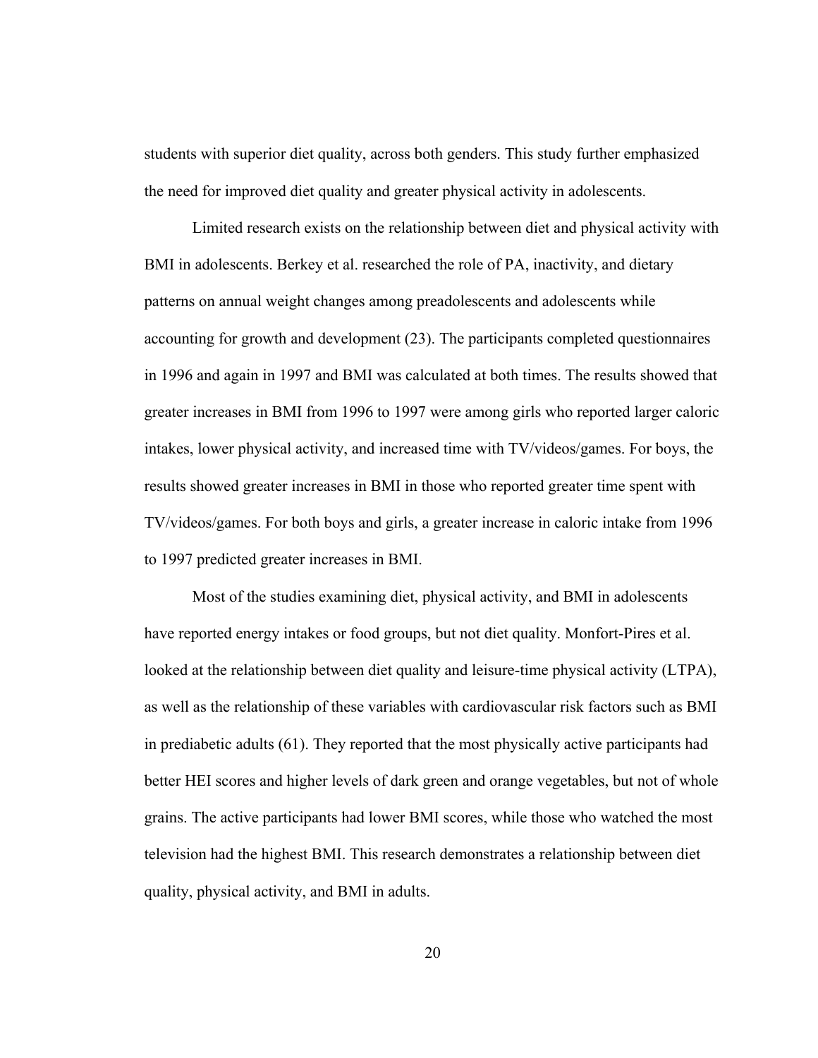students with superior diet quality, across both genders. This study further emphasized the need for improved diet quality and greater physical activity in adolescents.

Limited research exists on the relationship between diet and physical activity with BMI in adolescents. Berkey et al. researched the role of PA, inactivity, and dietary patterns on annual weight changes among preadolescents and adolescents while accounting for growth and development (23). The participants completed questionnaires in 1996 and again in 1997 and BMI was calculated at both times. The results showed that greater increases in BMI from 1996 to 1997 were among girls who reported larger caloric intakes, lower physical activity, and increased time with TV/videos/games. For boys, the results showed greater increases in BMI in those who reported greater time spent with TV/videos/games. For both boys and girls, a greater increase in caloric intake from 1996 to 1997 predicted greater increases in BMI.

Most of the studies examining diet, physical activity, and BMI in adolescents have reported energy intakes or food groups, but not diet quality. Monfort-Pires et al. looked at the relationship between diet quality and leisure-time physical activity (LTPA), as well as the relationship of these variables with cardiovascular risk factors such as BMI in prediabetic adults (61). They reported that the most physically active participants had better HEI scores and higher levels of dark green and orange vegetables, but not of whole grains. The active participants had lower BMI scores, while those who watched the most television had the highest BMI. This research demonstrates a relationship between diet quality, physical activity, and BMI in adults.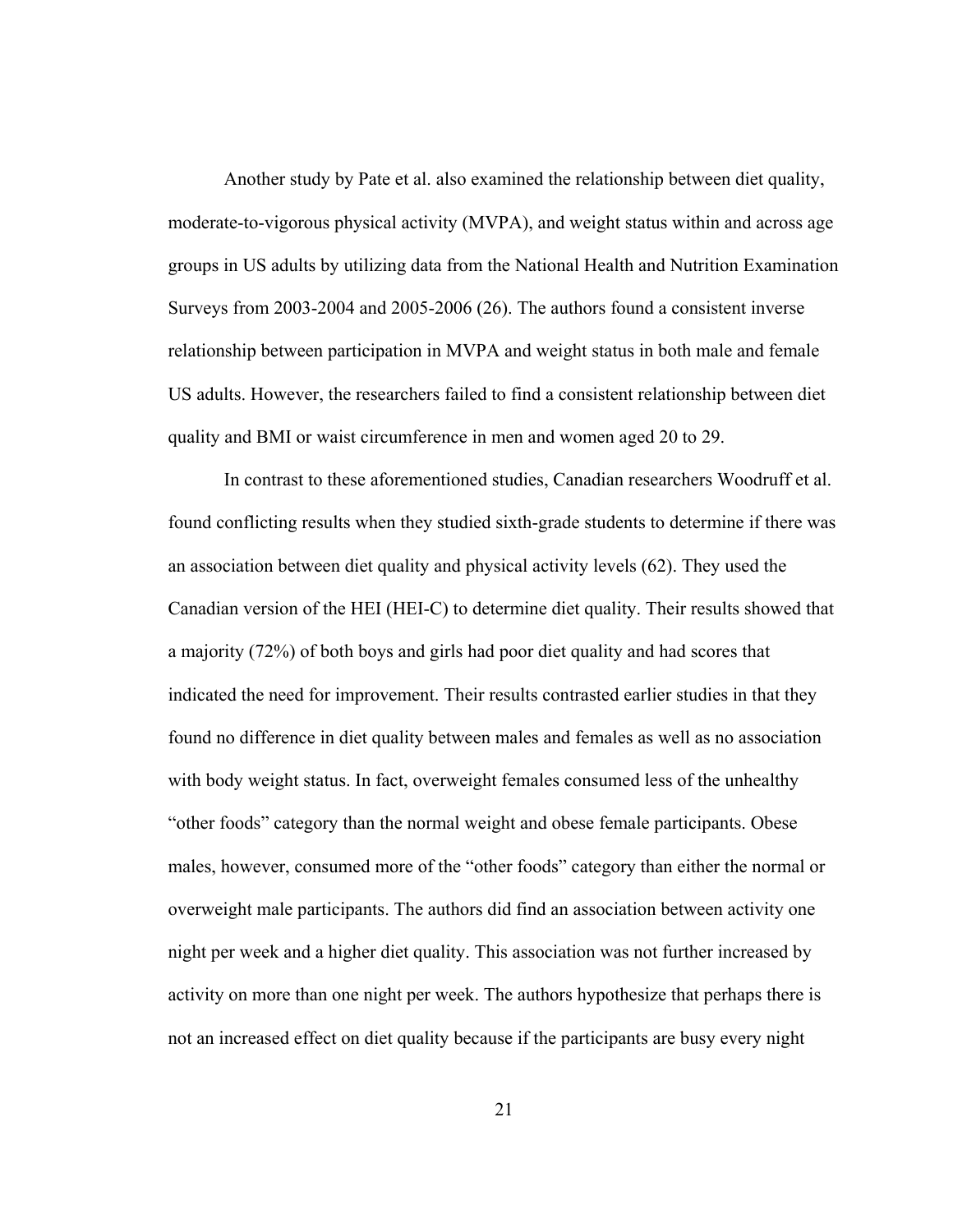Another study by Pate et al. also examined the relationship between diet quality, moderate-to-vigorous physical activity (MVPA), and weight status within and across age groups in US adults by utilizing data from the National Health and Nutrition Examination Surveys from 2003-2004 and 2005-2006 (26). The authors found a consistent inverse relationship between participation in MVPA and weight status in both male and female US adults. However, the researchers failed to find a consistent relationship between diet quality and BMI or waist circumference in men and women aged 20 to 29.

In contrast to these aforementioned studies, Canadian researchers Woodruff et al. found conflicting results when they studied sixth-grade students to determine if there was an association between diet quality and physical activity levels (62). They used the Canadian version of the HEI (HEI-C) to determine diet quality. Their results showed that a majority (72%) of both boys and girls had poor diet quality and had scores that indicated the need for improvement. Their results contrasted earlier studies in that they found no difference in diet quality between males and females as well as no association with body weight status. In fact, overweight females consumed less of the unhealthy "other foods" category than the normal weight and obese female participants. Obese males, however, consumed more of the "other foods" category than either the normal or overweight male participants. The authors did find an association between activity one night per week and a higher diet quality. This association was not further increased by activity on more than one night per week. The authors hypothesize that perhaps there is not an increased effect on diet quality because if the participants are busy every night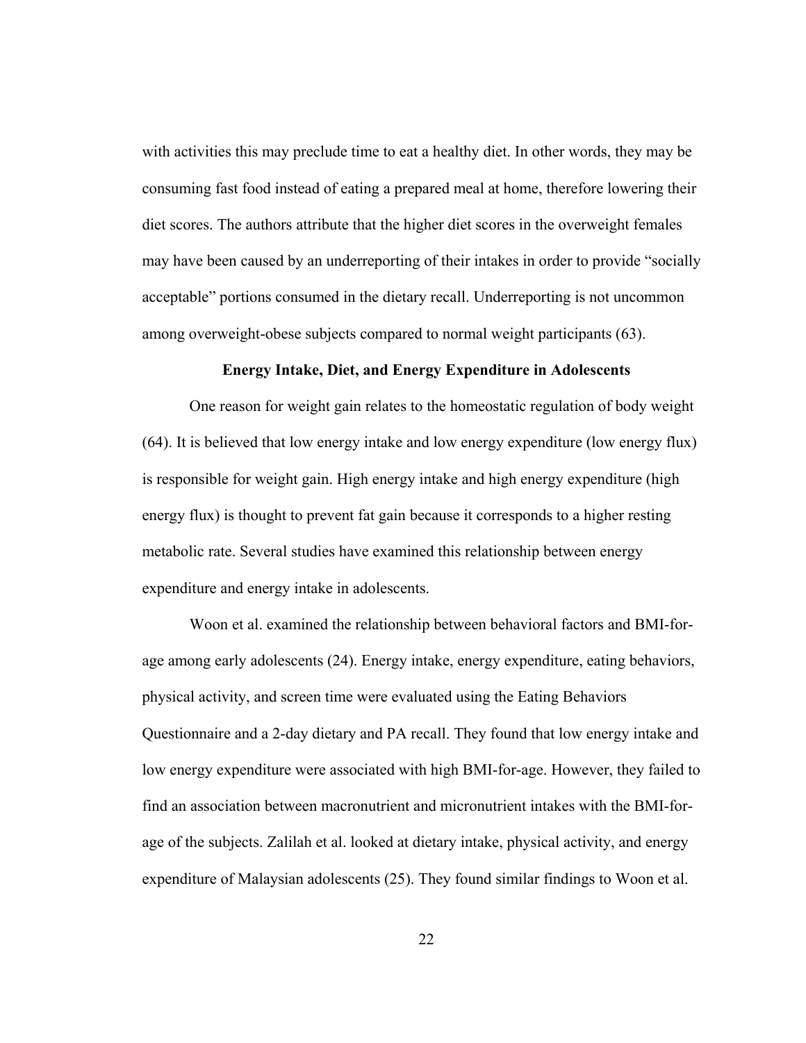with activities this may preclude time to eat a healthy diet. In other words, they may be consuming fast food instead of eating a prepared meal at home, therefore lowering their diet scores. The authors attribute that the higher diet scores in the overweight females may have been caused by an underreporting of their intakes in order to provide "socially acceptable" portions consumed in the dietary recall. Underreporting is not uncommon among overweight-obese subjects compared to normal weight participants (63).

## Energy Intake, Diet, and Energy Expenditure in Adolescents

One reason for weight gain relates to the homeostatic regulation of body weight (64). It is believed that low energy intake and low energy expenditure (low energy flux) is responsible for weight gain. High energy intake and high energy expenditure (high energy flux) is thought to prevent fat gain because it corresponds to a higher resting metabolic rate. Several studies have examined this relationship between energy expenditure and energy intake in adolescents.

Woon et al. examined the relationship between behavioral factors and BMI-for-age among early adolescents (24). Energy intake, energy expenditure, eating behaviors, physical activity, and screen time were evaluated using the Eating Behaviors Questionnaire and a 2-day dietary and PA recall. They found that low energy intake and low energy expenditure were associated with high BMI-for-age. However, they failed to find an association between macronutrient and micronutrient intakes with the BMI-for-age of the subjects. Zalilah et al. looked at dietary intake, physical activity, and energy expenditure of Malaysian adolescents (25). They found similar findings to Woon et al.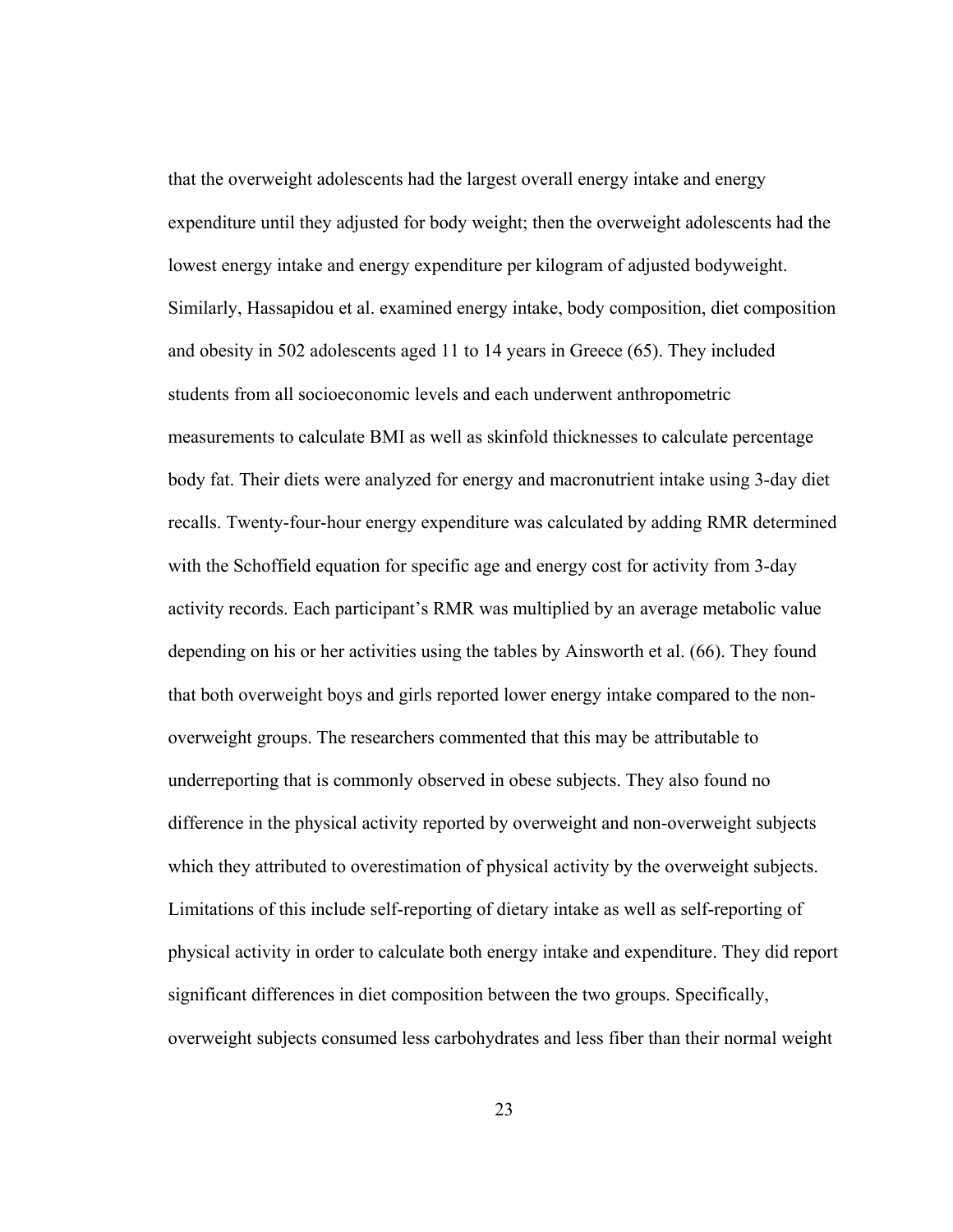that the overweight adolescents had the largest overall energy intake and energy expenditure until they adjusted for body weight; then the overweight adolescents had the lowest energy intake and energy expenditure per kilogram of adjusted bodyweight. Similarly, Hassapidou et al. examined energy intake, body composition, diet composition and obesity in 502 adolescents aged 11 to 14 years in Greece (65). They included students from all socioeconomic levels and each underwent anthropometric measurements to calculate BMI as well as skinfold thicknesses to calculate percentage body fat. Their diets were analyzed for energy and macronutrient intake using 3-day diet recalls. Twenty-four-hour energy expenditure was calculated by adding RMR determined with the Schoffield equation for specific age and energy cost for activity from 3-day activity records. Each participant's RMR was multiplied by an average metabolic value depending on his or her activities using the tables by Ainsworth et al. (66). They found that both overweight boys and girls reported lower energy intake compared to the non-overweight groups. The researchers commented that this may be attributable to underreporting that is commonly observed in obese subjects. They also found no difference in the physical activity reported by overweight and non-overweight subjects which they attributed to overestimation of physical activity by the overweight subjects. Limitations of this include self-reporting of dietary intake as well as self-reporting of physical activity in order to calculate both energy intake and expenditure. They did report significant differences in diet composition between the two groups. Specifically, overweight subjects consumed less carbohydrates and less fiber than their normal weight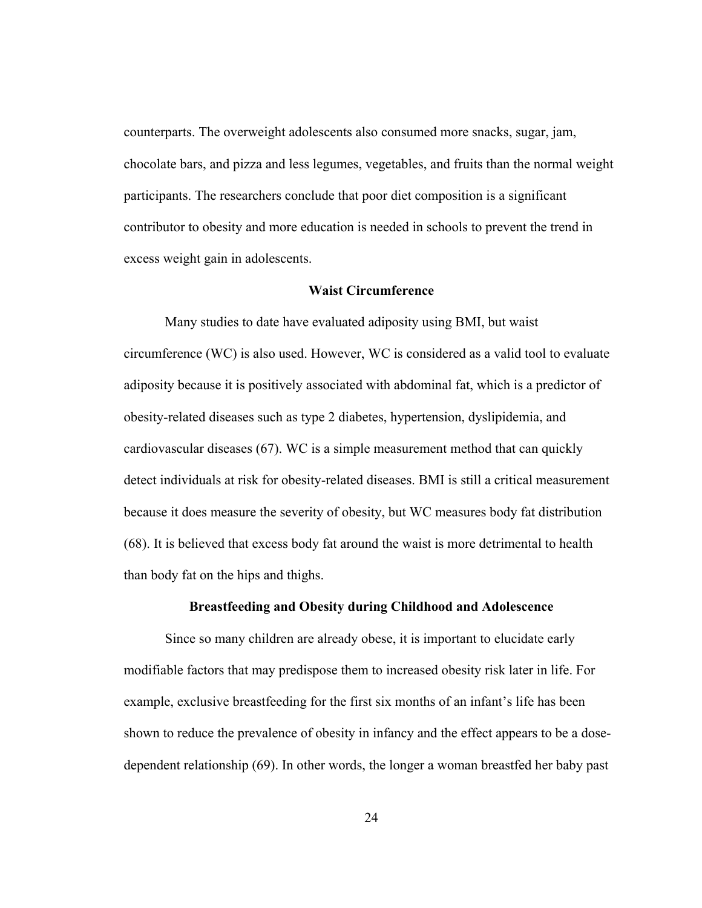counterparts. The overweight adolescents also consumed more snacks, sugar, jam, chocolate bars, and pizza and less legumes, vegetables, and fruits than the normal weight participants. The researchers conclude that poor diet composition is a significant contributor to obesity and more education is needed in schools to prevent the trend in excess weight gain in adolescents.

## Waist Circumference

Many studies to date have evaluated adiposity using BMI, but waist circumference (WC) is also used. However, WC is considered as a valid tool to evaluate adiposity because it is positively associated with abdominal fat, which is a predictor of obesity-related diseases such as type 2 diabetes, hypertension, dyslipidemia, and cardiovascular diseases (67). WC is a simple measurement method that can quickly detect individuals at risk for obesity-related diseases. BMI is still a critical measurement because it does measure the severity of obesity, but WC measures body fat distribution (68). It is believed that excess body fat around the waist is more detrimental to health than body fat on the hips and thighs.

## Breastfeeding and Obesity during Childhood and Adolescence

Since so many children are already obese, it is important to elucidate early modifiable factors that may predispose them to increased obesity risk later in life. For example, exclusive breastfeeding for the first six months of an infant's life has been shown to reduce the prevalence of obesity in infancy and the effect appears to be a dose-dependent relationship (69). In other words, the longer a woman breastfed her baby past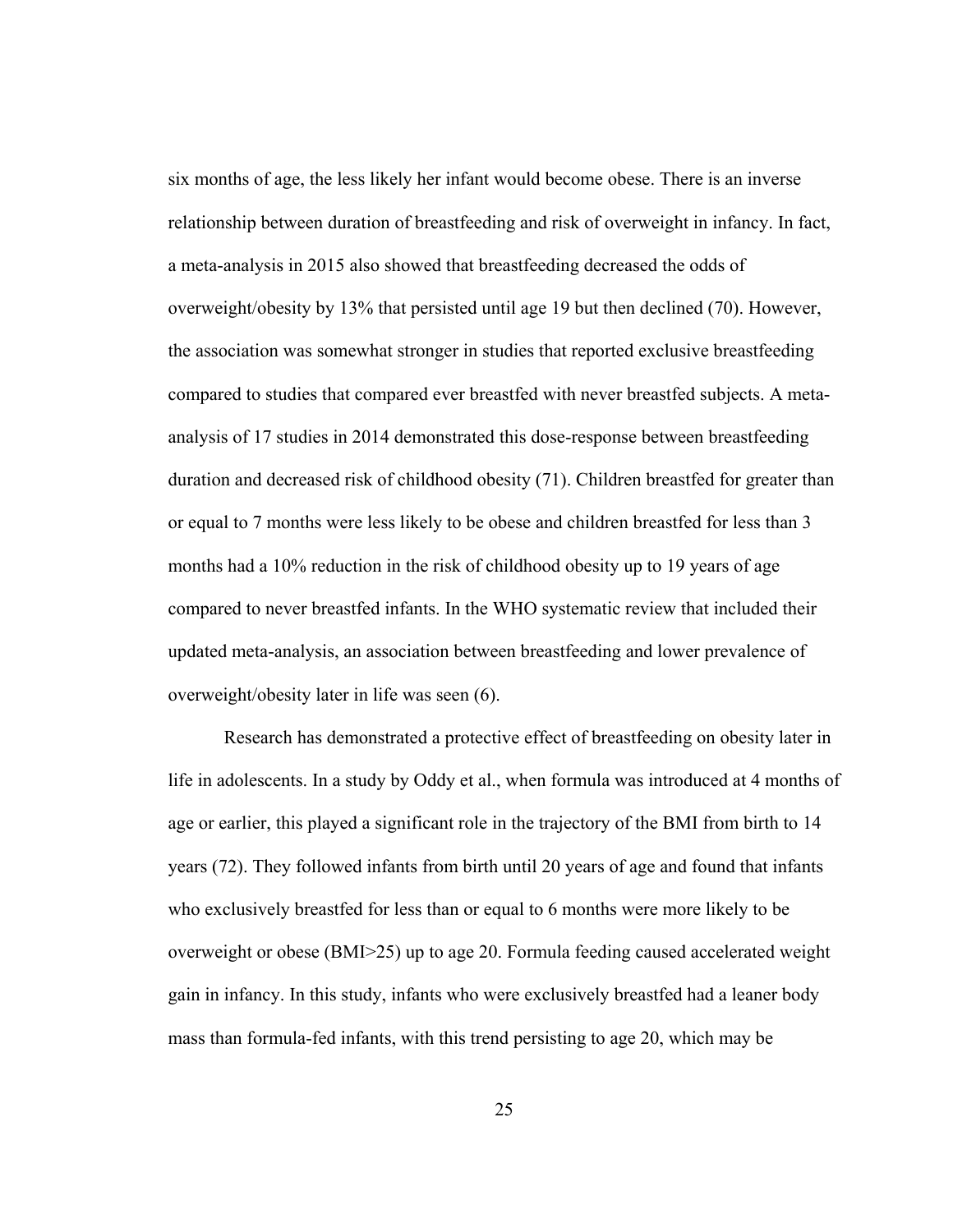six months of age, the less likely her infant would become obese. There is an inverse relationship between duration of breastfeeding and risk of overweight in infancy. In fact, a meta-analysis in 2015 also showed that breastfeeding decreased the odds of overweight/obesity by 13% that persisted until age 19 but then declined (70). However, the association was somewhat stronger in studies that reported exclusive breastfeeding compared to studies that compared ever breastfed with never breastfed subjects. A meta-analysis of 17 studies in 2014 demonstrated this dose-response between breastfeeding duration and decreased risk of childhood obesity (71). Children breastfed for greater than or equal to 7 months were less likely to be obese and children breastfed for less than 3 months had a 10% reduction in the risk of childhood obesity up to 19 years of age compared to never breastfed infants. In the WHO systematic review that included their updated meta-analysis, an association between breastfeeding and lower prevalence of overweight/obesity later in life was seen (6).

Research has demonstrated a protective effect of breastfeeding on obesity later in life in adolescents. In a study by Oddy et al., when formula was introduced at 4 months of age or earlier, this played a significant role in the trajectory of the BMI from birth to 14 years (72). They followed infants from birth until 20 years of age and found that infants who exclusively breastfed for less than or equal to 6 months were more likely to be overweight or obese (BMI>25) up to age 20. Formula feeding caused accelerated weight gain in infancy. In this study, infants who were exclusively breastfed had a leaner body mass than formula-fed infants, with this trend persisting to age 20, which may be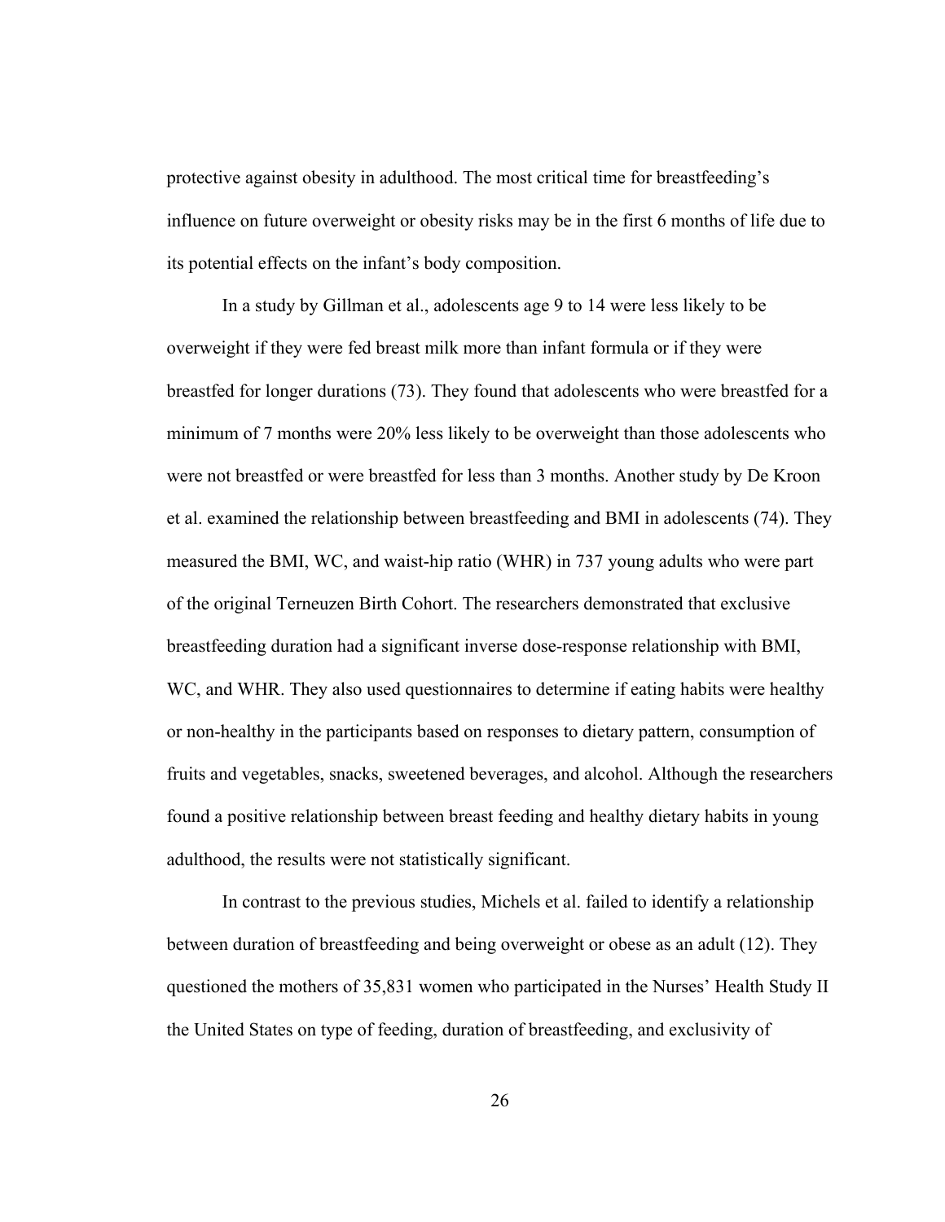protective against obesity in adulthood. The most critical time for breastfeeding's influence on future overweight or obesity risks may be in the first 6 months of life due to its potential effects on the infant's body composition.

In a study by Gillman et al., adolescents age 9 to 14 were less likely to be overweight if they were fed breast milk more than infant formula or if they were breastfed for longer durations (73). They found that adolescents who were breastfed for a minimum of 7 months were 20% less likely to be overweight than those adolescents who were not breastfed or were breastfed for less than 3 months. Another study by De Kroon et al. examined the relationship between breastfeeding and BMI in adolescents (74). They measured the BMI, WC, and waist-hip ratio (WHR) in 737 young adults who were part of the original Terneuzen Birth Cohort. The researchers demonstrated that exclusive breastfeeding duration had a significant inverse dose-response relationship with BMI, WC, and WHR. They also used questionnaires to determine if eating habits were healthy or non-healthy in the participants based on responses to dietary pattern, consumption of fruits and vegetables, snacks, sweetened beverages, and alcohol. Although the researchers found a positive relationship between breast feeding and healthy dietary habits in young adulthood, the results were not statistically significant.

In contrast to the previous studies, Michels et al. failed to identify a relationship between duration of breastfeeding and being overweight or obese as an adult (12). They questioned the mothers of 35,831 women who participated in the Nurses' Health Study II the United States on type of feeding, duration of breastfeeding, and exclusivity of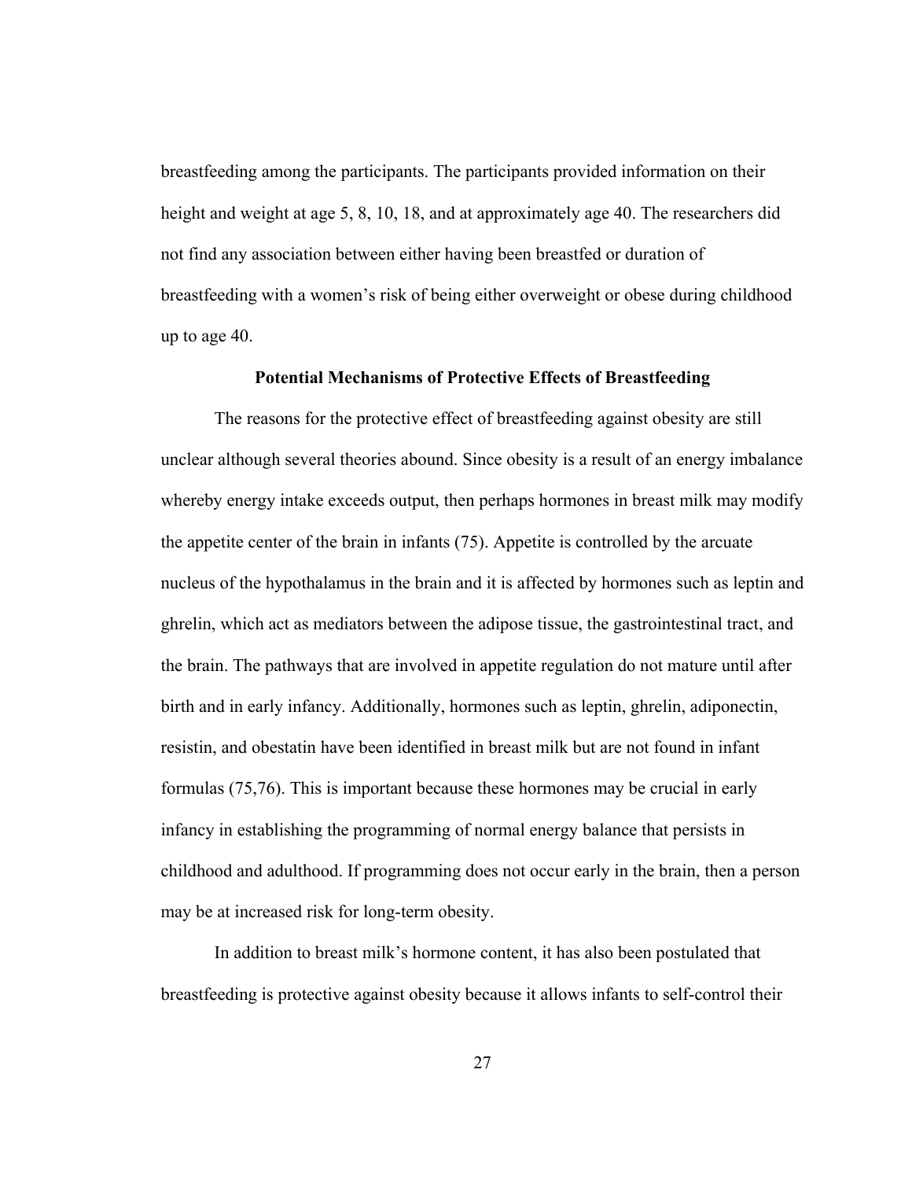breastfeeding among the participants. The participants provided information on their height and weight at age 5, 8, 10, 18, and at approximately age 40. The researchers did not find any association between either having been breastfed or duration of breastfeeding with a women's risk of being either overweight or obese during childhood up to age 40.

### Potential Mechanisms of Protective Effects of Breastfeeding

The reasons for the protective effect of breastfeeding against obesity are still unclear although several theories abound. Since obesity is a result of an energy imbalance whereby energy intake exceeds output, then perhaps hormones in breast milk may modify the appetite center of the brain in infants (75). Appetite is controlled by the arcuate nucleus of the hypothalamus in the brain and it is affected by hormones such as leptin and ghrelin, which act as mediators between the adipose tissue, the gastrointestinal tract, and the brain. The pathways that are involved in appetite regulation do not mature until after birth and in early infancy. Additionally, hormones such as leptin, ghrelin, adiponectin, resistin, and obestatin have been identified in breast milk but are not found in infant formulas (75,76). This is important because these hormones may be crucial in early infancy in establishing the programming of normal energy balance that persists in childhood and adulthood. If programming does not occur early in the brain, then a person may be at increased risk for long-term obesity.

In addition to breast milk's hormone content, it has also been postulated that breastfeeding is protective against obesity because it allows infants to self-control their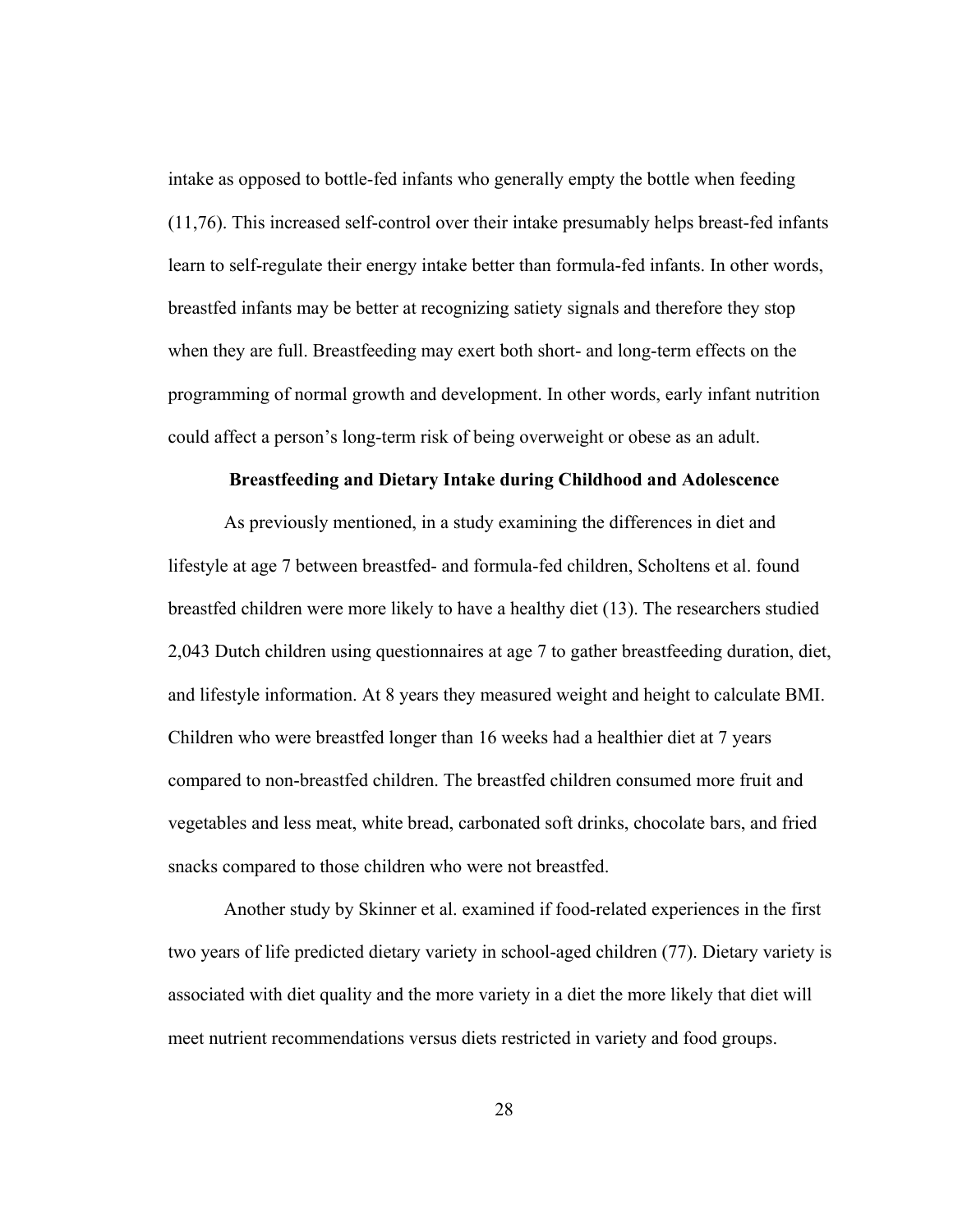intake as opposed to bottle-fed infants who generally empty the bottle when feeding (11,76). This increased self-control over their intake presumably helps breast-fed infants learn to self-regulate their energy intake better than formula-fed infants. In other words, breastfed infants may be better at recognizing satiety signals and therefore they stop when they are full. Breastfeeding may exert both short- and long-term effects on the programming of normal growth and development. In other words, early infant nutrition could affect a person's long-term risk of being overweight or obese as an adult.

## Breastfeeding and Dietary Intake during Childhood and Adolescence

As previously mentioned, in a study examining the differences in diet and lifestyle at age 7 between breastfed- and formula-fed children, Scholtens et al. found breastfed children were more likely to have a healthy diet (13). The researchers studied 2,043 Dutch children using questionnaires at age 7 to gather breastfeeding duration, diet, and lifestyle information. At 8 years they measured weight and height to calculate BMI. Children who were breastfed longer than 16 weeks had a healthier diet at 7 years compared to non-breastfed children. The breastfed children consumed more fruit and vegetables and less meat, white bread, carbonated soft drinks, chocolate bars, and fried snacks compared to those children who were not breastfed.

Another study by Skinner et al. examined if food-related experiences in the first two years of life predicted dietary variety in school-aged children (77). Dietary variety is associated with diet quality and the more variety in a diet the more likely that diet will meet nutrient recommendations versus diets restricted in variety and food groups.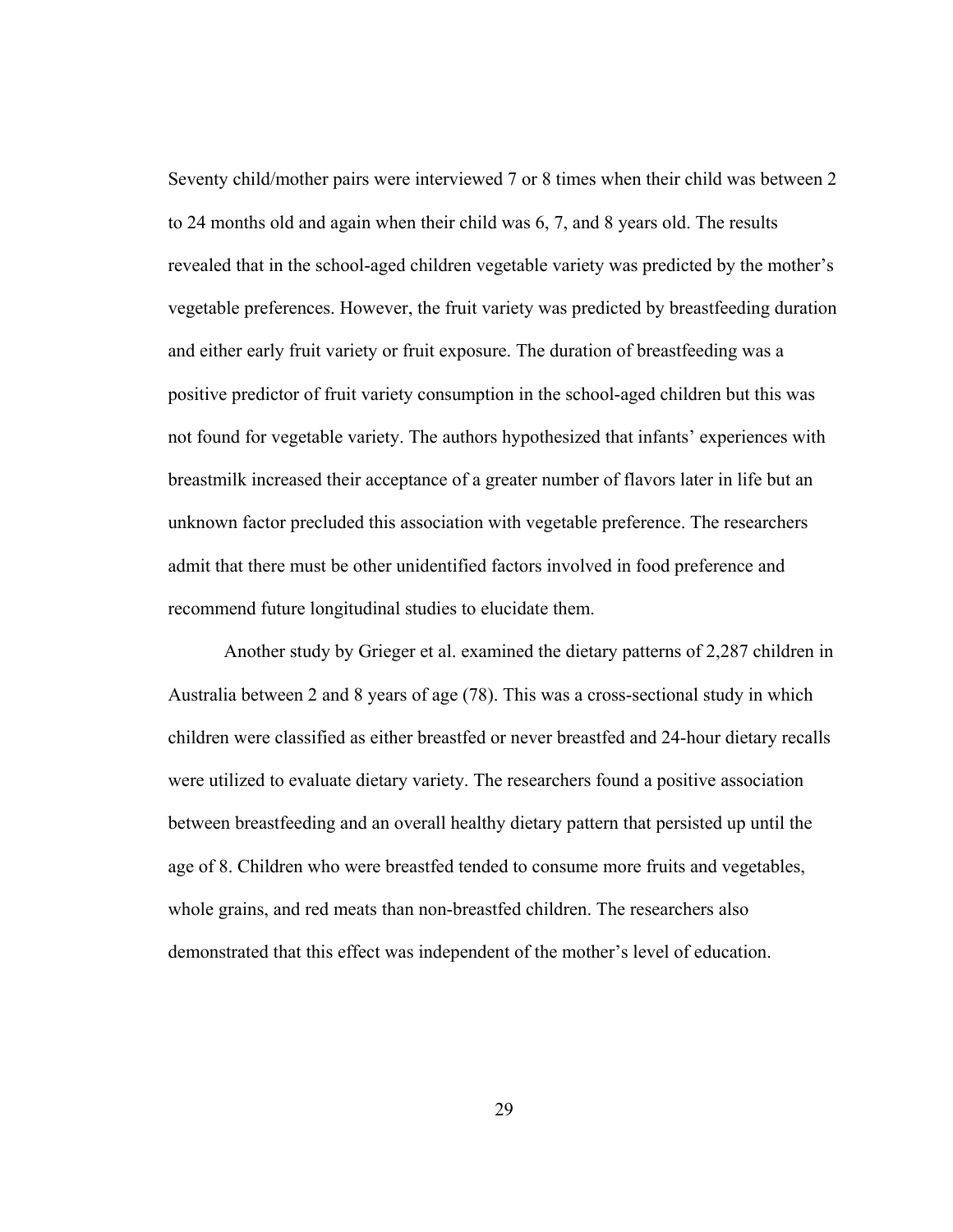Seventy child/mother pairs were interviewed 7 or 8 times when their child was between 2 to 24 months old and again when their child was 6, 7, and 8 years old. The results revealed that in the school-aged children vegetable variety was predicted by the mother's vegetable preferences. However, the fruit variety was predicted by breastfeeding duration and either early fruit variety or fruit exposure. The duration of breastfeeding was a positive predictor of fruit variety consumption in the school-aged children but this was not found for vegetable variety. The authors hypothesized that infants' experiences with breastmilk increased their acceptance of a greater number of flavors later in life but an unknown factor precluded this association with vegetable preference. The researchers admit that there must be other unidentified factors involved in food preference and recommend future longitudinal studies to elucidate them.

Another study by Grieger et al. examined the dietary patterns of 2,287 children in Australia between 2 and 8 years of age (78). This was a cross-sectional study in which children were classified as either breastfed or never breastfed and 24-hour dietary recalls were utilized to evaluate dietary variety. The researchers found a positive association between breastfeeding and an overall healthy dietary pattern that persisted up until the age of 8. Children who were breastfed tended to consume more fruits and vegetables, whole grains, and red meats than non-breastfed children. The researchers also demonstrated that this effect was independent of the mother's level of education.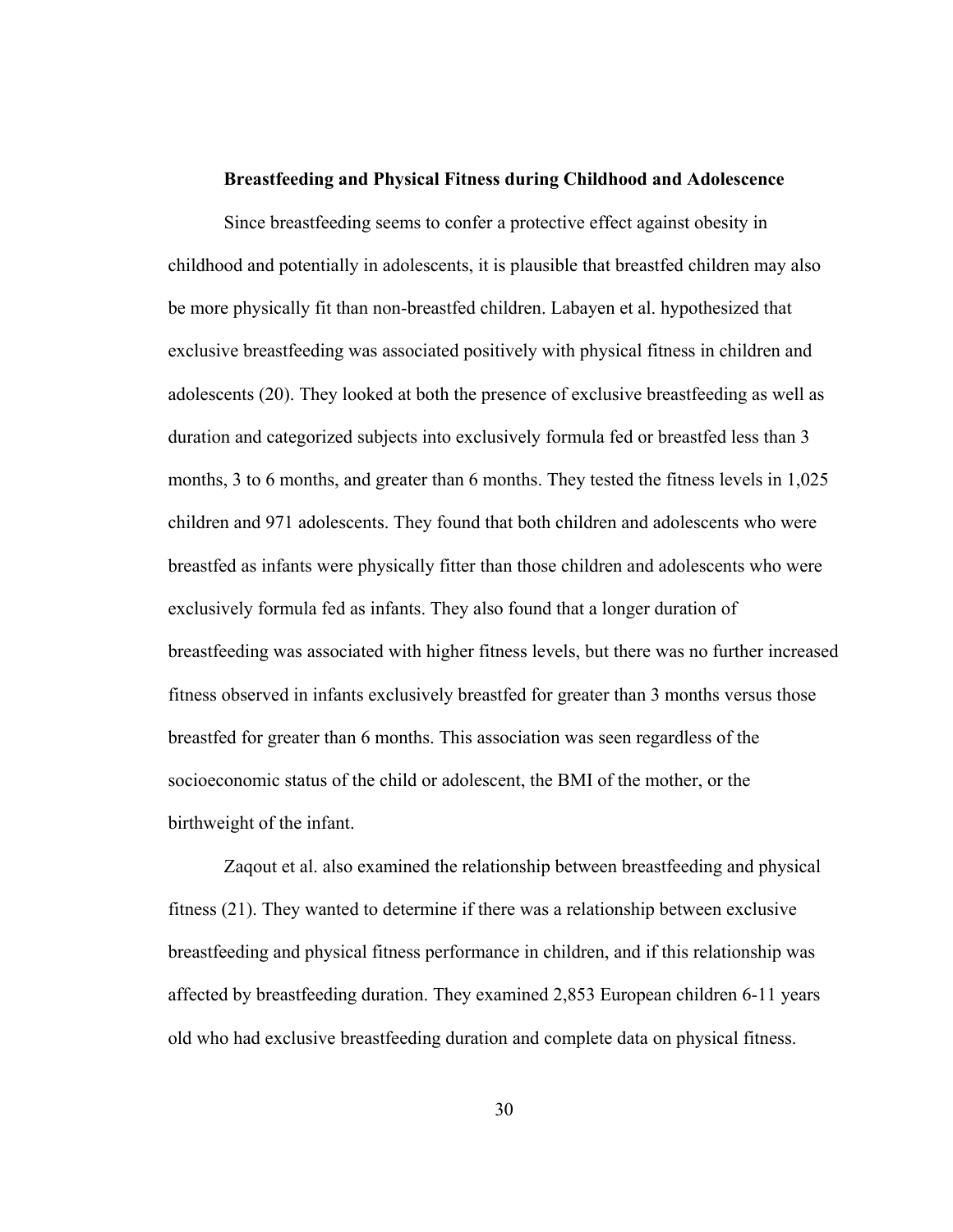### Breastfeeding and Physical Fitness during Childhood and Adolescence

Since breastfeeding seems to confer a protective effect against obesity in childhood and potentially in adolescents, it is plausible that breastfed children may also be more physically fit than non-breastfed children. Labayen et al. hypothesized that exclusive breastfeeding was associated positively with physical fitness in children and adolescents (20). They looked at both the presence of exclusive breastfeeding as well as duration and categorized subjects into exclusively formula fed or breastfed less than 3 months, 3 to 6 months, and greater than 6 months. They tested the fitness levels in 1,025 children and 971 adolescents. They found that both children and adolescents who were breastfed as infants were physically fitter than those children and adolescents who were exclusively formula fed as infants. They also found that a longer duration of breastfeeding was associated with higher fitness levels, but there was no further increased fitness observed in infants exclusively breastfed for greater than 3 months versus those breastfed for greater than 6 months. This association was seen regardless of the socioeconomic status of the child or adolescent, the BMI of the mother, or the birthweight of the infant.

Zaqout et al. also examined the relationship between breastfeeding and physical fitness (21). They wanted to determine if there was a relationship between exclusive breastfeeding and physical fitness performance in children, and if this relationship was affected by breastfeeding duration. They examined 2,853 European children 6-11 years old who had exclusive breastfeeding duration and complete data on physical fitness.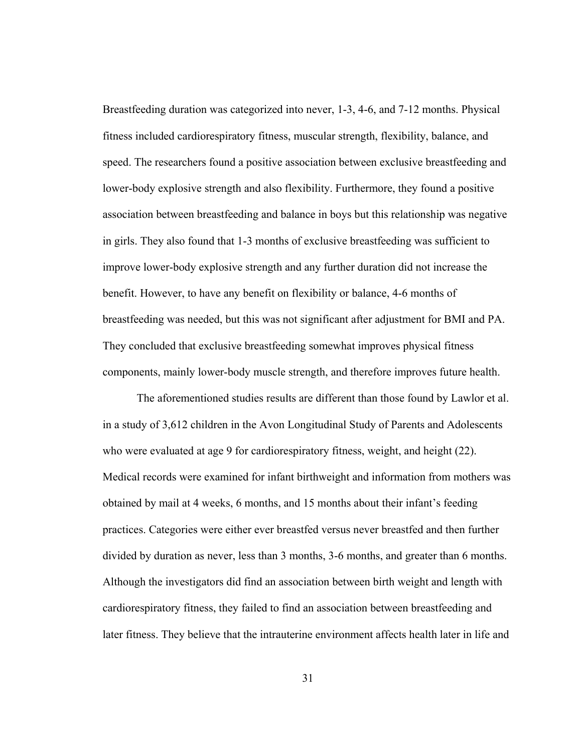Breastfeeding duration was categorized into never, 1-3, 4-6, and 7-12 months. Physical fitness included cardiorespiratory fitness, muscular strength, flexibility, balance, and speed. The researchers found a positive association between exclusive breastfeeding and lower-body explosive strength and also flexibility. Furthermore, they found a positive association between breastfeeding and balance in boys but this relationship was negative in girls. They also found that 1-3 months of exclusive breastfeeding was sufficient to improve lower-body explosive strength and any further duration did not increase the benefit. However, to have any benefit on flexibility or balance, 4-6 months of breastfeeding was needed, but this was not significant after adjustment for BMI and PA. They concluded that exclusive breastfeeding somewhat improves physical fitness components, mainly lower-body muscle strength, and therefore improves future health.

The aforementioned studies results are different than those found by Lawlor et al. in a study of 3,612 children in the Avon Longitudinal Study of Parents and Adolescents who were evaluated at age 9 for cardiorespiratory fitness, weight, and height (22). Medical records were examined for infant birthweight and information from mothers was obtained by mail at 4 weeks, 6 months, and 15 months about their infant's feeding practices. Categories were either ever breastfed versus never breastfed and then further divided by duration as never, less than 3 months, 3-6 months, and greater than 6 months. Although the investigators did find an association between birth weight and length with cardiorespiratory fitness, they failed to find an association between breastfeeding and later fitness. They believe that the intrauterine environment affects health later in life and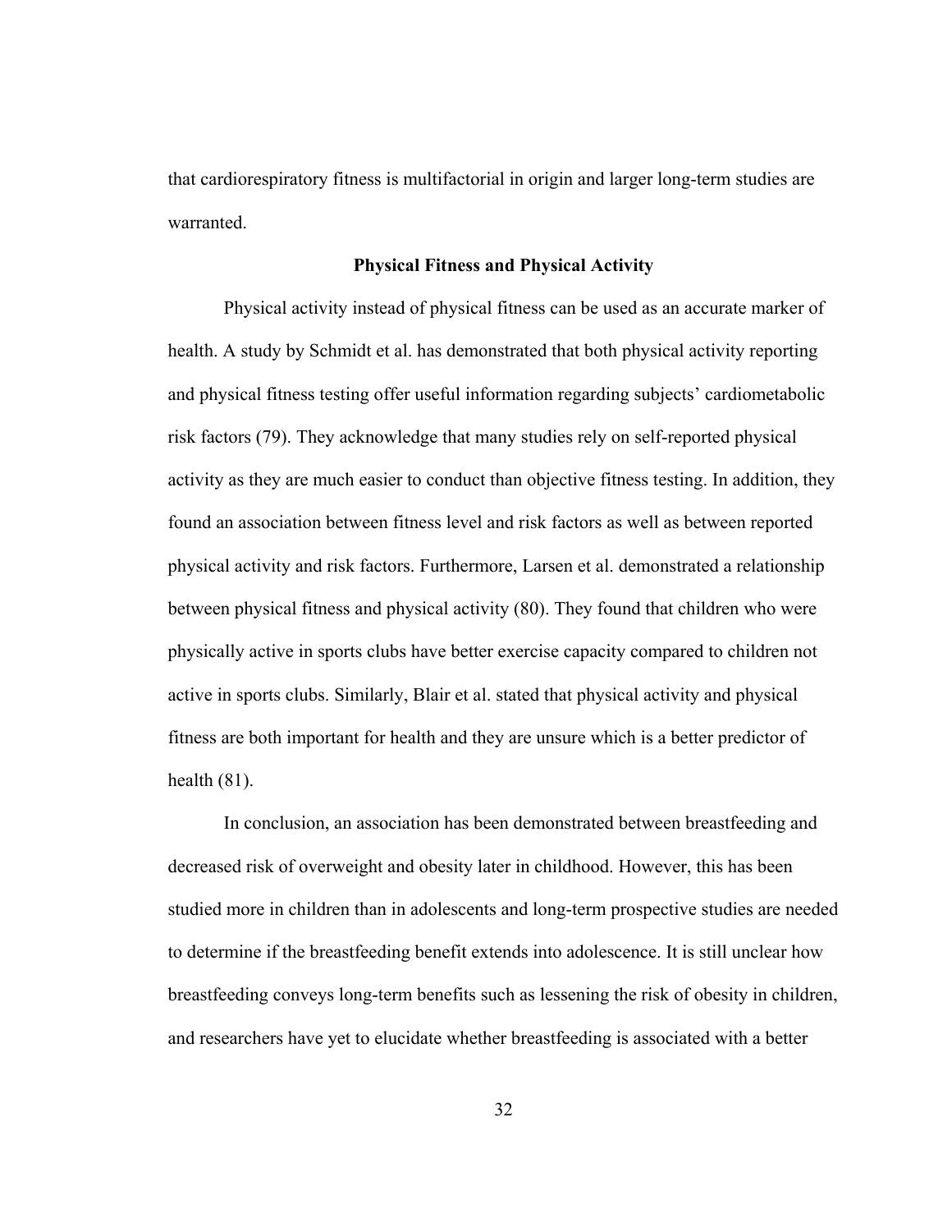that cardiorespiratory fitness is multifactorial in origin and larger long-term studies are warranted.

## Physical Fitness and Physical Activity

Physical activity instead of physical fitness can be used as an accurate marker of health. A study by Schmidt et al. has demonstrated that both physical activity reporting and physical fitness testing offer useful information regarding subjects' cardiometabolic risk factors (79). They acknowledge that many studies rely on self-reported physical activity as they are much easier to conduct than objective fitness testing. In addition, they found an association between fitness level and risk factors as well as between reported physical activity and risk factors. Furthermore, Larsen et al. demonstrated a relationship between physical fitness and physical activity (80). They found that children who were physically active in sports clubs have better exercise capacity compared to children not active in sports clubs. Similarly, Blair et al. stated that physical activity and physical fitness are both important for health and they are unsure which is a better predictor of health (81).

In conclusion, an association has been demonstrated between breastfeeding and decreased risk of overweight and obesity later in childhood. However, this has been studied more in children than in adolescents and long-term prospective studies are needed to determine if the breastfeeding benefit extends into adolescence. It is still unclear how breastfeeding conveys long-term benefits such as lessening the risk of obesity in children, and researchers have yet to elucidate whether breastfeeding is associated with a better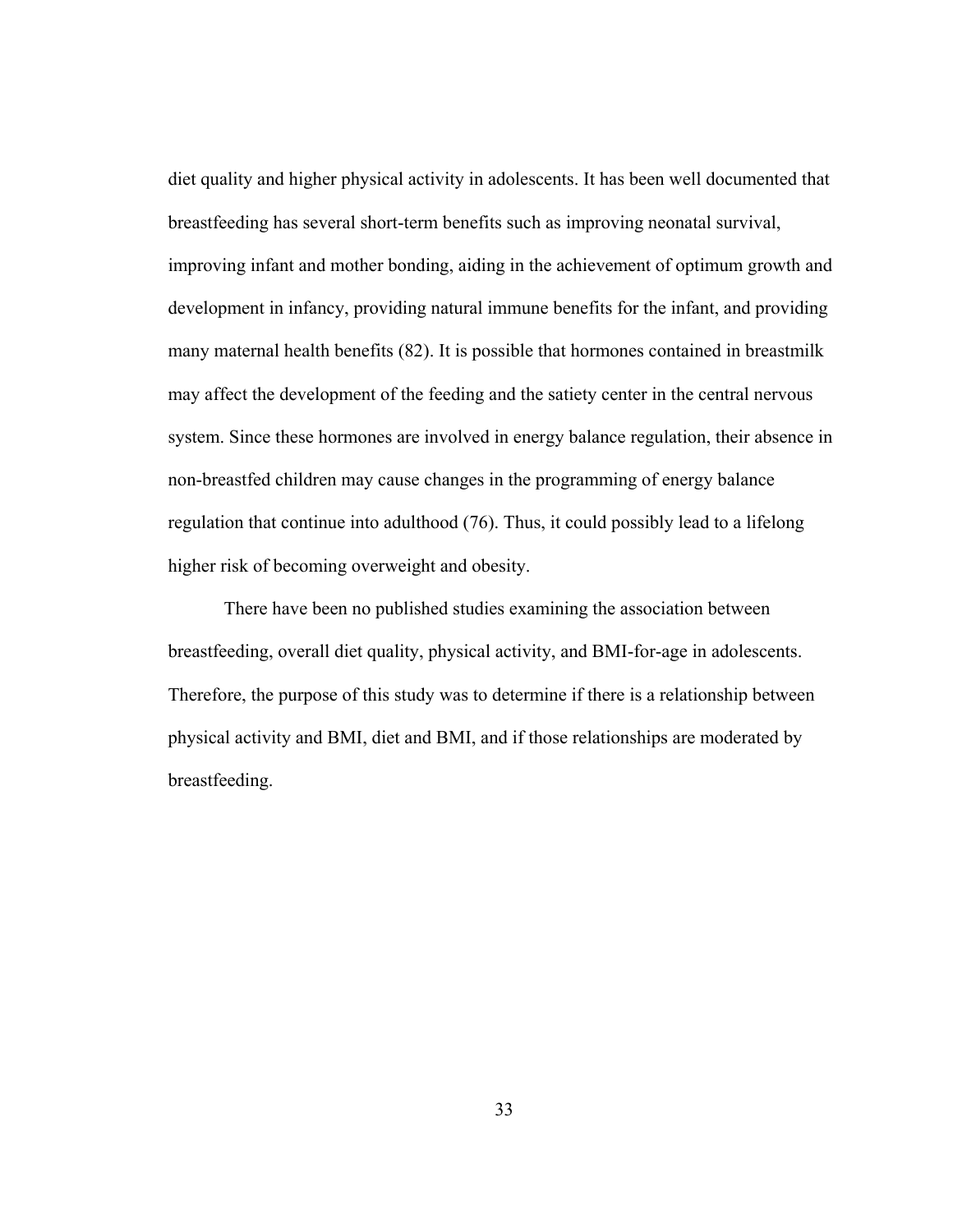diet quality and higher physical activity in adolescents. It has been well documented that breastfeeding has several short-term benefits such as improving neonatal survival, improving infant and mother bonding, aiding in the achievement of optimum growth and development in infancy, providing natural immune benefits for the infant, and providing many maternal health benefits (82). It is possible that hormones contained in breastmilk may affect the development of the feeding and the satiety center in the central nervous system. Since these hormones are involved in energy balance regulation, their absence in non-breastfed children may cause changes in the programming of energy balance regulation that continue into adulthood (76). Thus, it could possibly lead to a lifelong higher risk of becoming overweight and obesity.

There have been no published studies examining the association between breastfeeding, overall diet quality, physical activity, and BMI-for-age in adolescents. Therefore, the purpose of this study was to determine if there is a relationship between physical activity and BMI, diet and BMI, and if those relationships are moderated by breastfeeding.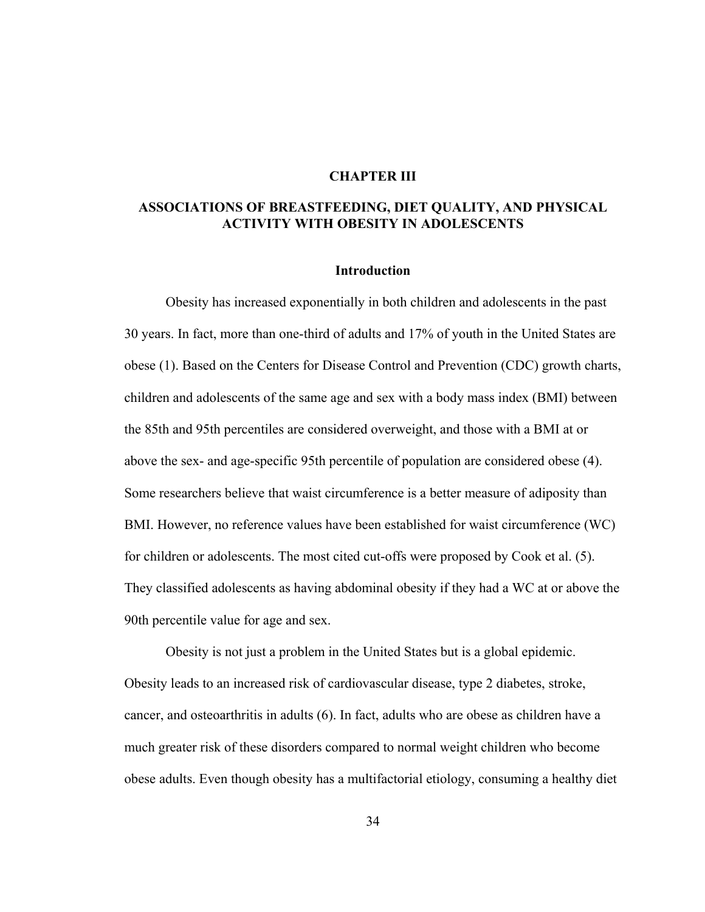# CHAPTER III

## ASSOCIATIONS OF BREASTFEEDING, DIET QUALITY, AND PHYSICAL ACTIVITY WITH OBESITY IN ADOLESCENTS

### Introduction

Obesity has increased exponentially in both children and adolescents in the past 30 years. In fact, more than one-third of adults and 17% of youth in the United States are obese (1). Based on the Centers for Disease Control and Prevention (CDC) growth charts, children and adolescents of the same age and sex with a body mass index (BMI) between the 85th and 95th percentiles are considered overweight, and those with a BMI at or above the sex- and age-specific 95th percentile of population are considered obese (4). Some researchers believe that waist circumference is a better measure of adiposity than BMI. However, no reference values have been established for waist circumference (WC) for children or adolescents. The most cited cut-offs were proposed by Cook et al. (5). They classified adolescents as having abdominal obesity if they had a WC at or above the 90th percentile value for age and sex.

Obesity is not just a problem in the United States but is a global epidemic. Obesity leads to an increased risk of cardiovascular disease, type 2 diabetes, stroke, cancer, and osteoarthritis in adults (6). In fact, adults who are obese as children have a much greater risk of these disorders compared to normal weight children who become obese adults. Even though obesity has a multifactorial etiology, consuming a healthy diet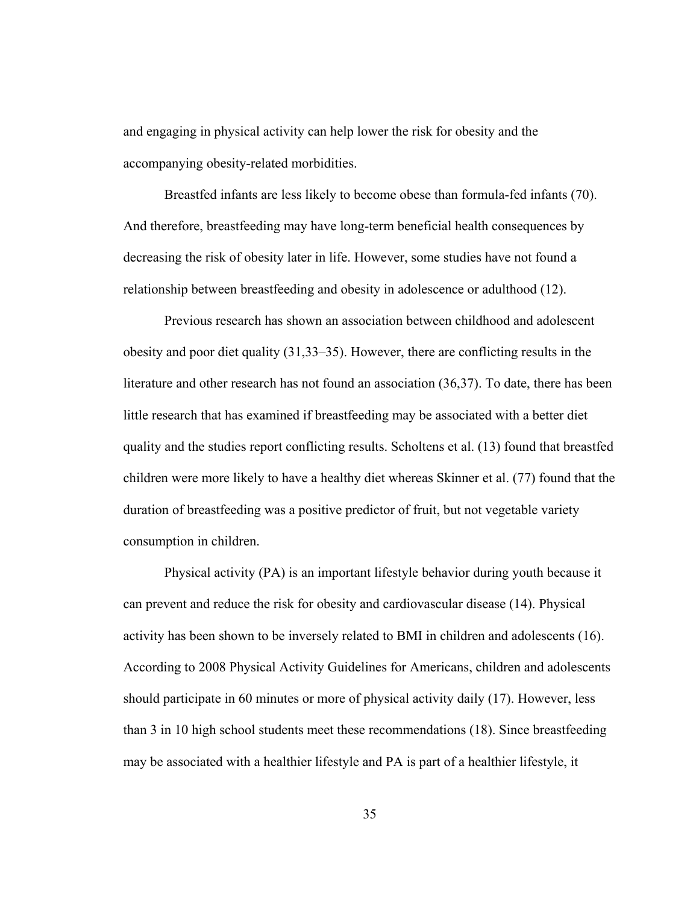and engaging in physical activity can help lower the risk for obesity and the accompanying obesity-related morbidities.

Breastfed infants are less likely to become obese than formula-fed infants (70). And therefore, breastfeeding may have long-term beneficial health consequences by decreasing the risk of obesity later in life. However, some studies have not found a relationship between breastfeeding and obesity in adolescence or adulthood (12).

Previous research has shown an association between childhood and adolescent obesity and poor diet quality (31,33–35). However, there are conflicting results in the literature and other research has not found an association (36,37). To date, there has been little research that has examined if breastfeeding may be associated with a better diet quality and the studies report conflicting results. Scholtens et al. (13) found that breastfed children were more likely to have a healthy diet whereas Skinner et al. (77) found that the duration of breastfeeding was a positive predictor of fruit, but not vegetable variety consumption in children.

Physical activity (PA) is an important lifestyle behavior during youth because it can prevent and reduce the risk for obesity and cardiovascular disease (14). Physical activity has been shown to be inversely related to BMI in children and adolescents (16). According to 2008 Physical Activity Guidelines for Americans, children and adolescents should participate in 60 minutes or more of physical activity daily (17). However, less than 3 in 10 high school students meet these recommendations (18). Since breastfeeding may be associated with a healthier lifestyle and PA is part of a healthier lifestyle, it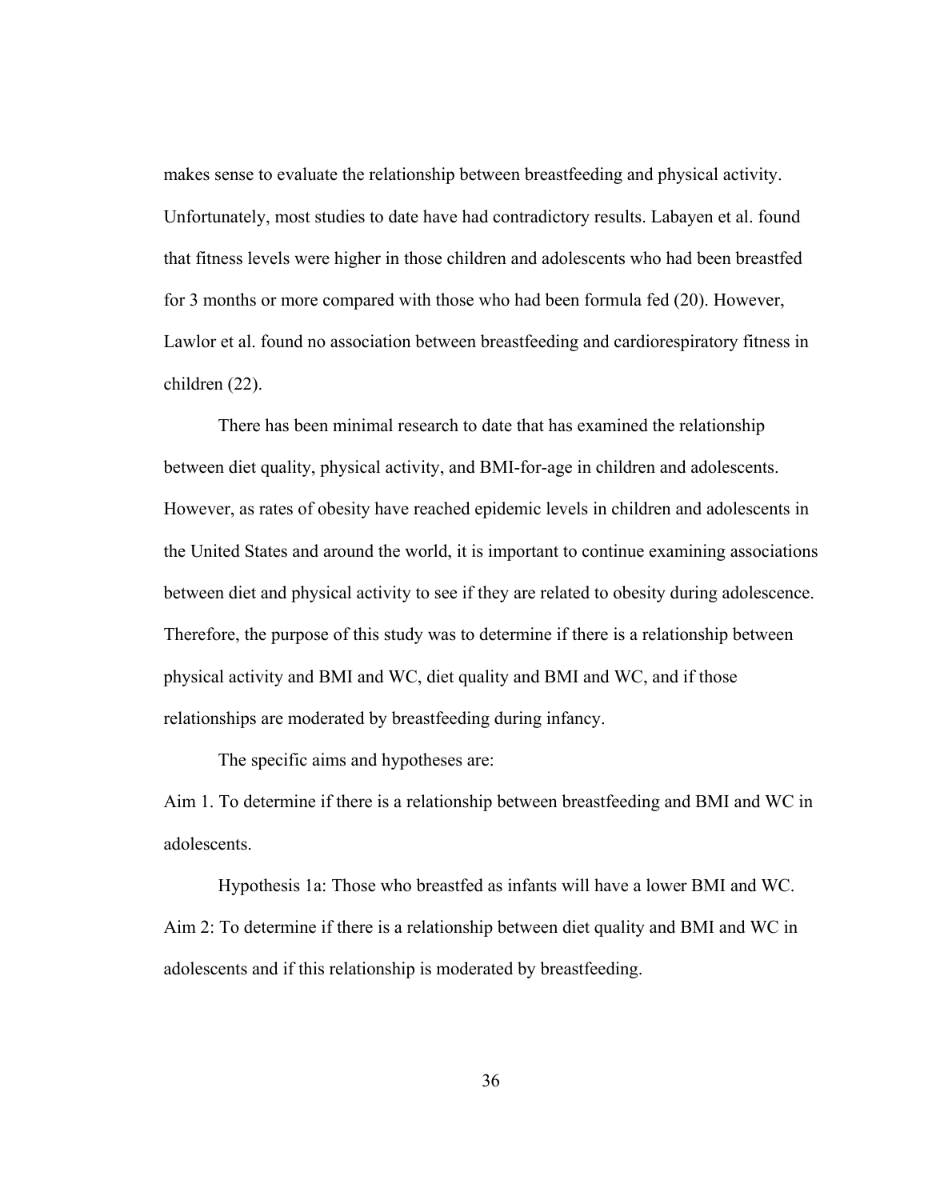makes sense to evaluate the relationship between breastfeeding and physical activity. Unfortunately, most studies to date have had contradictory results. Labayen et al. found that fitness levels were higher in those children and adolescents who had been breastfed for 3 months or more compared with those who had been formula fed (20). However, Lawlor et al. found no association between breastfeeding and cardiorespiratory fitness in children (22).

There has been minimal research to date that has examined the relationship between diet quality, physical activity, and BMI-for-age in children and adolescents. However, as rates of obesity have reached epidemic levels in children and adolescents in the United States and around the world, it is important to continue examining associations between diet and physical activity to see if they are related to obesity during adolescence. Therefore, the purpose of this study was to determine if there is a relationship between physical activity and BMI and WC, diet quality and BMI and WC, and if those relationships are moderated by breastfeeding during infancy.

The specific aims and hypotheses are:

Aim 1. To determine if there is a relationship between breastfeeding and BMI and WC in adolescents.

Hypothesis 1a: Those who breastfed as infants will have a lower BMI and WC.

Aim 2: To determine if there is a relationship between diet quality and BMI and WC in adolescents and if this relationship is moderated by breastfeeding.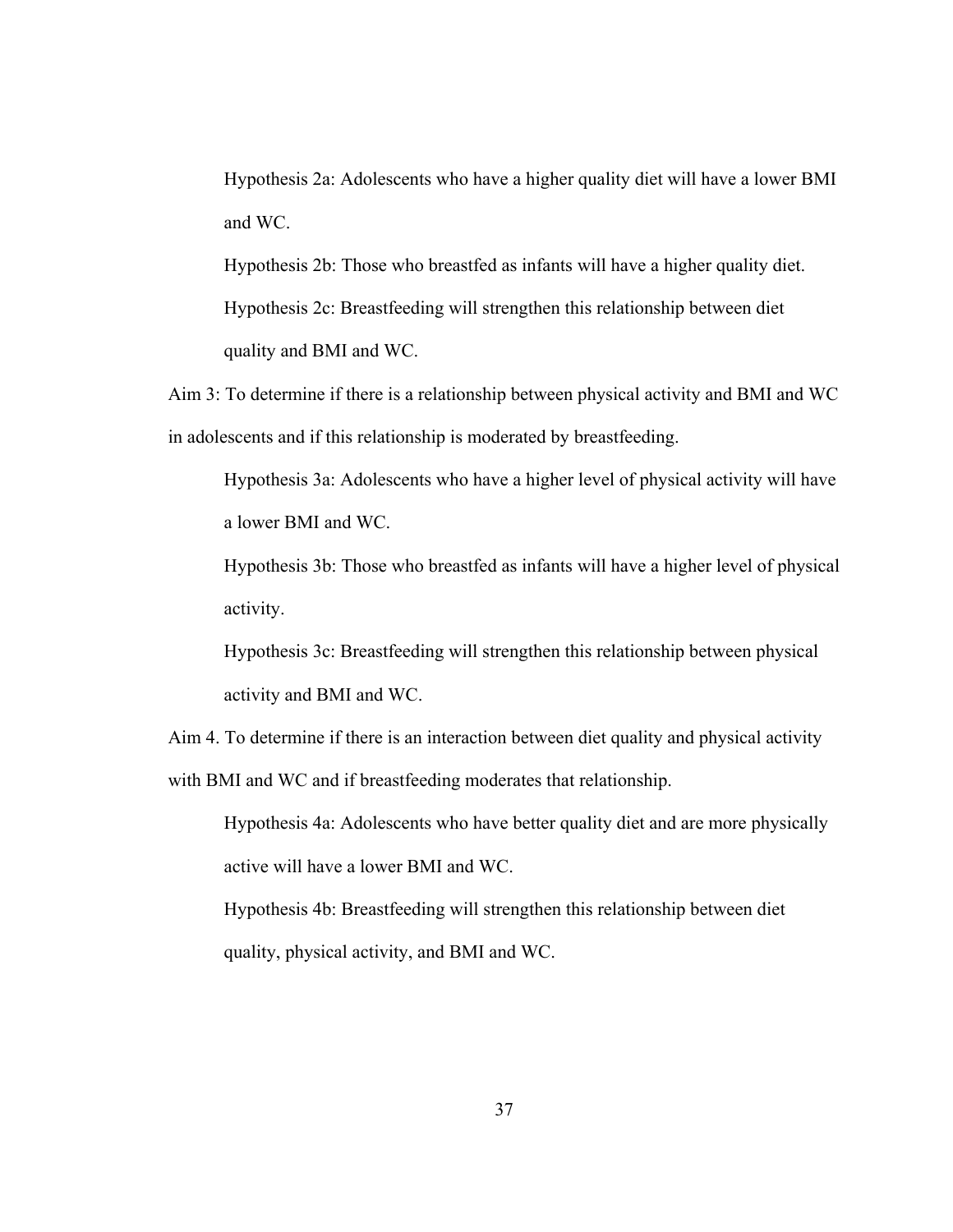Hypothesis 2a: Adolescents who have a higher quality diet will have a lower BMI and WC.

Hypothesis 2b: Those who breastfed as infants will have a higher quality diet.

Hypothesis 2c: Breastfeeding will strengthen this relationship between diet quality and BMI and WC.

Aim 3: To determine if there is a relationship between physical activity and BMI and WC in adolescents and if this relationship is moderated by breastfeeding.

Hypothesis 3a: Adolescents who have a higher level of physical activity will have a lower BMI and WC.

Hypothesis 3b: Those who breastfed as infants will have a higher level of physical activity.

Hypothesis 3c: Breastfeeding will strengthen this relationship between physical activity and BMI and WC.

Aim 4. To determine if there is an interaction between diet quality and physical activity with BMI and WC and if breastfeeding moderates that relationship.

Hypothesis 4a: Adolescents who have better quality diet and are more physically active will have a lower BMI and WC.

Hypothesis 4b: Breastfeeding will strengthen this relationship between diet quality, physical activity, and BMI and WC.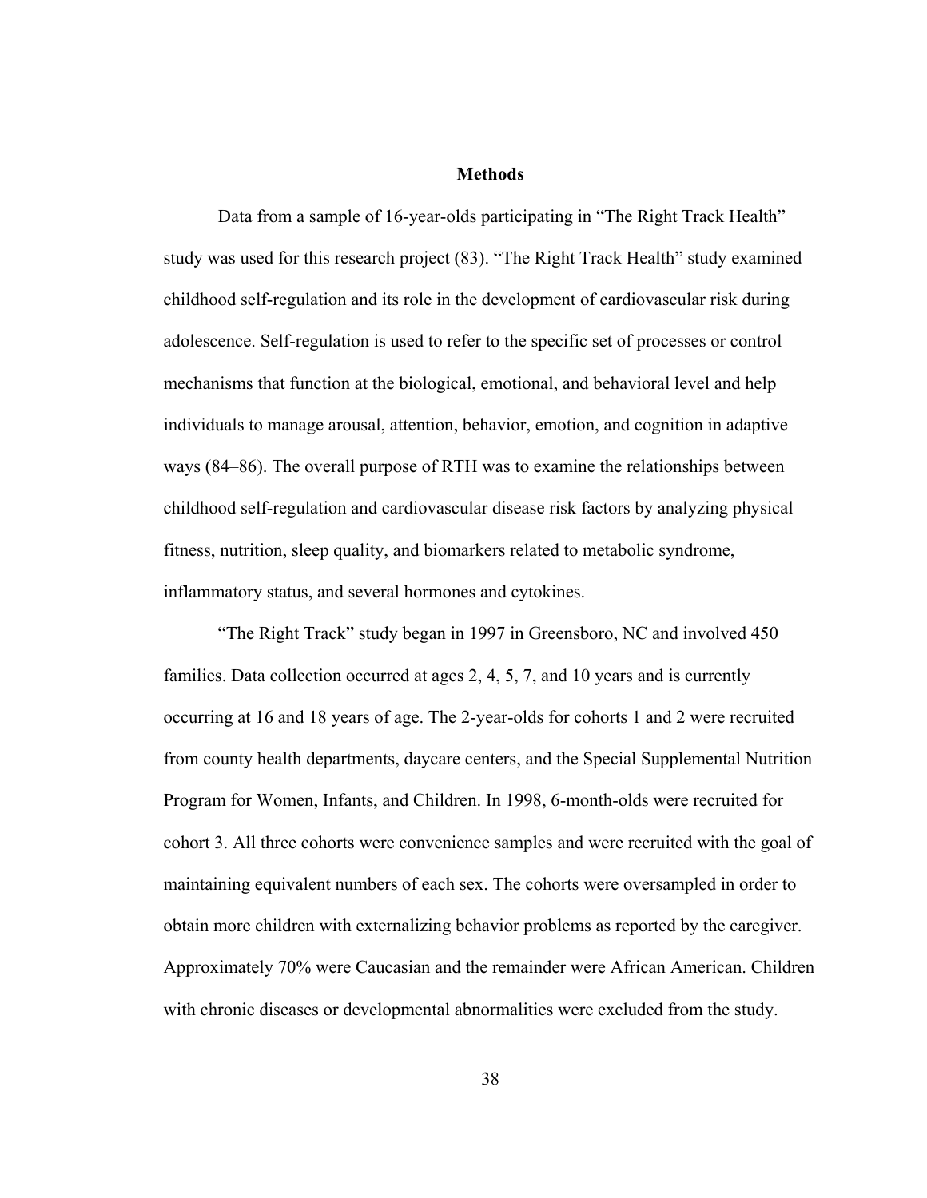## Methods

Data from a sample of 16-year-olds participating in "The Right Track Health" study was used for this research project (83). "The Right Track Health" study examined childhood self-regulation and its role in the development of cardiovascular risk during adolescence. Self-regulation is used to refer to the specific set of processes or control mechanisms that function at the biological, emotional, and behavioral level and help individuals to manage arousal, attention, behavior, emotion, and cognition in adaptive ways (84–86). The overall purpose of RTH was to examine the relationships between childhood self-regulation and cardiovascular disease risk factors by analyzing physical fitness, nutrition, sleep quality, and biomarkers related to metabolic syndrome, inflammatory status, and several hormones and cytokines.

"The Right Track" study began in 1997 in Greensboro, NC and involved 450 families. Data collection occurred at ages 2, 4, 5, 7, and 10 years and is currently occurring at 16 and 18 years of age. The 2-year-olds for cohorts 1 and 2 were recruited from county health departments, daycare centers, and the Special Supplemental Nutrition Program for Women, Infants, and Children. In 1998, 6-month-olds were recruited for cohort 3. All three cohorts were convenience samples and were recruited with the goal of maintaining equivalent numbers of each sex. The cohorts were oversampled in order to obtain more children with externalizing behavior problems as reported by the caregiver. Approximately 70% were Caucasian and the remainder were African American. Children with chronic diseases or developmental abnormalities were excluded from the study.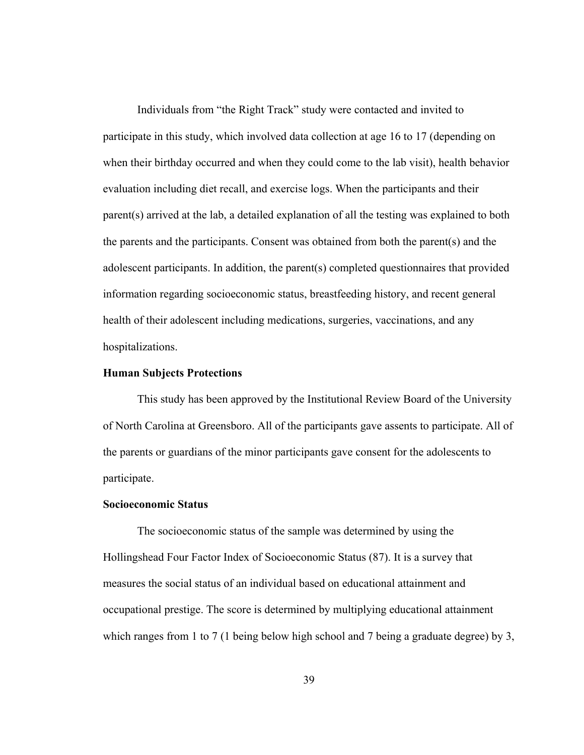Individuals from "the Right Track" study were contacted and invited to participate in this study, which involved data collection at age 16 to 17 (depending on when their birthday occurred and when they could come to the lab visit), health behavior evaluation including diet recall, and exercise logs. When the participants and their parent(s) arrived at the lab, a detailed explanation of all the testing was explained to both the parents and the participants. Consent was obtained from both the parent(s) and the adolescent participants. In addition, the parent(s) completed questionnaires that provided information regarding socioeconomic status, breastfeeding history, and recent general health of their adolescent including medications, surgeries, vaccinations, and any hospitalizations.

**Human Subjects Protections**

This study has been approved by the Institutional Review Board of the University of North Carolina at Greensboro. All of the participants gave assents to participate. All of the parents or guardians of the minor participants gave consent for the adolescents to participate.

**Socioeconomic Status**

The socioeconomic status of the sample was determined by using the Hollingshead Four Factor Index of Socioeconomic Status (87). It is a survey that measures the social status of an individual based on educational attainment and occupational prestige. The score is determined by multiplying educational attainment which ranges from 1 to 7 (1 being below high school and 7 being a graduate degree) by 3,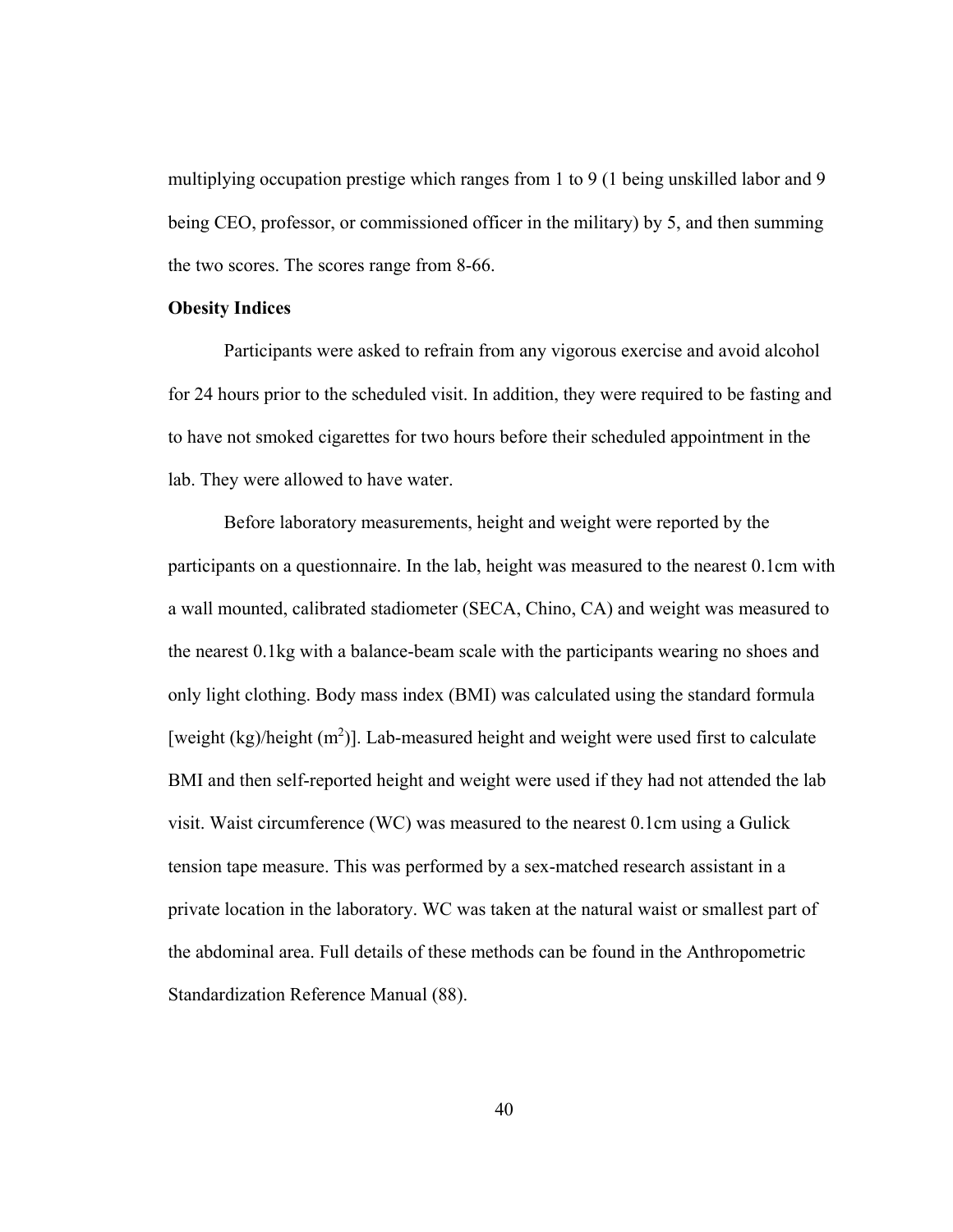multiplying occupation prestige which ranges from 1 to 9 (1 being unskilled labor and 9 being CEO, professor, or commissioned officer in the military) by 5, and then summing the two scores. The scores range from 8-66.

**Obesity Indices**

Participants were asked to refrain from any vigorous exercise and avoid alcohol for 24 hours prior to the scheduled visit. In addition, they were required to be fasting and to have not smoked cigarettes for two hours before their scheduled appointment in the lab. They were allowed to have water.

Before laboratory measurements, height and weight were reported by the participants on a questionnaire. In the lab, height was measured to the nearest 0.1cm with a wall mounted, calibrated stadiometer (SECA, Chino, CA) and weight was measured to the nearest 0.1kg with a balance-beam scale with the participants wearing no shoes and only light clothing. Body mass index (BMI) was calculated using the standard formula [weight (kg)/height ($m^2$)]. Lab-measured height and weight were used first to calculate BMI and then self-reported height and weight were used if they had not attended the lab visit. Waist circumference (WC) was measured to the nearest 0.1cm using a Gulick tension tape measure. This was performed by a sex-matched research assistant in a private location in the laboratory. WC was taken at the natural waist or smallest part of the abdominal area. Full details of these methods can be found in the Anthropometric Standardization Reference Manual (88).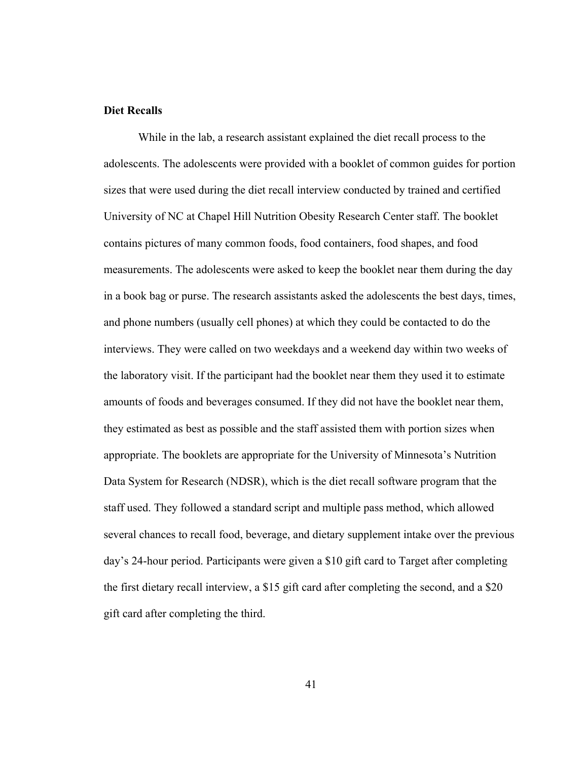**Diet Recalls**

While in the lab, a research assistant explained the diet recall process to the adolescents. The adolescents were provided with a booklet of common guides for portion sizes that were used during the diet recall interview conducted by trained and certified University of NC at Chapel Hill Nutrition Obesity Research Center staff. The booklet contains pictures of many common foods, food containers, food shapes, and food measurements. The adolescents were asked to keep the booklet near them during the day in a book bag or purse. The research assistants asked the adolescents the best days, times, and phone numbers (usually cell phones) at which they could be contacted to do the interviews. They were called on two weekdays and a weekend day within two weeks of the laboratory visit. If the participant had the booklet near them they used it to estimate amounts of foods and beverages consumed. If they did not have the booklet near them, they estimated as best as possible and the staff assisted them with portion sizes when appropriate. The booklets are appropriate for the University of Minnesota's Nutrition Data System for Research (NDSR), which is the diet recall software program that the staff used. They followed a standard script and multiple pass method, which allowed several chances to recall food, beverage, and dietary supplement intake over the previous day's 24-hour period. Participants were given a $10 gift card to Target after completing the first dietary recall interview, a $15 gift card after completing the second, and a $20 gift card after completing the third.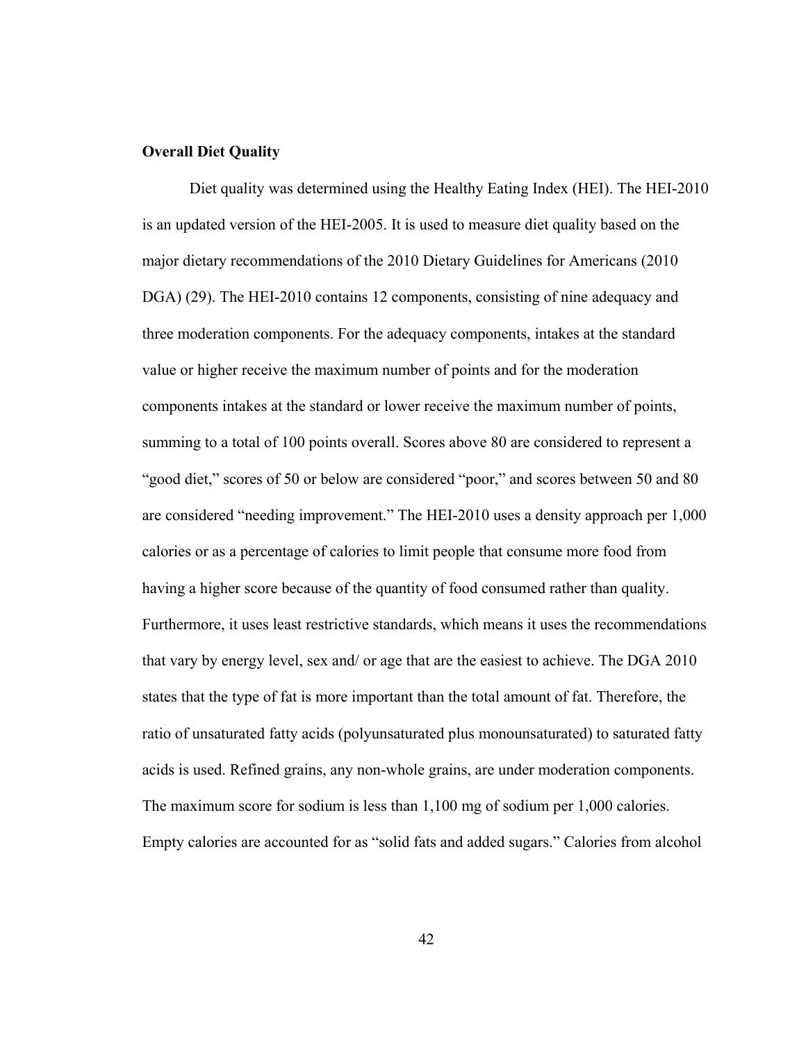**Overall Diet Quality**

Diet quality was determined using the Healthy Eating Index (HEI). The HEI-2010 is an updated version of the HEI-2005. It is used to measure diet quality based on the major dietary recommendations of the 2010 Dietary Guidelines for Americans (2010 DGA) (29). The HEI-2010 contains 12 components, consisting of nine adequacy and three moderation components. For the adequacy components, intakes at the standard value or higher receive the maximum number of points and for the moderation components intakes at the standard or lower receive the maximum number of points, summing to a total of 100 points overall. Scores above 80 are considered to represent a "good diet," scores of 50 or below are considered "poor," and scores between 50 and 80 are considered "needing improvement." The HEI-2010 uses a density approach per 1,000 calories or as a percentage of calories to limit people that consume more food from having a higher score because of the quantity of food consumed rather than quality. Furthermore, it uses least restrictive standards, which means it uses the recommendations that vary by energy level, sex and/ or age that are the easiest to achieve. The DGA 2010 states that the type of fat is more important than the total amount of fat. Therefore, the ratio of unsaturated fatty acids (polyunsaturated plus monounsaturated) to saturated fatty acids is used. Refined grains, any non-whole grains, are under moderation components. The maximum score for sodium is less than 1,100 mg of sodium per 1,000 calories. Empty calories are accounted for as "solid fats and added sugars." Calories from alcohol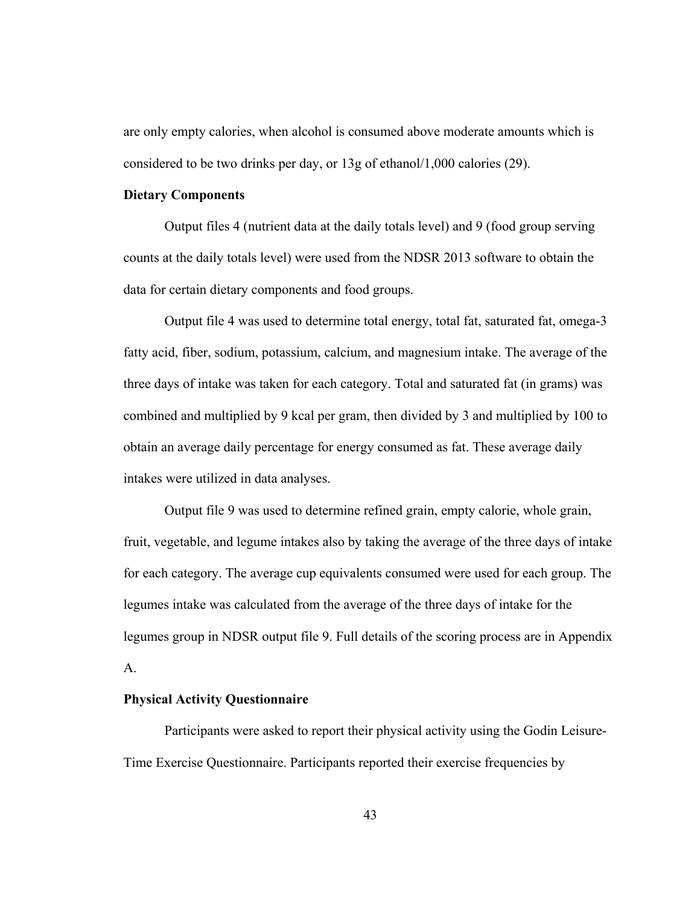are only empty calories, when alcohol is consumed above moderate amounts which is considered to be two drinks per day, or 13g of ethanol/1,000 calories (29).

### Dietary Components

Output files 4 (nutrient data at the daily totals level) and 9 (food group serving counts at the daily totals level) were used from the NDSR 2013 software to obtain the data for certain dietary components and food groups.

Output file 4 was used to determine total energy, total fat, saturated fat, omega-3 fatty acid, fiber, sodium, potassium, calcium, and magnesium intake. The average of the three days of intake was taken for each category. Total and saturated fat (in grams) was combined and multiplied by 9 kcal per gram, then divided by 3 and multiplied by 100 to obtain an average daily percentage for energy consumed as fat. These average daily intakes were utilized in data analyses.

Output file 9 was used to determine refined grain, empty calorie, whole grain, fruit, vegetable, and legume intakes also by taking the average of the three days of intake for each category. The average cup equivalents consumed were used for each group. The legumes intake was calculated from the average of the three days of intake for the legumes group in NDSR output file 9. Full details of the scoring process are in Appendix A.

### Physical Activity Questionnaire

Participants were asked to report their physical activity using the Godin Leisure-Time Exercise Questionnaire. Participants reported their exercise frequencies by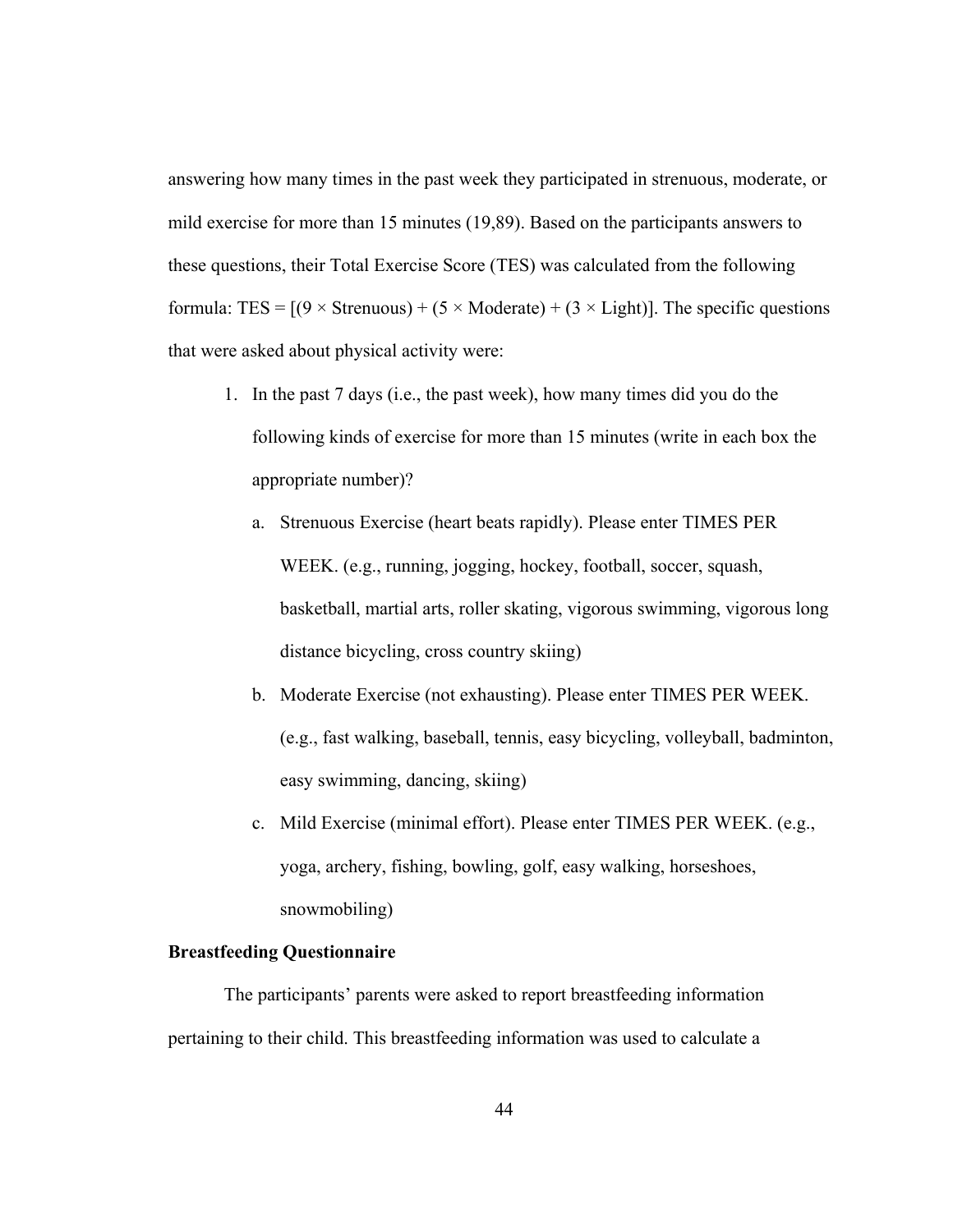answering how many times in the past week they participated in strenuous, moderate, or mild exercise for more than 15 minutes (19,89). Based on the participants answers to these questions, their Total Exercise Score (TES) was calculated from the following formula: TES = [(9 × Strenuous) + (5 × Moderate) + (3 × Light)]. The specific questions that were asked about physical activity were:

1. In the past 7 days (i.e., the past week), how many times did you do the following kinds of exercise for more than 15 minutes (write in each box the appropriate number)?
    a. Strenuous Exercise (heart beats rapidly). Please enter TIMES PER WEEK. (e.g., running, jogging, hockey, football, soccer, squash, basketball, martial arts, roller skating, vigorous swimming, vigorous long distance bicycling, cross country skiing)
    b. Moderate Exercise (not exhausting). Please enter TIMES PER WEEK. (e.g., fast walking, baseball, tennis, easy bicycling, volleyball, badminton, easy swimming, dancing, skiing)
    c. Mild Exercise (minimal effort). Please enter TIMES PER WEEK. (e.g., yoga, archery, fishing, bowling, golf, easy walking, horseshoes, snowmobiling)

**Breastfeeding Questionnaire**

The participants' parents were asked to report breastfeeding information pertaining to their child. This breastfeeding information was used to calculate a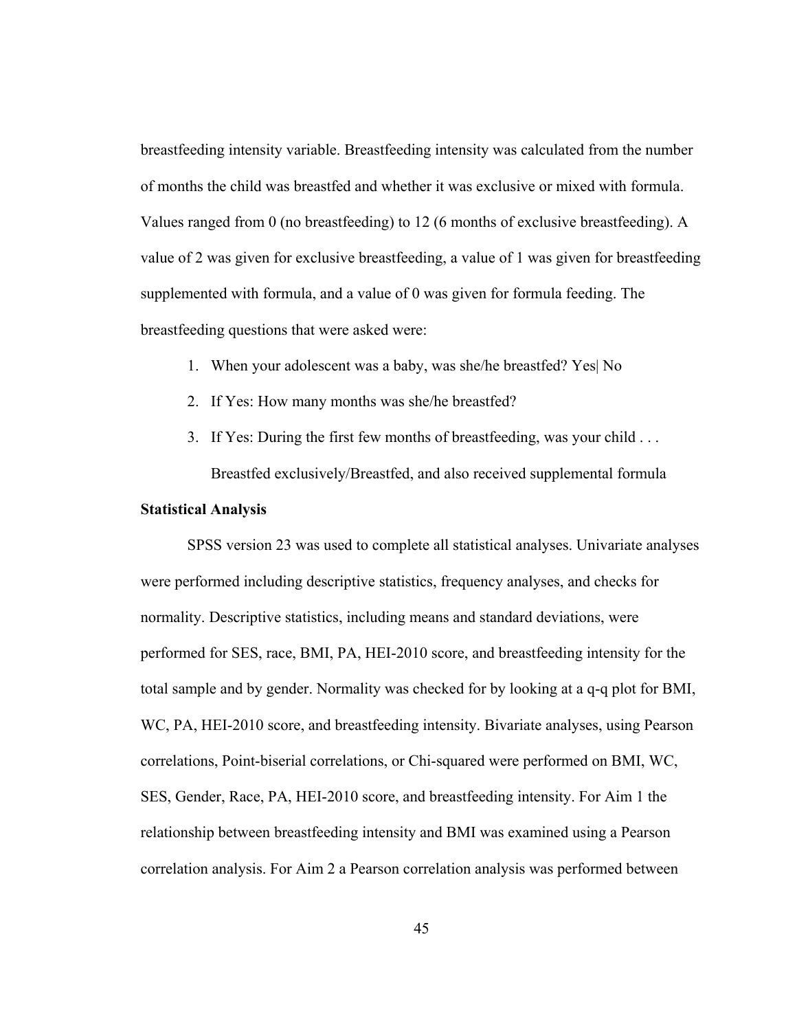breastfeeding intensity variable. Breastfeeding intensity was calculated from the number of months the child was breastfed and whether it was exclusive or mixed with formula. Values ranged from 0 (no breastfeeding) to 12 (6 months of exclusive breastfeeding). A value of 2 was given for exclusive breastfeeding, a value of 1 was given for breastfeeding supplemented with formula, and a value of 0 was given for formula feeding. The breastfeeding questions that were asked were:

1. When your adolescent was a baby, was she/he breastfed? Yes| No
2. If Yes: How many months was she/he breastfed?
3. If Yes: During the first few months of breastfeeding, was your child . . .

   Breastfed exclusively/Breastfed, and also received supplemental formula

**Statistical Analysis**

SPSS version 23 was used to complete all statistical analyses. Univariate analyses were performed including descriptive statistics, frequency analyses, and checks for normality. Descriptive statistics, including means and standard deviations, were performed for SES, race, BMI, PA, HEI-2010 score, and breastfeeding intensity for the total sample and by gender. Normality was checked for by looking at a q-q plot for BMI, WC, PA, HEI-2010 score, and breastfeeding intensity. Bivariate analyses, using Pearson correlations, Point-biserial correlations, or Chi-squared were performed on BMI, WC, SES, Gender, Race, PA, HEI-2010 score, and breastfeeding intensity. For Aim 1 the relationship between breastfeeding intensity and BMI was examined using a Pearson correlation analysis. For Aim 2 a Pearson correlation analysis was performed between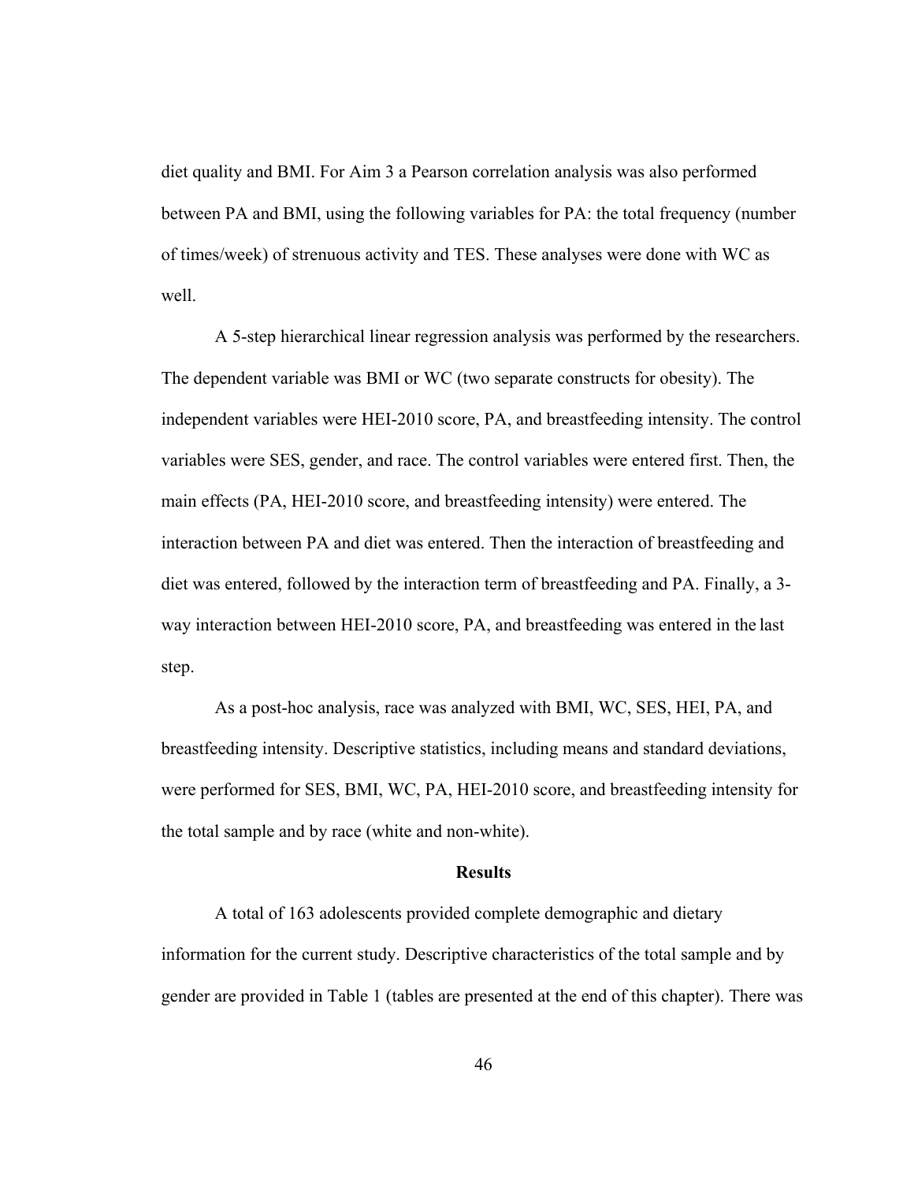diet quality and BMI. For Aim 3 a Pearson correlation analysis was also performed between PA and BMI, using the following variables for PA: the total frequency (number of times/week) of strenuous activity and TES. These analyses were done with WC as well.

A 5-step hierarchical linear regression analysis was performed by the researchers. The dependent variable was BMI or WC (two separate constructs for obesity). The independent variables were HEI-2010 score, PA, and breastfeeding intensity. The control variables were SES, gender, and race. The control variables were entered first. Then, the main effects (PA, HEI-2010 score, and breastfeeding intensity) were entered. The interaction between PA and diet was entered. Then the interaction of breastfeeding and diet was entered, followed by the interaction term of breastfeeding and PA. Finally, a 3-way interaction between HEI-2010 score, PA, and breastfeeding was entered in the last step.

As a post-hoc analysis, race was analyzed with BMI, WC, SES, HEI, PA, and breastfeeding intensity. Descriptive statistics, including means and standard deviations, were performed for SES, BMI, WC, PA, HEI-2010 score, and breastfeeding intensity for the total sample and by race (white and non-white).

## Results

A total of 163 adolescents provided complete demographic and dietary information for the current study. Descriptive characteristics of the total sample and by gender are provided in Table 1 (tables are presented at the end of this chapter). There was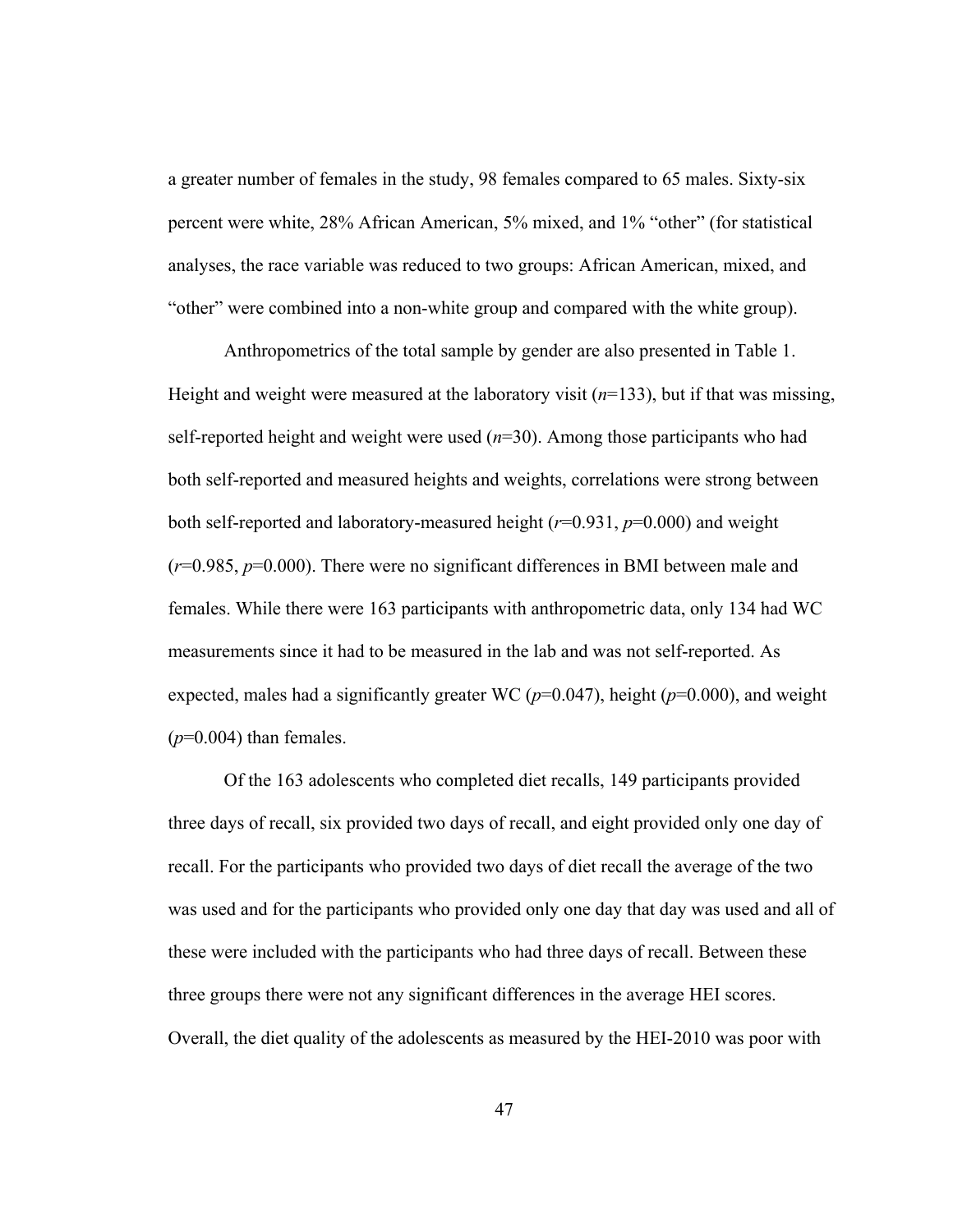a greater number of females in the study, 98 females compared to 65 males. Sixty-six percent were white, 28% African American, 5% mixed, and 1% "other" (for statistical analyses, the race variable was reduced to two groups: African American, mixed, and "other" were combined into a non-white group and compared with the white group).

Anthropometrics of the total sample by gender are also presented in Table 1. Height and weight were measured at the laboratory visit ($n$=133), but if that was missing, self-reported height and weight were used ($n$=30). Among those participants who had both self-reported and measured heights and weights, correlations were strong between both self-reported and laboratory-measured height ($r$=0.931, $p$=0.000) and weight ($r$=0.985, $p$=0.000). There were no significant differences in BMI between male and females. While there were 163 participants with anthropometric data, only 134 had WC measurements since it had to be measured in the lab and was not self-reported. As expected, males had a significantly greater WC ($p$=0.047), height ($p$=0.000), and weight ($p$=0.004) than females.

Of the 163 adolescents who completed diet recalls, 149 participants provided three days of recall, six provided two days of recall, and eight provided only one day of recall. For the participants who provided two days of diet recall the average of the two was used and for the participants who provided only one day that day was used and all of these were included with the participants who had three days of recall. Between these three groups there were not any significant differences in the average HEI scores. Overall, the diet quality of the adolescents as measured by the HEI-2010 was poor with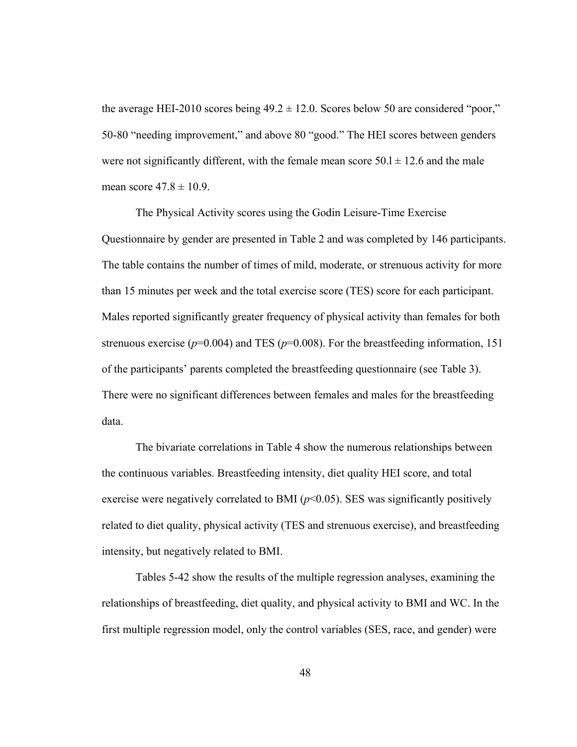the average HEI-2010 scores being $49.2 \pm 12.0$. Scores below 50 are considered "poor," 50-80 "needing improvement," and above 80 "good." The HEI scores between genders were not significantly different, with the female mean score $50.1 \pm 12.6$ and the male mean score $47.8 \pm 10.9$.

The Physical Activity scores using the Godin Leisure-Time Exercise Questionnaire by gender are presented in Table 2 and was completed by 146 participants. The table contains the number of times of mild, moderate, or strenuous activity for more than 15 minutes per week and the total exercise score (TES) score for each participant. Males reported significantly greater frequency of physical activity than females for both strenuous exercise ($p$=0.004) and TES ($p$=0.008). For the breastfeeding information, 151 of the participants' parents completed the breastfeeding questionnaire (see Table 3). There were no significant differences between females and males for the breastfeeding data.

The bivariate correlations in Table 4 show the numerous relationships between the continuous variables. Breastfeeding intensity, diet quality HEI score, and total exercise were negatively correlated to BMI ($p$<0.05). SES was significantly positively related to diet quality, physical activity (TES and strenuous exercise), and breastfeeding intensity, but negatively related to BMI.

Tables 5-42 show the results of the multiple regression analyses, examining the relationships of breastfeeding, diet quality, and physical activity to BMI and WC. In the first multiple regression model, only the control variables (SES, race, and gender) were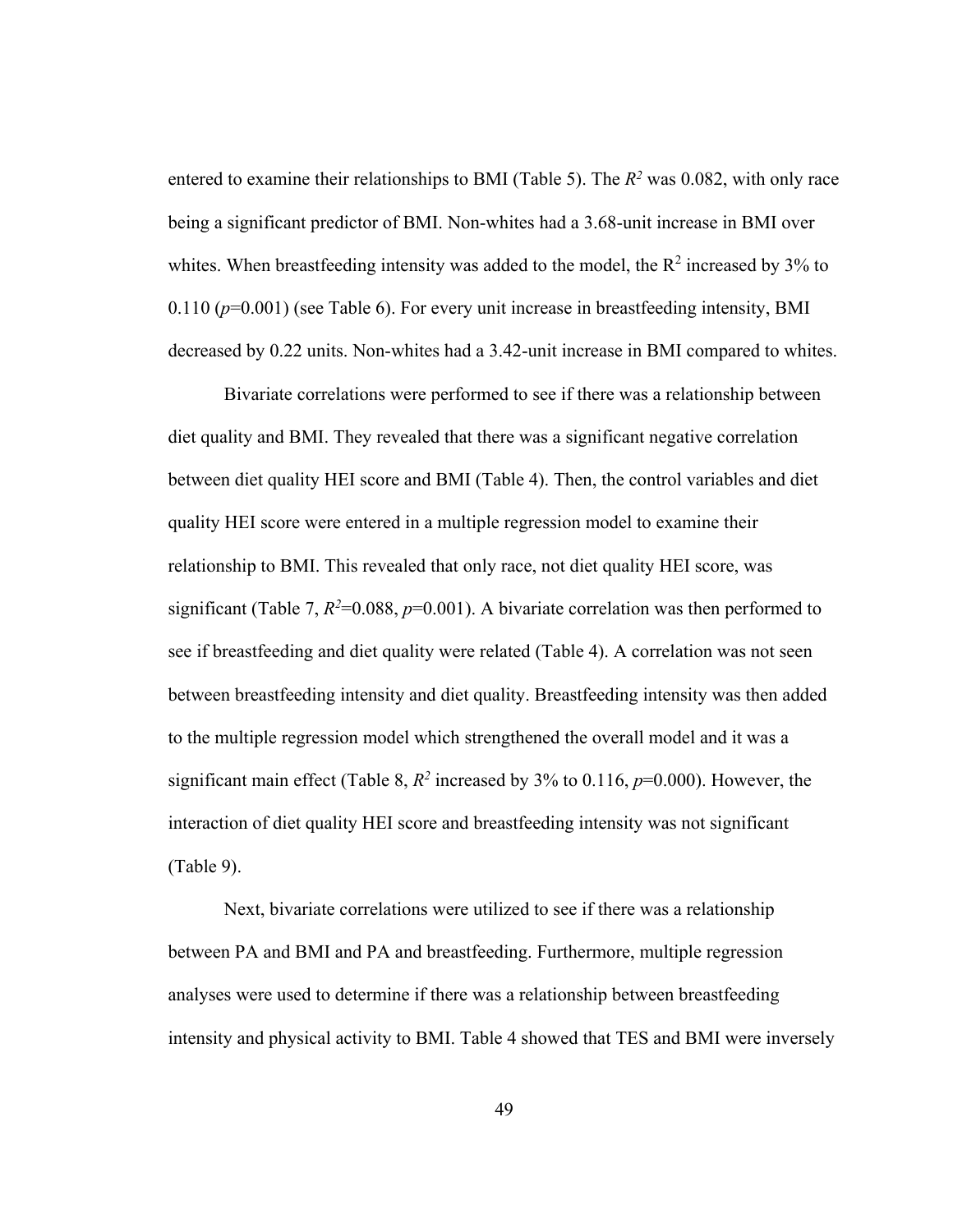entered to examine their relationships to BMI (Table 5). The $R^2$ was 0.082, with only race being a significant predictor of BMI. Non-whites had a 3.68-unit increase in BMI over whites. When breastfeeding intensity was added to the model, the $R^2$ increased by 3% to 0.110 ($p$=0.001) (see Table 6). For every unit increase in breastfeeding intensity, BMI decreased by 0.22 units. Non-whites had a 3.42-unit increase in BMI compared to whites.

Bivariate correlations were performed to see if there was a relationship between diet quality and BMI. They revealed that there was a significant negative correlation between diet quality HEI score and BMI (Table 4). Then, the control variables and diet quality HEI score were entered in a multiple regression model to examine their relationship to BMI. This revealed that only race, not diet quality HEI score, was significant (Table 7, $R^2$=0.088, $p$=0.001). A bivariate correlation was then performed to see if breastfeeding and diet quality were related (Table 4). A correlation was not seen between breastfeeding intensity and diet quality. Breastfeeding intensity was then added to the multiple regression model which strengthened the overall model and it was a significant main effect (Table 8, $R^2$ increased by 3% to 0.116, $p$=0.000). However, the interaction of diet quality HEI score and breastfeeding intensity was not significant (Table 9).

Next, bivariate correlations were utilized to see if there was a relationship between PA and BMI and PA and breastfeeding. Furthermore, multiple regression analyses were used to determine if there was a relationship between breastfeeding intensity and physical activity to BMI. Table 4 showed that TES and BMI were inversely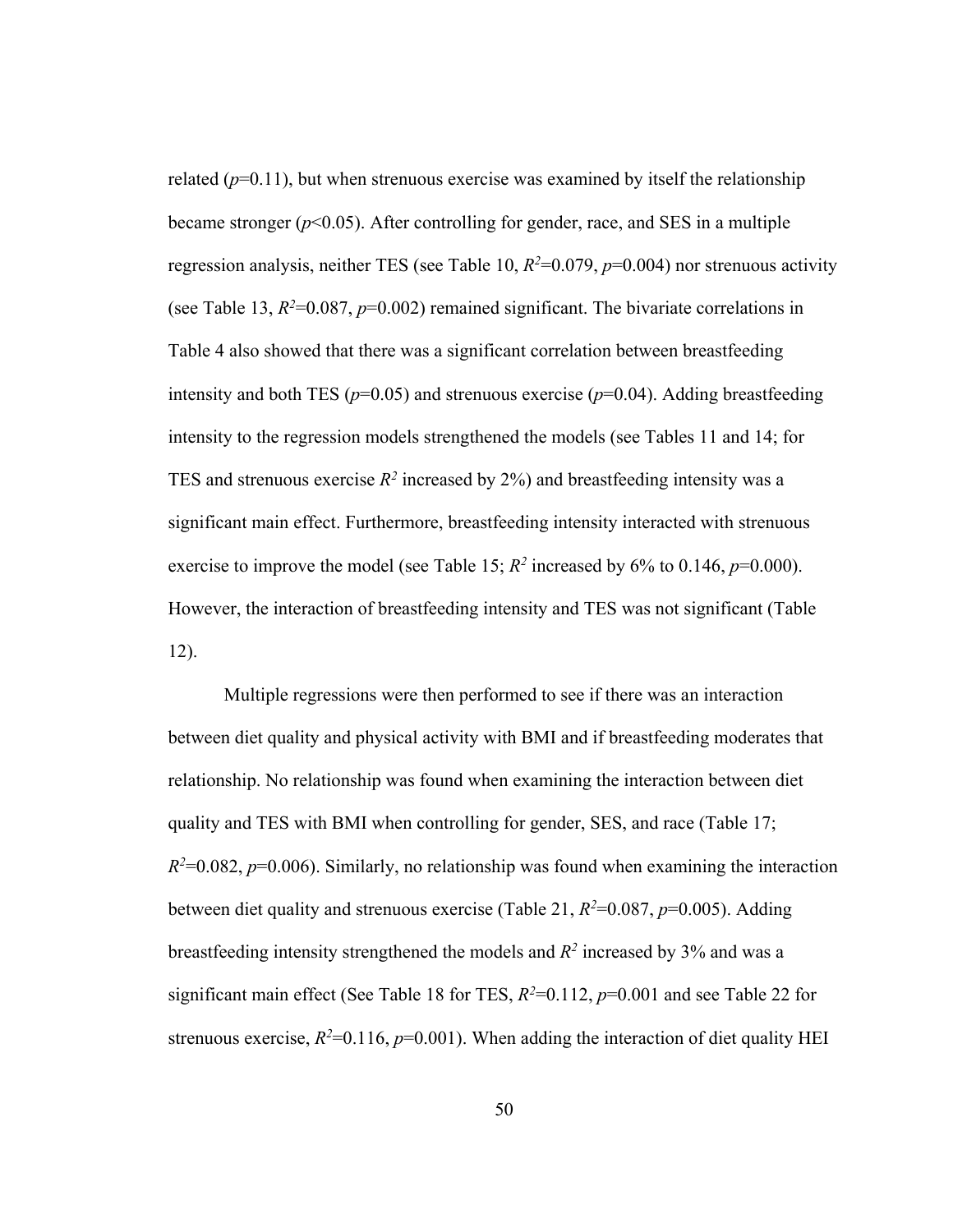related ($p$=0.11), but when strenuous exercise was examined by itself the relationship became stronger ($p$<0.05). After controlling for gender, race, and SES in a multiple regression analysis, neither TES (see Table 10, $R^2$=0.079, $p$=0.004) nor strenuous activity (see Table 13, $R^2$=0.087, $p$=0.002) remained significant. The bivariate correlations in Table 4 also showed that there was a significant correlation between breastfeeding intensity and both TES ($p$=0.05) and strenuous exercise ($p$=0.04). Adding breastfeeding intensity to the regression models strengthened the models (see Tables 11 and 14; for TES and strenuous exercise $R^2$ increased by 2%) and breastfeeding intensity was a significant main effect. Furthermore, breastfeeding intensity interacted with strenuous exercise to improve the model (see Table 15; $R^2$ increased by 6% to 0.146, $p$=0.000). However, the interaction of breastfeeding intensity and TES was not significant (Table 12).

Multiple regressions were then performed to see if there was an interaction between diet quality and physical activity with BMI and if breastfeeding moderates that relationship. No relationship was found when examining the interaction between diet quality and TES with BMI when controlling for gender, SES, and race (Table 17; $R^2$=0.082, $p$=0.006). Similarly, no relationship was found when examining the interaction between diet quality and strenuous exercise (Table 21, $R^2$=0.087, $p$=0.005). Adding breastfeeding intensity strengthened the models and $R^2$ increased by 3% and was a significant main effect (See Table 18 for TES, $R^2$=0.112, $p$=0.001 and see Table 22 for strenuous exercise, $R^2$=0.116, $p$=0.001). When adding the interaction of diet quality HEI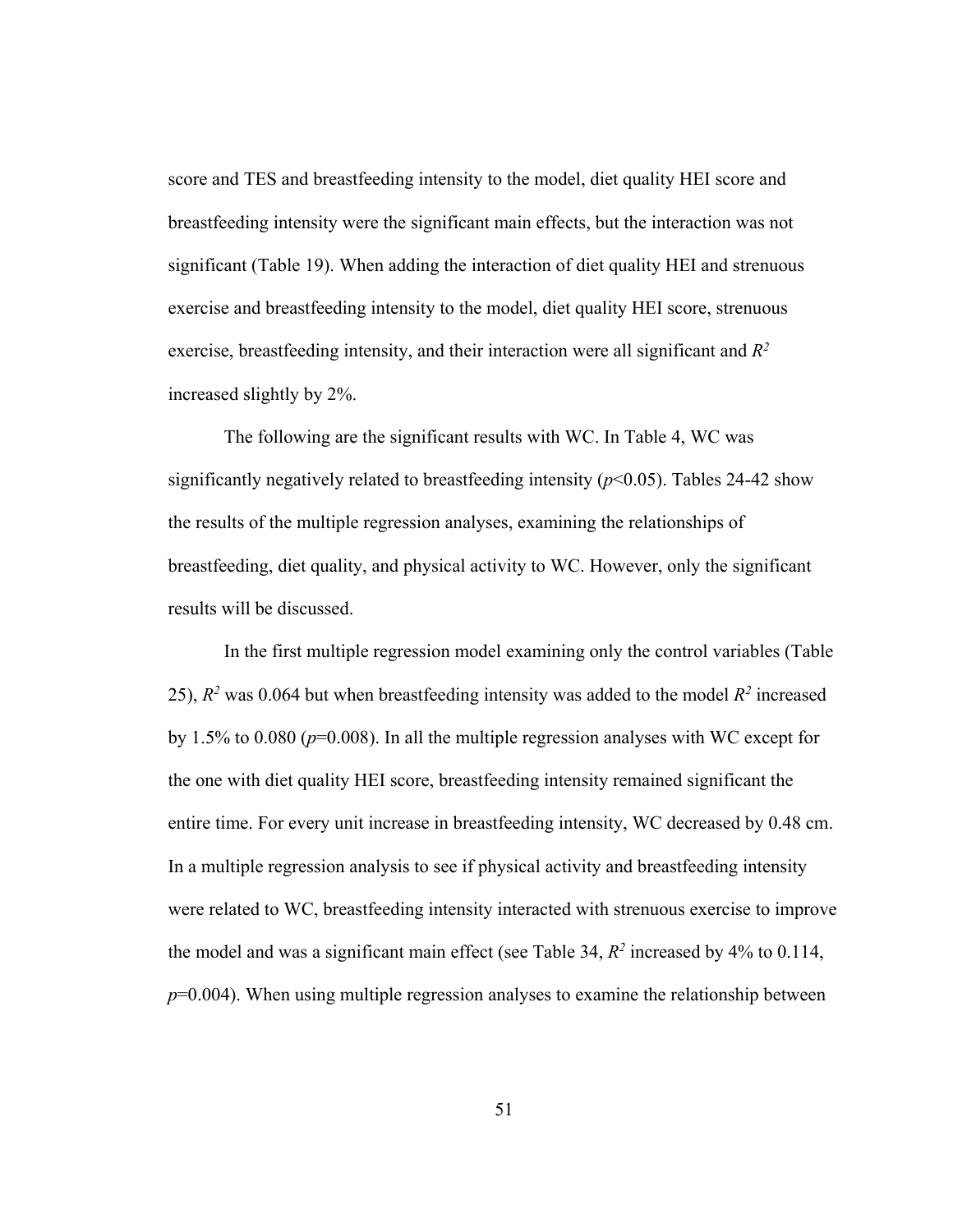score and TES and breastfeeding intensity to the model, diet quality HEI score and breastfeeding intensity were the significant main effects, but the interaction was not significant (Table 19). When adding the interaction of diet quality HEI and strenuous exercise and breastfeeding intensity to the model, diet quality HEI score, strenuous exercise, breastfeeding intensity, and their interaction were all significant and $R^2$ increased slightly by 2%.

The following are the significant results with WC. In Table 4, WC was significantly negatively related to breastfeeding intensity ($p$<0.05). Tables 24-42 show the results of the multiple regression analyses, examining the relationships of breastfeeding, diet quality, and physical activity to WC. However, only the significant results will be discussed.

In the first multiple regression model examining only the control variables (Table 25), $R^2$ was 0.064 but when breastfeeding intensity was added to the model $R^2$ increased by 1.5% to 0.080 ($p$=0.008). In all the multiple regression analyses with WC except for the one with diet quality HEI score, breastfeeding intensity remained significant the entire time. For every unit increase in breastfeeding intensity, WC decreased by 0.48 cm. In a multiple regression analysis to see if physical activity and breastfeeding intensity were related to WC, breastfeeding intensity interacted with strenuous exercise to improve the model and was a significant main effect (see Table 34, $R^2$ increased by 4% to 0.114, $p$=0.004). When using multiple regression analyses to examine the relationship between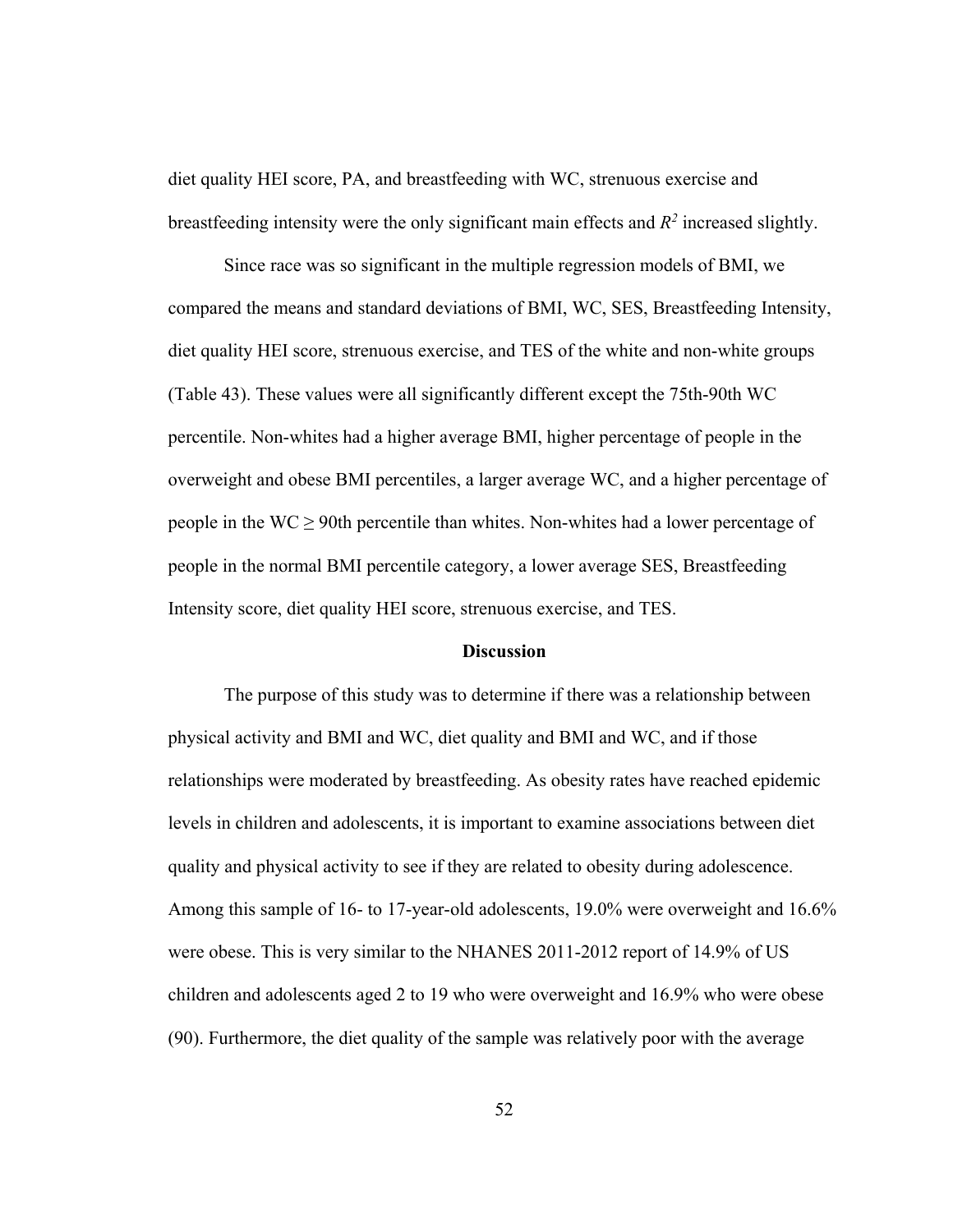diet quality HEI score, PA, and breastfeeding with WC, strenuous exercise and breastfeeding intensity were the only significant main effects and $R^2$ increased slightly.

Since race was so significant in the multiple regression models of BMI, we compared the means and standard deviations of BMI, WC, SES, Breastfeeding Intensity, diet quality HEI score, strenuous exercise, and TES of the white and non-white groups (Table 43). These values were all significantly different except the 75th-90th WC percentile. Non-whites had a higher average BMI, higher percentage of people in the overweight and obese BMI percentiles, a larger average WC, and a higher percentage of people in the WC $\geq$ 90th percentile than whites. Non-whites had a lower percentage of people in the normal BMI percentile category, a lower average SES, Breastfeeding Intensity score, diet quality HEI score, strenuous exercise, and TES.

## Discussion

The purpose of this study was to determine if there was a relationship between physical activity and BMI and WC, diet quality and BMI and WC, and if those relationships were moderated by breastfeeding. As obesity rates have reached epidemic levels in children and adolescents, it is important to examine associations between diet quality and physical activity to see if they are related to obesity during adolescence. Among this sample of 16- to 17-year-old adolescents, 19.0% were overweight and 16.6% were obese. This is very similar to the NHANES 2011-2012 report of 14.9% of US children and adolescents aged 2 to 19 who were overweight and 16.9% who were obese (90). Furthermore, the diet quality of the sample was relatively poor with the average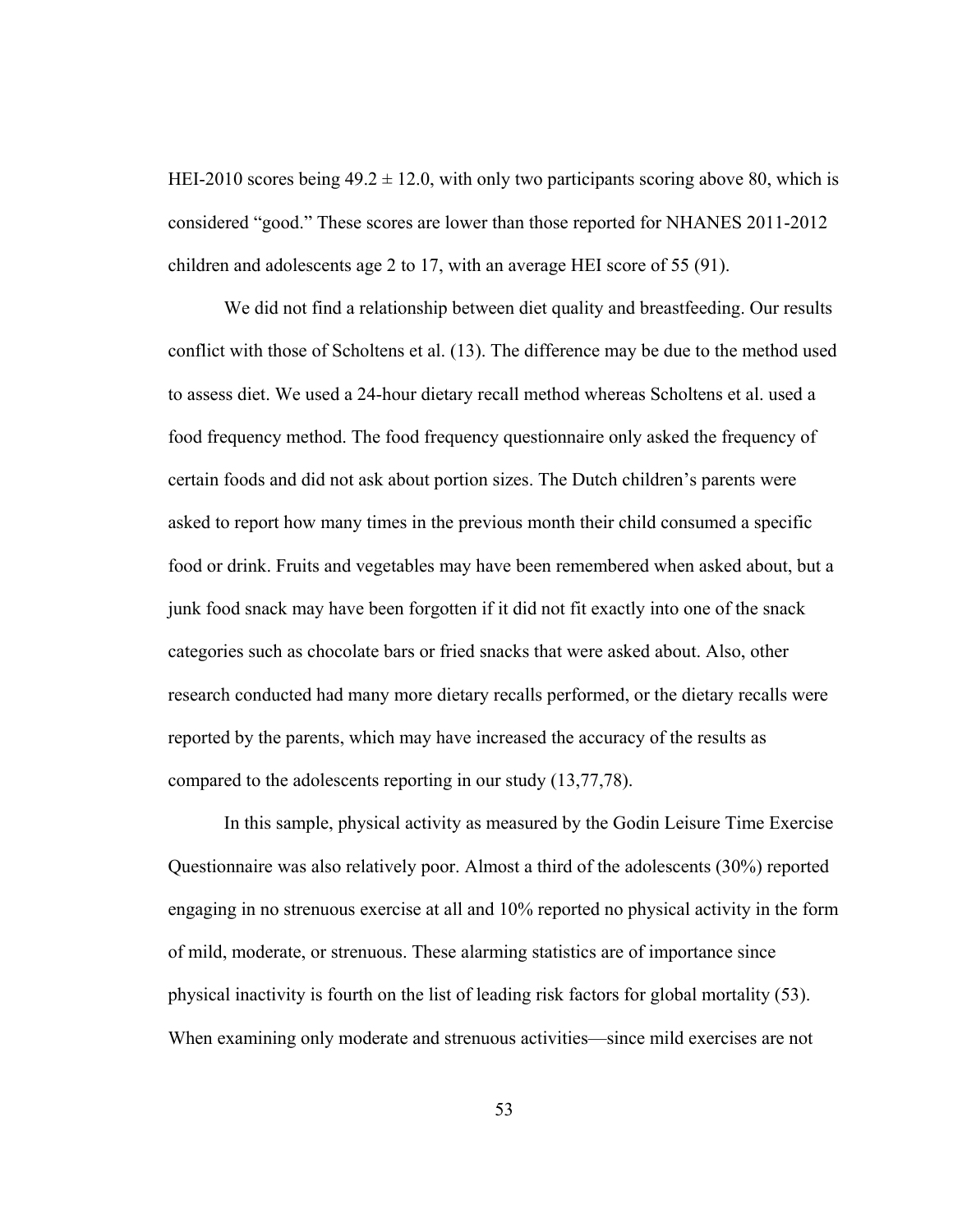HEI-2010 scores being $49.2 \pm 12.0$, with only two participants scoring above 80, which is considered "good." These scores are lower than those reported for NHANES 2011-2012 children and adolescents age 2 to 17, with an average HEI score of 55 (91).

We did not find a relationship between diet quality and breastfeeding. Our results conflict with those of Scholtens et al. (13). The difference may be due to the method used to assess diet. We used a 24-hour dietary recall method whereas Scholtens et al. used a food frequency method. The food frequency questionnaire only asked the frequency of certain foods and did not ask about portion sizes. The Dutch children's parents were asked to report how many times in the previous month their child consumed a specific food or drink. Fruits and vegetables may have been remembered when asked about, but a junk food snack may have been forgotten if it did not fit exactly into one of the snack categories such as chocolate bars or fried snacks that were asked about. Also, other research conducted had many more dietary recalls performed, or the dietary recalls were reported by the parents, which may have increased the accuracy of the results as compared to the adolescents reporting in our study (13,77,78).

In this sample, physical activity as measured by the Godin Leisure Time Exercise Questionnaire was also relatively poor. Almost a third of the adolescents (30%) reported engaging in no strenuous exercise at all and 10% reported no physical activity in the form of mild, moderate, or strenuous. These alarming statistics are of importance since physical inactivity is fourth on the list of leading risk factors for global mortality (53). When examining only moderate and strenuous activities—since mild exercises are not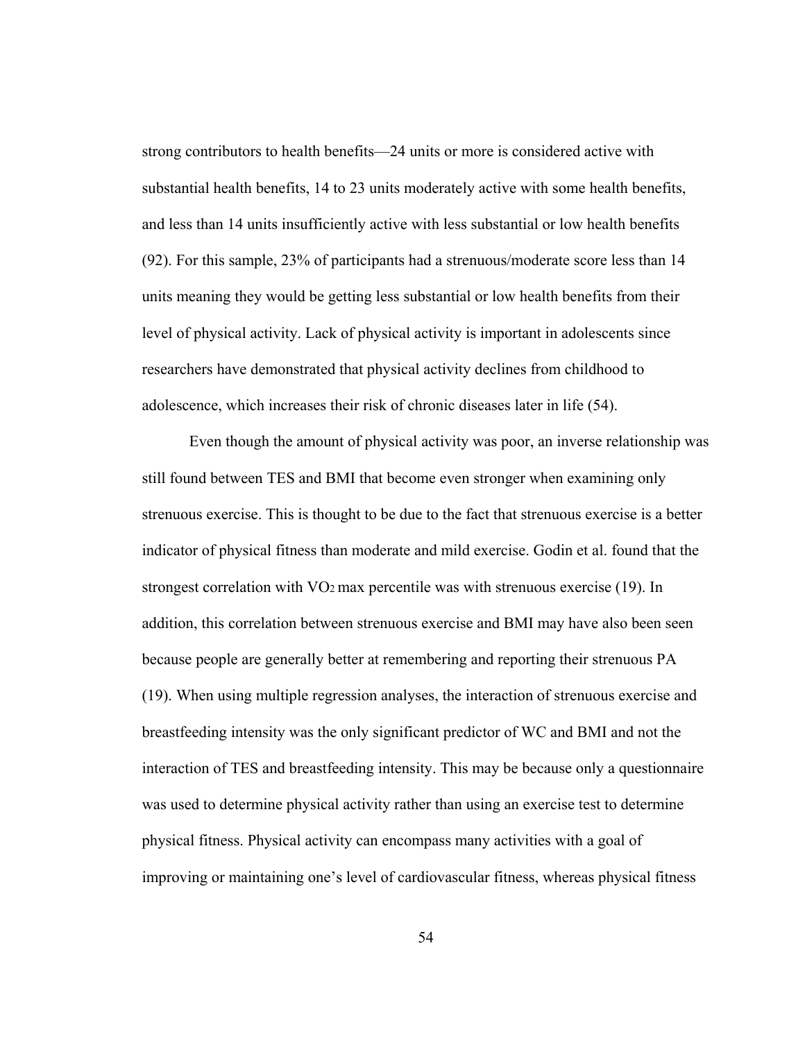strong contributors to health benefits—24 units or more is considered active with substantial health benefits, 14 to 23 units moderately active with some health benefits, and less than 14 units insufficiently active with less substantial or low health benefits (92). For this sample, 23% of participants had a strenuous/moderate score less than 14 units meaning they would be getting less substantial or low health benefits from their level of physical activity. Lack of physical activity is important in adolescents since researchers have demonstrated that physical activity declines from childhood to adolescence, which increases their risk of chronic diseases later in life (54).

Even though the amount of physical activity was poor, an inverse relationship was still found between TES and BMI that become even stronger when examining only strenuous exercise. This is thought to be due to the fact that strenuous exercise is a better indicator of physical fitness than moderate and mild exercise. Godin et al. found that the strongest correlation with $VO_2$ max percentile was with strenuous exercise (19). In addition, this correlation between strenuous exercise and BMI may have also been seen because people are generally better at remembering and reporting their strenuous PA (19). When using multiple regression analyses, the interaction of strenuous exercise and breastfeeding intensity was the only significant predictor of WC and BMI and not the interaction of TES and breastfeeding intensity. This may be because only a questionnaire was used to determine physical activity rather than using an exercise test to determine physical fitness. Physical activity can encompass many activities with a goal of improving or maintaining one's level of cardiovascular fitness, whereas physical fitness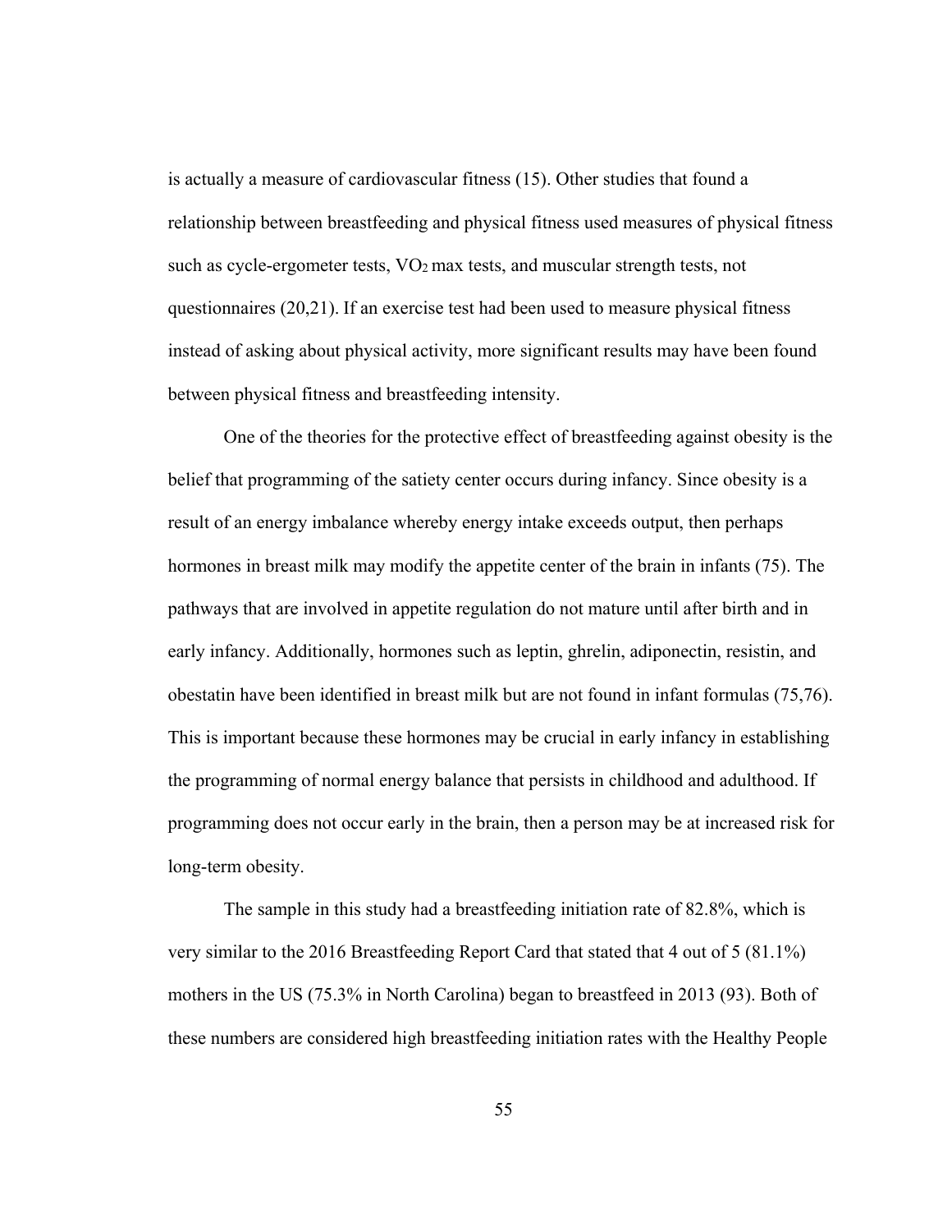is actually a measure of cardiovascular fitness (15). Other studies that found a relationship between breastfeeding and physical fitness used measures of physical fitness such as cycle-ergometer tests, $VO_2$ max tests, and muscular strength tests, not questionnaires (20,21). If an exercise test had been used to measure physical fitness instead of asking about physical activity, more significant results may have been found between physical fitness and breastfeeding intensity.

One of the theories for the protective effect of breastfeeding against obesity is the belief that programming of the satiety center occurs during infancy. Since obesity is a result of an energy imbalance whereby energy intake exceeds output, then perhaps hormones in breast milk may modify the appetite center of the brain in infants (75). The pathways that are involved in appetite regulation do not mature until after birth and in early infancy. Additionally, hormones such as leptin, ghrelin, adiponectin, resistin, and obestatin have been identified in breast milk but are not found in infant formulas (75,76). This is important because these hormones may be crucial in early infancy in establishing the programming of normal energy balance that persists in childhood and adulthood. If programming does not occur early in the brain, then a person may be at increased risk for long-term obesity.

The sample in this study had a breastfeeding initiation rate of 82.8%, which is very similar to the 2016 Breastfeeding Report Card that stated that 4 out of 5 (81.1%) mothers in the US (75.3% in North Carolina) began to breastfeed in 2013 (93). Both of these numbers are considered high breastfeeding initiation rates with the Healthy People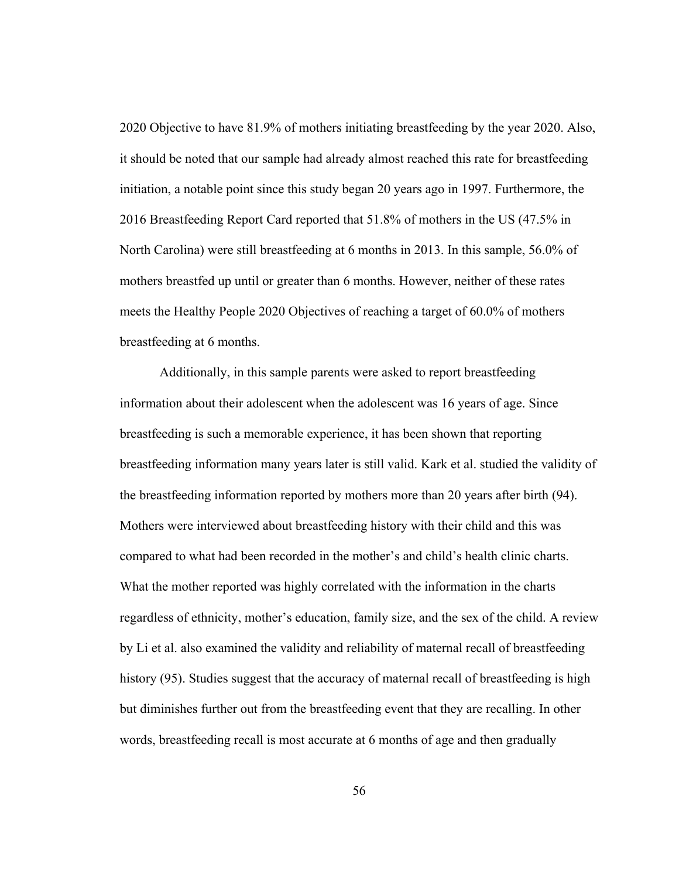2020 Objective to have 81.9% of mothers initiating breastfeeding by the year 2020. Also, it should be noted that our sample had already almost reached this rate for breastfeeding initiation, a notable point since this study began 20 years ago in 1997. Furthermore, the 2016 Breastfeeding Report Card reported that 51.8% of mothers in the US (47.5% in North Carolina) were still breastfeeding at 6 months in 2013. In this sample, 56.0% of mothers breastfed up until or greater than 6 months. However, neither of these rates meets the Healthy People 2020 Objectives of reaching a target of 60.0% of mothers breastfeeding at 6 months.

Additionally, in this sample parents were asked to report breastfeeding information about their adolescent when the adolescent was 16 years of age. Since breastfeeding is such a memorable experience, it has been shown that reporting breastfeeding information many years later is still valid. Kark et al. studied the validity of the breastfeeding information reported by mothers more than 20 years after birth (94). Mothers were interviewed about breastfeeding history with their child and this was compared to what had been recorded in the mother's and child's health clinic charts. What the mother reported was highly correlated with the information in the charts regardless of ethnicity, mother's education, family size, and the sex of the child. A review by Li et al. also examined the validity and reliability of maternal recall of breastfeeding history (95). Studies suggest that the accuracy of maternal recall of breastfeeding is high but diminishes further out from the breastfeeding event that they are recalling. In other words, breastfeeding recall is most accurate at 6 months of age and then gradually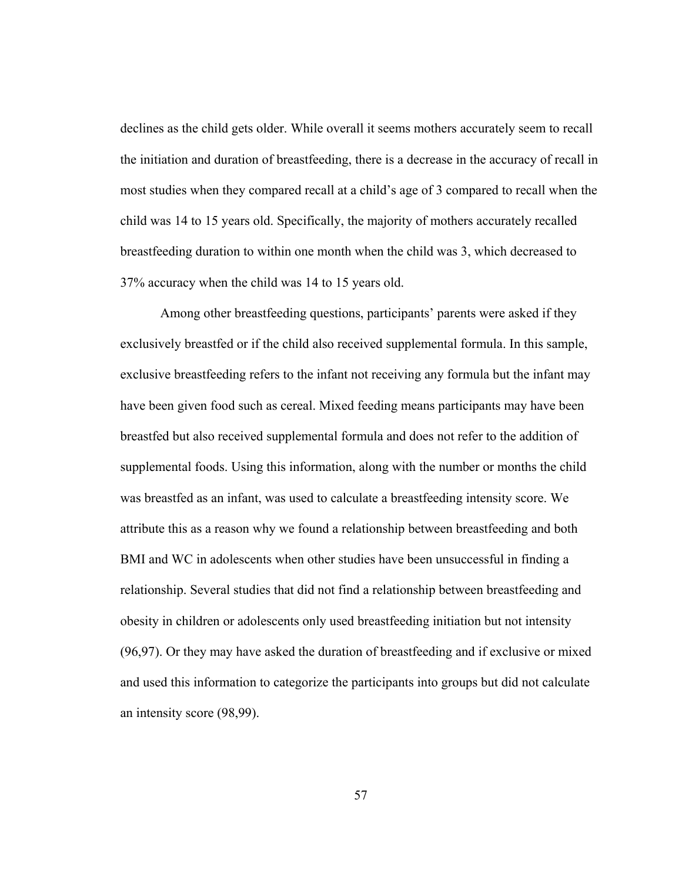declines as the child gets older. While overall it seems mothers accurately seem to recall the initiation and duration of breastfeeding, there is a decrease in the accuracy of recall in most studies when they compared recall at a child's age of 3 compared to recall when the child was 14 to 15 years old. Specifically, the majority of mothers accurately recalled breastfeeding duration to within one month when the child was 3, which decreased to 37% accuracy when the child was 14 to 15 years old.

Among other breastfeeding questions, participants' parents were asked if they exclusively breastfed or if the child also received supplemental formula. In this sample, exclusive breastfeeding refers to the infant not receiving any formula but the infant may have been given food such as cereal. Mixed feeding means participants may have been breastfed but also received supplemental formula and does not refer to the addition of supplemental foods. Using this information, along with the number or months the child was breastfed as an infant, was used to calculate a breastfeeding intensity score. We attribute this as a reason why we found a relationship between breastfeeding and both BMI and WC in adolescents when other studies have been unsuccessful in finding a relationship. Several studies that did not find a relationship between breastfeeding and obesity in children or adolescents only used breastfeeding initiation but not intensity (96,97). Or they may have asked the duration of breastfeeding and if exclusive or mixed and used this information to categorize the participants into groups but did not calculate an intensity score (98,99).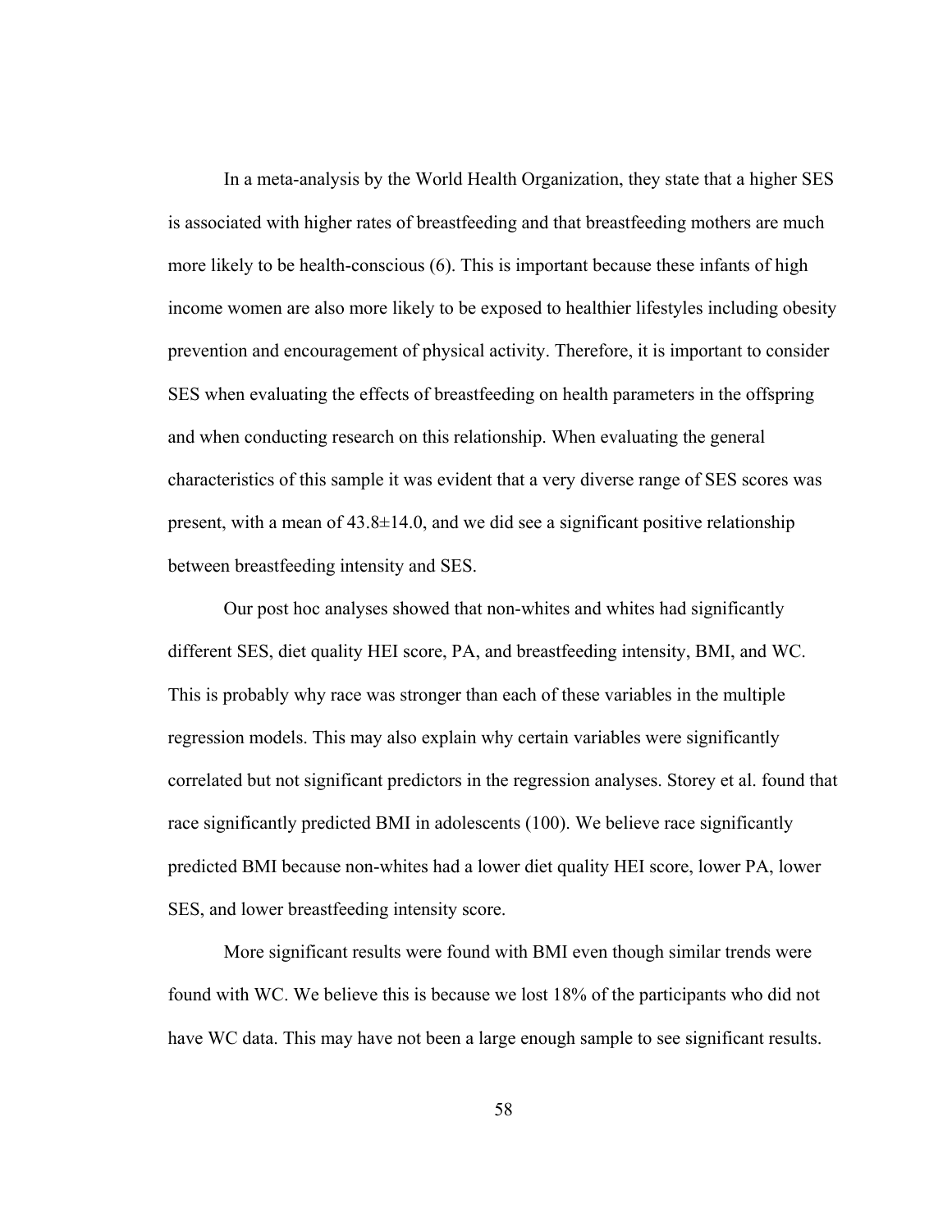In a meta-analysis by the World Health Organization, they state that a higher SES is associated with higher rates of breastfeeding and that breastfeeding mothers are much more likely to be health-conscious (6). This is important because these infants of high income women are also more likely to be exposed to healthier lifestyles including obesity prevention and encouragement of physical activity. Therefore, it is important to consider SES when evaluating the effects of breastfeeding on health parameters in the offspring and when conducting research on this relationship. When evaluating the general characteristics of this sample it was evident that a very diverse range of SES scores was present, with a mean of $43.8 \pm 14.0$, and we did see a significant positive relationship between breastfeeding intensity and SES.

Our post hoc analyses showed that non-whites and whites had significantly different SES, diet quality HEI score, PA, and breastfeeding intensity, BMI, and WC. This is probably why race was stronger than each of these variables in the multiple regression models. This may also explain why certain variables were significantly correlated but not significant predictors in the regression analyses. Storey et al. found that race significantly predicted BMI in adolescents (100). We believe race significantly predicted BMI because non-whites had a lower diet quality HEI score, lower PA, lower SES, and lower breastfeeding intensity score.

More significant results were found with BMI even though similar trends were found with WC. We believe this is because we lost 18% of the participants who did not have WC data. This may have not been a large enough sample to see significant results.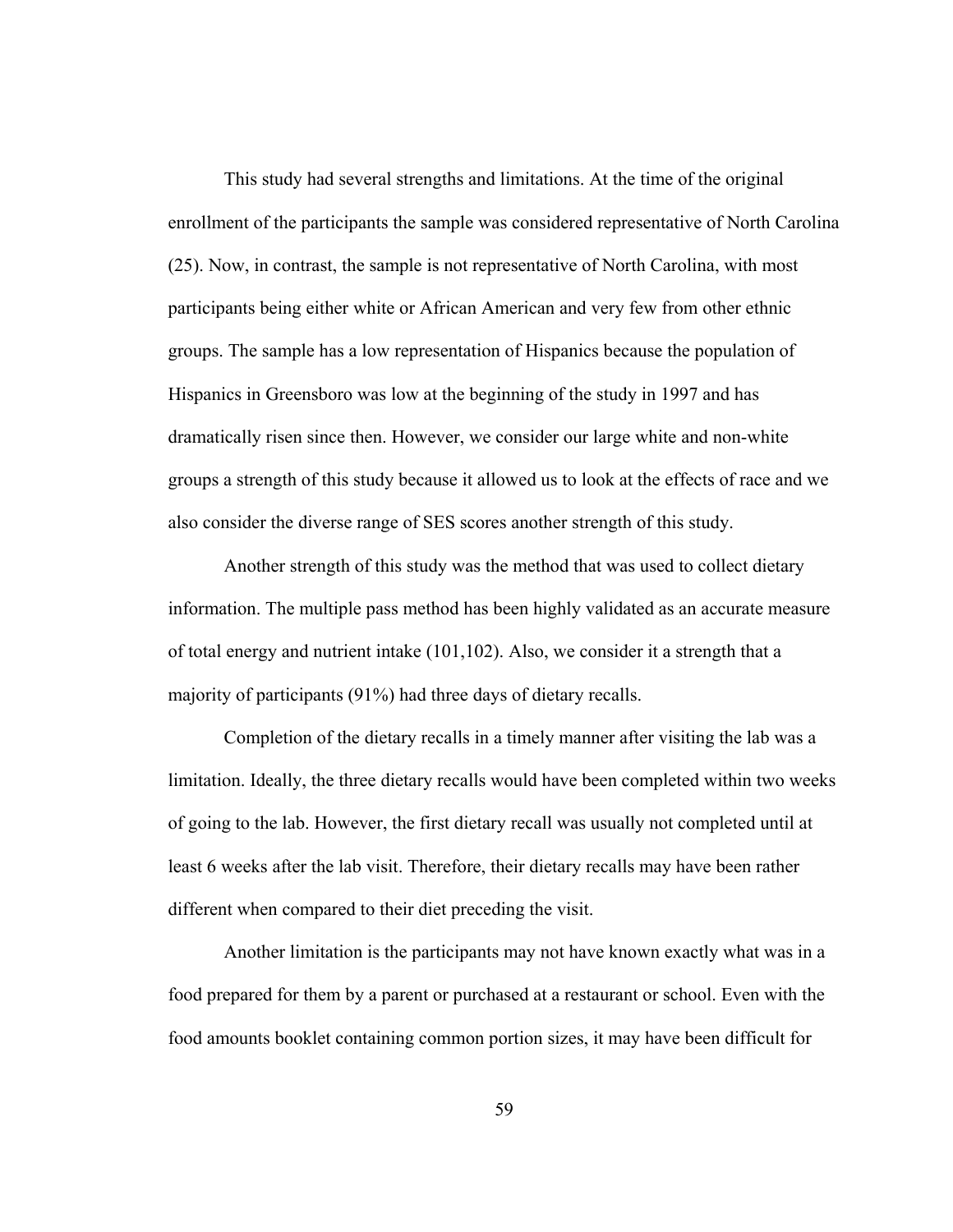This study had several strengths and limitations. At the time of the original enrollment of the participants the sample was considered representative of North Carolina (25). Now, in contrast, the sample is not representative of North Carolina, with most participants being either white or African American and very few from other ethnic groups. The sample has a low representation of Hispanics because the population of Hispanics in Greensboro was low at the beginning of the study in 1997 and has dramatically risen since then. However, we consider our large white and non-white groups a strength of this study because it allowed us to look at the effects of race and we also consider the diverse range of SES scores another strength of this study.

Another strength of this study was the method that was used to collect dietary information. The multiple pass method has been highly validated as an accurate measure of total energy and nutrient intake (101,102). Also, we consider it a strength that a majority of participants (91%) had three days of dietary recalls.

Completion of the dietary recalls in a timely manner after visiting the lab was a limitation. Ideally, the three dietary recalls would have been completed within two weeks of going to the lab. However, the first dietary recall was usually not completed until at least 6 weeks after the lab visit. Therefore, their dietary recalls may have been rather different when compared to their diet preceding the visit.

Another limitation is the participants may not have known exactly what was in a food prepared for them by a parent or purchased at a restaurant or school. Even with the food amounts booklet containing common portion sizes, it may have been difficult for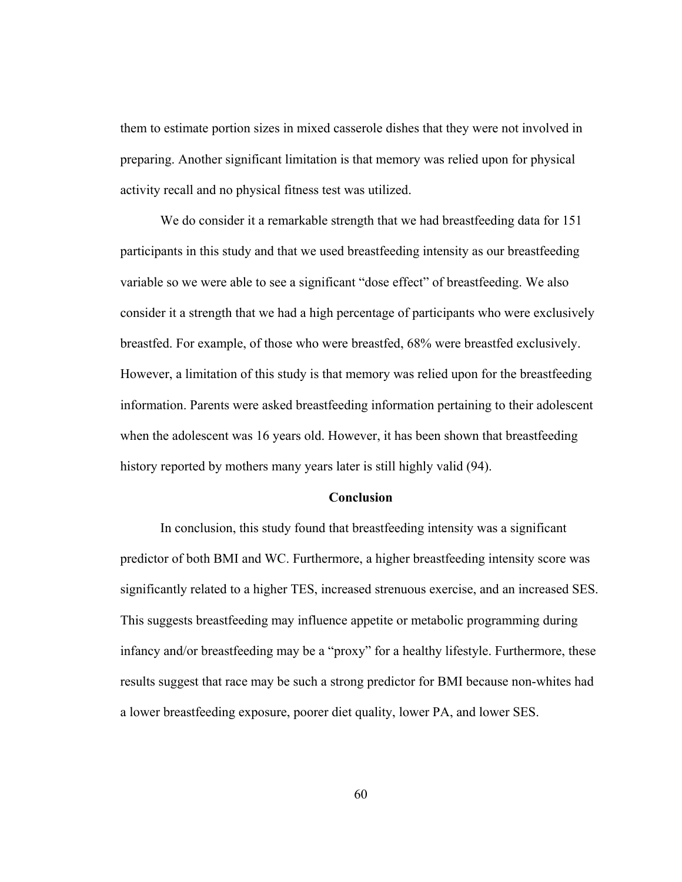them to estimate portion sizes in mixed casserole dishes that they were not involved in preparing. Another significant limitation is that memory was relied upon for physical activity recall and no physical fitness test was utilized.

We do consider it a remarkable strength that we had breastfeeding data for 151 participants in this study and that we used breastfeeding intensity as our breastfeeding variable so we were able to see a significant "dose effect" of breastfeeding. We also consider it a strength that we had a high percentage of participants who were exclusively breastfed. For example, of those who were breastfed, 68% were breastfed exclusively. However, a limitation of this study is that memory was relied upon for the breastfeeding information. Parents were asked breastfeeding information pertaining to their adolescent when the adolescent was 16 years old. However, it has been shown that breastfeeding history reported by mothers many years later is still highly valid (94).

## Conclusion

In conclusion, this study found that breastfeeding intensity was a significant predictor of both BMI and WC. Furthermore, a higher breastfeeding intensity score was significantly related to a higher TES, increased strenuous exercise, and an increased SES. This suggests breastfeeding may influence appetite or metabolic programming during infancy and/or breastfeeding may be a "proxy" for a healthy lifestyle. Furthermore, these results suggest that race may be such a strong predictor for BMI because non-whites had a lower breastfeeding exposure, poorer diet quality, lower PA, and lower SES.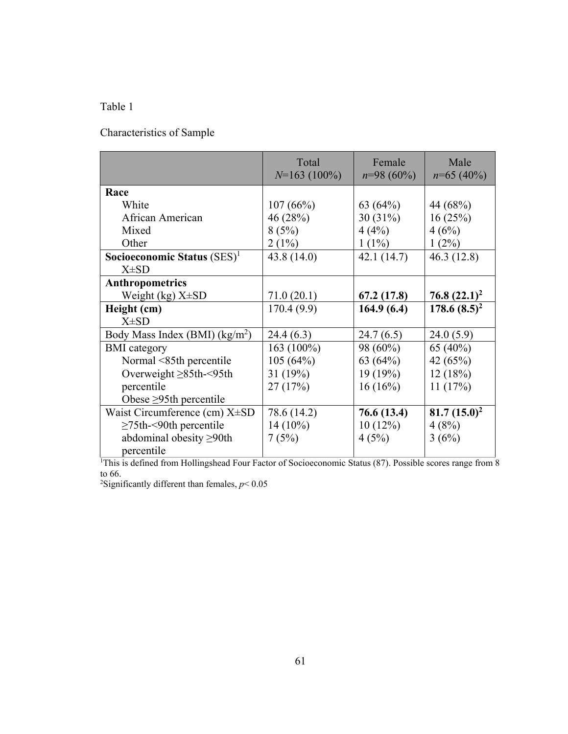Table 1

Characteristics of Sample

| | Total $N$=163 (100%) | Female $n$=98 (60%) | Male $n$=65 (40%) |
|---|---|---|---|
| **Race** | | | |
| White | 107 (66%) | 63 (64%) | 44 (68%) |
| African American | 46 (28%) | 30 (31%) | 16 (25%) |
| Mixed | 8 (5%) | 4 (4%) | 4 (6%) |
| Other | 2 (1%) | 1 (1%) | 1 (2%) |
| **Socioeconomic Status** (SES)[1] X±SD | 43.8 (14.0) | 42.1 (14.7) | 46.3 (12.8) |
| **Anthropometrics** | | | |
| Weight (kg) X±SD | 71.0 (20.1) | **67.2 (17.8)** | **76.8 (22.1)**[2] |
| **Height (cm)** X±SD | 170.4 (9.9) | **164.9 (6.4)** | **178.6 (8.5)**[2] |
| Body Mass Index (BMI) ($kg/m^2$) | 24.4 (6.3) | 24.7 (6.5) | 24.0 (5.9) |
| BMI category | 163 (100%) | 98 (60%) | 65 (40%) |
| Normal <85th percentile | 105 (64%) | 63 (64%) | 42 (65%) |
| Overweight ≥85th-<95th percentile | 31 (19%) | 19 (19%) | 12 (18%) |
| Obese ≥95th percentile | 27 (17%) | 16 (16%) | 11 (17%) |
| Waist Circumference (cm) X±SD | 78.6 (14.2) | **76.6 (13.4)** | **81.7 (15.0)**[2] |
| ≥75th-<90th percentile | 14 (10%) | 10 (12%) | 4 (8%) |
| abdominal obesity ≥90th percentile | 7 (5%) | 4 (5%) | 3 (6%) |

[1]This is defined from Hollingshead Four Factor of Socioeconomic Status (87). Possible scores range from 8 to 66.

[2]Significantly different than females, $p < 0.05$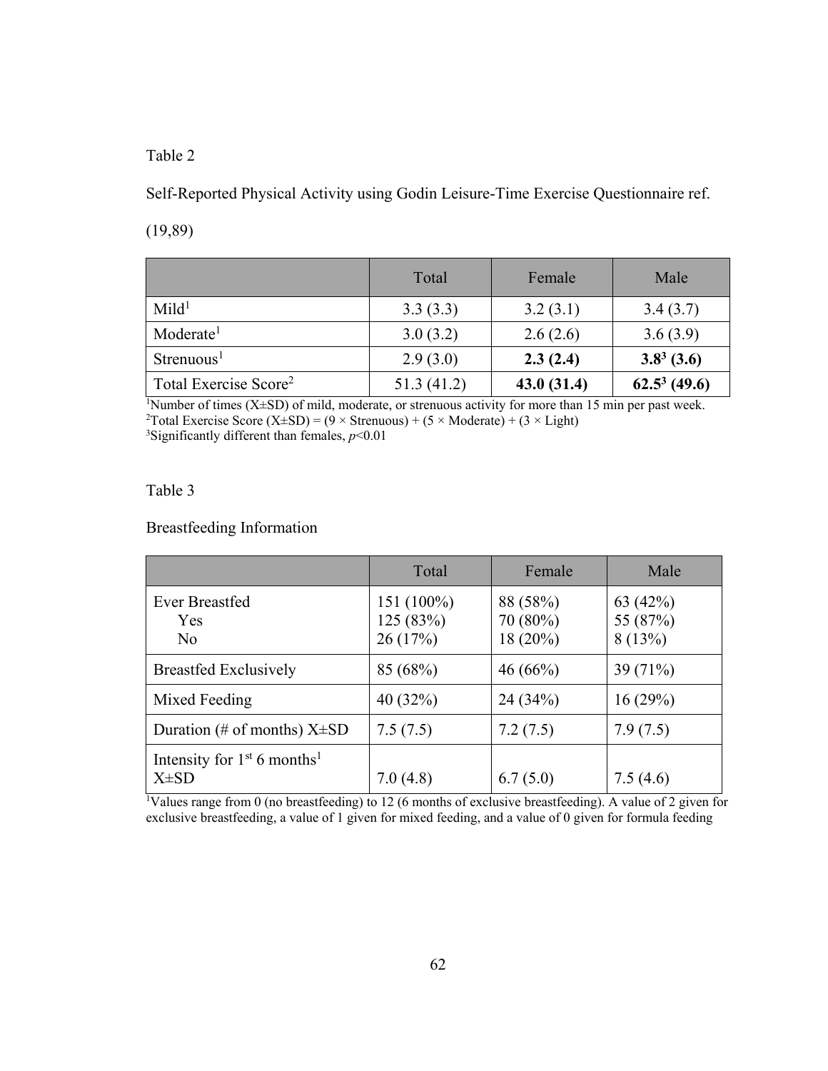Table 2

Self-Reported Physical Activity using Godin Leisure-Time Exercise Questionnaire ref. (19,89)

| | Total | Female | Male |
|---|---|---|---|
| Mild[1] | 3.3 (3.3) | 3.2 (3.1) | 3.4 (3.7) |
| Moderate[1] | 3.0 (3.2) | 2.6 (2.6) | 3.6 (3.9) |
| Strenuous[1] | 2.9 (3.0) | **2.3 (2.4)** | **3.8[3] (3.6)** |
| Total Exercise Score[2] | 51.3 (41.2) | **43.0 (31.4)** | **62.5[3] (49.6)** |

[1]Number of times (X±SD) of mild, moderate, or strenuous activity for more than 15 min per past week.
[2]Total Exercise Score (X±SD) = (9 × Strenuous) + (5 × Moderate) + (3 × Light)
[3]Significantly different than females, $p<0.01$

Table 3

Breastfeeding Information

| | Total | Female | Male |
|---|---|---|---|
| Ever Breastfed<br>Yes<br>No | 151 (100%)<br>125 (83%)<br>26 (17%) | 88 (58%)<br>70 (80%)<br>18 (20%) | 63 (42%)<br>55 (87%)<br>8 (13%) |
| Breastfed Exclusively | 85 (68%) | 46 (66%) | 39 (71%) |
| Mixed Feeding | 40 (32%) | 24 (34%) | 16 (29%) |
| Duration (# of months) X±SD | 7.5 (7.5) | 7.2 (7.5) | 7.9 (7.5) |
| Intensity for 1st 6 months[1] X±SD | 7.0 (4.8) | 6.7 (5.0) | 7.5 (4.6) |

[1]Values range from 0 (no breastfeeding) to 12 (6 months of exclusive breastfeeding). A value of 2 given for exclusive breastfeeding, a value of 1 given for mixed feeding, and a value of 0 given for formula feeding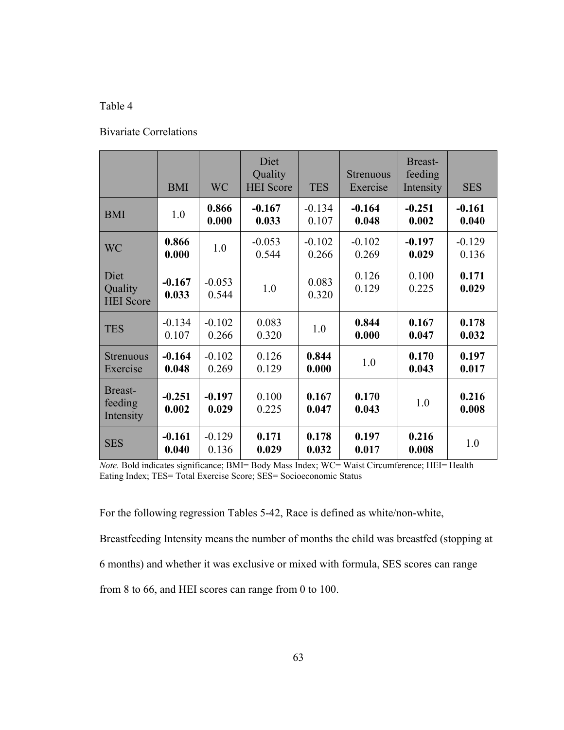Table 4

Bivariate Correlations

| | BMI | WC | Diet Quality HEI Score | TES | Strenuous Exercise | Breast-feeding Intensity | SES |
|---|---|---|---|---|---|---|---|
| BMI | 1.0 | **0.866** **0.000** | **-0.167** **0.033** | -0.134 0.107 | **-0.164** **0.048** | **-0.251** **0.002** | **-0.161** **0.040** |
| WC | **0.866** **0.000** | 1.0 | -0.053 0.544 | -0.102 0.266 | -0.102 0.269 | **-0.197** **0.029** | -0.129 0.136 |
| Diet Quality HEI Score | **-0.167** **0.033** | -0.053 0.544 | 1.0 | 0.083 0.320 | 0.126 0.129 | 0.100 0.225 | **0.171** **0.029** |
| TES | -0.134 0.107 | -0.102 0.266 | 0.083 0.320 | 1.0 | **0.844** **0.000** | **0.167** **0.047** | **0.178** **0.032** |
| Strenuous Exercise | **-0.164** **0.048** | -0.102 0.269 | 0.126 0.129 | **0.844** **0.000** | 1.0 | **0.170** **0.043** | **0.197** **0.017** |
| Breast-feeding Intensity | **-0.251** **0.002** | **-0.197** **0.029** | 0.100 0.225 | **0.167** **0.047** | **0.170** **0.043** | 1.0 | **0.216** **0.008** |
| SES | **-0.161** **0.040** | -0.129 0.136 | **0.171** **0.029** | **0.178** **0.032** | **0.197** **0.017** | **0.216** **0.008** | 1.0 |

*Note.* Bold indicates significance; BMI= Body Mass Index; WC= Waist Circumference; HEI= Health Eating Index; TES= Total Exercise Score; SES= Socioeconomic Status

For the following regression Tables 5-42, Race is defined as white/non-white, Breastfeeding Intensity means the number of months the child was breastfed (stopping at 6 months) and whether it was exclusive or mixed with formula, SES scores can range from 8 to 66, and HEI scores can range from 0 to 100.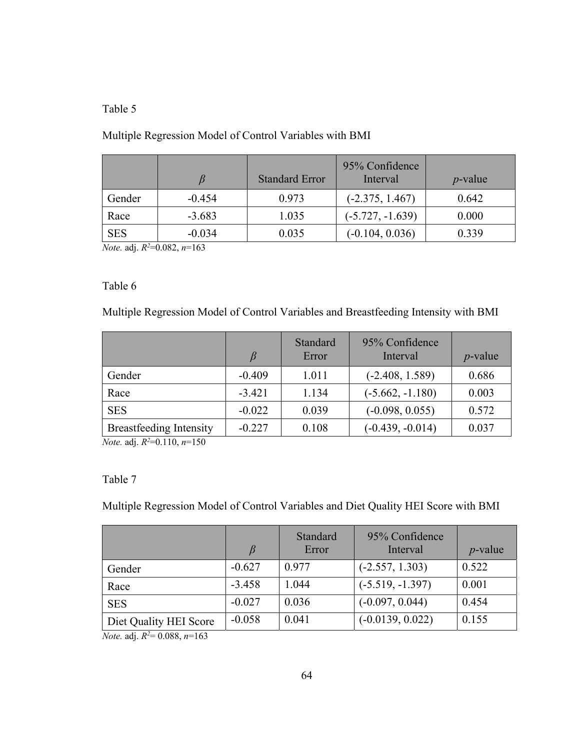Table 5

Multiple Regression Model of Control Variables with BMI

| | $\beta$ | Standard Error | 95% Confidence Interval | *p*-value |
|---|---|---|---|---|
| Gender | -0.454 | 0.973 | (-2.375, 1.467) | 0.642 |
| Race | -3.683 | 1.035 | (-5.727, -1.639) | 0.000 |
| SES | -0.034 | 0.035 | (-0.104, 0.036) | 0.339 |

*Note.* adj. $R^2$=0.082, *n*=163

Table 6

Multiple Regression Model of Control Variables and Breastfeeding Intensity with BMI

| | $\beta$ | Standard Error | 95% Confidence Interval | *p*-value |
|---|---|---|---|---|
| Gender | -0.409 | 1.011 | (-2.408, 1.589) | 0.686 |
| Race | -3.421 | 1.134 | (-5.662, -1.180) | 0.003 |
| SES | -0.022 | 0.039 | (-0.098, 0.055) | 0.572 |
| Breastfeeding Intensity | -0.227 | 0.108 | (-0.439, -0.014) | 0.037 |

*Note.* adj. $R^2$=0.110, *n*=150

Table 7

Multiple Regression Model of Control Variables and Diet Quality HEI Score with BMI

| | $\beta$ | Standard Error | 95% Confidence Interval | *p*-value |
|---|---|---|---|---|
| Gender | -0.627 | 0.977 | (-2.557, 1.303) | 0.522 |
| Race | -3.458 | 1.044 | (-5.519, -1.397) | 0.001 |
| SES | -0.027 | 0.036 | (-0.097, 0.044) | 0.454 |
| Diet Quality HEI Score | -0.058 | 0.041 | (-0.0139, 0.022) | 0.155 |

*Note.* adj. $R^2$= 0.088, *n*=163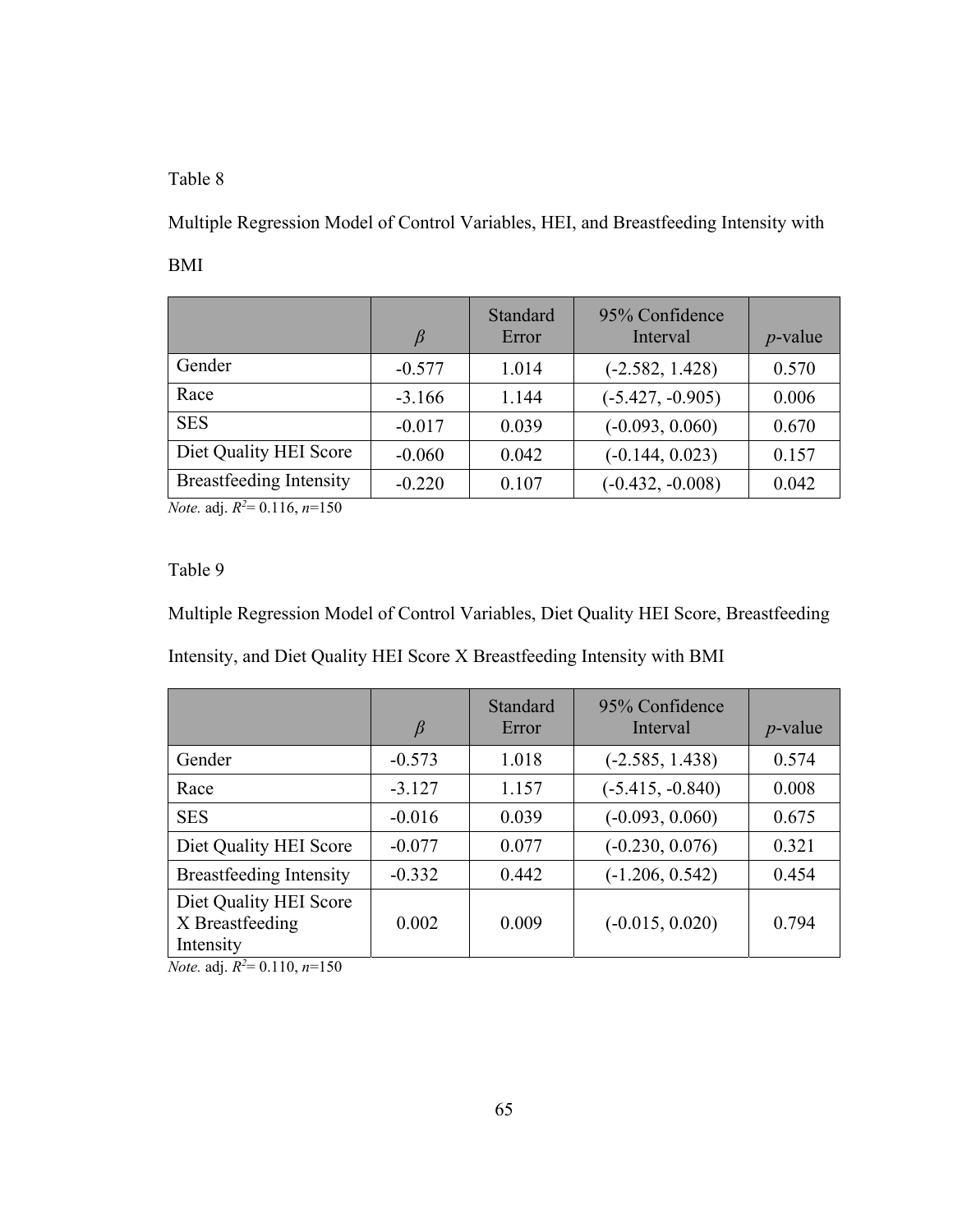Table 8

Multiple Regression Model of Control Variables, HEI, and Breastfeeding Intensity with BMI

| | *β* | Standard Error | 95% Confidence Interval | *p*-value |
|---|---|---|---|---|
| Gender | -0.577 | 1.014 | (-2.582, 1.428) | 0.570 |
| Race | -3.166 | 1.144 | (-5.427, -0.905) | 0.006 |
| SES | -0.017 | 0.039 | (-0.093, 0.060) | 0.670 |
| Diet Quality HEI Score | -0.060 | 0.042 | (-0.144, 0.023) | 0.157 |
| Breastfeeding Intensity | -0.220 | 0.107 | (-0.432, -0.008) | 0.042 |

*Note.* adj. $R^2$= 0.116, $n$=150

Table 9

Multiple Regression Model of Control Variables, Diet Quality HEI Score, Breastfeeding Intensity, and Diet Quality HEI Score X Breastfeeding Intensity with BMI

| | *β* | Standard Error | 95% Confidence Interval | *p*-value |
|---|---|---|---|---|
| Gender | -0.573 | 1.018 | (-2.585, 1.438) | 0.574 |
| Race | -3.127 | 1.157 | (-5.415, -0.840) | 0.008 |
| SES | -0.016 | 0.039 | (-0.093, 0.060) | 0.675 |
| Diet Quality HEI Score | -0.077 | 0.077 | (-0.230, 0.076) | 0.321 |
| Breastfeeding Intensity | -0.332 | 0.442 | (-1.206, 0.542) | 0.454 |
| Diet Quality HEI Score X Breastfeeding Intensity | 0.002 | 0.009 | (-0.015, 0.020) | 0.794 |

*Note.* adj. $R^2$= 0.110, $n$=150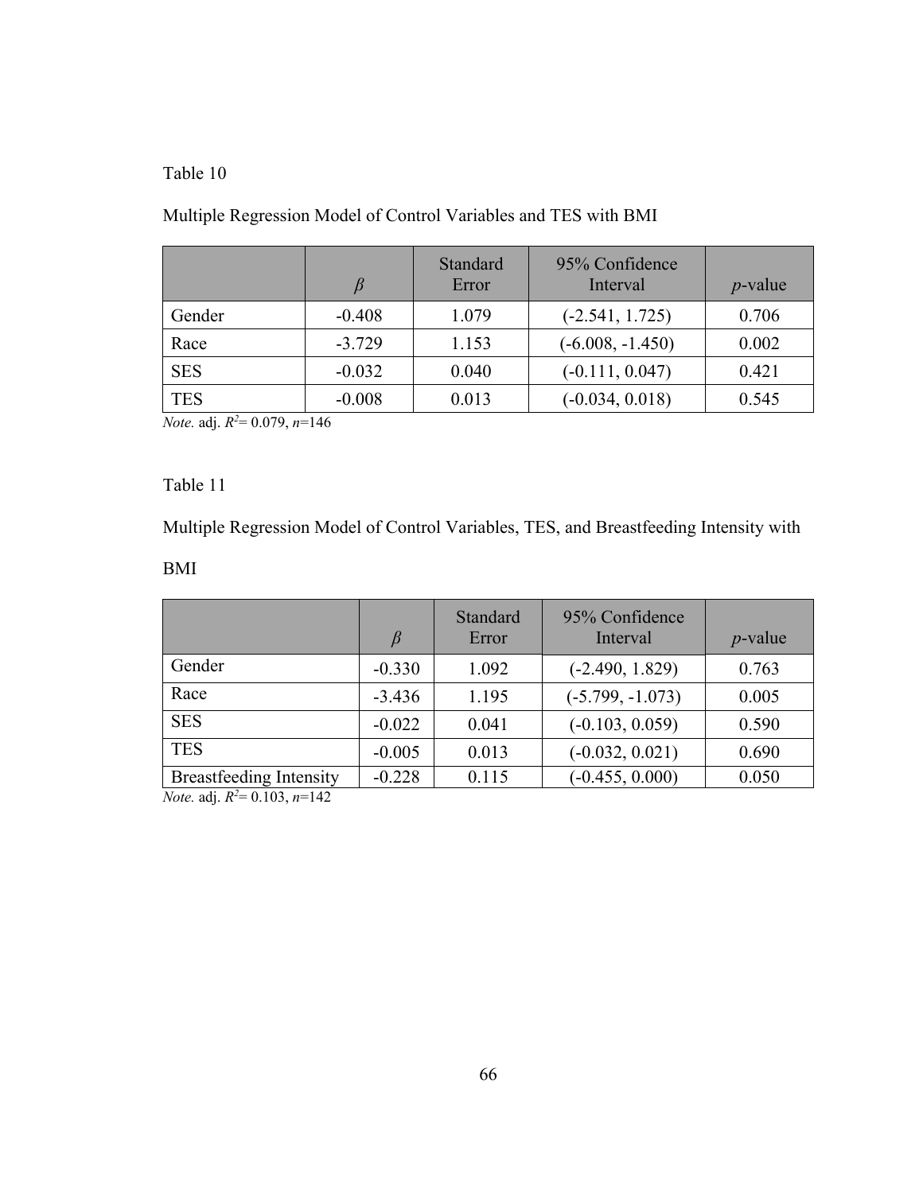Table 10

Multiple Regression Model of Control Variables and TES with BMI

| | $\beta$ | Standard Error | 95% Confidence Interval | *p*-value |
|---|---|---|---|---|
| Gender | -0.408 | 1.079 | (-2.541, 1.725) | 0.706 |
| Race | -3.729 | 1.153 | (-6.008, -1.450) | 0.002 |
| SES | -0.032 | 0.040 | (-0.111, 0.047) | 0.421 |
| TES | -0.008 | 0.013 | (-0.034, 0.018) | 0.545 |

*Note.* adj. $R^2$= 0.079, $n$=146

Table 11

Multiple Regression Model of Control Variables, TES, and Breastfeeding Intensity with BMI

| | $\beta$ | Standard Error | 95% Confidence Interval | *p*-value |
|---|---|---|---|---|
| Gender | -0.330 | 1.092 | (-2.490, 1.829) | 0.763 |
| Race | -3.436 | 1.195 | (-5.799, -1.073) | 0.005 |
| SES | -0.022 | 0.041 | (-0.103, 0.059) | 0.590 |
| TES | -0.005 | 0.013 | (-0.032, 0.021) | 0.690 |
| Breastfeeding Intensity | -0.228 | 0.115 | (-0.455, 0.000) | 0.050 |

*Note.* adj. $R^2$= 0.103, $n$=142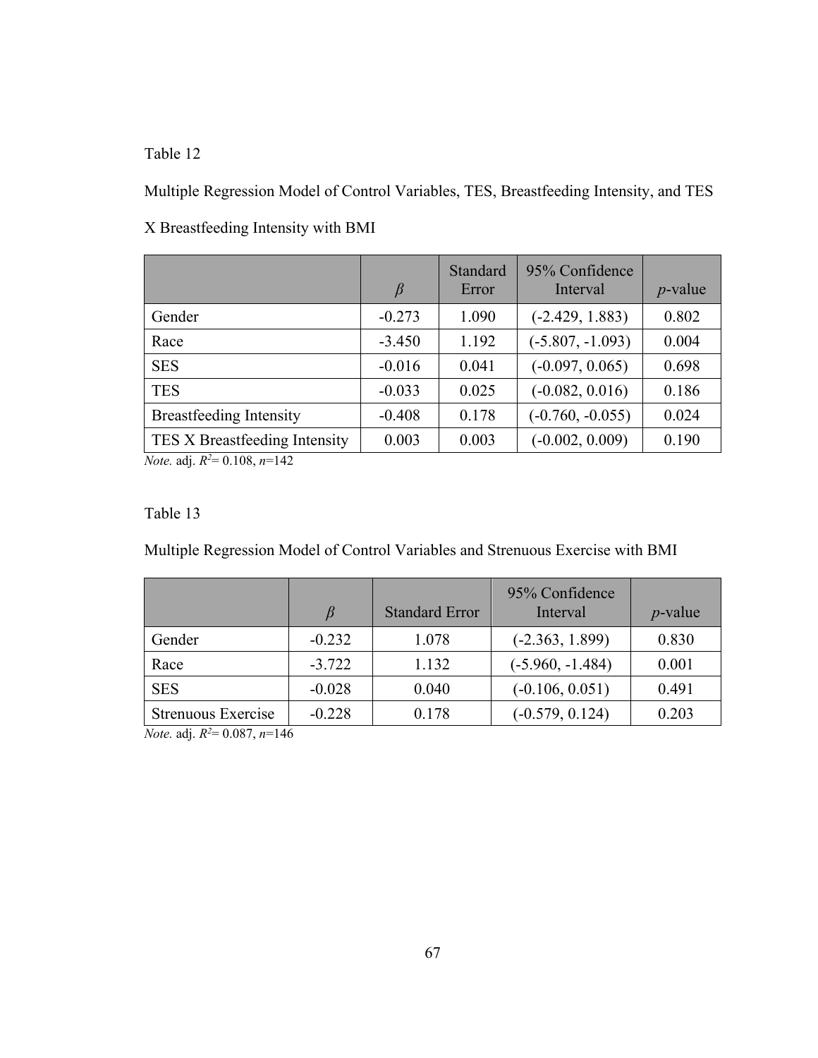Table 12

Multiple Regression Model of Control Variables, TES, Breastfeeding Intensity, and TES X Breastfeeding Intensity with BMI

| | *β* | Standard Error | 95% Confidence Interval | *p*-value |
|---|---|---|---|---|
| Gender | -0.273 | 1.090 | (-2.429, 1.883) | 0.802 |
| Race | -3.450 | 1.192 | (-5.807, -1.093) | 0.004 |
| SES | -0.016 | 0.041 | (-0.097, 0.065) | 0.698 |
| TES | -0.033 | 0.025 | (-0.082, 0.016) | 0.186 |
| Breastfeeding Intensity | -0.408 | 0.178 | (-0.760, -0.055) | 0.024 |
| TES X Breastfeeding Intensity | 0.003 | 0.003 | (-0.002, 0.009) | 0.190 |

*Note.* adj. $R^2$= 0.108, $n$=142

Table 13

Multiple Regression Model of Control Variables and Strenuous Exercise with BMI

| | *β* | Standard Error | 95% Confidence Interval | *p*-value |
|---|---|---|---|---|
| Gender | -0.232 | 1.078 | (-2.363, 1.899) | 0.830 |
| Race | -3.722 | 1.132 | (-5.960, -1.484) | 0.001 |
| SES | -0.028 | 0.040 | (-0.106, 0.051) | 0.491 |
| Strenuous Exercise | -0.228 | 0.178 | (-0.579, 0.124) | 0.203 |

*Note.* adj. $R^2$= 0.087, $n$=146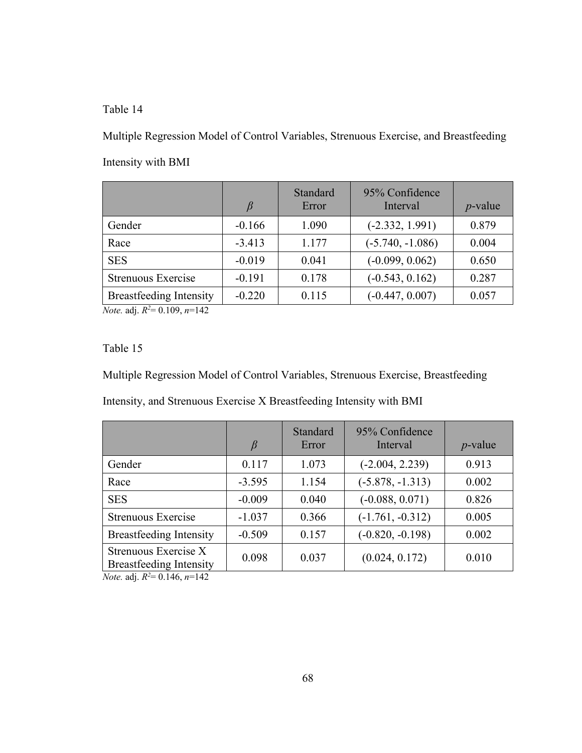Table 14

Multiple Regression Model of Control Variables, Strenuous Exercise, and Breastfeeding Intensity with BMI

| | $\beta$ | Standard Error | 95% Confidence Interval | *p*-value |
|---|---|---|---|---|
| Gender | -0.166 | 1.090 | (-2.332, 1.991) | 0.879 |
| Race | -3.413 | 1.177 | (-5.740, -1.086) | 0.004 |
| SES | -0.019 | 0.041 | (-0.099, 0.062) | 0.650 |
| Strenuous Exercise | -0.191 | 0.178 | (-0.543, 0.162) | 0.287 |
| Breastfeeding Intensity | -0.220 | 0.115 | (-0.447, 0.007) | 0.057 |

*Note.* adj. $R^2$= 0.109, *n*=142

Table 15

Multiple Regression Model of Control Variables, Strenuous Exercise, Breastfeeding Intensity, and Strenuous Exercise X Breastfeeding Intensity with BMI

| | $\beta$ | Standard Error | 95% Confidence Interval | *p*-value |
|---|---|---|---|---|
| Gender | 0.117 | 1.073 | (-2.004, 2.239) | 0.913 |
| Race | -3.595 | 1.154 | (-5.878, -1.313) | 0.002 |
| SES | -0.009 | 0.040 | (-0.088, 0.071) | 0.826 |
| Strenuous Exercise | -1.037 | 0.366 | (-1.761, -0.312) | 0.005 |
| Breastfeeding Intensity | -0.509 | 0.157 | (-0.820, -0.198) | 0.002 |
| Strenuous Exercise X Breastfeeding Intensity | 0.098 | 0.037 | (0.024, 0.172) | 0.010 |

*Note.* adj. $R^2$= 0.146, *n*=142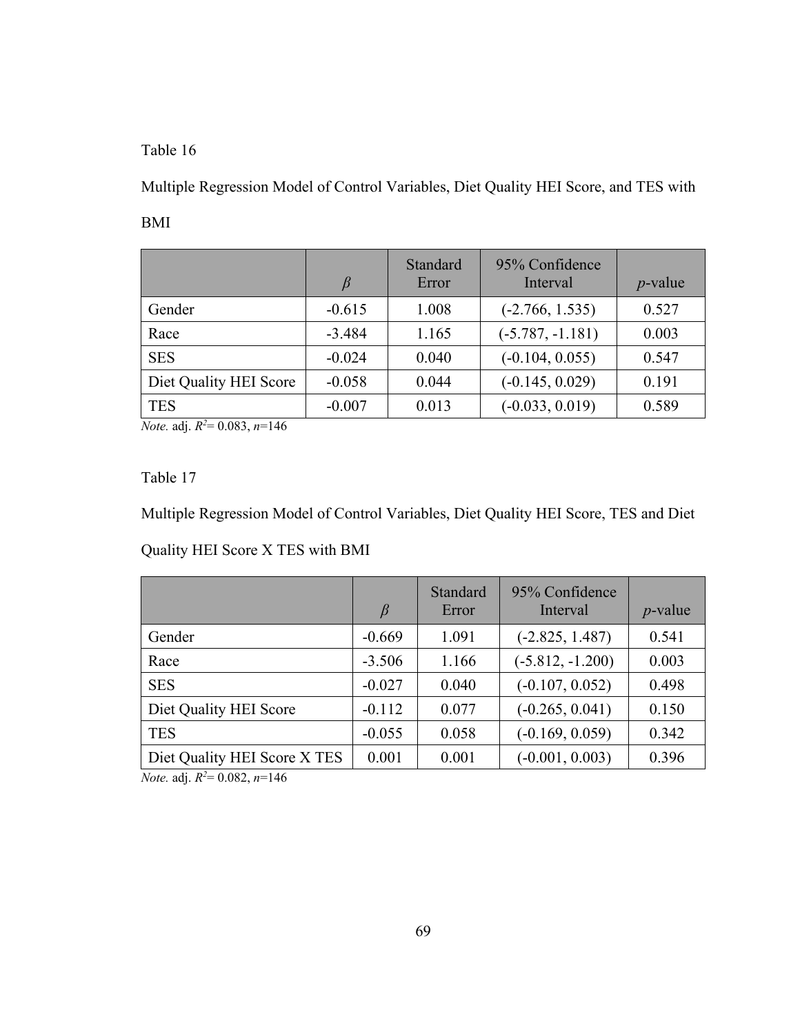Table 16

Multiple Regression Model of Control Variables, Diet Quality HEI Score, and TES with BMI

| | $\beta$ | Standard Error | 95% Confidence Interval | *p*-value |
|---|---|---|---|---|
| Gender | -0.615 | 1.008 | (-2.766, 1.535) | 0.527 |
| Race | -3.484 | 1.165 | (-5.787, -1.181) | 0.003 |
| SES | -0.024 | 0.040 | (-0.104, 0.055) | 0.547 |
| Diet Quality HEI Score | -0.058 | 0.044 | (-0.145, 0.029) | 0.191 |
| TES | -0.007 | 0.013 | (-0.033, 0.019) | 0.589 |

*Note.* adj. $R^2$= 0.083, *n*=146

Table 17

Multiple Regression Model of Control Variables, Diet Quality HEI Score, TES and Diet Quality HEI Score X TES with BMI

| | $\beta$ | Standard Error | 95% Confidence Interval | *p*-value |
|---|---|---|---|---|
| Gender | -0.669 | 1.091 | (-2.825, 1.487) | 0.541 |
| Race | -3.506 | 1.166 | (-5.812, -1.200) | 0.003 |
| SES | -0.027 | 0.040 | (-0.107, 0.052) | 0.498 |
| Diet Quality HEI Score | -0.112 | 0.077 | (-0.265, 0.041) | 0.150 |
| TES | -0.055 | 0.058 | (-0.169, 0.059) | 0.342 |
| Diet Quality HEI Score X TES | 0.001 | 0.001 | (-0.001, 0.003) | 0.396 |

*Note.* adj. $R^2$= 0.082, *n*=146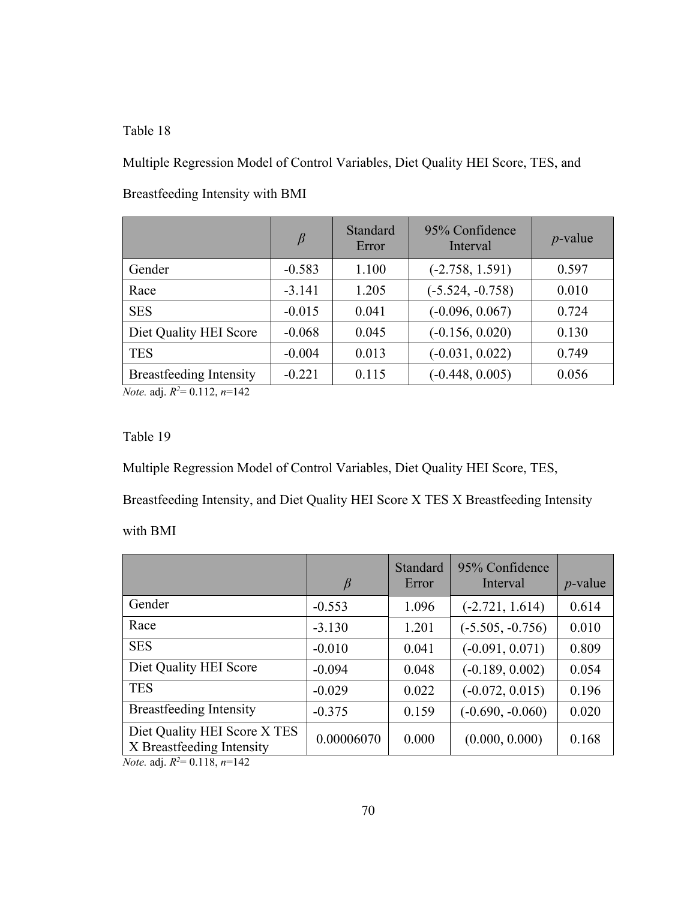Table 18

Multiple Regression Model of Control Variables, Diet Quality HEI Score, TES, and Breastfeeding Intensity with BMI

| | $\beta$ | Standard Error | 95% Confidence Interval | $p$-value |
|---|---|---|---|---|
| Gender | -0.583 | 1.100 | (-2.758, 1.591) | 0.597 |
| Race | -3.141 | 1.205 | (-5.524, -0.758) | 0.010 |
| SES | -0.015 | 0.041 | (-0.096, 0.067) | 0.724 |
| Diet Quality HEI Score | -0.068 | 0.045 | (-0.156, 0.020) | 0.130 |
| TES | -0.004 | 0.013 | (-0.031, 0.022) | 0.749 |
| Breastfeeding Intensity | -0.221 | 0.115 | (-0.448, 0.005) | 0.056 |

*Note.* adj. $R^2$= 0.112, $n$=142

Table 19

Multiple Regression Model of Control Variables, Diet Quality HEI Score, TES, Breastfeeding Intensity, and Diet Quality HEI Score X TES X Breastfeeding Intensity with BMI

| | $\beta$ | Standard Error | 95% Confidence Interval | $p$-value |
|---|---|---|---|---|
| Gender | -0.553 | 1.096 | (-2.721, 1.614) | 0.614 |
| Race | -3.130 | 1.201 | (-5.505, -0.756) | 0.010 |
| SES | -0.010 | 0.041 | (-0.091, 0.071) | 0.809 |
| Diet Quality HEI Score | -0.094 | 0.048 | (-0.189, 0.002) | 0.054 |
| TES | -0.029 | 0.022 | (-0.072, 0.015) | 0.196 |
| Breastfeeding Intensity | -0.375 | 0.159 | (-0.690, -0.060) | 0.020 |
| Diet Quality HEI Score X TES X Breastfeeding Intensity | 0.00006070 | 0.000 | (0.000, 0.000) | 0.168 |

*Note.* adj. $R^2$= 0.118, $n$=142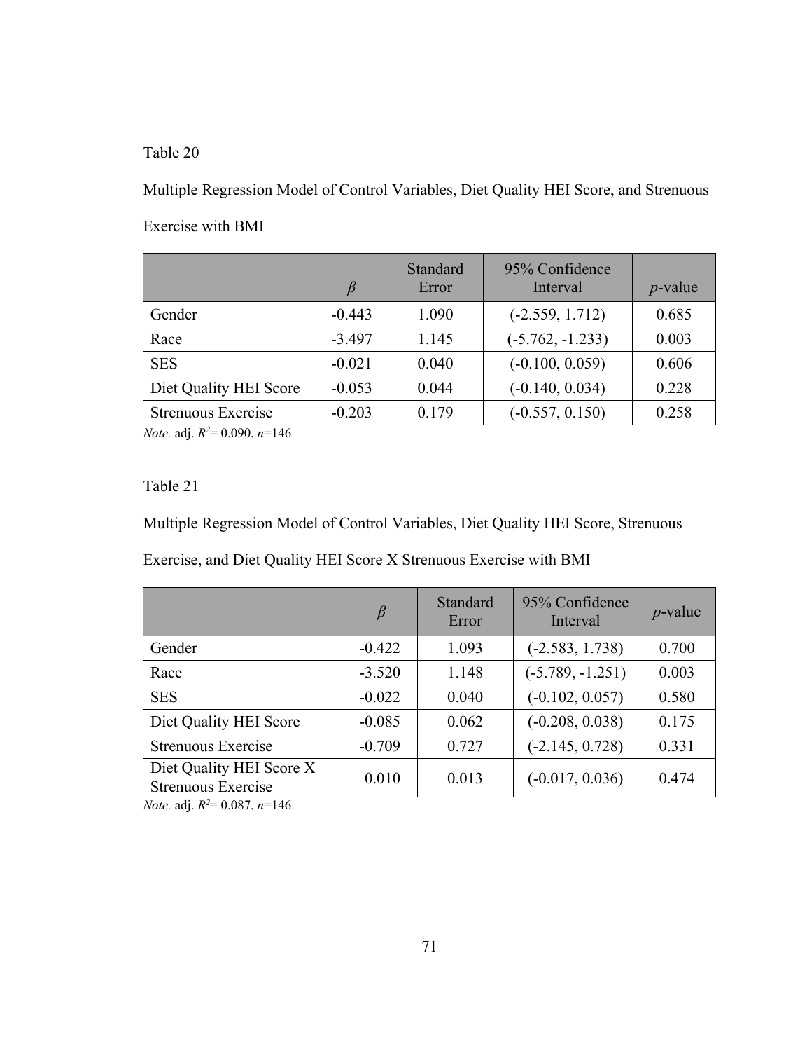Table 20

Multiple Regression Model of Control Variables, Diet Quality HEI Score, and Strenuous Exercise with BMI

| | $\beta$ | Standard Error | 95% Confidence Interval | *p*-value |
|---|---|---|---|---|
| Gender | -0.443 | 1.090 | (-2.559, 1.712) | 0.685 |
| Race | -3.497 | 1.145 | (-5.762, -1.233) | 0.003 |
| SES | -0.021 | 0.040 | (-0.100, 0.059) | 0.606 |
| Diet Quality HEI Score | -0.053 | 0.044 | (-0.140, 0.034) | 0.228 |
| Strenuous Exercise | -0.203 | 0.179 | (-0.557, 0.150) | 0.258 |

*Note.* adj. $R^2$= 0.090, *n*=146

Table 21

Multiple Regression Model of Control Variables, Diet Quality HEI Score, Strenuous Exercise, and Diet Quality HEI Score X Strenuous Exercise with BMI

| | $\beta$ | Standard Error | 95% Confidence Interval | *p*-value |
|---|---|---|---|---|
| Gender | -0.422 | 1.093 | (-2.583, 1.738) | 0.700 |
| Race | -3.520 | 1.148 | (-5.789, -1.251) | 0.003 |
| SES | -0.022 | 0.040 | (-0.102, 0.057) | 0.580 |
| Diet Quality HEI Score | -0.085 | 0.062 | (-0.208, 0.038) | 0.175 |
| Strenuous Exercise | -0.709 | 0.727 | (-2.145, 0.728) | 0.331 |
| Diet Quality HEI Score X Strenuous Exercise | 0.010 | 0.013 | (-0.017, 0.036) | 0.474 |

*Note.* adj. $R^2$= 0.087, *n*=146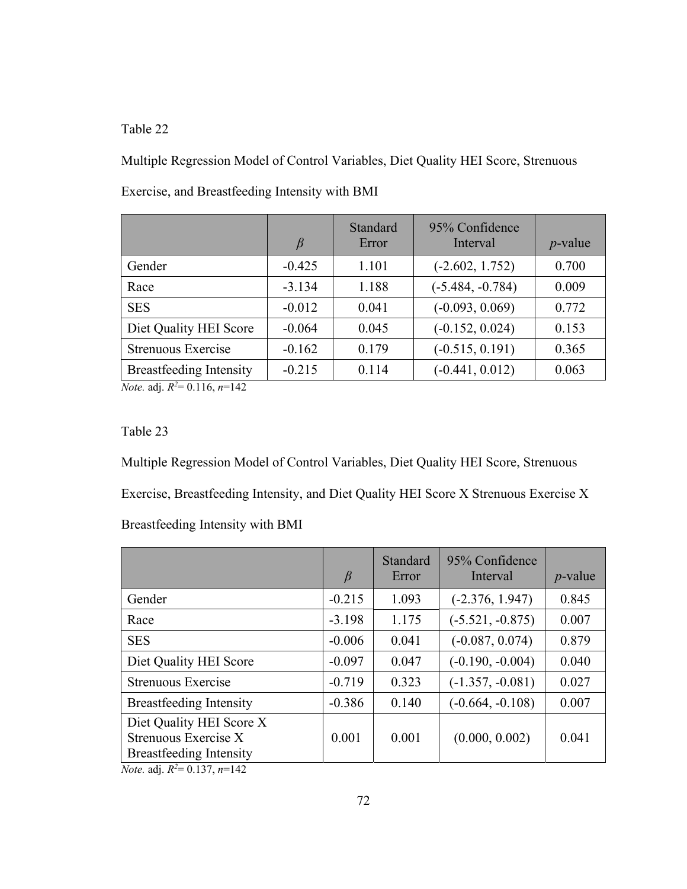Table 22

Multiple Regression Model of Control Variables, Diet Quality HEI Score, Strenuous Exercise, and Breastfeeding Intensity with BMI

| | $\beta$ | Standard Error | 95% Confidence Interval | *p*-value |
|---|---|---|---|---|
| Gender | -0.425 | 1.101 | (-2.602, 1.752) | 0.700 |
| Race | -3.134 | 1.188 | (-5.484, -0.784) | 0.009 |
| SES | -0.012 | 0.041 | (-0.093, 0.069) | 0.772 |
| Diet Quality HEI Score | -0.064 | 0.045 | (-0.152, 0.024) | 0.153 |
| Strenuous Exercise | -0.162 | 0.179 | (-0.515, 0.191) | 0.365 |
| Breastfeeding Intensity | -0.215 | 0.114 | (-0.441, 0.012) | 0.063 |

*Note.* adj. $R^2$= 0.116, $n$=142

Table 23

Multiple Regression Model of Control Variables, Diet Quality HEI Score, Strenuous Exercise, Breastfeeding Intensity, and Diet Quality HEI Score X Strenuous Exercise X Breastfeeding Intensity with BMI

| | $\beta$ | Standard Error | 95% Confidence Interval | *p*-value |
|---|---|---|---|---|
| Gender | -0.215 | 1.093 | (-2.376, 1.947) | 0.845 |
| Race | -3.198 | 1.175 | (-5.521, -0.875) | 0.007 |
| SES | -0.006 | 0.041 | (-0.087, 0.074) | 0.879 |
| Diet Quality HEI Score | -0.097 | 0.047 | (-0.190, -0.004) | 0.040 |
| Strenuous Exercise | -0.719 | 0.323 | (-1.357, -0.081) | 0.027 |
| Breastfeeding Intensity | -0.386 | 0.140 | (-0.664, -0.108) | 0.007 |
| Diet Quality HEI Score X Strenuous Exercise X Breastfeeding Intensity | 0.001 | 0.001 | (0.000, 0.002) | 0.041 |

*Note.* adj. $R^2$= 0.137, $n$=142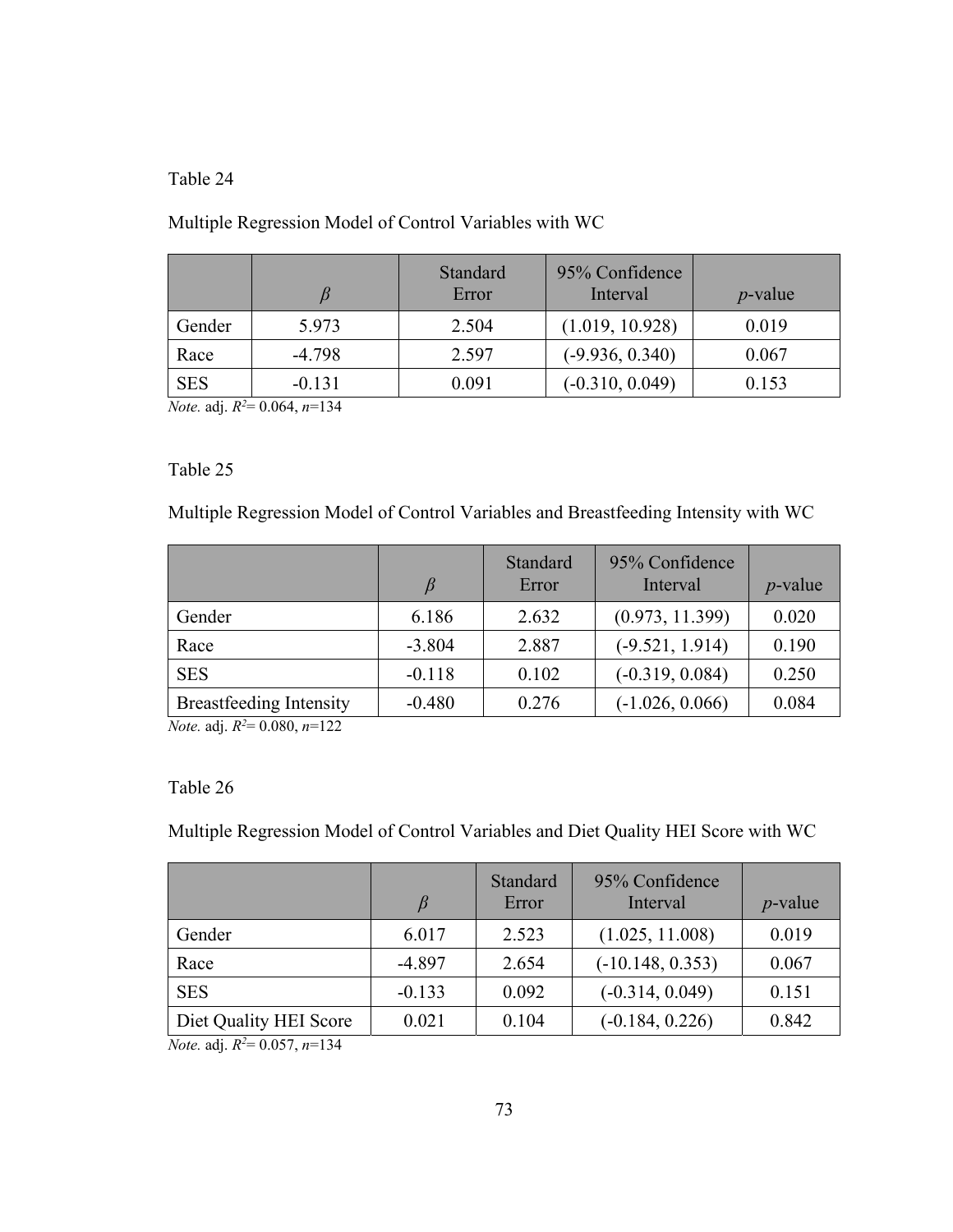Table 24

Multiple Regression Model of Control Variables with WC

| | *β* | Standard Error | 95% Confidence Interval | *p*-value |
|---|---|---|---|---|
| Gender | 5.973 | 2.504 | (1.019, 10.928) | 0.019 |
| Race | -4.798 | 2.597 | (-9.936, 0.340) | 0.067 |
| SES | -0.131 | 0.091 | (-0.310, 0.049) | 0.153 |

*Note.* adj. $R^2$= 0.064, *n*=134

Table 25

Multiple Regression Model of Control Variables and Breastfeeding Intensity with WC

| | *β* | Standard Error | 95% Confidence Interval | *p*-value |
|---|---|---|---|---|
| Gender | 6.186 | 2.632 | (0.973, 11.399) | 0.020 |
| Race | -3.804 | 2.887 | (-9.521, 1.914) | 0.190 |
| SES | -0.118 | 0.102 | (-0.319, 0.084) | 0.250 |
| Breastfeeding Intensity | -0.480 | 0.276 | (-1.026, 0.066) | 0.084 |

*Note.* adj. $R^2$= 0.080, *n*=122

Table 26

Multiple Regression Model of Control Variables and Diet Quality HEI Score with WC

| | *β* | Standard Error | 95% Confidence Interval | *p*-value |
|---|---|---|---|---|
| Gender | 6.017 | 2.523 | (1.025, 11.008) | 0.019 |
| Race | -4.897 | 2.654 | (-10.148, 0.353) | 0.067 |
| SES | -0.133 | 0.092 | (-0.314, 0.049) | 0.151 |
| Diet Quality HEI Score | 0.021 | 0.104 | (-0.184, 0.226) | 0.842 |

*Note.* adj. $R^2$= 0.057, *n*=134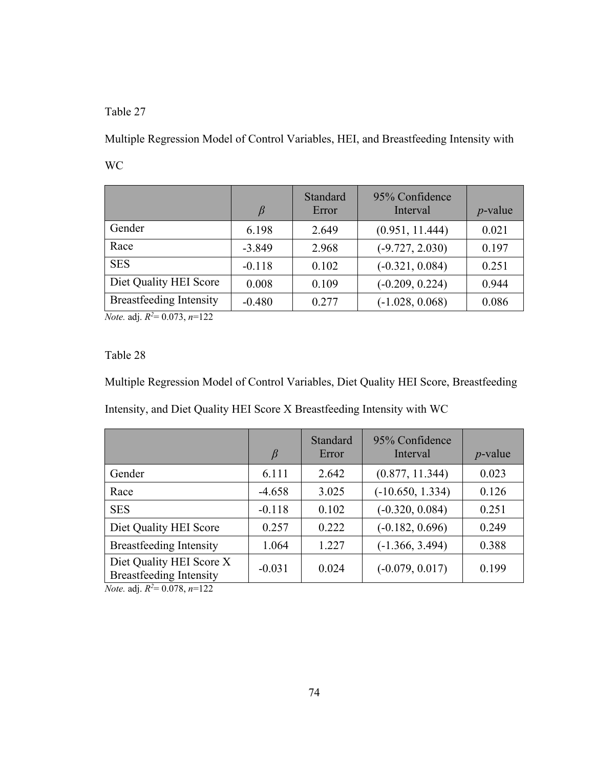Table 27

Multiple Regression Model of Control Variables, HEI, and Breastfeeding Intensity with WC

| | $\beta$ | Standard Error | 95% Confidence Interval | *p*-value |
|---|---|---|---|---|
| Gender | 6.198 | 2.649 | (0.951, 11.444) | 0.021 |
| Race | -3.849 | 2.968 | (-9.727, 2.030) | 0.197 |
| SES | -0.118 | 0.102 | (-0.321, 0.084) | 0.251 |
| Diet Quality HEI Score | 0.008 | 0.109 | (-0.209, 0.224) | 0.944 |
| Breastfeeding Intensity | -0.480 | 0.277 | (-1.028, 0.068) | 0.086 |

*Note.* adj. $R^2$= 0.073, $n$=122

Table 28

Multiple Regression Model of Control Variables, Diet Quality HEI Score, Breastfeeding Intensity, and Diet Quality HEI Score X Breastfeeding Intensity with WC

| | $\beta$ | Standard Error | 95% Confidence Interval | *p*-value |
|---|---|---|---|---|
| Gender | 6.111 | 2.642 | (0.877, 11.344) | 0.023 |
| Race | -4.658 | 3.025 | (-10.650, 1.334) | 0.126 |
| SES | -0.118 | 0.102 | (-0.320, 0.084) | 0.251 |
| Diet Quality HEI Score | 0.257 | 0.222 | (-0.182, 0.696) | 0.249 |
| Breastfeeding Intensity | 1.064 | 1.227 | (-1.366, 3.494) | 0.388 |
| Diet Quality HEI Score X Breastfeeding Intensity | -0.031 | 0.024 | (-0.079, 0.017) | 0.199 |

*Note.* adj. $R^2$= 0.078, $n$=122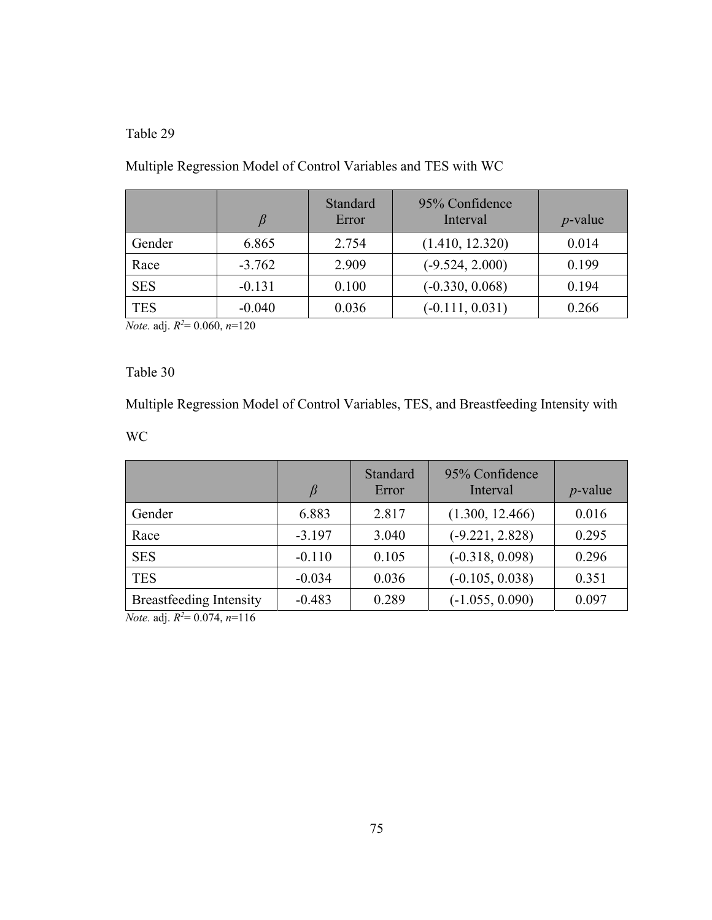Table 29

Multiple Regression Model of Control Variables and TES with WC

| | $\beta$ | Standard Error | 95% Confidence Interval | *p*-value |
|---|---|---|---|---|
| Gender | 6.865 | 2.754 | (1.410, 12.320) | 0.014 |
| Race | -3.762 | 2.909 | (-9.524, 2.000) | 0.199 |
| SES | -0.131 | 0.100 | (-0.330, 0.068) | 0.194 |
| TES | -0.040 | 0.036 | (-0.111, 0.031) | 0.266 |

*Note.* adj. $R^2$= 0.060, *n*=120

Table 30

Multiple Regression Model of Control Variables, TES, and Breastfeeding Intensity with WC

| | $\beta$ | Standard Error | 95% Confidence Interval | *p*-value |
|---|---|---|---|---|
| Gender | 6.883 | 2.817 | (1.300, 12.466) | 0.016 |
| Race | -3.197 | 3.040 | (-9.221, 2.828) | 0.295 |
| SES | -0.110 | 0.105 | (-0.318, 0.098) | 0.296 |
| TES | -0.034 | 0.036 | (-0.105, 0.038) | 0.351 |
| Breastfeeding Intensity | -0.483 | 0.289 | (-1.055, 0.090) | 0.097 |

*Note.* adj. $R^2$= 0.074, *n*=116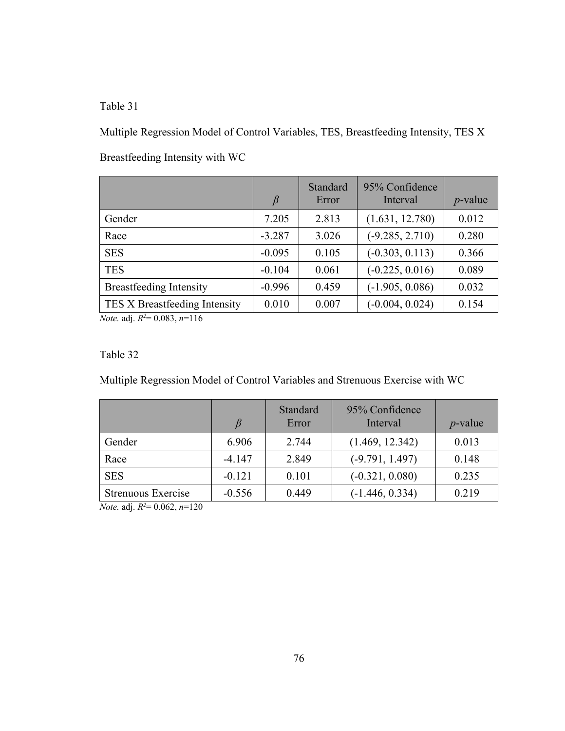Table 31

Multiple Regression Model of Control Variables, TES, Breastfeeding Intensity, TES X Breastfeeding Intensity with WC

| | $\beta$ | Standard Error | 95% Confidence Interval | *p*-value |
|---|---|---|---|---|
| Gender | 7.205 | 2.813 | (1.631, 12.780) | 0.012 |
| Race | -3.287 | 3.026 | (-9.285, 2.710) | 0.280 |
| SES | -0.095 | 0.105 | (-0.303, 0.113) | 0.366 |
| TES | -0.104 | 0.061 | (-0.225, 0.016) | 0.089 |
| Breastfeeding Intensity | -0.996 | 0.459 | (-1.905, 0.086) | 0.032 |
| TES X Breastfeeding Intensity | 0.010 | 0.007 | (-0.004, 0.024) | 0.154 |

*Note.* adj. $R^2$= 0.083, $n$=116

Table 32

Multiple Regression Model of Control Variables and Strenuous Exercise with WC

| | $\beta$ | Standard Error | 95% Confidence Interval | *p*-value |
|---|---|---|---|---|
| Gender | 6.906 | 2.744 | (1.469, 12.342) | 0.013 |
| Race | -4.147 | 2.849 | (-9.791, 1.497) | 0.148 |
| SES | -0.121 | 0.101 | (-0.321, 0.080) | 0.235 |
| Strenuous Exercise | -0.556 | 0.449 | (-1.446, 0.334) | 0.219 |

*Note.* adj. $R^2$= 0.062, $n$=120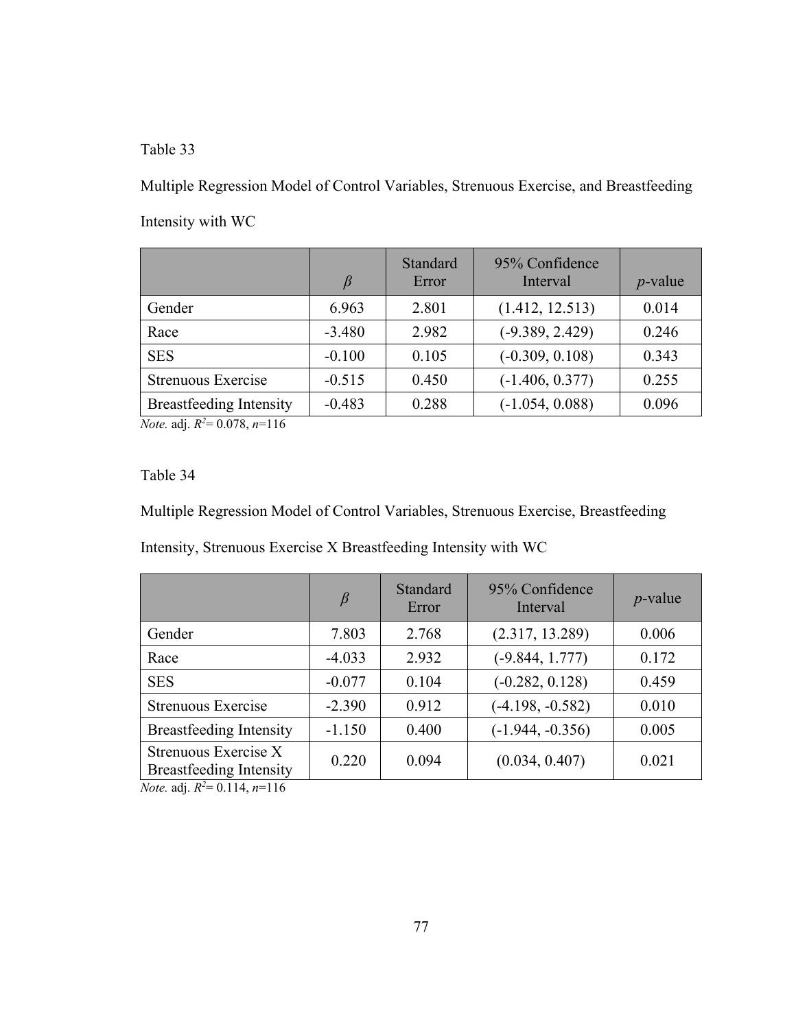Table 33

Multiple Regression Model of Control Variables, Strenuous Exercise, and Breastfeeding Intensity with WC

| | *β* | Standard Error | 95% Confidence Interval | *p*-value |
|---|---|---|---|---|
| Gender | 6.963 | 2.801 | (1.412, 12.513) | 0.014 |
| Race | -3.480 | 2.982 | (-9.389, 2.429) | 0.246 |
| SES | -0.100 | 0.105 | (-0.309, 0.108) | 0.343 |
| Strenuous Exercise | -0.515 | 0.450 | (-1.406, 0.377) | 0.255 |
| Breastfeeding Intensity | -0.483 | 0.288 | (-1.054, 0.088) | 0.096 |

*Note.* adj. $R^2$= 0.078, *n*=116

Table 34

Multiple Regression Model of Control Variables, Strenuous Exercise, Breastfeeding Intensity, Strenuous Exercise X Breastfeeding Intensity with WC

| | *β* | Standard Error | 95% Confidence Interval | *p*-value |
|---|---|---|---|---|
| Gender | 7.803 | 2.768 | (2.317, 13.289) | 0.006 |
| Race | -4.033 | 2.932 | (-9.844, 1.777) | 0.172 |
| SES | -0.077 | 0.104 | (-0.282, 0.128) | 0.459 |
| Strenuous Exercise | -2.390 | 0.912 | (-4.198, -0.582) | 0.010 |
| Breastfeeding Intensity | -1.150 | 0.400 | (-1.944, -0.356) | 0.005 |
| Strenuous Exercise X Breastfeeding Intensity | 0.220 | 0.094 | (0.034, 0.407) | 0.021 |

*Note.* adj. $R^2$= 0.114, *n*=116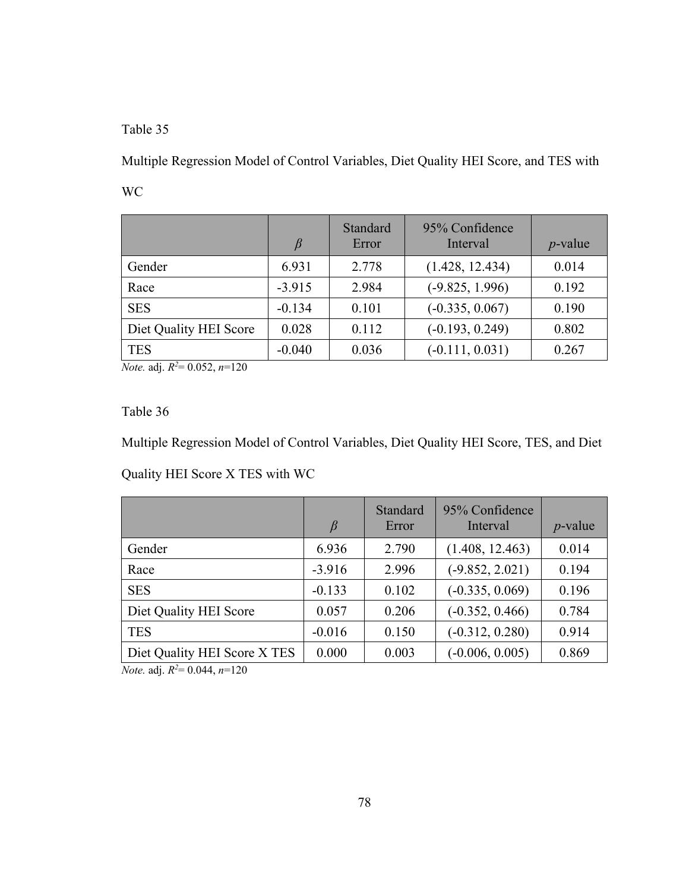Table 35

Multiple Regression Model of Control Variables, Diet Quality HEI Score, and TES with WC

| | $\beta$ | Standard Error | 95% Confidence Interval | *p*-value |
|---|---|---|---|---|
| Gender | 6.931 | 2.778 | (1.428, 12.434) | 0.014 |
| Race | -3.915 | 2.984 | (-9.825, 1.996) | 0.192 |
| SES | -0.134 | 0.101 | (-0.335, 0.067) | 0.190 |
| Diet Quality HEI Score | 0.028 | 0.112 | (-0.193, 0.249) | 0.802 |
| TES | -0.040 | 0.036 | (-0.111, 0.031) | 0.267 |

*Note.* adj. $R^2$= 0.052, *n*=120

Table 36

Multiple Regression Model of Control Variables, Diet Quality HEI Score, TES, and Diet Quality HEI Score X TES with WC

| | $\beta$ | Standard Error | 95% Confidence Interval | *p*-value |
|---|---|---|---|---|
| Gender | 6.936 | 2.790 | (1.408, 12.463) | 0.014 |
| Race | -3.916 | 2.996 | (-9.852, 2.021) | 0.194 |
| SES | -0.133 | 0.102 | (-0.335, 0.069) | 0.196 |
| Diet Quality HEI Score | 0.057 | 0.206 | (-0.352, 0.466) | 0.784 |
| TES | -0.016 | 0.150 | (-0.312, 0.280) | 0.914 |
| Diet Quality HEI Score X TES | 0.000 | 0.003 | (-0.006, 0.005) | 0.869 |

*Note.* adj. $R^2$= 0.044, *n*=120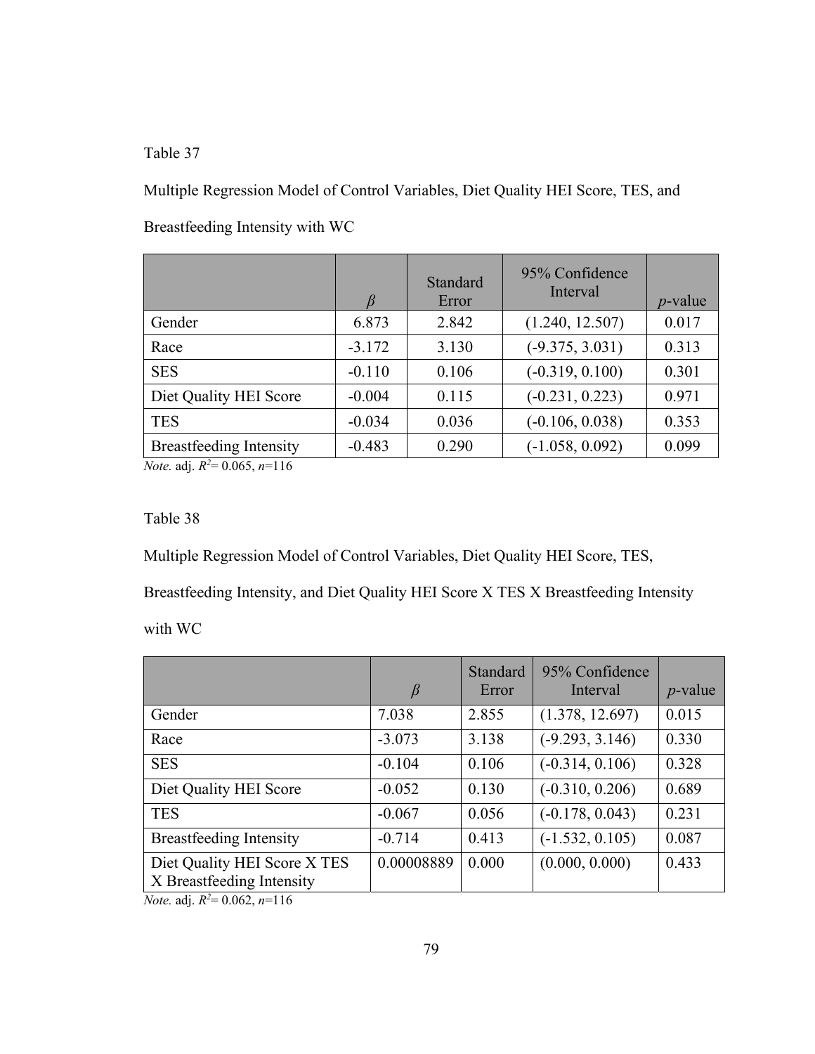Table 37

Multiple Regression Model of Control Variables, Diet Quality HEI Score, TES, and Breastfeeding Intensity with WC

| | $\beta$ | Standard Error | 95% Confidence Interval | $p$-value |
|---|---|---|---|---|
| Gender | 6.873 | 2.842 | (1.240, 12.507) | 0.017 |
| Race | -3.172 | 3.130 | (-9.375, 3.031) | 0.313 |
| SES | -0.110 | 0.106 | (-0.319, 0.100) | 0.301 |
| Diet Quality HEI Score | -0.004 | 0.115 | (-0.231, 0.223) | 0.971 |
| TES | -0.034 | 0.036 | (-0.106, 0.038) | 0.353 |
| Breastfeeding Intensity | -0.483 | 0.290 | (-1.058, 0.092) | 0.099 |

*Note.* adj. $R^2$= 0.065, $n$=116

Table 38

Multiple Regression Model of Control Variables, Diet Quality HEI Score, TES, Breastfeeding Intensity, and Diet Quality HEI Score X TES X Breastfeeding Intensity with WC

| | $\beta$ | Standard Error | 95% Confidence Interval | $p$-value |
|---|---|---|---|---|
| Gender | 7.038 | 2.855 | (1.378, 12.697) | 0.015 |
| Race | -3.073 | 3.138 | (-9.293, 3.146) | 0.330 |
| SES | -0.104 | 0.106 | (-0.314, 0.106) | 0.328 |
| Diet Quality HEI Score | -0.052 | 0.130 | (-0.310, 0.206) | 0.689 |
| TES | -0.067 | 0.056 | (-0.178, 0.043) | 0.231 |
| Breastfeeding Intensity | -0.714 | 0.413 | (-1.532, 0.105) | 0.087 |
| Diet Quality HEI Score X TES X Breastfeeding Intensity | 0.00008889 | 0.000 | (0.000, 0.000) | 0.433 |

*Note.* adj. $R^2$= 0.062, $n$=116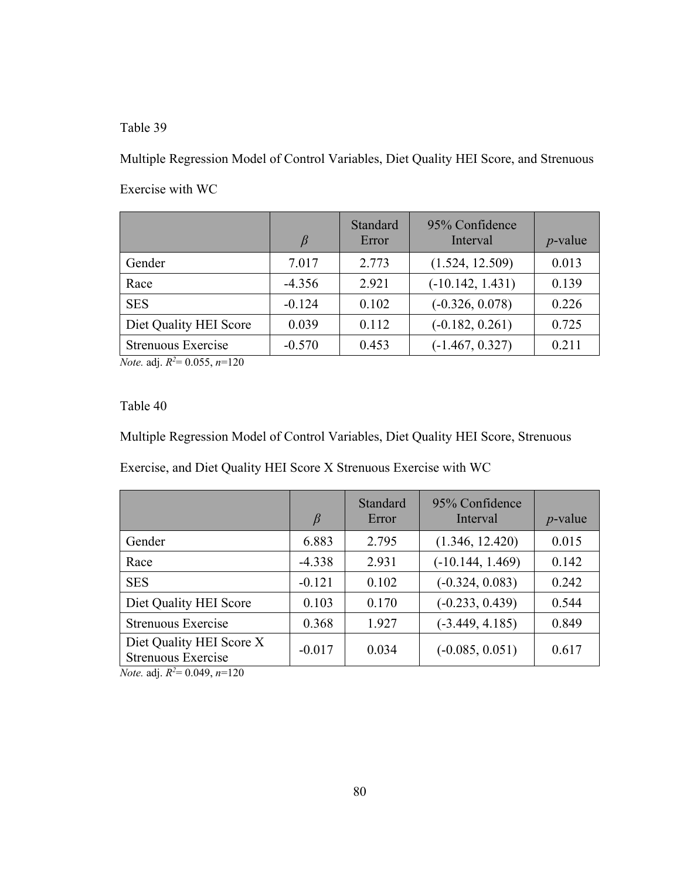Table 39

Multiple Regression Model of Control Variables, Diet Quality HEI Score, and Strenuous Exercise with WC

| | $\beta$ | Standard Error | 95% Confidence Interval | *p*-value |
|---|---|---|---|---|
| Gender | 7.017 | 2.773 | (1.524, 12.509) | 0.013 |
| Race | -4.356 | 2.921 | (-10.142, 1.431) | 0.139 |
| SES | -0.124 | 0.102 | (-0.326, 0.078) | 0.226 |
| Diet Quality HEI Score | 0.039 | 0.112 | (-0.182, 0.261) | 0.725 |
| Strenuous Exercise | -0.570 | 0.453 | (-1.467, 0.327) | 0.211 |

*Note.* adj. $R^2$= 0.055, *n*=120

Table 40

Multiple Regression Model of Control Variables, Diet Quality HEI Score, Strenuous Exercise, and Diet Quality HEI Score X Strenuous Exercise with WC

| | $\beta$ | Standard Error | 95% Confidence Interval | *p*-value |
|---|---|---|---|---|
| Gender | 6.883 | 2.795 | (1.346, 12.420) | 0.015 |
| Race | -4.338 | 2.931 | (-10.144, 1.469) | 0.142 |
| SES | -0.121 | 0.102 | (-0.324, 0.083) | 0.242 |
| Diet Quality HEI Score | 0.103 | 0.170 | (-0.233, 0.439) | 0.544 |
| Strenuous Exercise | 0.368 | 1.927 | (-3.449, 4.185) | 0.849 |
| Diet Quality HEI Score X Strenuous Exercise | -0.017 | 0.034 | (-0.085, 0.051) | 0.617 |

*Note.* adj. $R^2$= 0.049, *n*=120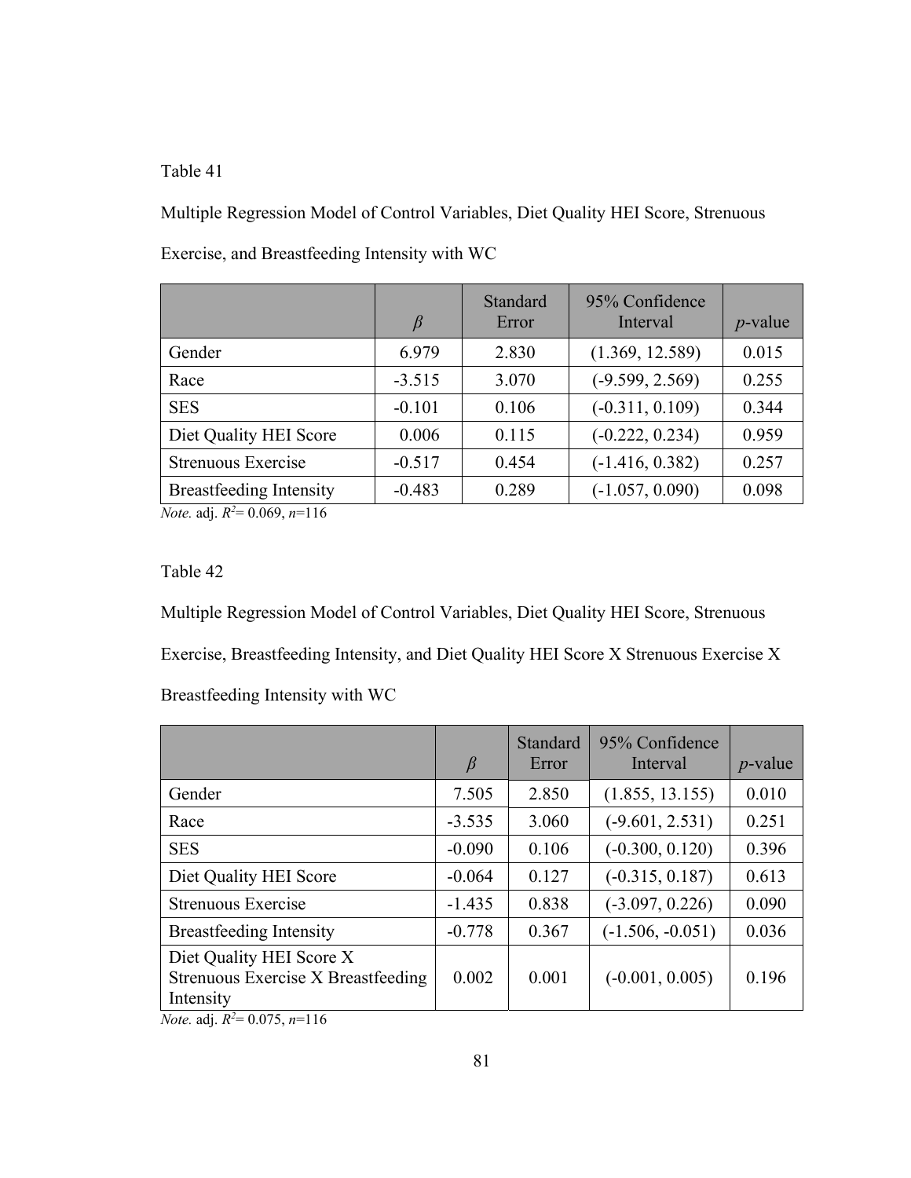Table 41

Multiple Regression Model of Control Variables, Diet Quality HEI Score, Strenuous Exercise, and Breastfeeding Intensity with WC

| | *β* | Standard Error | 95% Confidence Interval | *p*-value |
|---|---|---|---|---|
| Gender | 6.979 | 2.830 | (1.369, 12.589) | 0.015 |
| Race | -3.515 | 3.070 | (-9.599, 2.569) | 0.255 |
| SES | -0.101 | 0.106 | (-0.311, 0.109) | 0.344 |
| Diet Quality HEI Score | 0.006 | 0.115 | (-0.222, 0.234) | 0.959 |
| Strenuous Exercise | -0.517 | 0.454 | (-1.416, 0.382) | 0.257 |
| Breastfeeding Intensity | -0.483 | 0.289 | (-1.057, 0.090) | 0.098 |

*Note.* adj. $R^2$= 0.069, *n*=116

Table 42

Multiple Regression Model of Control Variables, Diet Quality HEI Score, Strenuous Exercise, Breastfeeding Intensity, and Diet Quality HEI Score X Strenuous Exercise X Breastfeeding Intensity with WC

| | *β* | Standard Error | 95% Confidence Interval | *p*-value |
|---|---|---|---|---|
| Gender | 7.505 | 2.850 | (1.855, 13.155) | 0.010 |
| Race | -3.535 | 3.060 | (-9.601, 2.531) | 0.251 |
| SES | -0.090 | 0.106 | (-0.300, 0.120) | 0.396 |
| Diet Quality HEI Score | -0.064 | 0.127 | (-0.315, 0.187) | 0.613 |
| Strenuous Exercise | -1.435 | 0.838 | (-3.097, 0.226) | 0.090 |
| Breastfeeding Intensity | -0.778 | 0.367 | (-1.506, -0.051) | 0.036 |
| Diet Quality HEI Score X Strenuous Exercise X Breastfeeding Intensity | 0.002 | 0.001 | (-0.001, 0.005) | 0.196 |

*Note.* adj. $R^2$= 0.075, *n*=116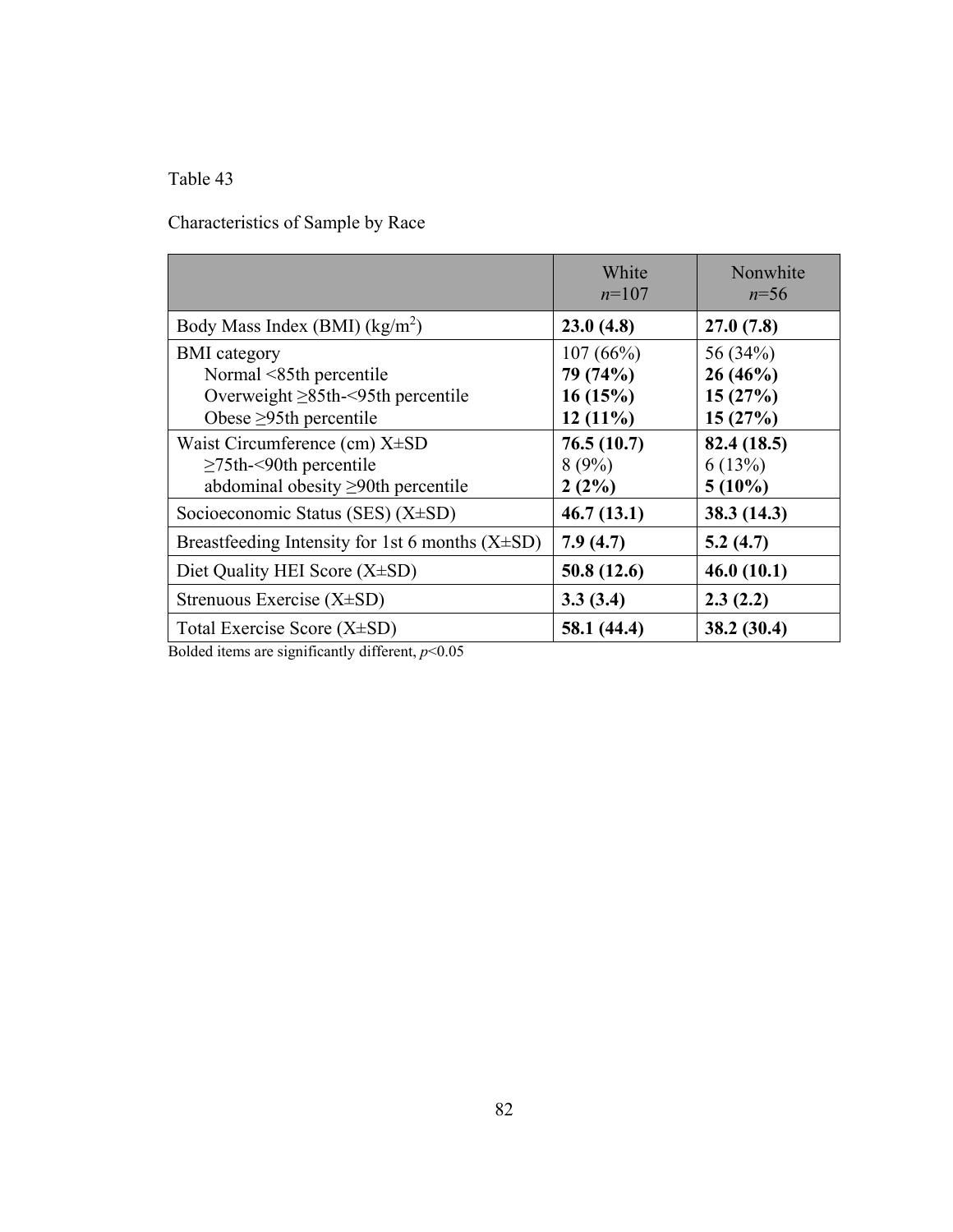Table 43

Characteristics of Sample by Race

| | White *n*=107 | Nonwhite *n*=56 |
|---|---|---|
| Body Mass Index (BMI) (kg/m$^2$) | **23.0 (4.8)** | **27.0 (7.8)** |
| BMI category | 107 (66%) | 56 (34%) |
| Normal <85th percentile | **79 (74%)** | **26 (46%)** |
| Overweight ≥85th-<95th percentile | **16 (15%)** | **15 (27%)** |
| Obese ≥95th percentile | **12 (11%)** | **15 (27%)** |
| Waist Circumference (cm) X±SD | **76.5 (10.7)** | **82.4 (18.5)** |
| ≥75th-<90th percentile | 8 (9%) | 6 (13%) |
| abdominal obesity ≥90th percentile | **2 (2%)** | **5 (10%)** |
| Socioeconomic Status (SES) (X±SD) | **46.7 (13.1)** | **38.3 (14.3)** |
| Breastfeeding Intensity for 1st 6 months (X±SD) | **7.9 (4.7)** | **5.2 (4.7)** |
| Diet Quality HEI Score (X±SD) | **50.8 (12.6)** | **46.0 (10.1)** |
| Strenuous Exercise (X±SD) | **3.3 (3.4)** | **2.3 (2.2)** |
| Total Exercise Score (X±SD) | **58.1 (44.4)** | **38.2 (30.4)** |

Bolded items are significantly different, $p<0.05$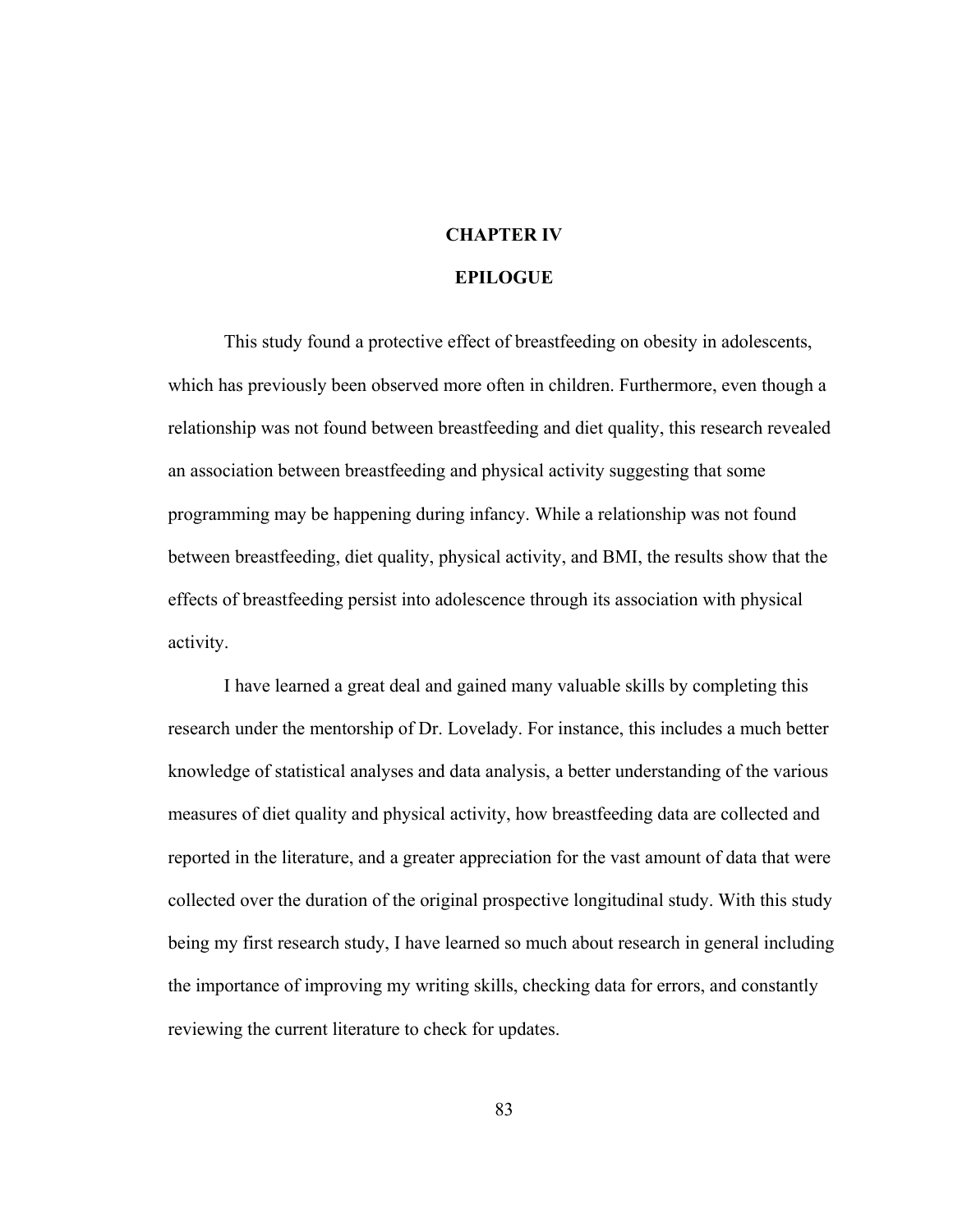# CHAPTER IV

# EPILOGUE

This study found a protective effect of breastfeeding on obesity in adolescents, which has previously been observed more often in children. Furthermore, even though a relationship was not found between breastfeeding and diet quality, this research revealed an association between breastfeeding and physical activity suggesting that some programming may be happening during infancy. While a relationship was not found between breastfeeding, diet quality, physical activity, and BMI, the results show that the effects of breastfeeding persist into adolescence through its association with physical activity.

I have learned a great deal and gained many valuable skills by completing this research under the mentorship of Dr. Lovelady. For instance, this includes a much better knowledge of statistical analyses and data analysis, a better understanding of the various measures of diet quality and physical activity, how breastfeeding data are collected and reported in the literature, and a greater appreciation for the vast amount of data that were collected over the duration of the original prospective longitudinal study. With this study being my first research study, I have learned so much about research in general including the importance of improving my writing skills, checking data for errors, and constantly reviewing the current literature to check for updates.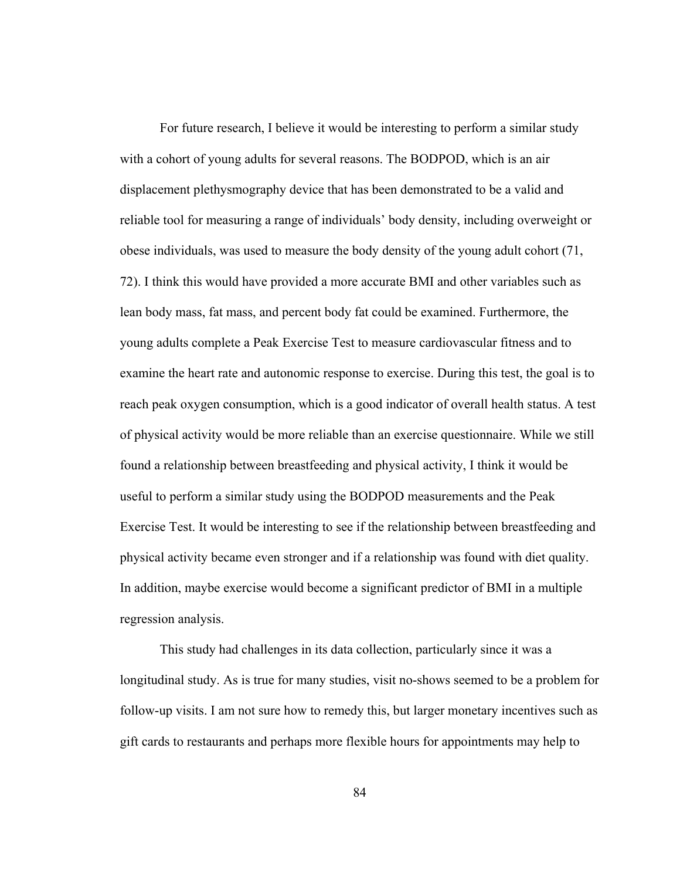For future research, I believe it would be interesting to perform a similar study with a cohort of young adults for several reasons. The BODPOD, which is an air displacement plethysmography device that has been demonstrated to be a valid and reliable tool for measuring a range of individuals' body density, including overweight or obese individuals, was used to measure the body density of the young adult cohort (71, 72). I think this would have provided a more accurate BMI and other variables such as lean body mass, fat mass, and percent body fat could be examined. Furthermore, the young adults complete a Peak Exercise Test to measure cardiovascular fitness and to examine the heart rate and autonomic response to exercise. During this test, the goal is to reach peak oxygen consumption, which is a good indicator of overall health status. A test of physical activity would be more reliable than an exercise questionnaire. While we still found a relationship between breastfeeding and physical activity, I think it would be useful to perform a similar study using the BODPOD measurements and the Peak Exercise Test. It would be interesting to see if the relationship between breastfeeding and physical activity became even stronger and if a relationship was found with diet quality. In addition, maybe exercise would become a significant predictor of BMI in a multiple regression analysis.

This study had challenges in its data collection, particularly since it was a longitudinal study. As is true for many studies, visit no-shows seemed to be a problem for follow-up visits. I am not sure how to remedy this, but larger monetary incentives such as gift cards to restaurants and perhaps more flexible hours for appointments may help to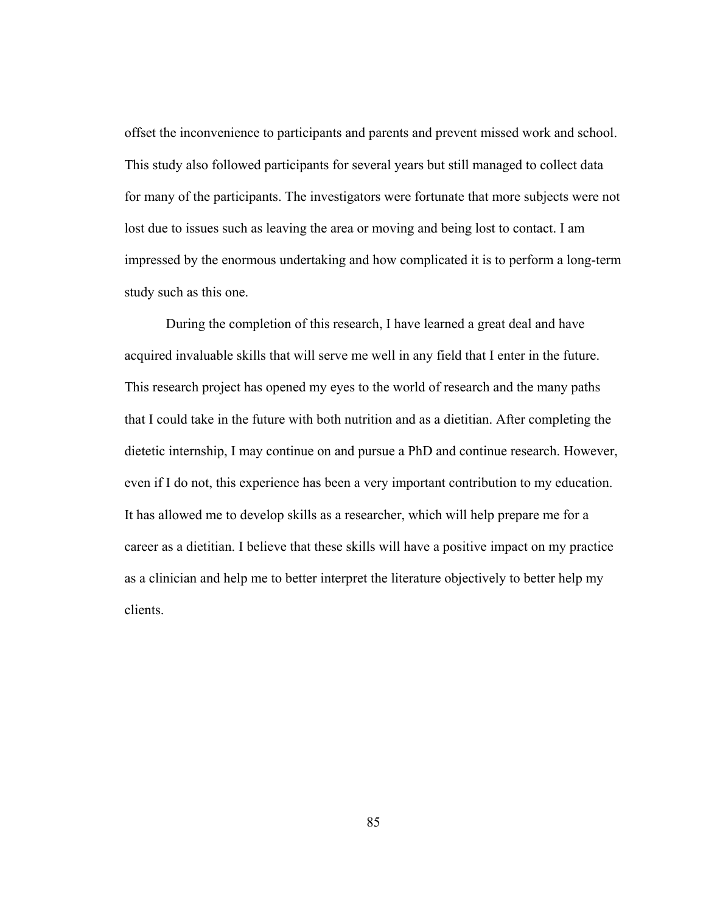offset the inconvenience to participants and parents and prevent missed work and school. This study also followed participants for several years but still managed to collect data for many of the participants. The investigators were fortunate that more subjects were not lost due to issues such as leaving the area or moving and being lost to contact. I am impressed by the enormous undertaking and how complicated it is to perform a long-term study such as this one.

During the completion of this research, I have learned a great deal and have acquired invaluable skills that will serve me well in any field that I enter in the future. This research project has opened my eyes to the world of research and the many paths that I could take in the future with both nutrition and as a dietitian. After completing the dietetic internship, I may continue on and pursue a PhD and continue research. However, even if I do not, this experience has been a very important contribution to my education. It has allowed me to develop skills as a researcher, which will help prepare me for a career as a dietitian. I believe that these skills will have a positive impact on my practice as a clinician and help me to better interpret the literature objectively to better help my clients.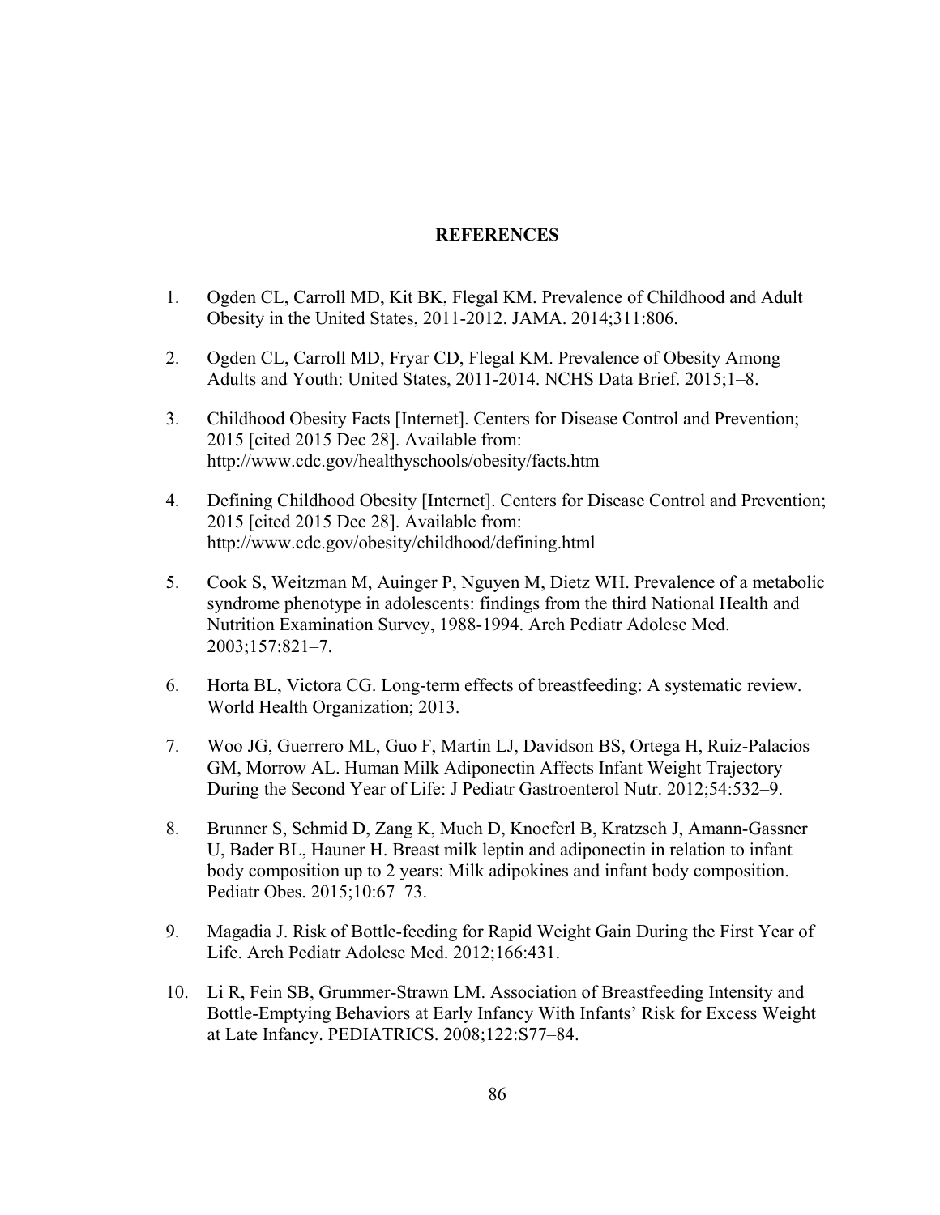# REFERENCES

1. Ogden CL, Carroll MD, Kit BK, Flegal KM. Prevalence of Childhood and Adult Obesity in the United States, 2011-2012. JAMA. 2014;311:806.

2. Ogden CL, Carroll MD, Fryar CD, Flegal KM. Prevalence of Obesity Among Adults and Youth: United States, 2011-2014. NCHS Data Brief. 2015;1–8.

3. Childhood Obesity Facts [Internet]. Centers for Disease Control and Prevention; 2015 [cited 2015 Dec 28]. Available from: http://www.cdc.gov/healthyschools/obesity/facts.htm

4. Defining Childhood Obesity [Internet]. Centers for Disease Control and Prevention; 2015 [cited 2015 Dec 28]. Available from: http://www.cdc.gov/obesity/childhood/defining.html

5. Cook S, Weitzman M, Auinger P, Nguyen M, Dietz WH. Prevalence of a metabolic syndrome phenotype in adolescents: findings from the third National Health and Nutrition Examination Survey, 1988-1994. Arch Pediatr Adolesc Med. 2003;157:821–7.

6. Horta BL, Victora CG. Long-term effects of breastfeeding: A systematic review. World Health Organization; 2013.

7. Woo JG, Guerrero ML, Guo F, Martin LJ, Davidson BS, Ortega H, Ruiz-Palacios GM, Morrow AL. Human Milk Adiponectin Affects Infant Weight Trajectory During the Second Year of Life: J Pediatr Gastroenterol Nutr. 2012;54:532–9.

8. Brunner S, Schmid D, Zang K, Much D, Knoeferl B, Kratzsch J, Amann-Gassner U, Bader BL, Hauner H. Breast milk leptin and adiponectin in relation to infant body composition up to 2 years: Milk adipokines and infant body composition. Pediatr Obes. 2015;10:67–73.

9. Magadia J. Risk of Bottle-feeding for Rapid Weight Gain During the First Year of Life. Arch Pediatr Adolesc Med. 2012;166:431.

10. Li R, Fein SB, Grummer-Strawn LM. Association of Breastfeeding Intensity and Bottle-Emptying Behaviors at Early Infancy With Infants' Risk for Excess Weight at Late Infancy. PEDIATRICS. 2008;122:S77–84.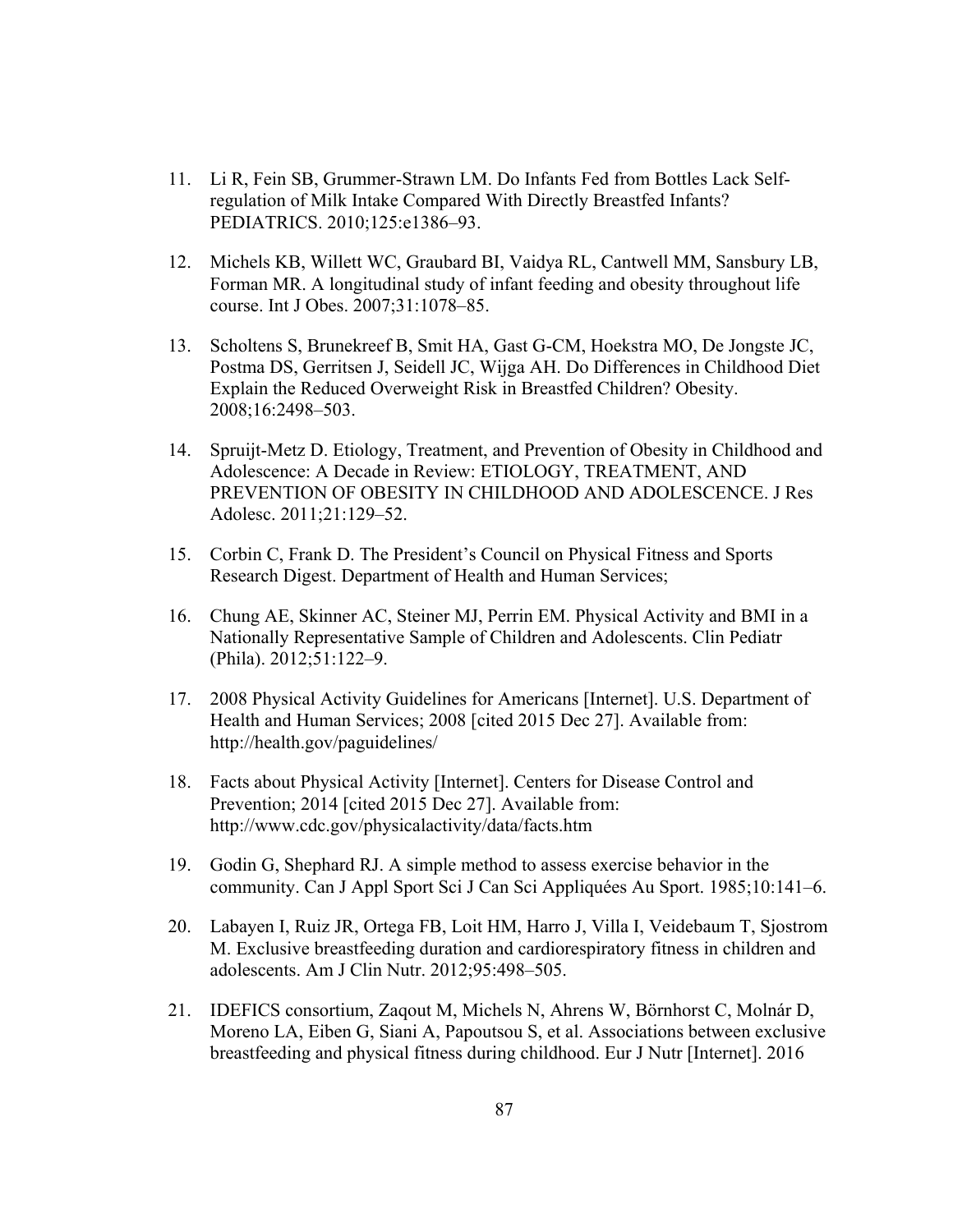11. Li R, Fein SB, Grummer-Strawn LM. Do Infants Fed from Bottles Lack Self-regulation of Milk Intake Compared With Directly Breastfed Infants? PEDIATRICS. 2010;125:e1386–93.

12. Michels KB, Willett WC, Graubard BI, Vaidya RL, Cantwell MM, Sansbury LB, Forman MR. A longitudinal study of infant feeding and obesity throughout life course. Int J Obes. 2007;31:1078–85.

13. Scholtens S, Brunekreef B, Smit HA, Gast G-CM, Hoekstra MO, De Jongste JC, Postma DS, Gerritsen J, Seidell JC, Wijga AH. Do Differences in Childhood Diet Explain the Reduced Overweight Risk in Breastfed Children? Obesity. 2008;16:2498–503.

14. Spruijt-Metz D. Etiology, Treatment, and Prevention of Obesity in Childhood and Adolescence: A Decade in Review: ETIOLOGY, TREATMENT, AND PREVENTION OF OBESITY IN CHILDHOOD AND ADOLESCENCE. J Res Adolesc. 2011;21:129–52.

15. Corbin C, Frank D. The President's Council on Physical Fitness and Sports Research Digest. Department of Health and Human Services;

16. Chung AE, Skinner AC, Steiner MJ, Perrin EM. Physical Activity and BMI in a Nationally Representative Sample of Children and Adolescents. Clin Pediatr (Phila). 2012;51:122–9.

17. 2008 Physical Activity Guidelines for Americans [Internet]. U.S. Department of Health and Human Services; 2008 [cited 2015 Dec 27]. Available from: http://health.gov/paguidelines/

18. Facts about Physical Activity [Internet]. Centers for Disease Control and Prevention; 2014 [cited 2015 Dec 27]. Available from: http://www.cdc.gov/physicalactivity/data/facts.htm

19. Godin G, Shephard RJ. A simple method to assess exercise behavior in the community. Can J Appl Sport Sci J Can Sci Appliquées Au Sport. 1985;10:141–6.

20. Labayen I, Ruiz JR, Ortega FB, Loit HM, Harro J, Villa I, Veidebaum T, Sjostrom M. Exclusive breastfeeding duration and cardiorespiratory fitness in children and adolescents. Am J Clin Nutr. 2012;95:498–505.

21. IDEFICS consortium, Zaqout M, Michels N, Ahrens W, Börnhorst C, Molnár D, Moreno LA, Eiben G, Siani A, Papoutsou S, et al. Associations between exclusive breastfeeding and physical fitness during childhood. Eur J Nutr [Internet]. 2016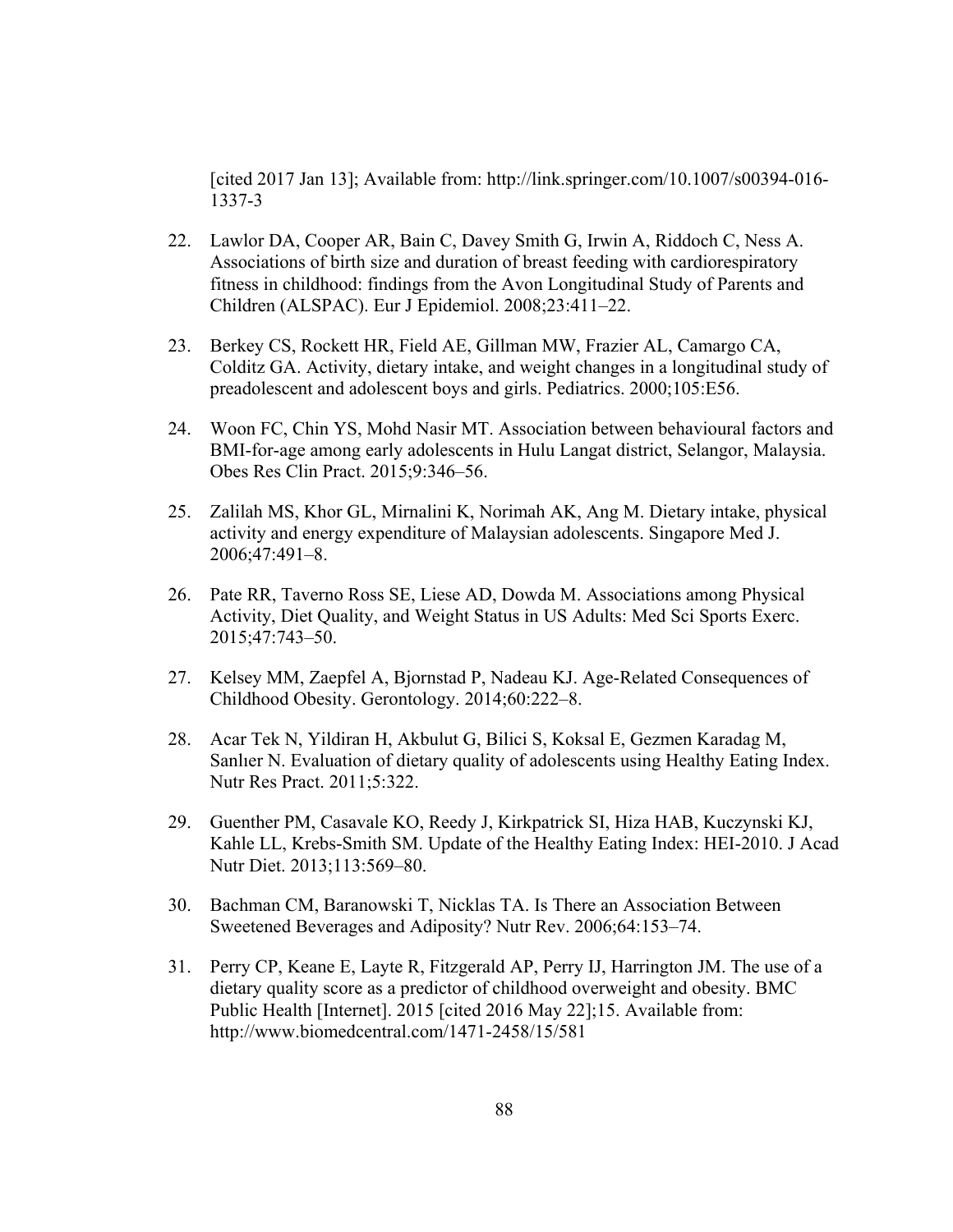[cited 2017 Jan 13]; Available from: http://link.springer.com/10.1007/s00394-016-1337-3

22. Lawlor DA, Cooper AR, Bain C, Davey Smith G, Irwin A, Riddoch C, Ness A. Associations of birth size and duration of breast feeding with cardiorespiratory fitness in childhood: findings from the Avon Longitudinal Study of Parents and Children (ALSPAC). Eur J Epidemiol. 2008;23:411–22.

23. Berkey CS, Rockett HR, Field AE, Gillman MW, Frazier AL, Camargo CA, Colditz GA. Activity, dietary intake, and weight changes in a longitudinal study of preadolescent and adolescent boys and girls. Pediatrics. 2000;105:E56.

24. Woon FC, Chin YS, Mohd Nasir MT. Association between behavioural factors and BMI-for-age among early adolescents in Hulu Langat district, Selangor, Malaysia. Obes Res Clin Pract. 2015;9:346–56.

25. Zalilah MS, Khor GL, Mirnalini K, Norimah AK, Ang M. Dietary intake, physical activity and energy expenditure of Malaysian adolescents. Singapore Med J. 2006;47:491–8.

26. Pate RR, Taverno Ross SE, Liese AD, Dowda M. Associations among Physical Activity, Diet Quality, and Weight Status in US Adults: Med Sci Sports Exerc. 2015;47:743–50.

27. Kelsey MM, Zaepfel A, Bjornstad P, Nadeau KJ. Age-Related Consequences of Childhood Obesity. Gerontology. 2014;60:222–8.

28. Acar Tek N, Yildiran H, Akbulut G, Bilici S, Koksal E, Gezmen Karadag M, Sanlıer N. Evaluation of dietary quality of adolescents using Healthy Eating Index. Nutr Res Pract. 2011;5:322.

29. Guenther PM, Casavale KO, Reedy J, Kirkpatrick SI, Hiza HAB, Kuczynski KJ, Kahle LL, Krebs-Smith SM. Update of the Healthy Eating Index: HEI-2010. J Acad Nutr Diet. 2013;113:569–80.

30. Bachman CM, Baranowski T, Nicklas TA. Is There an Association Between Sweetened Beverages and Adiposity? Nutr Rev. 2006;64:153–74.

31. Perry CP, Keane E, Layte R, Fitzgerald AP, Perry IJ, Harrington JM. The use of a dietary quality score as a predictor of childhood overweight and obesity. BMC Public Health [Internet]. 2015 [cited 2016 May 22];15. Available from: http://www.biomedcentral.com/1471-2458/15/581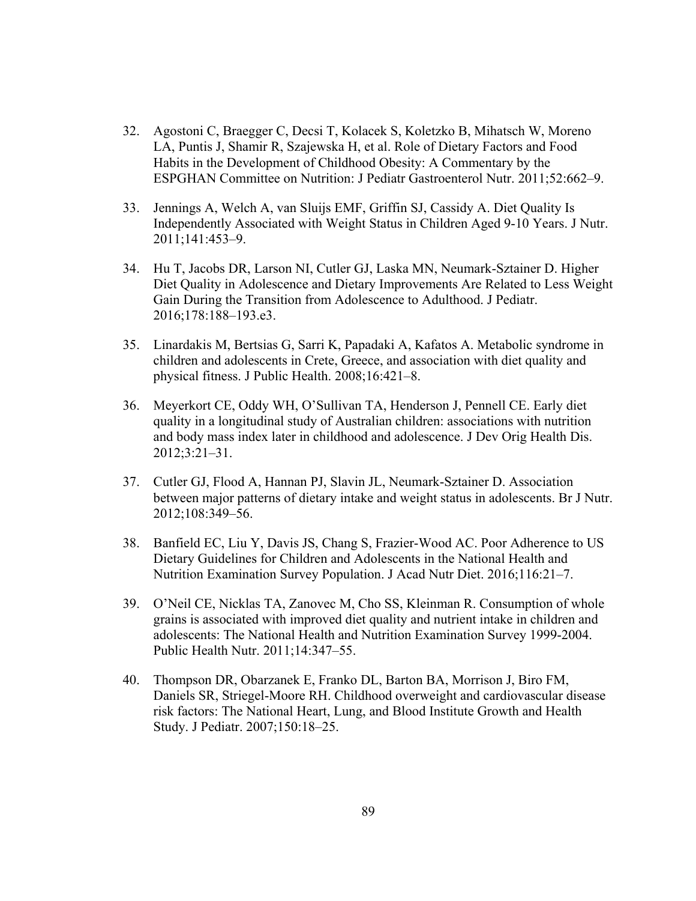32. Agostoni C, Braegger C, Decsi T, Kolacek S, Koletzko B, Mihatsch W, Moreno LA, Puntis J, Shamir R, Szajewska H, et al. Role of Dietary Factors and Food Habits in the Development of Childhood Obesity: A Commentary by the ESPGHAN Committee on Nutrition: J Pediatr Gastroenterol Nutr. 2011;52:662–9.

33. Jennings A, Welch A, van Sluijs EMF, Griffin SJ, Cassidy A. Diet Quality Is Independently Associated with Weight Status in Children Aged 9-10 Years. J Nutr. 2011;141:453–9.

34. Hu T, Jacobs DR, Larson NI, Cutler GJ, Laska MN, Neumark-Sztainer D. Higher Diet Quality in Adolescence and Dietary Improvements Are Related to Less Weight Gain During the Transition from Adolescence to Adulthood. J Pediatr. 2016;178:188–193.e3.

35. Linardakis M, Bertsias G, Sarri K, Papadaki A, Kafatos A. Metabolic syndrome in children and adolescents in Crete, Greece, and association with diet quality and physical fitness. J Public Health. 2008;16:421–8.

36. Meyerkort CE, Oddy WH, O'Sullivan TA, Henderson J, Pennell CE. Early diet quality in a longitudinal study of Australian children: associations with nutrition and body mass index later in childhood and adolescence. J Dev Orig Health Dis. 2012;3:21–31.

37. Cutler GJ, Flood A, Hannan PJ, Slavin JL, Neumark-Sztainer D. Association between major patterns of dietary intake and weight status in adolescents. Br J Nutr. 2012;108:349–56.

38. Banfield EC, Liu Y, Davis JS, Chang S, Frazier-Wood AC. Poor Adherence to US Dietary Guidelines for Children and Adolescents in the National Health and Nutrition Examination Survey Population. J Acad Nutr Diet. 2016;116:21–7.

39. O'Neil CE, Nicklas TA, Zanovec M, Cho SS, Kleinman R. Consumption of whole grains is associated with improved diet quality and nutrient intake in children and adolescents: The National Health and Nutrition Examination Survey 1999-2004. Public Health Nutr. 2011;14:347–55.

40. Thompson DR, Obarzanek E, Franko DL, Barton BA, Morrison J, Biro FM, Daniels SR, Striegel-Moore RH. Childhood overweight and cardiovascular disease risk factors: The National Heart, Lung, and Blood Institute Growth and Health Study. J Pediatr. 2007;150:18–25.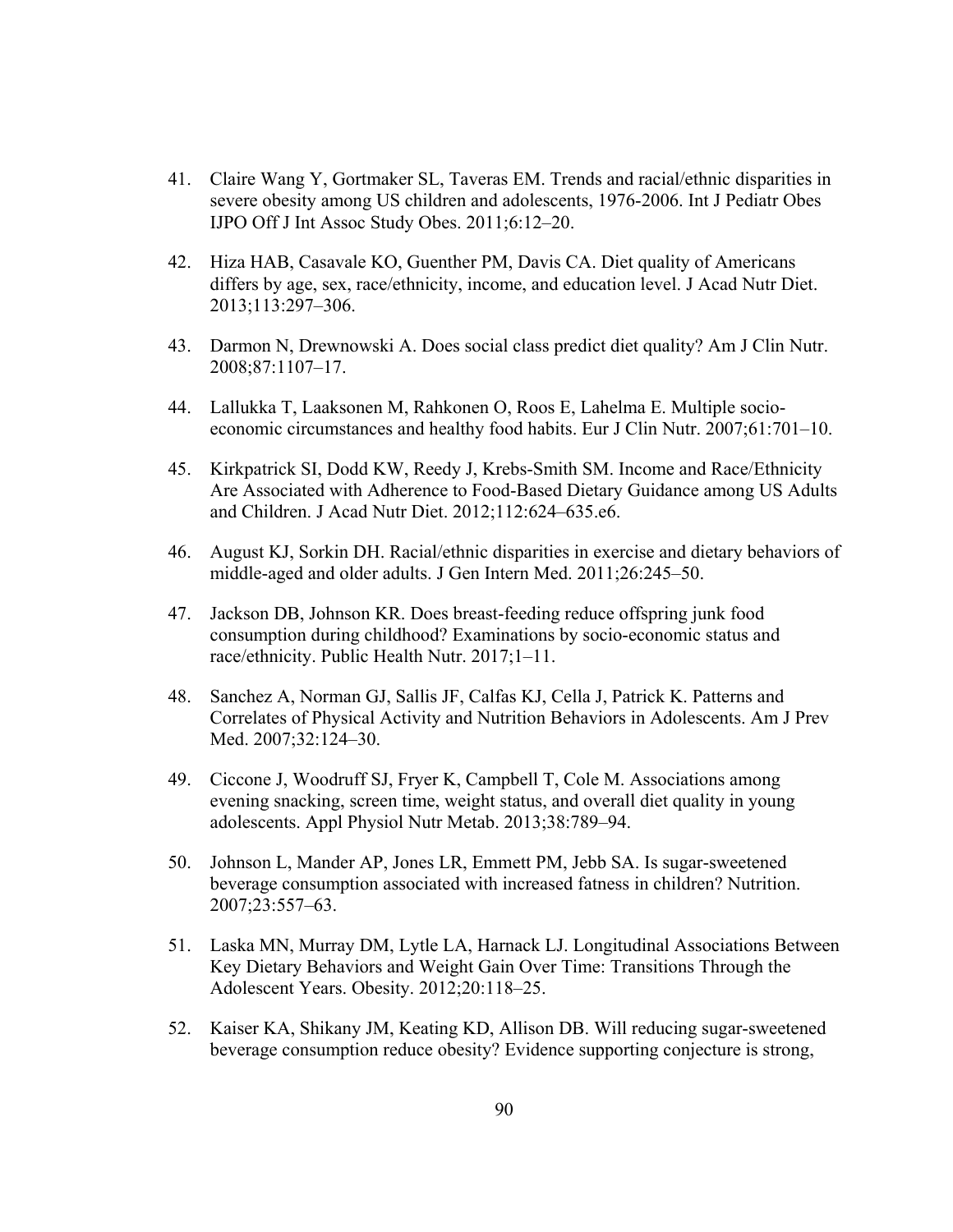41. Claire Wang Y, Gortmaker SL, Taveras EM. Trends and racial/ethnic disparities in severe obesity among US children and adolescents, 1976-2006. Int J Pediatr Obes IJPO Off J Int Assoc Study Obes. 2011;6:12–20.

42. Hiza HAB, Casavale KO, Guenther PM, Davis CA. Diet quality of Americans differs by age, sex, race/ethnicity, income, and education level. J Acad Nutr Diet. 2013;113:297–306.

43. Darmon N, Drewnowski A. Does social class predict diet quality? Am J Clin Nutr. 2008;87:1107–17.

44. Lallukka T, Laaksonen M, Rahkonen O, Roos E, Lahelma E. Multiple socio-economic circumstances and healthy food habits. Eur J Clin Nutr. 2007;61:701–10.

45. Kirkpatrick SI, Dodd KW, Reedy J, Krebs-Smith SM. Income and Race/Ethnicity Are Associated with Adherence to Food-Based Dietary Guidance among US Adults and Children. J Acad Nutr Diet. 2012;112:624–635.e6.

46. August KJ, Sorkin DH. Racial/ethnic disparities in exercise and dietary behaviors of middle-aged and older adults. J Gen Intern Med. 2011;26:245–50.

47. Jackson DB, Johnson KR. Does breast-feeding reduce offspring junk food consumption during childhood? Examinations by socio-economic status and race/ethnicity. Public Health Nutr. 2017;1–11.

48. Sanchez A, Norman GJ, Sallis JF, Calfas KJ, Cella J, Patrick K. Patterns and Correlates of Physical Activity and Nutrition Behaviors in Adolescents. Am J Prev Med. 2007;32:124–30.

49. Ciccone J, Woodruff SJ, Fryer K, Campbell T, Cole M. Associations among evening snacking, screen time, weight status, and overall diet quality in young adolescents. Appl Physiol Nutr Metab. 2013;38:789–94.

50. Johnson L, Mander AP, Jones LR, Emmett PM, Jebb SA. Is sugar-sweetened beverage consumption associated with increased fatness in children? Nutrition. 2007;23:557–63.

51. Laska MN, Murray DM, Lytle LA, Harnack LJ. Longitudinal Associations Between Key Dietary Behaviors and Weight Gain Over Time: Transitions Through the Adolescent Years. Obesity. 2012;20:118–25.

52. Kaiser KA, Shikany JM, Keating KD, Allison DB. Will reducing sugar-sweetened beverage consumption reduce obesity? Evidence supporting conjecture is strong,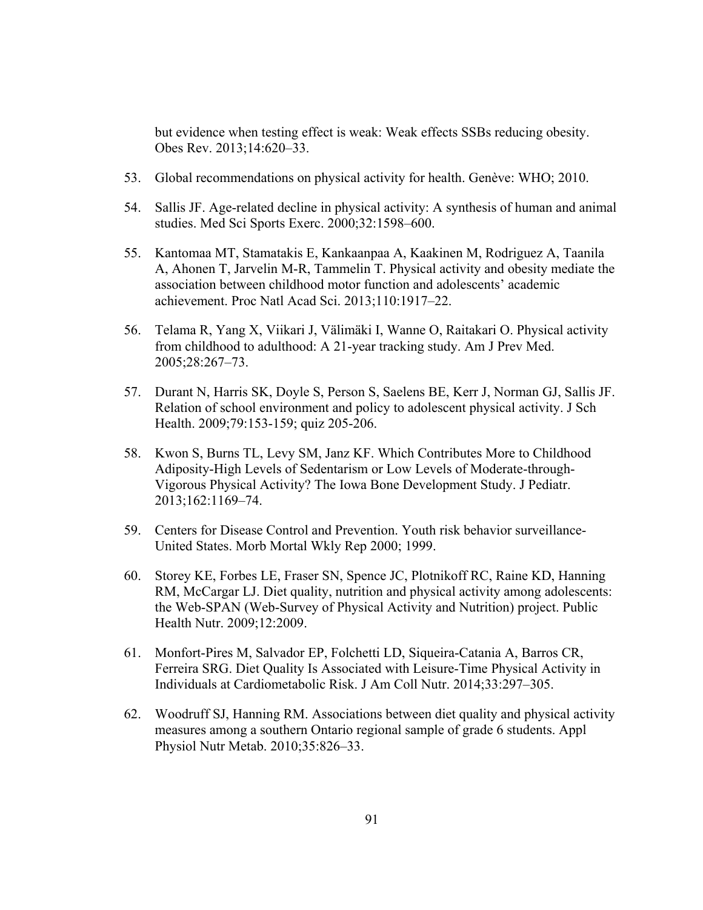but evidence when testing effect is weak: Weak effects SSBs reducing obesity. Obes Rev. 2013;14:620–33.

53. Global recommendations on physical activity for health. Genève: WHO; 2010.

54. Sallis JF. Age-related decline in physical activity: A synthesis of human and animal studies. Med Sci Sports Exerc. 2000;32:1598–600.

55. Kantomaa MT, Stamatakis E, Kankaanpaa A, Kaakinen M, Rodriguez A, Taanila A, Ahonen T, Jarvelin M-R, Tammelin T. Physical activity and obesity mediate the association between childhood motor function and adolescents' academic achievement. Proc Natl Acad Sci. 2013;110:1917–22.

56. Telama R, Yang X, Viikari J, Välimäki I, Wanne O, Raitakari O. Physical activity from childhood to adulthood: A 21-year tracking study. Am J Prev Med. 2005;28:267–73.

57. Durant N, Harris SK, Doyle S, Person S, Saelens BE, Kerr J, Norman GJ, Sallis JF. Relation of school environment and policy to adolescent physical activity. J Sch Health. 2009;79:153-159; quiz 205-206.

58. Kwon S, Burns TL, Levy SM, Janz KF. Which Contributes More to Childhood Adiposity-High Levels of Sedentarism or Low Levels of Moderate-through-Vigorous Physical Activity? The Iowa Bone Development Study. J Pediatr. 2013;162:1169–74.

59. Centers for Disease Control and Prevention. Youth risk behavior surveillance-United States. Morb Mortal Wkly Rep 2000; 1999.

60. Storey KE, Forbes LE, Fraser SN, Spence JC, Plotnikoff RC, Raine KD, Hanning RM, McCargar LJ. Diet quality, nutrition and physical activity among adolescents: the Web-SPAN (Web-Survey of Physical Activity and Nutrition) project. Public Health Nutr. 2009;12:2009.

61. Monfort-Pires M, Salvador EP, Folchetti LD, Siqueira-Catania A, Barros CR, Ferreira SRG. Diet Quality Is Associated with Leisure-Time Physical Activity in Individuals at Cardiometabolic Risk. J Am Coll Nutr. 2014;33:297–305.

62. Woodruff SJ, Hanning RM. Associations between diet quality and physical activity measures among a southern Ontario regional sample of grade 6 students. Appl Physiol Nutr Metab. 2010;35:826–33.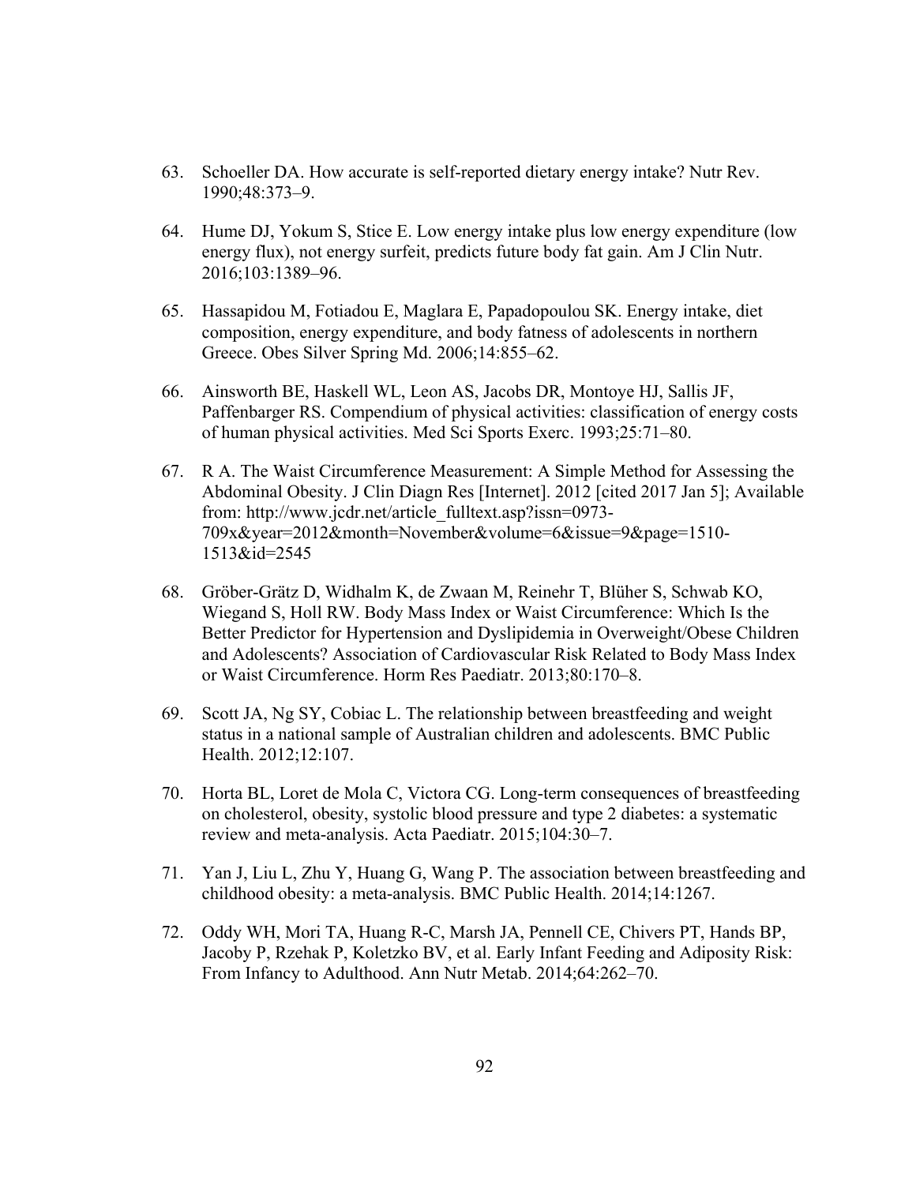63. Schoeller DA. How accurate is self-reported dietary energy intake? Nutr Rev. 1990;48:373–9.

64. Hume DJ, Yokum S, Stice E. Low energy intake plus low energy expenditure (low energy flux), not energy surfeit, predicts future body fat gain. Am J Clin Nutr. 2016;103:1389–96.

65. Hassapidou M, Fotiadou E, Maglara E, Papadopoulou SK. Energy intake, diet composition, energy expenditure, and body fatness of adolescents in northern Greece. Obes Silver Spring Md. 2006;14:855–62.

66. Ainsworth BE, Haskell WL, Leon AS, Jacobs DR, Montoye HJ, Sallis JF, Paffenbarger RS. Compendium of physical activities: classification of energy costs of human physical activities. Med Sci Sports Exerc. 1993;25:71–80.

67. R A. The Waist Circumference Measurement: A Simple Method for Assessing the Abdominal Obesity. J Clin Diagn Res [Internet]. 2012 [cited 2017 Jan 5]; Available from: http://www.jcdr.net/article_fulltext.asp?issn=0973-709x&year=2012&month=November&volume=6&issue=9&page=1510-1513&id=2545

68. Gröber-Grätz D, Widhalm K, de Zwaan M, Reinehr T, Blüher S, Schwab KO, Wiegand S, Holl RW. Body Mass Index or Waist Circumference: Which Is the Better Predictor for Hypertension and Dyslipidemia in Overweight/Obese Children and Adolescents? Association of Cardiovascular Risk Related to Body Mass Index or Waist Circumference. Horm Res Paediatr. 2013;80:170–8.

69. Scott JA, Ng SY, Cobiac L. The relationship between breastfeeding and weight status in a national sample of Australian children and adolescents. BMC Public Health. 2012;12:107.

70. Horta BL, Loret de Mola C, Victora CG. Long-term consequences of breastfeeding on cholesterol, obesity, systolic blood pressure and type 2 diabetes: a systematic review and meta-analysis. Acta Paediatr. 2015;104:30–7.

71. Yan J, Liu L, Zhu Y, Huang G, Wang P. The association between breastfeeding and childhood obesity: a meta-analysis. BMC Public Health. 2014;14:1267.

72. Oddy WH, Mori TA, Huang R-C, Marsh JA, Pennell CE, Chivers PT, Hands BP, Jacoby P, Rzehak P, Koletzko BV, et al. Early Infant Feeding and Adiposity Risk: From Infancy to Adulthood. Ann Nutr Metab. 2014;64:262–70.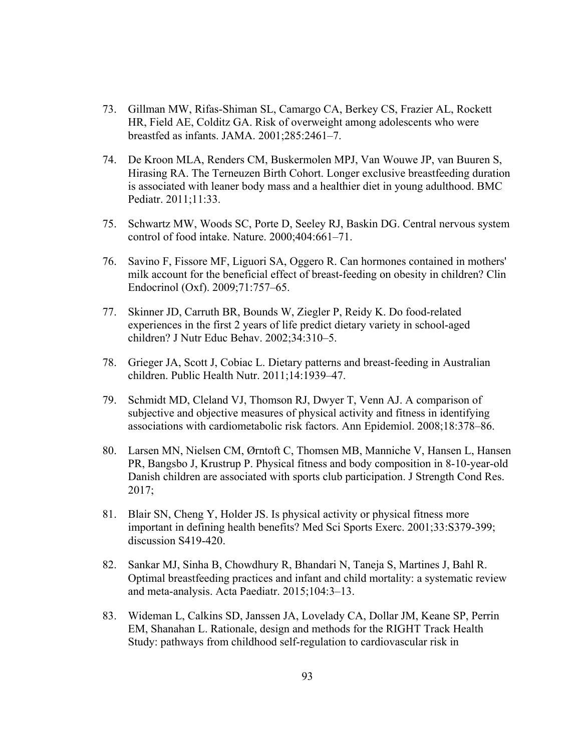73. Gillman MW, Rifas-Shiman SL, Camargo CA, Berkey CS, Frazier AL, Rockett HR, Field AE, Colditz GA. Risk of overweight among adolescents who were breastfed as infants. JAMA. 2001;285:2461–7.

74. De Kroon MLA, Renders CM, Buskermolen MPJ, Van Wouwe JP, van Buuren S, Hirasing RA. The Terneuzen Birth Cohort. Longer exclusive breastfeeding duration is associated with leaner body mass and a healthier diet in young adulthood. BMC Pediatr. 2011;11:33.

75. Schwartz MW, Woods SC, Porte D, Seeley RJ, Baskin DG. Central nervous system control of food intake. Nature. 2000;404:661–71.

76. Savino F, Fissore MF, Liguori SA, Oggero R. Can hormones contained in mothers' milk account for the beneficial effect of breast-feeding on obesity in children? Clin Endocrinol (Oxf). 2009;71:757–65.

77. Skinner JD, Carruth BR, Bounds W, Ziegler P, Reidy K. Do food-related experiences in the first 2 years of life predict dietary variety in school-aged children? J Nutr Educ Behav. 2002;34:310–5.

78. Grieger JA, Scott J, Cobiac L. Dietary patterns and breast-feeding in Australian children. Public Health Nutr. 2011;14:1939–47.

79. Schmidt MD, Cleland VJ, Thomson RJ, Dwyer T, Venn AJ. A comparison of subjective and objective measures of physical activity and fitness in identifying associations with cardiometabolic risk factors. Ann Epidemiol. 2008;18:378–86.

80. Larsen MN, Nielsen CM, Ørntoft C, Thomsen MB, Manniche V, Hansen L, Hansen PR, Bangsbo J, Krustrup P. Physical fitness and body composition in 8-10-year-old Danish children are associated with sports club participation. J Strength Cond Res. 2017;

81. Blair SN, Cheng Y, Holder JS. Is physical activity or physical fitness more important in defining health benefits? Med Sci Sports Exerc. 2001;33:S379-399; discussion S419-420.

82. Sankar MJ, Sinha B, Chowdhury R, Bhandari N, Taneja S, Martines J, Bahl R. Optimal breastfeeding practices and infant and child mortality: a systematic review and meta-analysis. Acta Paediatr. 2015;104:3–13.

83. Wideman L, Calkins SD, Janssen JA, Lovelady CA, Dollar JM, Keane SP, Perrin EM, Shanahan L. Rationale, design and methods for the RIGHT Track Health Study: pathways from childhood self-regulation to cardiovascular risk in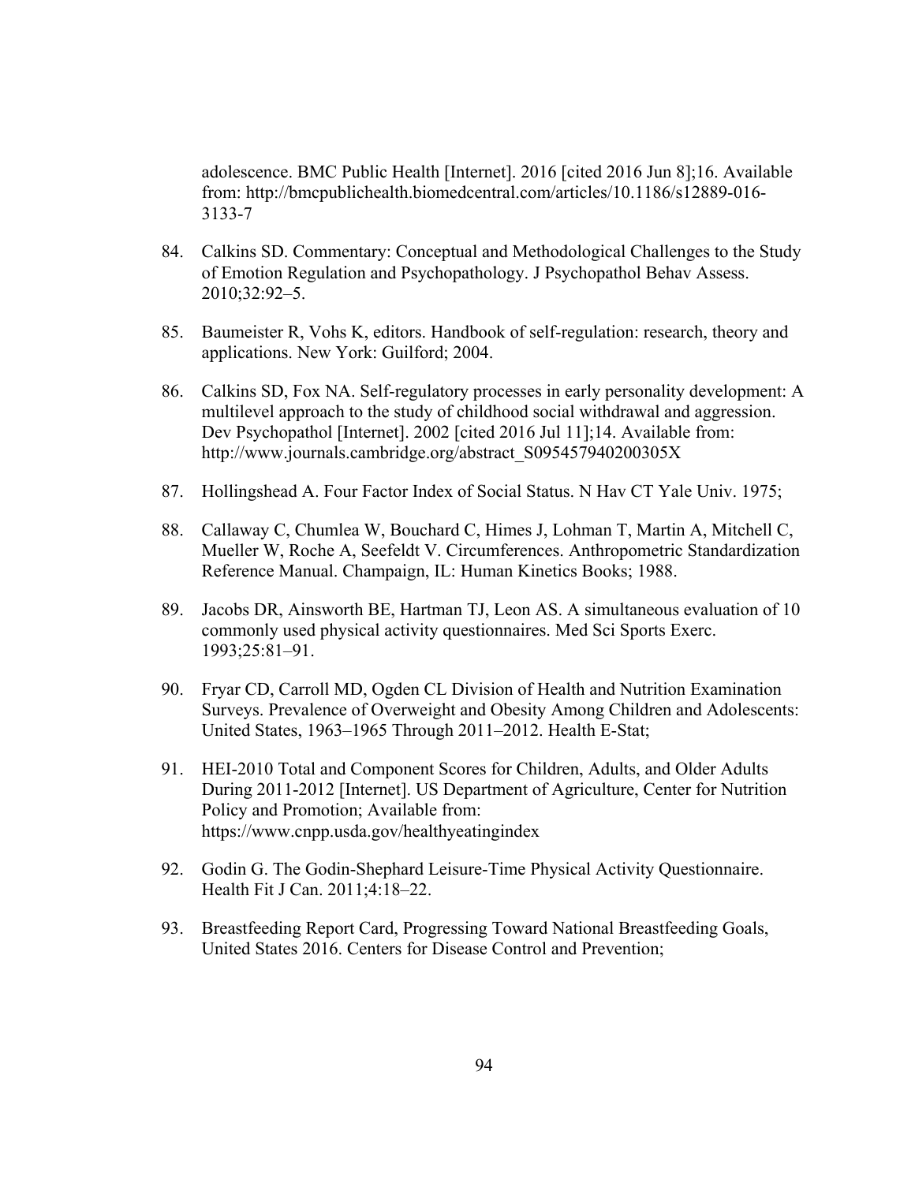adolescence. BMC Public Health [Internet]. 2016 [cited 2016 Jun 8];16. Available from: http://bmcpublichealth.biomedcentral.com/articles/10.1186/s12889-016-3133-7

84. Calkins SD. Commentary: Conceptual and Methodological Challenges to the Study of Emotion Regulation and Psychopathology. J Psychopathol Behav Assess. 2010;32:92–5.

85. Baumeister R, Vohs K, editors. Handbook of self-regulation: research, theory and applications. New York: Guilford; 2004.

86. Calkins SD, Fox NA. Self-regulatory processes in early personality development: A multilevel approach to the study of childhood social withdrawal and aggression. Dev Psychopathol [Internet]. 2002 [cited 2016 Jul 11];14. Available from: http://www.journals.cambridge.org/abstract_S095457940200305X

87. Hollingshead A. Four Factor Index of Social Status. N Hav CT Yale Univ. 1975;

88. Callaway C, Chumlea W, Bouchard C, Himes J, Lohman T, Martin A, Mitchell C, Mueller W, Roche A, Seefeldt V. Circumferences. Anthropometric Standardization Reference Manual. Champaign, IL: Human Kinetics Books; 1988.

89. Jacobs DR, Ainsworth BE, Hartman TJ, Leon AS. A simultaneous evaluation of 10 commonly used physical activity questionnaires. Med Sci Sports Exerc. 1993;25:81–91.

90. Fryar CD, Carroll MD, Ogden CL Division of Health and Nutrition Examination Surveys. Prevalence of Overweight and Obesity Among Children and Adolescents: United States, 1963–1965 Through 2011–2012. Health E-Stat;

91. HEI-2010 Total and Component Scores for Children, Adults, and Older Adults During 2011-2012 [Internet]. US Department of Agriculture, Center for Nutrition Policy and Promotion; Available from: https://www.cnpp.usda.gov/healthyeatingindex

92. Godin G. The Godin-Shephard Leisure-Time Physical Activity Questionnaire. Health Fit J Can. 2011;4:18–22.

93. Breastfeeding Report Card, Progressing Toward National Breastfeeding Goals, United States 2016. Centers for Disease Control and Prevention;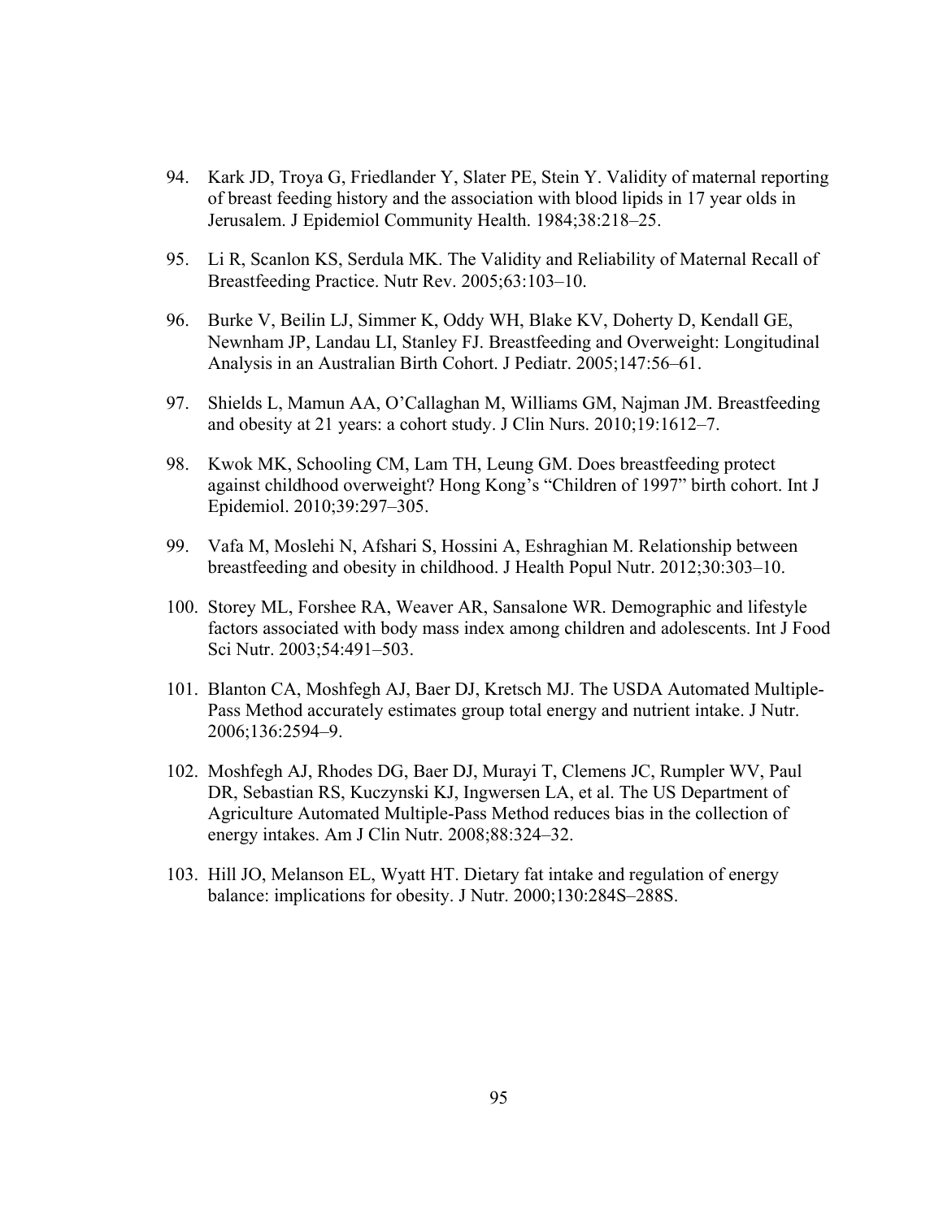94. Kark JD, Troya G, Friedlander Y, Slater PE, Stein Y. Validity of maternal reporting of breast feeding history and the association with blood lipids in 17 year olds in Jerusalem. J Epidemiol Community Health. 1984;38:218–25.

95. Li R, Scanlon KS, Serdula MK. The Validity and Reliability of Maternal Recall of Breastfeeding Practice. Nutr Rev. 2005;63:103–10.

96. Burke V, Beilin LJ, Simmer K, Oddy WH, Blake KV, Doherty D, Kendall GE, Newnham JP, Landau LI, Stanley FJ. Breastfeeding and Overweight: Longitudinal Analysis in an Australian Birth Cohort. J Pediatr. 2005;147:56–61.

97. Shields L, Mamun AA, O'Callaghan M, Williams GM, Najman JM. Breastfeeding and obesity at 21 years: a cohort study. J Clin Nurs. 2010;19:1612–7.

98. Kwok MK, Schooling CM, Lam TH, Leung GM. Does breastfeeding protect against childhood overweight? Hong Kong's "Children of 1997" birth cohort. Int J Epidemiol. 2010;39:297–305.

99. Vafa M, Moslehi N, Afshari S, Hossini A, Eshraghian M. Relationship between breastfeeding and obesity in childhood. J Health Popul Nutr. 2012;30:303–10.

100. Storey ML, Forshee RA, Weaver AR, Sansalone WR. Demographic and lifestyle factors associated with body mass index among children and adolescents. Int J Food Sci Nutr. 2003;54:491–503.

101. Blanton CA, Moshfegh AJ, Baer DJ, Kretsch MJ. The USDA Automated Multiple-Pass Method accurately estimates group total energy and nutrient intake. J Nutr. 2006;136:2594–9.

102. Moshfegh AJ, Rhodes DG, Baer DJ, Murayi T, Clemens JC, Rumpler WV, Paul DR, Sebastian RS, Kuczynski KJ, Ingwersen LA, et al. The US Department of Agriculture Automated Multiple-Pass Method reduces bias in the collection of energy intakes. Am J Clin Nutr. 2008;88:324–32.

103. Hill JO, Melanson EL, Wyatt HT. Dietary fat intake and regulation of energy balance: implications for obesity. J Nutr. 2000;130:284S–288S.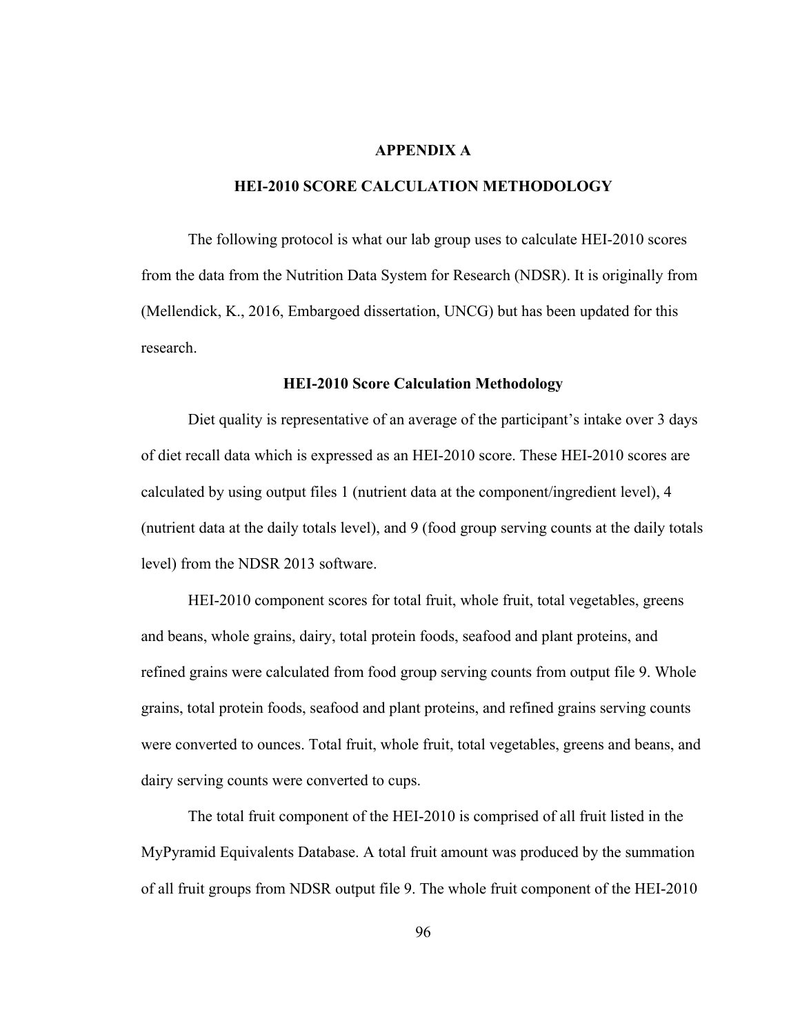# APPENDIX A

## HEI-2010 SCORE CALCULATION METHODOLOGY

The following protocol is what our lab group uses to calculate HEI-2010 scores from the data from the Nutrition Data System for Research (NDSR). It is originally from (Mellendick, K., 2016, Embargoed dissertation, UNCG) but has been updated for this research.

### HEI-2010 Score Calculation Methodology

Diet quality is representative of an average of the participant's intake over 3 days of diet recall data which is expressed as an HEI-2010 score. These HEI-2010 scores are calculated by using output files 1 (nutrient data at the component/ingredient level), 4 (nutrient data at the daily totals level), and 9 (food group serving counts at the daily totals level) from the NDSR 2013 software.

HEI-2010 component scores for total fruit, whole fruit, total vegetables, greens and beans, whole grains, dairy, total protein foods, seafood and plant proteins, and refined grains were calculated from food group serving counts from output file 9. Whole grains, total protein foods, seafood and plant proteins, and refined grains serving counts were converted to ounces. Total fruit, whole fruit, total vegetables, greens and beans, and dairy serving counts were converted to cups.

The total fruit component of the HEI-2010 is comprised of all fruit listed in the MyPyramid Equivalents Database. A total fruit amount was produced by the summation of all fruit groups from NDSR output file 9. The whole fruit component of the HEI-2010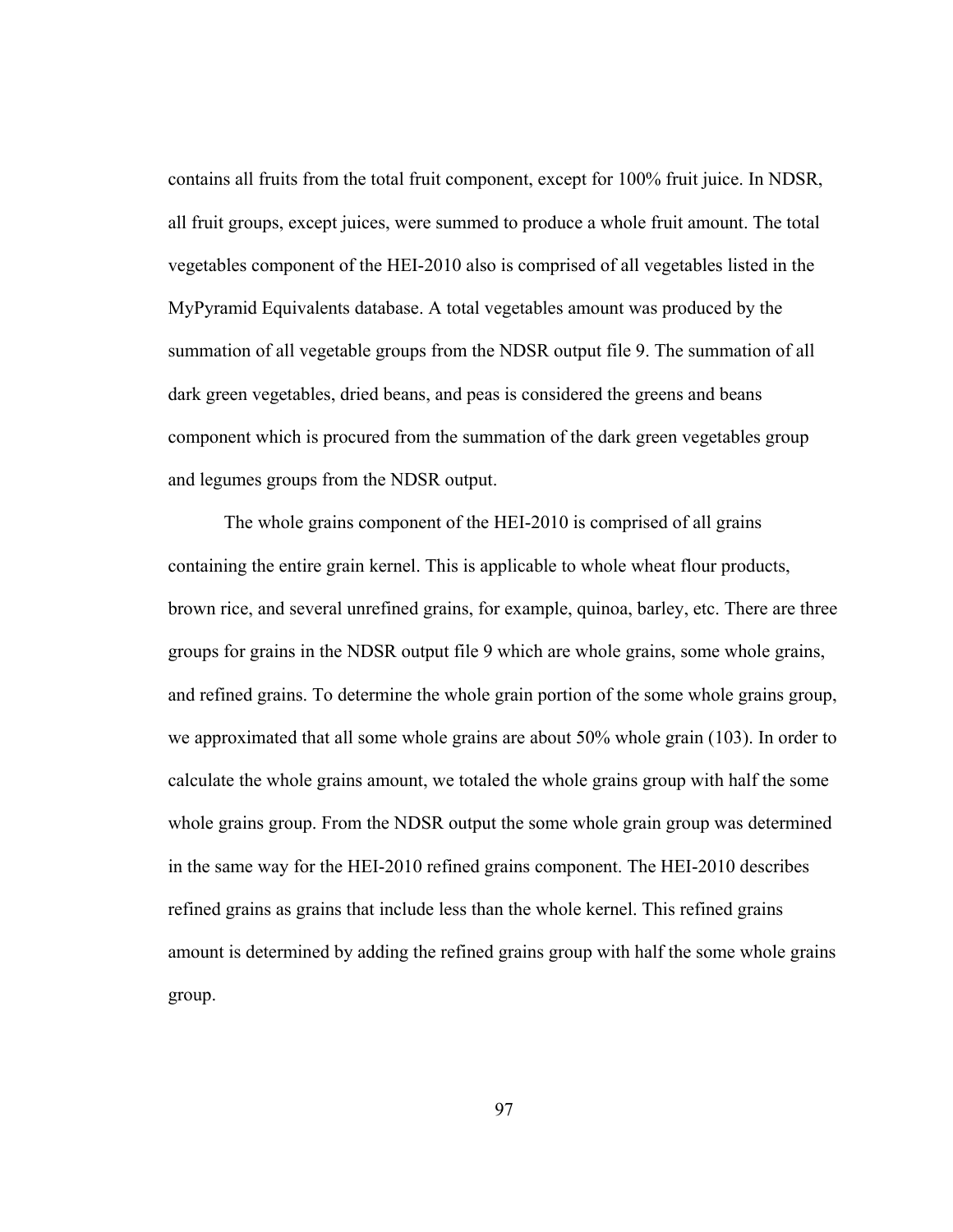contains all fruits from the total fruit component, except for 100% fruit juice. In NDSR, all fruit groups, except juices, were summed to produce a whole fruit amount. The total vegetables component of the HEI-2010 also is comprised of all vegetables listed in the MyPyramid Equivalents database. A total vegetables amount was produced by the summation of all vegetable groups from the NDSR output file 9. The summation of all dark green vegetables, dried beans, and peas is considered the greens and beans component which is procured from the summation of the dark green vegetables group and legumes groups from the NDSR output.

The whole grains component of the HEI-2010 is comprised of all grains containing the entire grain kernel. This is applicable to whole wheat flour products, brown rice, and several unrefined grains, for example, quinoa, barley, etc. There are three groups for grains in the NDSR output file 9 which are whole grains, some whole grains, and refined grains. To determine the whole grain portion of the some whole grains group, we approximated that all some whole grains are about 50% whole grain (103). In order to calculate the whole grains amount, we totaled the whole grains group with half the some whole grains group. From the NDSR output the some whole grain group was determined in the same way for the HEI-2010 refined grains component. The HEI-2010 describes refined grains as grains that include less than the whole kernel. This refined grains amount is determined by adding the refined grains group with half the some whole grains group.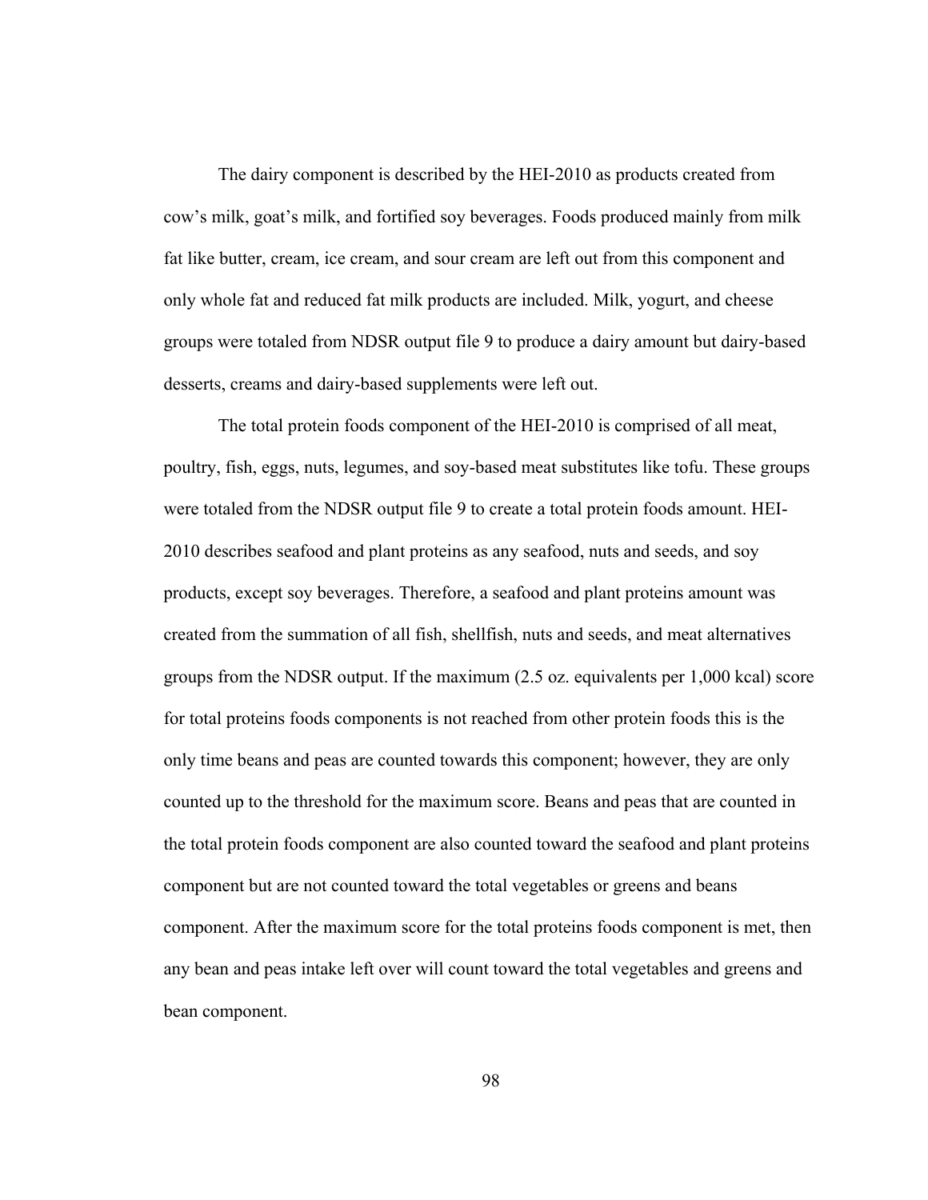The dairy component is described by the HEI-2010 as products created from cow's milk, goat's milk, and fortified soy beverages. Foods produced mainly from milk fat like butter, cream, ice cream, and sour cream are left out from this component and only whole fat and reduced fat milk products are included. Milk, yogurt, and cheese groups were totaled from NDSR output file 9 to produce a dairy amount but dairy-based desserts, creams and dairy-based supplements were left out.

The total protein foods component of the HEI-2010 is comprised of all meat, poultry, fish, eggs, nuts, legumes, and soy-based meat substitutes like tofu. These groups were totaled from the NDSR output file 9 to create a total protein foods amount. HEI-2010 describes seafood and plant proteins as any seafood, nuts and seeds, and soy products, except soy beverages. Therefore, a seafood and plant proteins amount was created from the summation of all fish, shellfish, nuts and seeds, and meat alternatives groups from the NDSR output. If the maximum (2.5 oz. equivalents per 1,000 kcal) score for total proteins foods components is not reached from other protein foods this is the only time beans and peas are counted towards this component; however, they are only counted up to the threshold for the maximum score. Beans and peas that are counted in the total protein foods component are also counted toward the seafood and plant proteins component but are not counted toward the total vegetables or greens and beans component. After the maximum score for the total proteins foods component is met, then any bean and peas intake left over will count toward the total vegetables and greens and bean component.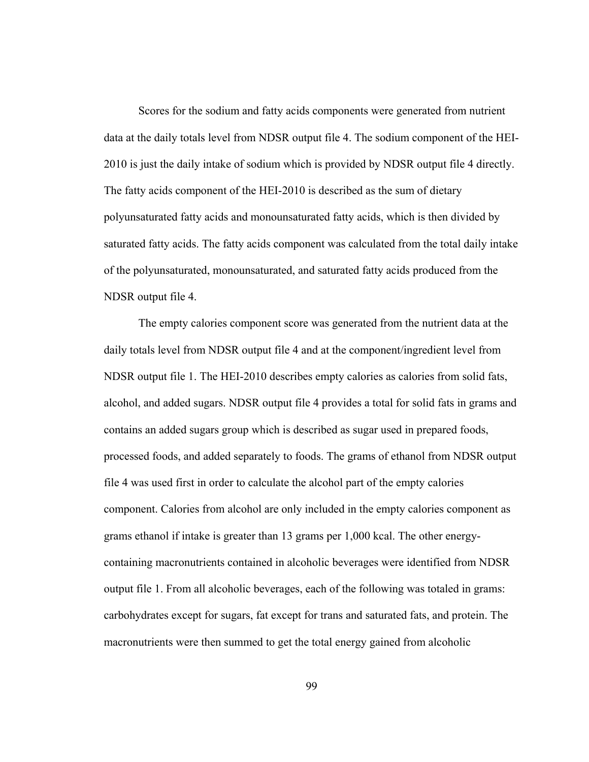Scores for the sodium and fatty acids components were generated from nutrient data at the daily totals level from NDSR output file 4. The sodium component of the HEI-2010 is just the daily intake of sodium which is provided by NDSR output file 4 directly. The fatty acids component of the HEI-2010 is described as the sum of dietary polyunsaturated fatty acids and monounsaturated fatty acids, which is then divided by saturated fatty acids. The fatty acids component was calculated from the total daily intake of the polyunsaturated, monounsaturated, and saturated fatty acids produced from the NDSR output file 4.

The empty calories component score was generated from the nutrient data at the daily totals level from NDSR output file 4 and at the component/ingredient level from NDSR output file 1. The HEI-2010 describes empty calories as calories from solid fats, alcohol, and added sugars. NDSR output file 4 provides a total for solid fats in grams and contains an added sugars group which is described as sugar used in prepared foods, processed foods, and added separately to foods. The grams of ethanol from NDSR output file 4 was used first in order to calculate the alcohol part of the empty calories component. Calories from alcohol are only included in the empty calories component as grams ethanol if intake is greater than 13 grams per 1,000 kcal. The other energy-containing macronutrients contained in alcoholic beverages were identified from NDSR output file 1. From all alcoholic beverages, each of the following was totaled in grams: carbohydrates except for sugars, fat except for trans and saturated fats, and protein. The macronutrients were then summed to get the total energy gained from alcoholic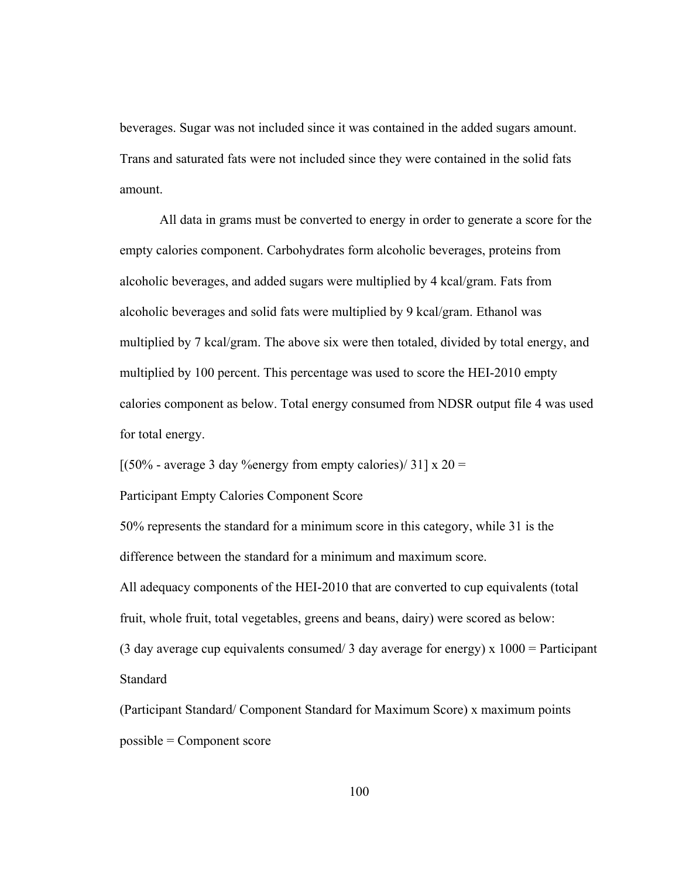beverages. Sugar was not included since it was contained in the added sugars amount. Trans and saturated fats were not included since they were contained in the solid fats amount.

All data in grams must be converted to energy in order to generate a score for the empty calories component. Carbohydrates form alcoholic beverages, proteins from alcoholic beverages, and added sugars were multiplied by 4 kcal/gram. Fats from alcoholic beverages and solid fats were multiplied by 9 kcal/gram. Ethanol was multiplied by 7 kcal/gram. The above six were then totaled, divided by total energy, and multiplied by 100 percent. This percentage was used to score the HEI-2010 empty calories component as below. Total energy consumed from NDSR output file 4 was used for total energy.

[(50% - average 3 day %energy from empty calories)/ 31] x 20 =

Participant Empty Calories Component Score

50% represents the standard for a minimum score in this category, while 31 is the difference between the standard for a minimum and maximum score.

All adequacy components of the HEI-2010 that are converted to cup equivalents (total fruit, whole fruit, total vegetables, greens and beans, dairy) were scored as below:

(3 day average cup equivalents consumed/ 3 day average for energy) x 1000 = Participant Standard

(Participant Standard/ Component Standard for Maximum Score) x maximum points possible = Component score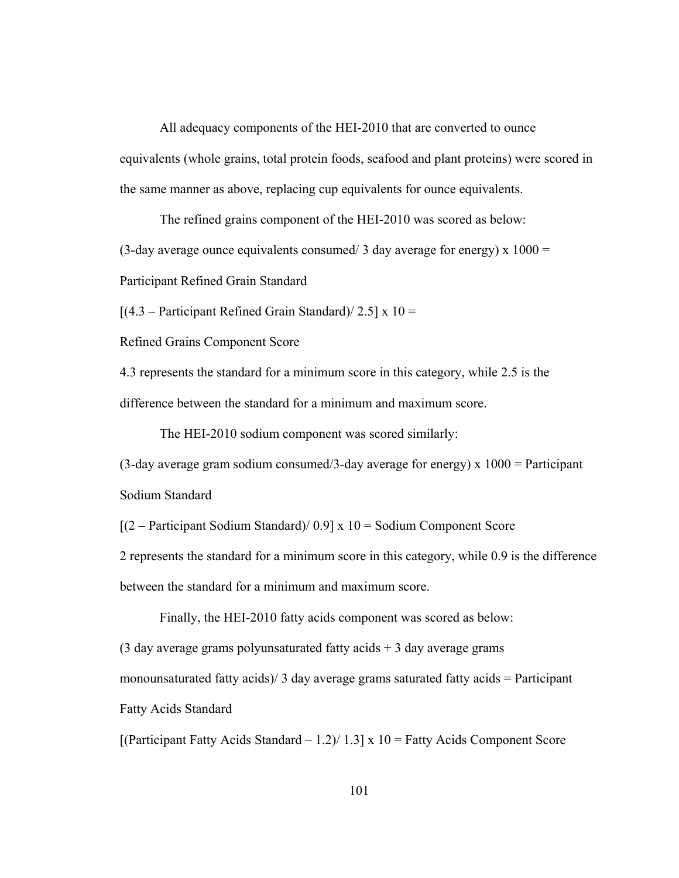All adequacy components of the HEI-2010 that are converted to ounce equivalents (whole grains, total protein foods, seafood and plant proteins) were scored in the same manner as above, replacing cup equivalents for ounce equivalents.

The refined grains component of the HEI-2010 was scored as below:

(3-day average ounce equivalents consumed/ 3 day average for energy) x 1000 = Participant Refined Grain Standard

[(4.3 – Participant Refined Grain Standard)/ 2.5] x 10 = Refined Grains Component Score

4.3 represents the standard for a minimum score in this category, while 2.5 is the difference between the standard for a minimum and maximum score.

The HEI-2010 sodium component was scored similarly:

(3-day average gram sodium consumed/3-day average for energy) x 1000 = Participant Sodium Standard

[(2 – Participant Sodium Standard)/ 0.9] x 10 = Sodium Component Score

2 represents the standard for a minimum score in this category, while 0.9 is the difference between the standard for a minimum and maximum score.

Finally, the HEI-2010 fatty acids component was scored as below:

(3 day average grams polyunsaturated fatty acids + 3 day average grams monounsaturated fatty acids)/ 3 day average grams saturated fatty acids = Participant Fatty Acids Standard

[(Participant Fatty Acids Standard – 1.2)/ 1.3] x 10 = Fatty Acids Component Score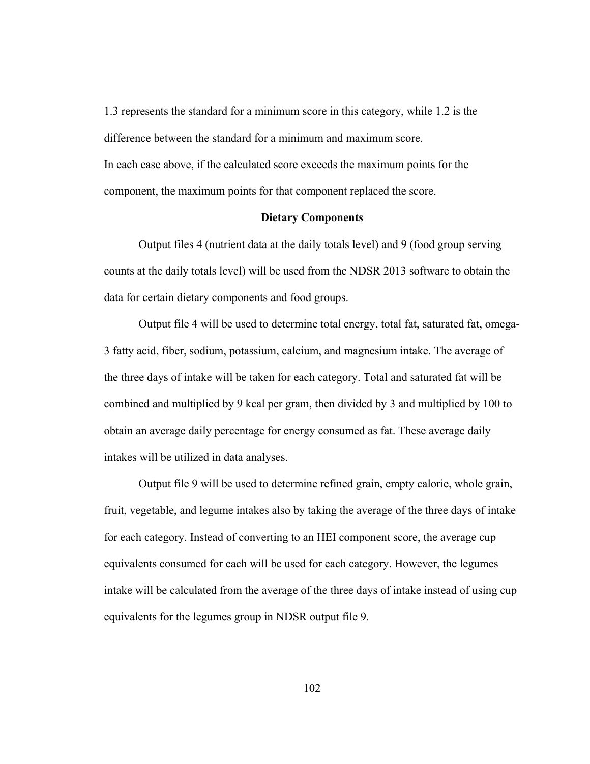1.3 represents the standard for a minimum score in this category, while 1.2 is the difference between the standard for a minimum and maximum score.

In each case above, if the calculated score exceeds the maximum points for the component, the maximum points for that component replaced the score.

### Dietary Components

Output files 4 (nutrient data at the daily totals level) and 9 (food group serving counts at the daily totals level) will be used from the NDSR 2013 software to obtain the data for certain dietary components and food groups.

Output file 4 will be used to determine total energy, total fat, saturated fat, omega-3 fatty acid, fiber, sodium, potassium, calcium, and magnesium intake. The average of the three days of intake will be taken for each category. Total and saturated fat will be combined and multiplied by 9 kcal per gram, then divided by 3 and multiplied by 100 to obtain an average daily percentage for energy consumed as fat. These average daily intakes will be utilized in data analyses.

Output file 9 will be used to determine refined grain, empty calorie, whole grain, fruit, vegetable, and legume intakes also by taking the average of the three days of intake for each category. Instead of converting to an HEI component score, the average cup equivalents consumed for each will be used for each category. However, the legumes intake will be calculated from the average of the three days of intake instead of using cup equivalents for the legumes group in NDSR output file 9.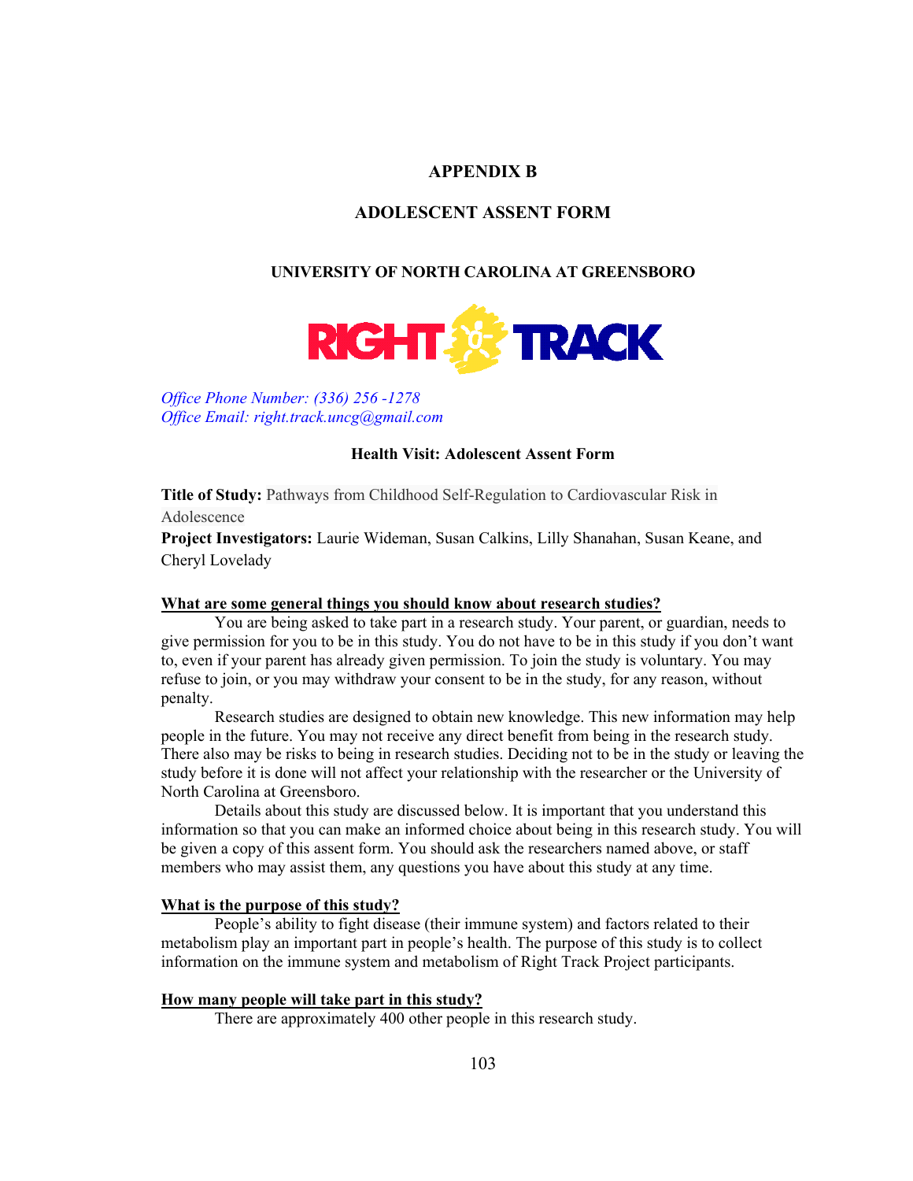# APPENDIX B

# ADOLESCENT ASSENT FORM

## UNIVERSITY OF NORTH CAROLINA AT GREENSBORO

RIGHT TRACK

*Office Phone Number: (336) 256 -1278*
*Office Email: right.track.uncg@gmail.com*

### Health Visit: Adolescent Assent Form

**Title of Study:** Pathways from Childhood Self-Regulation to Cardiovascular Risk in Adolescence
**Project Investigators:** Laurie Wideman, Susan Calkins, Lilly Shanahan, Susan Keane, and Cheryl Lovelady

**<u>What are some general things you should know about research studies?</u>**

You are being asked to take part in a research study. Your parent, or guardian, needs to give permission for you to be in this study. You do not have to be in this study if you don't want to, even if your parent has already given permission. To join the study is voluntary. You may refuse to join, or you may withdraw your consent to be in the study, for any reason, without penalty.

Research studies are designed to obtain new knowledge. This new information may help people in the future. You may not receive any direct benefit from being in the research study. There also may be risks to being in research studies. Deciding not to be in the study or leaving the study before it is done will not affect your relationship with the researcher or the University of North Carolina at Greensboro.

Details about this study are discussed below. It is important that you understand this information so that you can make an informed choice about being in this research study. You will be given a copy of this assent form. You should ask the researchers named above, or staff members who may assist them, any questions you have about this study at any time.

**<u>What is the purpose of this study?</u>**

People's ability to fight disease (their immune system) and factors related to their metabolism play an important part in people's health. The purpose of this study is to collect information on the immune system and metabolism of Right Track Project participants.

**<u>How many people will take part in this study?</u>**

There are approximately 400 other people in this research study.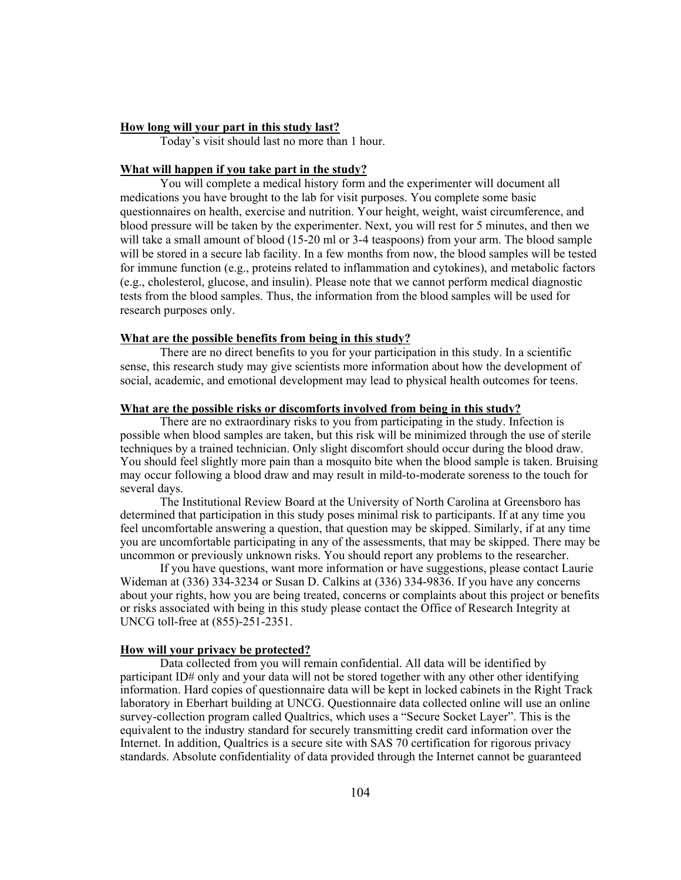**How long will your part in this study last?**

Today's visit should last no more than 1 hour.

**What will happen if you take part in the study?**

You will complete a medical history form and the experimenter will document all medications you have brought to the lab for visit purposes. You complete some basic questionnaires on health, exercise and nutrition. Your height, weight, waist circumference, and blood pressure will be taken by the experimenter. Next, you will rest for 5 minutes, and then we will take a small amount of blood (15-20 ml or 3-4 teaspoons) from your arm. The blood sample will be stored in a secure lab facility. In a few months from now, the blood samples will be tested for immune function (e.g., proteins related to inflammation and cytokines), and metabolic factors (e.g., cholesterol, glucose, and insulin). Please note that we cannot perform medical diagnostic tests from the blood samples. Thus, the information from the blood samples will be used for research purposes only.

**What are the possible benefits from being in this study?**

There are no direct benefits to you for your participation in this study. In a scientific sense, this research study may give scientists more information about how the development of social, academic, and emotional development may lead to physical health outcomes for teens.

**What are the possible risks or discomforts involved from being in this study?**

There are no extraordinary risks to you from participating in the study. Infection is possible when blood samples are taken, but this risk will be minimized through the use of sterile techniques by a trained technician. Only slight discomfort should occur during the blood draw. You should feel slightly more pain than a mosquito bite when the blood sample is taken. Bruising may occur following a blood draw and may result in mild-to-moderate soreness to the touch for several days.

The Institutional Review Board at the University of North Carolina at Greensboro has determined that participation in this study poses minimal risk to participants. If at any time you feel uncomfortable answering a question, that question may be skipped. Similarly, if at any time you are uncomfortable participating in any of the assessments, that may be skipped. There may be uncommon or previously unknown risks. You should report any problems to the researcher.

If you have questions, want more information or have suggestions, please contact Laurie Wideman at (336) 334-3234 or Susan D. Calkins at (336) 334-9836. If you have any concerns about your rights, how you are being treated, concerns or complaints about this project or benefits or risks associated with being in this study please contact the Office of Research Integrity at UNCG toll-free at (855)-251-2351.

**How will your privacy be protected?**

Data collected from you will remain confidential. All data will be identified by participant ID# only and your data will not be stored together with any other other identifying information. Hard copies of questionnaire data will be kept in locked cabinets in the Right Track laboratory in Eberhart building at UNCG. Questionnaire data collected online will use an online survey-collection program called Qualtrics, which uses a "Secure Socket Layer". This is the equivalent to the industry standard for securely transmitting credit card information over the Internet. In addition, Qualtrics is a secure site with SAS 70 certification for rigorous privacy standards. Absolute confidentiality of data provided through the Internet cannot be guaranteed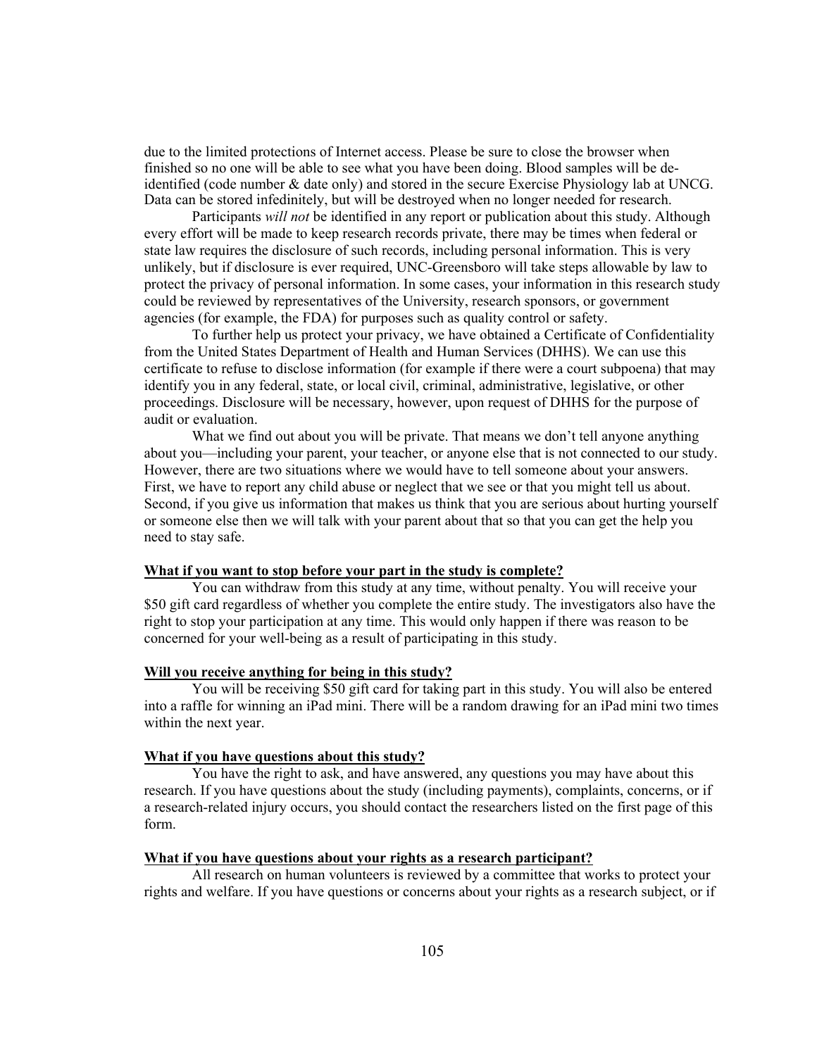due to the limited protections of Internet access. Please be sure to close the browser when finished so no one will be able to see what you have been doing. Blood samples will be de-identified (code number & date only) and stored in the secure Exercise Physiology lab at UNCG. Data can be stored infedinitely, but will be destroyed when no longer needed for research.

Participants *will not* be identified in any report or publication about this study. Although every effort will be made to keep research records private, there may be times when federal or state law requires the disclosure of such records, including personal information. This is very unlikely, but if disclosure is ever required, UNC-Greensboro will take steps allowable by law to protect the privacy of personal information. In some cases, your information in this research study could be reviewed by representatives of the University, research sponsors, or government agencies (for example, the FDA) for purposes such as quality control or safety.

To further help us protect your privacy, we have obtained a Certificate of Confidentiality from the United States Department of Health and Human Services (DHHS). We can use this certificate to refuse to disclose information (for example if there were a court subpoena) that may identify you in any federal, state, or local civil, criminal, administrative, legislative, or other proceedings. Disclosure will be necessary, however, upon request of DHHS for the purpose of audit or evaluation.

What we find out about you will be private. That means we don't tell anyone anything about you—including your parent, your teacher, or anyone else that is not connected to our study. However, there are two situations where we would have to tell someone about your answers. First, we have to report any child abuse or neglect that we see or that you might tell us about. Second, if you give us information that makes us think that you are serious about hurting yourself or someone else then we will talk with your parent about that so that you can get the help you need to stay safe.

**<u>What if you want to stop before your part in the study is complete?</u>**

You can withdraw from this study at any time, without penalty. You will receive your $50 gift card regardless of whether you complete the entire study. The investigators also have the right to stop your participation at any time. This would only happen if there was reason to be concerned for your well-being as a result of participating in this study.

**<u>Will you receive anything for being in this study?</u>**

You will be receiving $50 gift card for taking part in this study. You will also be entered into a raffle for winning an iPad mini. There will be a random drawing for an iPad mini two times within the next year.

**<u>What if you have questions about this study?</u>**

You have the right to ask, and have answered, any questions you may have about this research. If you have questions about the study (including payments), complaints, concerns, or if a research-related injury occurs, you should contact the researchers listed on the first page of this form.

**<u>What if you have questions about your rights as a research participant?</u>**

All research on human volunteers is reviewed by a committee that works to protect your rights and welfare. If you have questions or concerns about your rights as a research subject, or if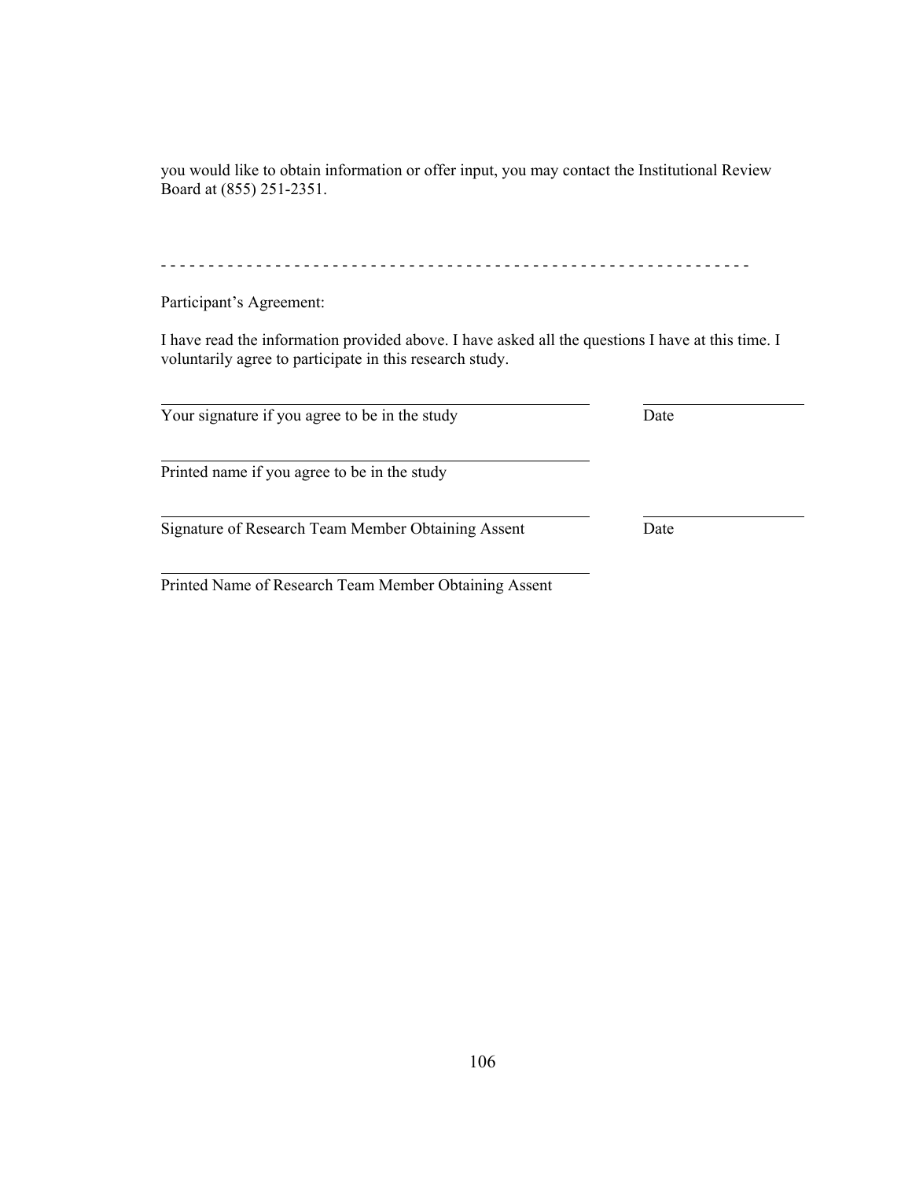you would like to obtain information or offer input, you may contact the Institutional Review Board at (855) 251-2351.

- - - - - - - - - - - - - - - - - - - - - - - - - - - - - - - - - - - - - - - - - - - - - - - - - - - - - - - - - - - - - - -

Participant's Agreement:

I have read the information provided above. I have asked all the questions I have at this time. I voluntarily agree to participate in this research study.

\_\_\_\_\_\_\_\_\_\_\_\_\_\_\_\_\_\_\_\_\_\_\_\_\_\_\_\_\_\_\_\_\_\_\_\_\_\_\_\_\_\_\_\_ \_\_\_\_\_\_\_\_\_\_\_\_\_\_\_\_\_\_\_\_

Your signature if you agree to be in the study Date

\_\_\_\_\_\_\_\_\_\_\_\_\_\_\_\_\_\_\_\_\_\_\_\_\_\_\_\_\_\_\_\_\_\_\_\_\_\_\_\_\_\_\_\_

Printed name if you agree to be in the study

\_\_\_\_\_\_\_\_\_\_\_\_\_\_\_\_\_\_\_\_\_\_\_\_\_\_\_\_\_\_\_\_\_\_\_\_\_\_\_\_\_\_\_\_ \_\_\_\_\_\_\_\_\_\_\_\_\_\_\_\_\_\_\_\_

Signature of Research Team Member Obtaining Assent Date

\_\_\_\_\_\_\_\_\_\_\_\_\_\_\_\_\_\_\_\_\_\_\_\_\_\_\_\_\_\_\_\_\_\_\_\_\_\_\_\_\_\_\_\_

Printed Name of Research Team Member Obtaining Assent